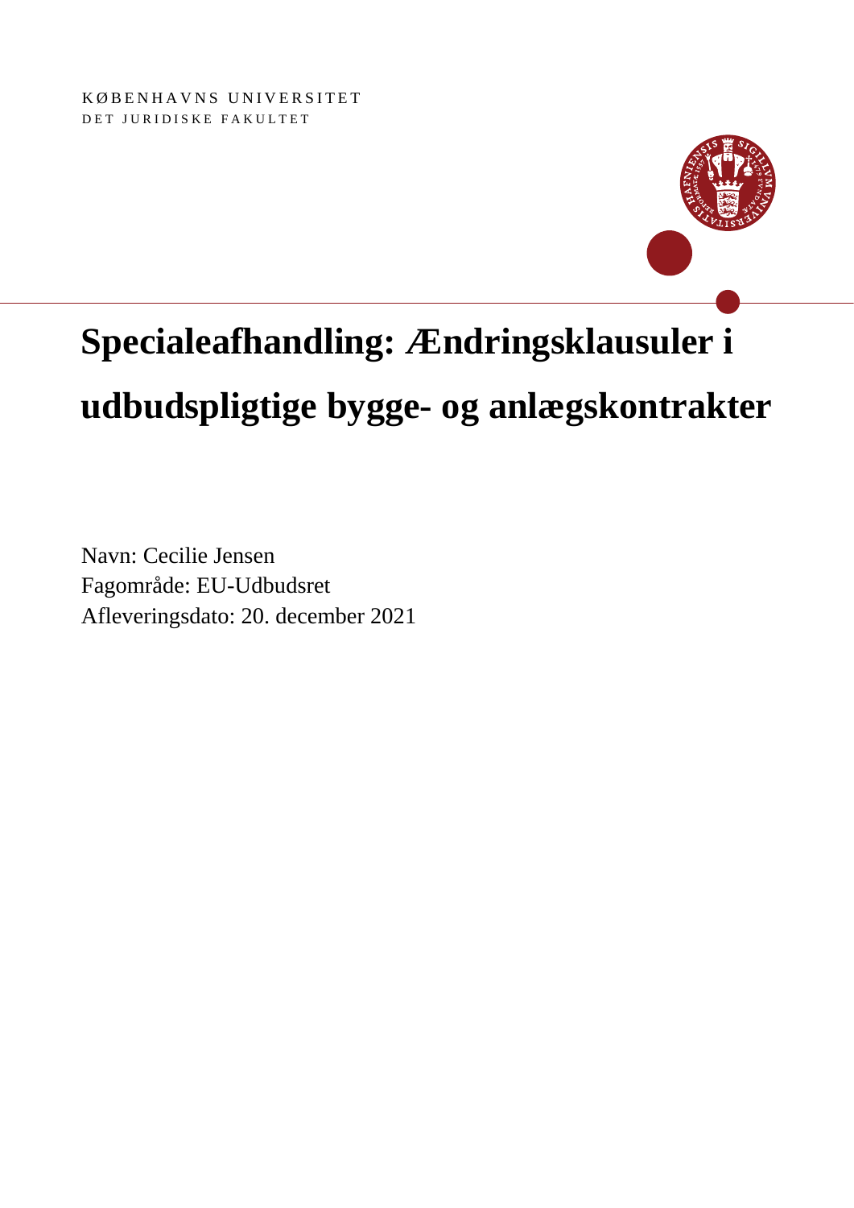KØBENHAVNS UNIVERSITET
DET JURIDISKE FAKULTET

# Specialeafhandling: Ændringsklausuler i udbudspligtige bygge- og anlægskontrakter

Navn: Cecilie Jensen
Fagområde: EU-Udbudsret
Afleveringsdato: 20. december 2021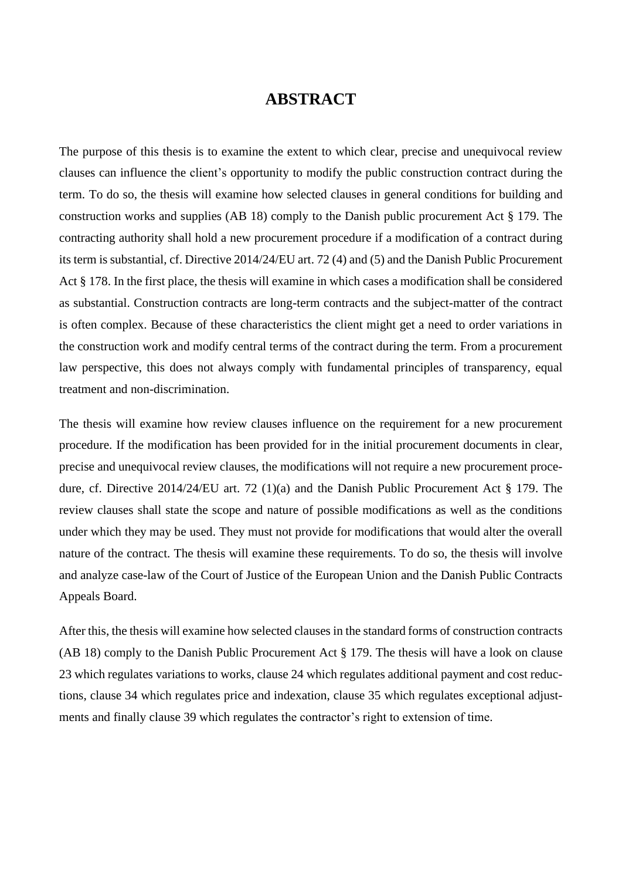# ABSTRACT

The purpose of this thesis is to examine the extent to which clear, precise and unequivocal review clauses can influence the client's opportunity to modify the public construction contract during the term. To do so, the thesis will examine how selected clauses in general conditions for building and construction works and supplies (AB 18) comply to the Danish public procurement Act § 179. The contracting authority shall hold a new procurement procedure if a modification of a contract during its term is substantial, cf. Directive 2014/24/EU art. 72 (4) and (5) and the Danish Public Procurement Act § 178. In the first place, the thesis will examine in which cases a modification shall be considered as substantial. Construction contracts are long-term contracts and the subject-matter of the contract is often complex. Because of these characteristics the client might get a need to order variations in the construction work and modify central terms of the contract during the term. From a procurement law perspective, this does not always comply with fundamental principles of transparency, equal treatment and non-discrimination.

The thesis will examine how review clauses influence on the requirement for a new procurement procedure. If the modification has been provided for in the initial procurement documents in clear, precise and unequivocal review clauses, the modifications will not require a new procurement procedure, cf. Directive 2014/24/EU art. 72 (1)(a) and the Danish Public Procurement Act § 179. The review clauses shall state the scope and nature of possible modifications as well as the conditions under which they may be used. They must not provide for modifications that would alter the overall nature of the contract. The thesis will examine these requirements. To do so, the thesis will involve and analyze case-law of the Court of Justice of the European Union and the Danish Public Contracts Appeals Board.

After this, the thesis will examine how selected clauses in the standard forms of construction contracts (AB 18) comply to the Danish Public Procurement Act § 179. The thesis will have a look on clause 23 which regulates variations to works, clause 24 which regulates additional payment and cost reductions, clause 34 which regulates price and indexation, clause 35 which regulates exceptional adjustments and finally clause 39 which regulates the contractor's right to extension of time.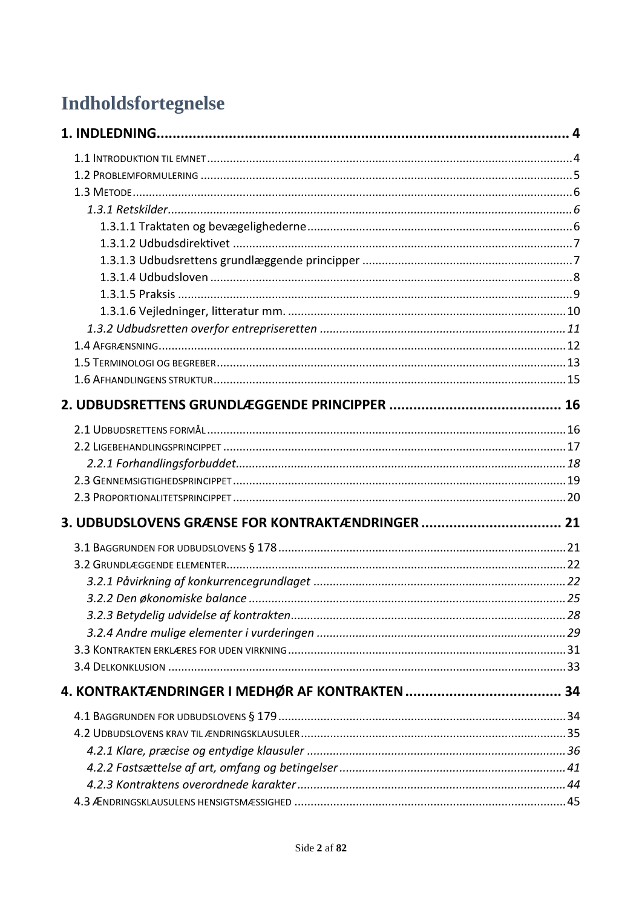# Indholdsfortegnelse

**1. INDLEDNING** ........................................................................................................ **4**

1.1 INTRODUKTION TIL EMNET ........................................................................................................ 4
1.2 PROBLEMFORMULERING ........................................................................................................ 5
1.3 METODE ........................................................................................................ 6
*1.3.1 Retskilder* ........................................................................................................ *6*
1.3.1.1 Traktaten og bevægelighederne ........................................................................................................ 6
1.3.1.2 Udbudsdirektivet ........................................................................................................ 7
1.3.1.3 Udbudsrettens grundlæggende principper ........................................................................................................ 7
1.3.1.4 Udbudsloven ........................................................................................................ 8
1.3.1.5 Praksis ........................................................................................................ 9
1.3.1.6 Vejledninger, litteratur mm. ........................................................................................................ 10
*1.3.2 Udbudsretten overfor entrepriseretten* ........................................................................................................ *11*
1.4 AFGRÆNSNING ........................................................................................................ 12
1.5 TERMINOLOGI OG BEGREBER ........................................................................................................ 13
1.6 AFHANDLINGENS STRUKTUR ........................................................................................................ 15

**2. UDBUDSRETTENS GRUNDLÆGGENDE PRINCIPPER** ........................................................................................................ **16**

2.1 UDBUDSRETTENS FORMÅL ........................................................................................................ 16
2.2 LIGEBEHANDLINGSPRINCIPPET ........................................................................................................ 17
*2.2.1 Forhandlingsforbuddet* ........................................................................................................ *18*
2.3 GENNEMSIGTIGHEDSPRINCIPPET ........................................................................................................ 19
2.3 PROPORTIONALITETSPRINCIPPET ........................................................................................................ 20

**3. UDBUDSLOVENS GRÆNSE FOR KONTRAKTÆNDRINGER** ........................................................................................................ **21**

3.1 BAGGRUNDEN FOR UDBUDSLOVENS § 178 ........................................................................................................ 21
3.2 GRUNDLÆGGENDE ELEMENTER ........................................................................................................ 22
*3.2.1 Påvirkning af konkurrencegrundlaget* ........................................................................................................ *22*
*3.2.2 Den økonomiske balance* ........................................................................................................ *25*
*3.2.3 Betydelig udvidelse af kontrakten* ........................................................................................................ *28*
*3.2.4 Andre mulige elementer i vurderingen* ........................................................................................................ *29*
3.3 KONTRAKTEN ERKLÆRES FOR UDEN VIRKNING ........................................................................................................ 31
3.4 DELKONKLUSION ........................................................................................................ 33

**4. KONTRAKTÆNDRINGER I MEDHØR AF KONTRAKTEN** ........................................................................................................ **34**

4.1 BAGGRUNDEN FOR UDBUDSLOVENS § 179 ........................................................................................................ 34
4.2 UDBUDSLOVENS KRAV TIL ÆNDRINGSKLAUSULER ........................................................................................................ 35
*4.2.1 Klare, præcise og entydige klausuler* ........................................................................................................ *36*
*4.2.2 Fastsættelse af art, omfang og betingelser* ........................................................................................................ *41*
*4.2.3 Kontraktens overordnede karakter* ........................................................................................................ *44*
4.3 ÆNDRINGSKLAUSULENS HENSIGTSMÆSSIGHED ........................................................................................................ 45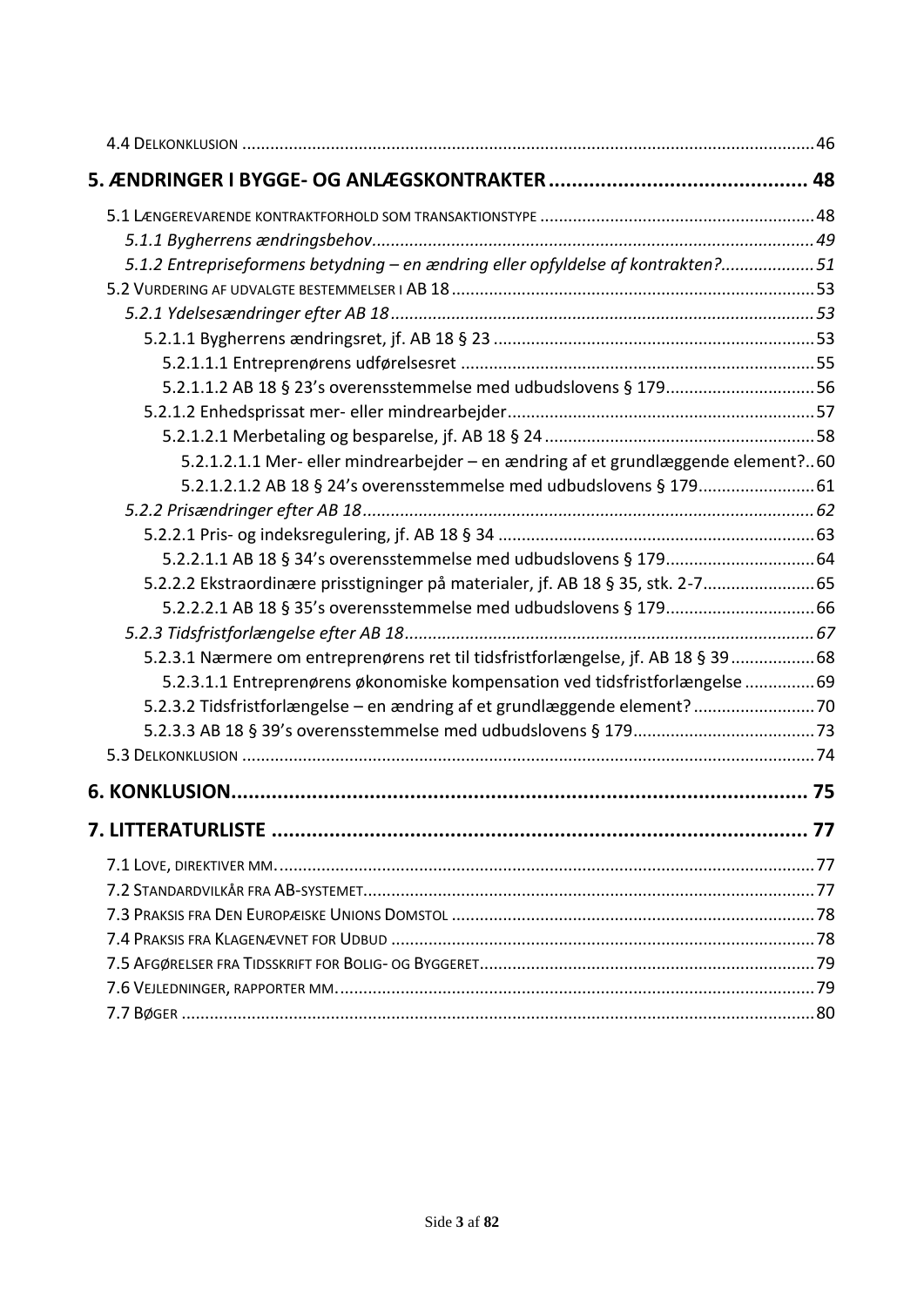4.4 DELKONKLUSION ........................................................................................................................ 46

**5. ÆNDRINGER I BYGGE- OG ANLÆGSKONTRAKTER ............................................ 48**

5.1 LÆNGEREVARENDE KONTRAKTFORHOLD SOM TRANSAKTIONSTYPE ............................................................ 48

*5.1.1 Bygherrens ændringsbehov................................................................................................ 49*

*5.1.2 Entrepriseformens betydning – en ændring eller opfyldelse af kontrakten?.................... 51*

5.2 VURDERING AF UDVALGTE BESTEMMELSER I AB 18 ............................................................................. 53

*5.2.1 Ydelsesændringer efter AB 18 ........................................................................................... 53*

5.2.1.1 Bygherrens ændringsret, jf. AB 18 § 23 ..................................................................... 53

5.2.1.1.1 Entreprenørens udførelsesret ........................................................................... 55

5.2.1.1.2 AB 18 § 23's overensstemmelse med udbudslovens § 179................................ 56

5.2.1.2 Enhedsprissat mer- eller mindrearbejder................................................................. 57

5.2.1.2.1 Merbetaling og besparelse, jf. AB 18 § 24 .......................................................... 58

5.2.1.2.1.1 Mer- eller mindrearbejder – en ændring af et grundlæggende element?.. 60

5.2.1.2.1.2 AB 18 § 24's overensstemmelse med udbudslovens § 179......................... 61

*5.2.2 Prisændringer efter AB 18 ................................................................................................ 62*

5.2.2.1 Pris- og indeksregulering, jf. AB 18 § 34 ................................................................... 63

5.2.2.1.1 AB 18 § 34's overensstemmelse med udbudslovens § 179................................ 64

5.2.2.2 Ekstraordinære prisstigninger på materialer, jf. AB 18 § 35, stk. 2-7........................ 65

5.2.2.2.1 AB 18 § 35's overensstemmelse med udbudslovens § 179................................ 66

*5.2.3 Tidsfristforlængelse efter AB 18 ....................................................................................... 67*

5.2.3.1 Nærmere om entreprenørens ret til tidsfristforlængelse, jf. AB 18 § 39 .................. 68

5.2.3.1.1 Entreprenørens økonomiske kompensation ved tidsfristforlængelse ............... 69

5.2.3.2 Tidsfristforlængelse – en ændring af et grundlæggende element? .......................... 70

5.2.3.3 AB 18 § 39's overensstemmelse med udbudslovens § 179....................................... 73

5.3 DELKONKLUSION ........................................................................................................................ 74

**6. KONKLUSION.................................................................................................... 75**

**7. LITTERATURLISTE ............................................................................................ 77**

7.1 LOVE, DIREKTIVER MM. ................................................................................................................. 77

7.2 STANDARDVILKÅR FRA AB-SYSTEMET................................................................................................ 77

7.3 PRAKSIS FRA DEN EUROPÆISKE UNIONS DOMSTOL ............................................................................. 78

7.4 PRAKSIS FRA KLAGENÆVNET FOR UDBUD ........................................................................................... 78

7.5 AFGØRELSER FRA TIDSSKRIFT FOR BOLIG- OG BYGGERET........................................................................ 79

7.6 VEJLEDNINGER, RAPPORTER MM...................................................................................................... 79

7.7 BØGER ...................................................................................................................................... 80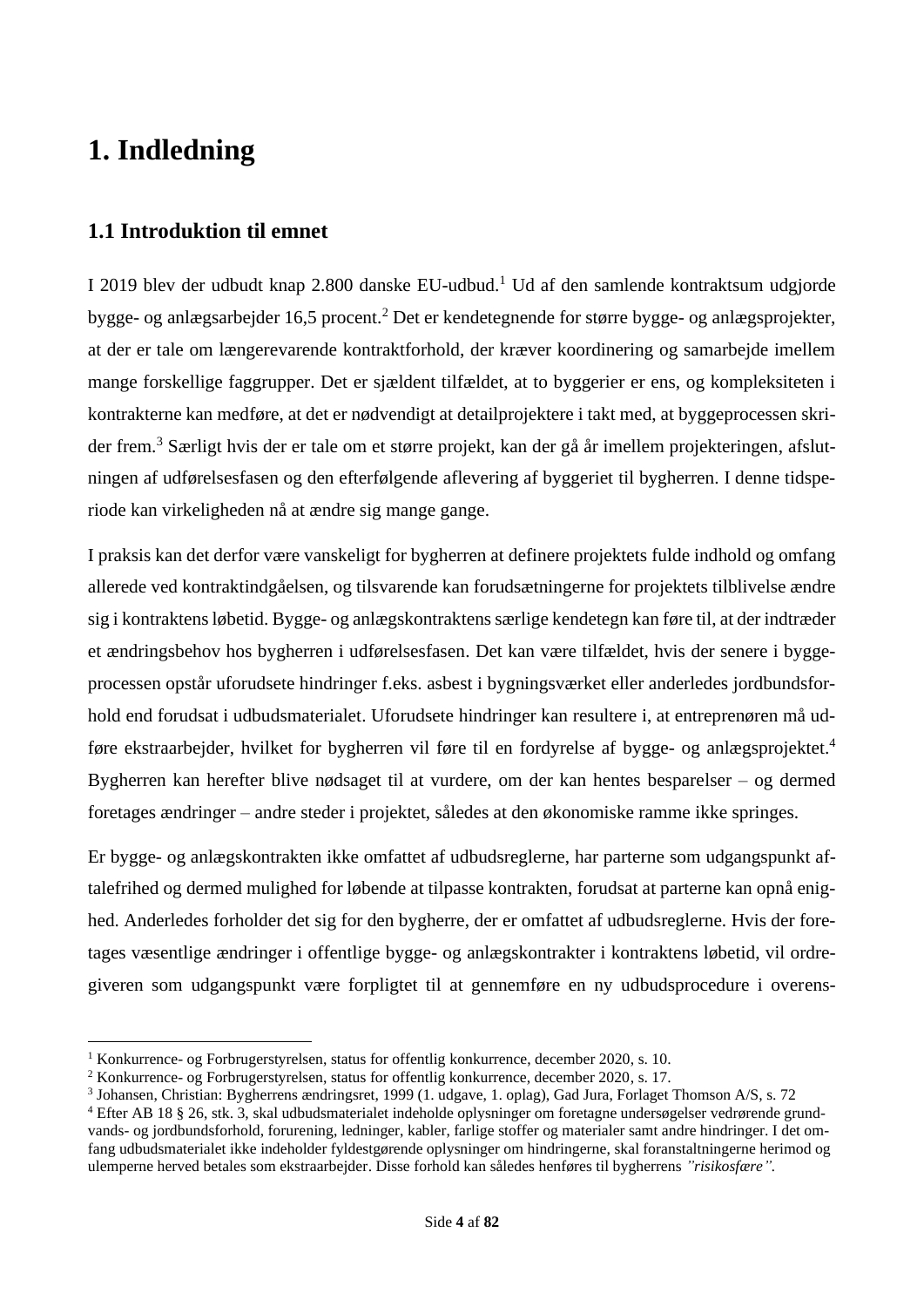# 1. Indledning

## 1.1 Introduktion til emnet

I 2019 blev der udbudt knap 2.800 danske EU-udbud.[1] Ud af den samlende kontraktsum udgjorde bygge- og anlægsarbejder 16,5 procent.[2] Det er kendetegnende for større bygge- og anlægsprojekter, at der er tale om længerevarende kontraktforhold, der kræver koordinering og samarbejde imellem mange forskellige faggrupper. Det er sjældent tilfældet, at to byggerier er ens, og kompleksiteten i kontrakterne kan medføre, at det er nødvendigt at detailprojektere i takt med, at byggeprocessen skrider frem.[3] Særligt hvis der er tale om et større projekt, kan der gå år imellem projekteringen, afslutningen af udførelsesfasen og den efterfølgende aflevering af byggeriet til bygherren. I denne tidsperiode kan virkeligheden nå at ændre sig mange gange.

I praksis kan det derfor være vanskeligt for bygherren at definere projektets fulde indhold og omfang allerede ved kontraktindgåelsen, og tilsvarende kan forudsætningerne for projektets tilblivelse ændre sig i kontraktens løbetid. Bygge- og anlægskontraktens særlige kendetegn kan føre til, at der indtræder et ændringsbehov hos bygherren i udførelsesfasen. Det kan være tilfældet, hvis der senere i byggeprocessen opstår uforudsete hindringer f.eks. asbest i bygningsværket eller anderledes jordbundsforhold end forudsat i udbudsmaterialet. Uforudsete hindringer kan resultere i, at entreprenøren må udføre ekstraarbejder, hvilket for bygherren vil føre til en fordyrelse af bygge- og anlægsprojektet.[4] Bygherren kan herefter blive nødsaget til at vurdere, om der kan hentes besparelser – og dermed foretages ændringer – andre steder i projektet, således at den økonomiske ramme ikke springes.

Er bygge- og anlægskontrakten ikke omfattet af udbudsreglerne, har parterne som udgangspunkt aftalefrihed og dermed mulighed for løbende at tilpasse kontrakten, forudsat at parterne kan opnå enighed. Anderledes forholder det sig for den bygherre, der er omfattet af udbudsreglerne. Hvis der foretages væsentlige ændringer i offentlige bygge- og anlægskontrakter i kontraktens løbetid, vil ordregiveren som udgangspunkt være forpligtet til at gennemføre en ny udbudsprocedure i overens-

---

[1] Konkurrence- og Forbrugerstyrelsen, status for offentlig konkurrence, december 2020, s. 10.

[2] Konkurrence- og Forbrugerstyrelsen, status for offentlig konkurrence, december 2020, s. 17.

[3] Johansen, Christian: Bygherrens ændringsret, 1999 (1. udgave, 1. oplag), Gad Jura, Forlaget Thomson A/S, s. 72

[4] Efter AB 18 § 26, stk. 3, skal udbudsmaterialet indeholde oplysninger om foretagne undersøgelser vedrørende grundvands- og jordbundsforhold, forurening, ledninger, kabler, farlige stoffer og materialer samt andre hindringer. I det omfang udbudsmaterialet ikke indeholder fyldestgørende oplysninger om hindringerne, skal foranstaltningerne herimod og ulemperne herved betales som ekstraarbejder. Disse forhold kan således henføres til bygherrens *"risikosfære"*.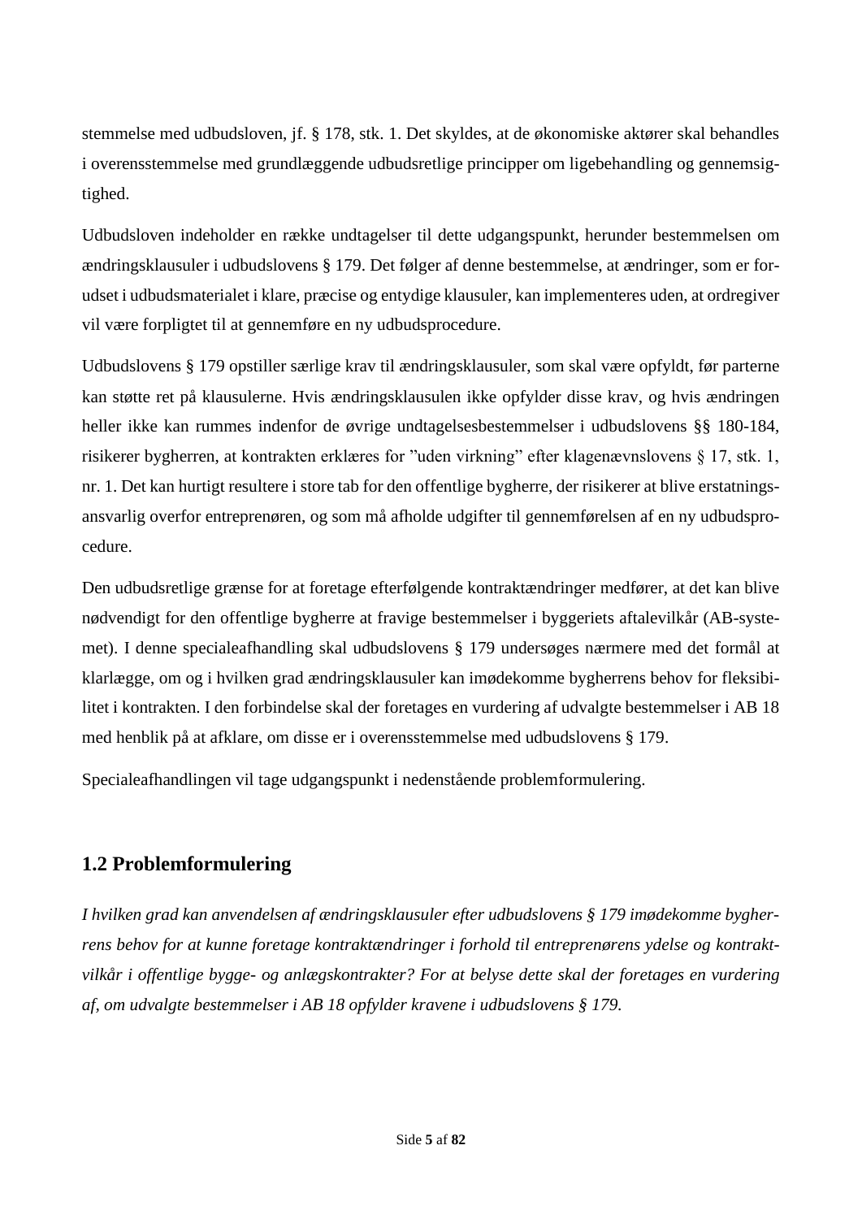stemmelse med udbudsloven, jf. § 178, stk. 1. Det skyldes, at de økonomiske aktører skal behandles i overensstemmelse med grundlæggende udbudsretlige principper om ligebehandling og gennemsigtighed.

Udbudsloven indeholder en række undtagelser til dette udgangspunkt, herunder bestemmelsen om ændringsklausuler i udbudslovens § 179. Det følger af denne bestemmelse, at ændringer, som er forudset i udbudsmaterialet i klare, præcise og entydige klausuler, kan implementeres uden, at ordregiver vil være forpligtet til at gennemføre en ny udbudsprocedure.

Udbudslovens § 179 opstiller særlige krav til ændringsklausuler, som skal være opfyldt, før parterne kan støtte ret på klausulerne. Hvis ændringsklausulen ikke opfylder disse krav, og hvis ændringen heller ikke kan rummes indenfor de øvrige undtagelsesbestemmelser i udbudslovens §§ 180-184, risikerer bygherren, at kontrakten erklæres for "uden virkning" efter klagenævnslovens § 17, stk. 1, nr. 1. Det kan hurtigt resultere i store tab for den offentlige bygherre, der risikerer at blive erstatningsansvarlig overfor entreprenøren, og som må afholde udgifter til gennemførelsen af en ny udbudsprocedure.

Den udbudsretlige grænse for at foretage efterfølgende kontraktændringer medfører, at det kan blive nødvendigt for den offentlige bygherre at fravige bestemmelser i byggeriets aftalevilkår (AB-systemet). I denne specialeafhandling skal udbudslovens § 179 undersøges nærmere med det formål at klarlægge, om og i hvilken grad ændringsklausuler kan imødekomme bygherrens behov for fleksibilitet i kontrakten. I den forbindelse skal der foretages en vurdering af udvalgte bestemmelser i AB 18 med henblik på at afklare, om disse er i overensstemmelse med udbudslovens § 179.

Specialeafhandlingen vil tage udgangspunkt i nedenstående problemformulering.

## 1.2 Problemformulering

*I hvilken grad kan anvendelsen af ændringsklausuler efter udbudslovens § 179 imødekomme bygherrens behov for at kunne foretage kontraktændringer i forhold til entreprenørens ydelse og kontraktvilkår i offentlige bygge- og anlægskontrakter? For at belyse dette skal der foretages en vurdering af, om udvalgte bestemmelser i AB 18 opfylder kravene i udbudslovens § 179.*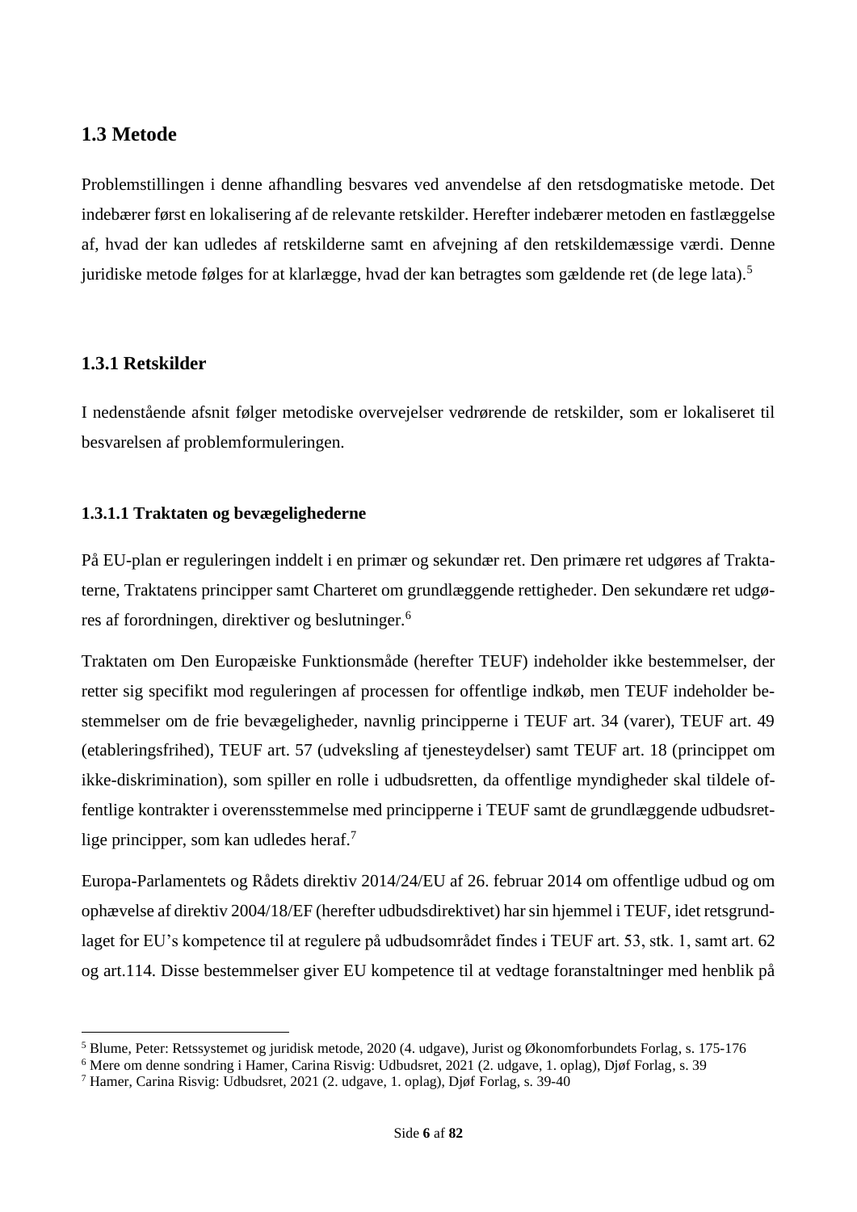## 1.3 Metode

Problemstillingen i denne afhandling besvares ved anvendelse af den retsdogmatiske metode. Det indebærer først en lokalisering af de relevante retskilder. Herefter indebærer metoden en fastlæggelse af, hvad der kan udledes af retskilderne samt en afvejning af den retskildemæssige værdi. Denne juridiske metode følges for at klarlægge, hvad der kan betragtes som gældende ret (de lege lata).[5]

### 1.3.1 Retskilder

I nedenstående afsnit følger metodiske overvejelser vedrørende de retskilder, som er lokaliseret til besvarelsen af problemformuleringen.

#### 1.3.1.1 Traktaten og bevægelighederne

På EU-plan er reguleringen inddelt i en primær og sekundær ret. Den primære ret udgøres af Traktaterne, Traktatens principper samt Charteret om grundlæggende rettigheder. Den sekundære ret udgøres af forordningen, direktiver og beslutninger.[6]

Traktaten om Den Europæiske Funktionsmåde (herefter TEUF) indeholder ikke bestemmelser, der retter sig specifikt mod reguleringen af processen for offentlige indkøb, men TEUF indeholder bestemmelser om de frie bevægeligheder, navnlig principperne i TEUF art. 34 (varer), TEUF art. 49 (etableringsfrihed), TEUF art. 57 (udveksling af tjenesteydelser) samt TEUF art. 18 (princippet om ikke-diskrimination), som spiller en rolle i udbudsretten, da offentlige myndigheder skal tildele offentlige kontrakter i overensstemmelse med principperne i TEUF samt de grundlæggende udbudsretlige principper, som kan udledes heraf.[7]

Europa-Parlamentets og Rådets direktiv 2014/24/EU af 26. februar 2014 om offentlige udbud og om ophævelse af direktiv 2004/18/EF (herefter udbudsdirektivet) har sin hjemmel i TEUF, idet retsgrundlaget for EU's kompetence til at regulere på udbudsområdet findes i TEUF art. 53, stk. 1, samt art. 62 og art.114. Disse bestemmelser giver EU kompetence til at vedtage foranstaltninger med henblik på

---

[5] Blume, Peter: Retssystemet og juridisk metode, 2020 (4. udgave), Jurist og Økonomforbundets Forlag, s. 175-176

[6] Mere om denne sondring i Hamer, Carina Risvig: Udbudsret, 2021 (2. udgave, 1. oplag), Djøf Forlag, s. 39

[7] Hamer, Carina Risvig: Udbudsret, 2021 (2. udgave, 1. oplag), Djøf Forlag, s. 39-40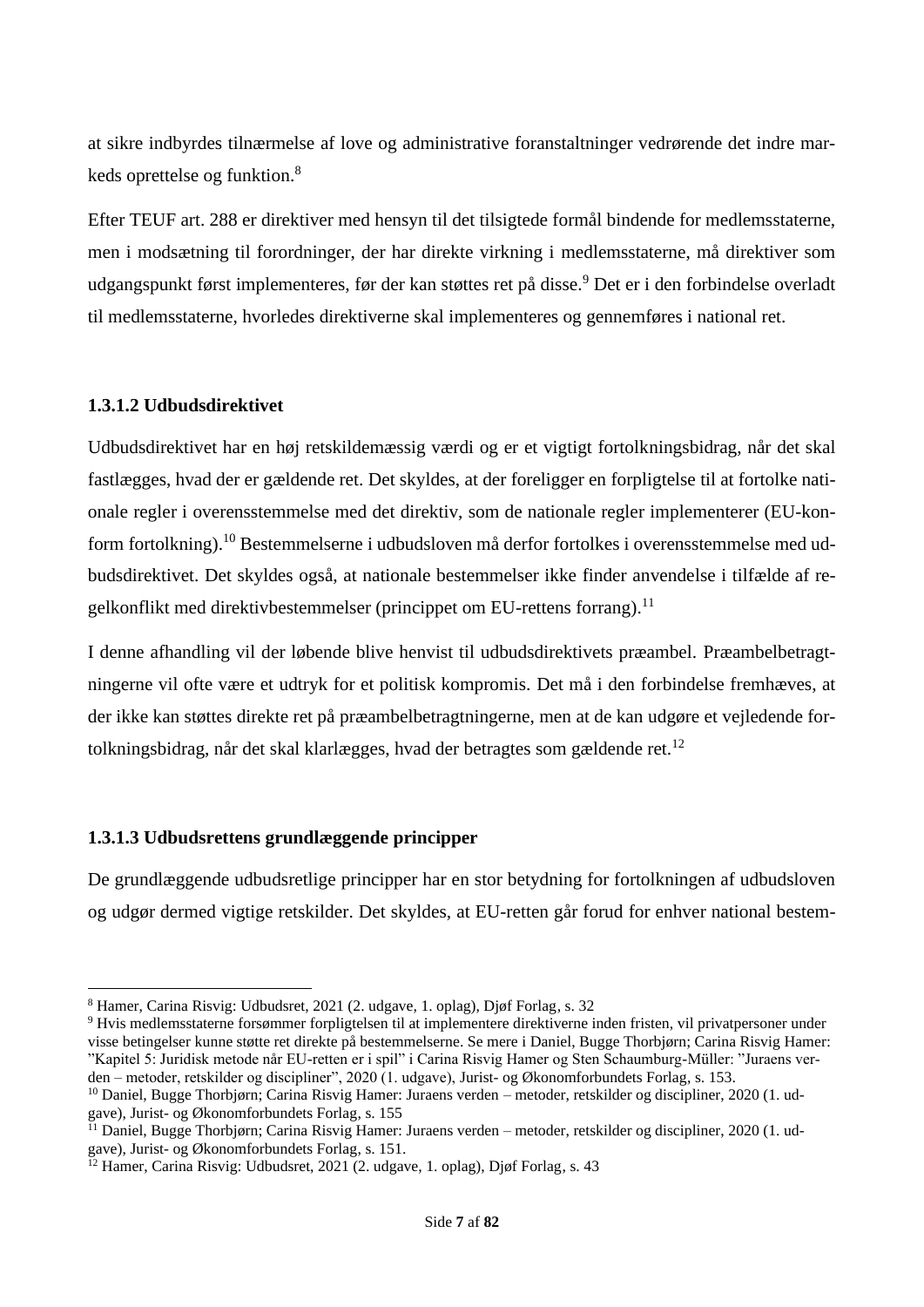at sikre indbyrdes tilnærmelse af love og administrative foranstaltninger vedrørende det indre markeds oprettelse og funktion.[8]

Efter TEUF art. 288 er direktiver med hensyn til det tilsigtede formål bindende for medlemsstaterne, men i modsætning til forordninger, der har direkte virkning i medlemsstaterne, må direktiver som udgangspunkt først implementeres, før der kan støttes ret på disse.[9] Det er i den forbindelse overladt til medlemsstaterne, hvorledes direktiverne skal implementeres og gennemføres i national ret.

#### 1.3.1.2 Udbudsdirektivet

Udbudsdirektivet har en høj retskildemæssig værdi og er et vigtigt fortolkningsbidrag, når det skal fastlægges, hvad der er gældende ret. Det skyldes, at der foreligger en forpligtelse til at fortolke nationale regler i overensstemmelse med det direktiv, som de nationale regler implementerer (EU-konform fortolkning).[10] Bestemmelserne i udbudsloven må derfor fortolkes i overensstemmelse med udbudsdirektivet. Det skyldes også, at nationale bestemmelser ikke finder anvendelse i tilfælde af regelkonflikt med direktivbestemmelser (princippet om EU-rettens forrang).[11]

I denne afhandling vil der løbende blive henvist til udbudsdirektivets præambel. Præambelbetragtningerne vil ofte være et udtryk for et politisk kompromis. Det må i den forbindelse fremhæves, at der ikke kan støttes direkte ret på præambelbetragtningerne, men at de kan udgøre et vejledende fortolkningsbidrag, når det skal klarlægges, hvad der betragtes som gældende ret.[12]

#### 1.3.1.3 Udbudsrettens grundlæggende principper

De grundlæggende udbudsretlige principper har en stor betydning for fortolkningen af udbudsloven og udgør dermed vigtige retskilder. Det skyldes, at EU-retten går forud for enhver national bestem-

---

[8] Hamer, Carina Risvig: Udbudsret, 2021 (2. udgave, 1. oplag), Djøf Forlag, s. 32

[9] Hvis medlemsstaterne forsømmer forpligtelsen til at implementere direktiverne inden fristen, vil privatpersoner under visse betingelser kunne støtte ret direkte på bestemmelserne. Se mere i Daniel, Bugge Thorbjørn; Carina Risvig Hamer: "Kapitel 5: Juridisk metode når EU-retten er i spil" i Carina Risvig Hamer og Sten Schaumburg-Müller: "Juraens verden – metoder, retskilder og discipliner", 2020 (1. udgave), Jurist- og Økonomforbundets Forlag, s. 153.

[10] Daniel, Bugge Thorbjørn; Carina Risvig Hamer: Juraens verden – metoder, retskilder og discipliner, 2020 (1. udgave), Jurist- og Økonomforbundets Forlag, s. 155

[11] Daniel, Bugge Thorbjørn; Carina Risvig Hamer: Juraens verden – metoder, retskilder og discipliner, 2020 (1. udgave), Jurist- og Økonomforbundets Forlag, s. 151.

[12] Hamer, Carina Risvig: Udbudsret, 2021 (2. udgave, 1. oplag), Djøf Forlag, s. 43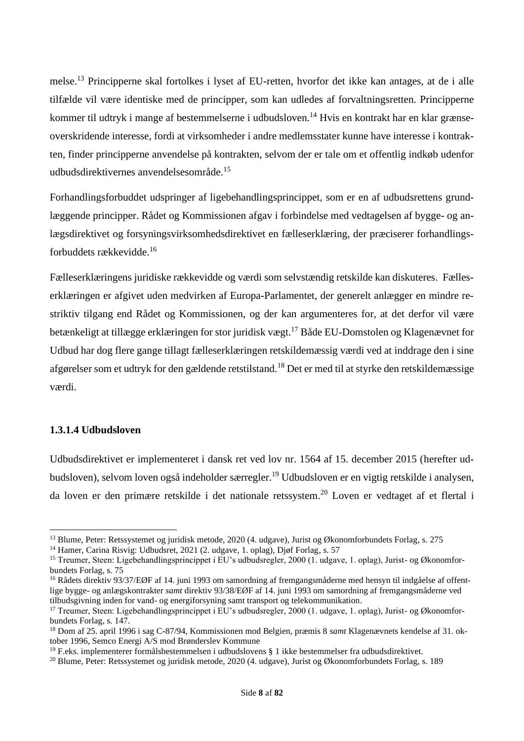melse.[13] Principperne skal fortolkes i lyset af EU-retten, hvorfor det ikke kan antages, at de i alle tilfælde vil være identiske med de principper, som kan udledes af forvaltningsretten. Principperne kommer til udtryk i mange af bestemmelserne i udbudsloven.[14] Hvis en kontrakt har en klar grænseoverskridende interesse, fordi at virksomheder i andre medlemsstater kunne have interesse i kontrakten, finder principperne anvendelse på kontrakten, selvom der er tale om et offentlig indkøb udenfor udbudsdirektivernes anvendelsesområde.[15]

Forhandlingsforbuddet udspringer af ligebehandlingsprincippet, som er en af udbudsrettens grundlæggende principper. Rådet og Kommissionen afgav i forbindelse med vedtagelsen af bygge- og anlægsdirektivet og forsyningsvirksomhedsdirektivet en fælleserklæring, der præciserer forhandlingsforbuddets rækkevidde.[16]

Fælleserklæringens juridiske rækkevidde og værdi som selvstændig retskilde kan diskuteres. Fælleserklæringen er afgivet uden medvirken af Europa-Parlamentet, der generelt anlægger en mindre restriktiv tilgang end Rådet og Kommissionen, og der kan argumenteres for, at det derfor vil være betænkeligt at tillægge erklæringen for stor juridisk vægt.[17] Både EU-Domstolen og Klagenævnet for Udbud har dog flere gange tillagt fælleserklæringen retskildemæssig værdi ved at inddrage den i sine afgørelser som et udtryk for den gældende retstilstand.[18] Det er med til at styrke den retskildemæssige værdi.

#### 1.3.1.4 Udbudsloven

Udbudsdirektivet er implementeret i dansk ret ved lov nr. 1564 af 15. december 2015 (herefter udbudsloven), selvom loven også indeholder særregler.[19] Udbudsloven er en vigtig retskilde i analysen, da loven er den primære retskilde i det nationale retssystem.[20] Loven er vedtaget af et flertal i

---

[13] Blume, Peter: Retssystemet og juridisk metode, 2020 (4. udgave), Jurist og Økonomforbundets Forlag, s. 275
[14] Hamer, Carina Risvig: Udbudsret, 2021 (2. udgave, 1. oplag), Djøf Forlag, s. 57
[15] Treumer, Steen: Ligebehandlingsprincippet i EU's udbudsregler, 2000 (1. udgave, 1. oplag), Jurist- og Økonomforbundets Forlag, s. 75
[16] Rådets direktiv 93/37/EØF af 14. juni 1993 om samordning af fremgangsmåderne med hensyn til indgåelse af offentlige bygge- og anlægskontrakter *samt* direktiv 93/38/EØF af 14. juni 1993 om samordning af fremgangsmåderne ved tilbudsgivning inden for vand- og energiforsyning samt transport og telekommunikation.
[17] Treumer, Steen: Ligebehandlingsprincippet i EU's udbudsregler, 2000 (1. udgave, 1. oplag), Jurist- og Økonomforbundets Forlag, s. 147.
[18] Dom af 25. april 1996 i sag C-87/94, Kommissionen mod Belgien, præmis 8 *samt* Klagenævnets kendelse af 31. oktober 1996, Semco Energi A/S mod Brønderslev Kommune
[19] F.eks. implementerer formålsbestemmelsen i udbudslovens § 1 ikke bestemmelser fra udbudsdirektivet.
[20] Blume, Peter: Retssystemet og juridisk metode, 2020 (4. udgave), Jurist og Økonomforbundets Forlag, s. 189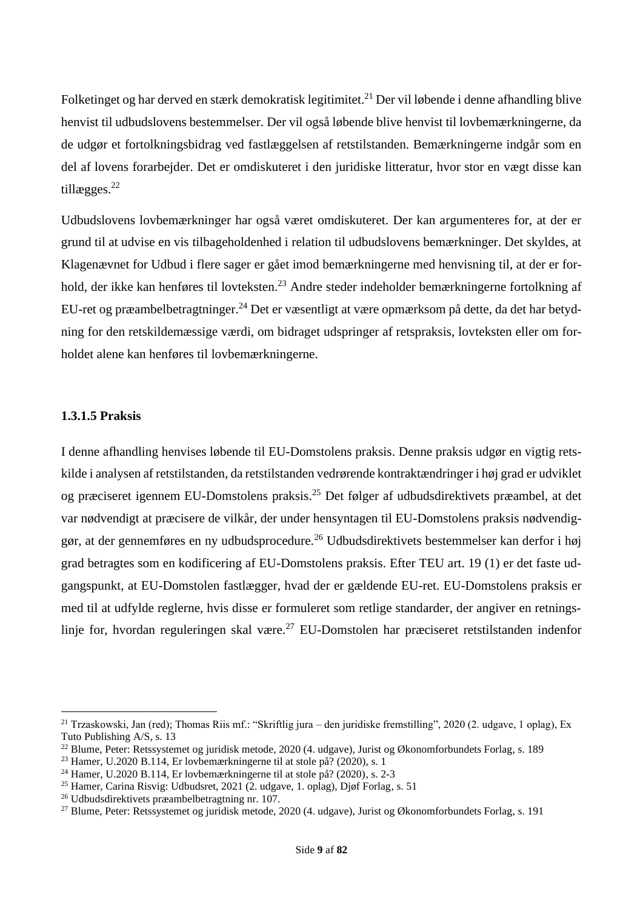Folketinget og har derved en stærk demokratisk legitimitet.[21] Der vil løbende i denne afhandling blive henvist til udbudslovens bestemmelser. Der vil også løbende blive henvist til lovbemærkningerne, da de udgør et fortolkningsbidrag ved fastlæggelsen af retstilstanden. Bemærkningerne indgår som en del af lovens forarbejder. Det er omdiskuteret i den juridiske litteratur, hvor stor en vægt disse kan tillægges.[22]

Udbudslovens lovbemærkninger har også været omdiskuteret. Der kan argumenteres for, at der er grund til at udvise en vis tilbageholdenhed i relation til udbudslovens bemærkninger. Det skyldes, at Klagenævnet for Udbud i flere sager er gået imod bemærkningerne med henvisning til, at der er forhold, der ikke kan henføres til lovteksten.[23] Andre steder indeholder bemærkningerne fortolkning af EU-ret og præambelbetragtninger.[24] Det er væsentligt at være opmærksom på dette, da det har betydning for den retskildemæssige værdi, om bidraget udspringer af retspraksis, lovteksten eller om forholdet alene kan henføres til lovbemærkningerne.

#### 1.3.1.5 Praksis

I denne afhandling henvises løbende til EU-Domstolens praksis. Denne praksis udgør en vigtig retskilde i analysen af retstilstanden, da retstilstanden vedrørende kontraktændringer i høj grad er udviklet og præciseret igennem EU-Domstolens praksis.[25] Det følger af udbudsdirektivets præambel, at det var nødvendigt at præcisere de vilkår, der under hensyntagen til EU-Domstolens praksis nødvendiggør, at der gennemføres en ny udbudsprocedure.[26] Udbudsdirektivets bestemmelser kan derfor i høj grad betragtes som en kodificering af EU-Domstolens praksis. Efter TEU art. 19 (1) er det faste udgangspunkt, at EU-Domstolen fastlægger, hvad der er gældende EU-ret. EU-Domstolens praksis er med til at udfylde reglerne, hvis disse er formuleret som retlige standarder, der angiver en retningslinje for, hvordan reguleringen skal være.[27] EU-Domstolen har præciseret retstilstanden indenfor

---

[21] Trzaskowski, Jan (red); Thomas Riis mf.: "Skriftlig jura – den juridiske fremstilling", 2020 (2. udgave, 1 oplag), Ex Tuto Publishing A/S, s. 13

[22] Blume, Peter: Retssystemet og juridisk metode, 2020 (4. udgave), Jurist og Økonomforbundets Forlag, s. 189

[23] Hamer, U.2020 B.114, Er lovbemærkningerne til at stole på? (2020), s. 1

[24] Hamer, U.2020 B.114, Er lovbemærkningerne til at stole på? (2020), s. 2-3

[25] Hamer, Carina Risvig: Udbudsret, 2021 (2. udgave, 1. oplag), Djøf Forlag, s. 51

[26] Udbudsdirektivets præambelbetragtning nr. 107.

[27] Blume, Peter: Retssystemet og juridisk metode, 2020 (4. udgave), Jurist og Økonomforbundets Forlag, s. 191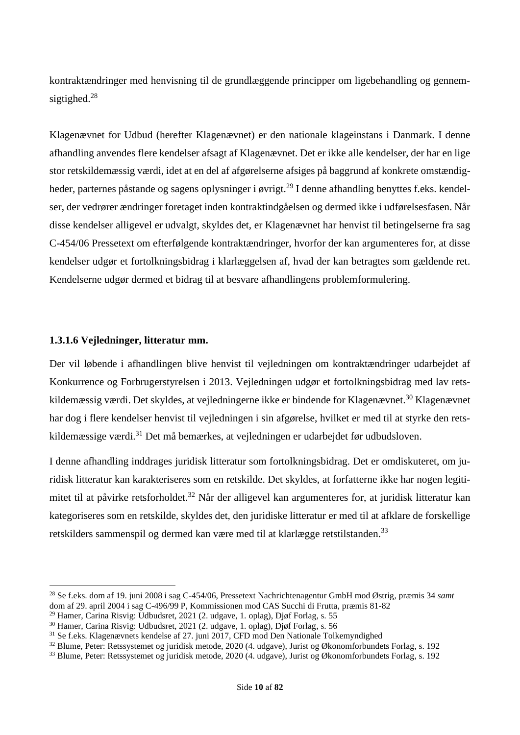kontraktændringer med henvisning til de grundlæggende principper om ligebehandling og gennemsigtighed.[28]

Klagenævnet for Udbud (herefter Klagenævnet) er den nationale klageinstans i Danmark. I denne afhandling anvendes flere kendelser afsagt af Klagenævnet. Det er ikke alle kendelser, der har en lige stor retskildemæssig værdi, idet at en del af afgørelserne afsiges på baggrund af konkrete omstændigheder, parternes påstande og sagens oplysninger i øvrigt.[29] I denne afhandling benyttes f.eks. kendelser, der vedrører ændringer foretaget inden kontraktindgåelsen og dermed ikke i udførelsesfasen. Når disse kendelser alligevel er udvalgt, skyldes det, er Klagenævnet har henvist til betingelserne fra sag C-454/06 Pressetext om efterfølgende kontraktændringer, hvorfor der kan argumenteres for, at disse kendelser udgør et fortolkningsbidrag i klarlæggelsen af, hvad der kan betragtes som gældende ret. Kendelserne udgør dermed et bidrag til at besvare afhandlingens problemformulering.

#### 1.3.1.6 Vejledninger, litteratur mm.

Der vil løbende i afhandlingen blive henvist til vejledningen om kontraktændringer udarbejdet af Konkurrence og Forbrugerstyrelsen i 2013. Vejledningen udgør et fortolkningsbidrag med lav retskildemæssig værdi. Det skyldes, at vejledningerne ikke er bindende for Klagenævnet.[30] Klagenævnet har dog i flere kendelser henvist til vejledningen i sin afgørelse, hvilket er med til at styrke den retskildemæssige værdi.[31] Det må bemærkes, at vejledningen er udarbejdet før udbudsloven.

I denne afhandling inddrages juridisk litteratur som fortolkningsbidrag. Det er omdiskuteret, om juridisk litteratur kan karakteriseres som en retskilde. Det skyldes, at forfatterne ikke har nogen legitimitet til at påvirke retsforholdet.[32] Når der alligevel kan argumenteres for, at juridisk litteratur kan kategoriseres som en retskilde, skyldes det, den juridiske litteratur er med til at afklare de forskellige retskilders sammenspil og dermed kan være med til at klarlægge retstilstanden.[33]

---

[28] Se f.eks. dom af 19. juni 2008 i sag C-454/06, Pressetext Nachrichtenagentur GmbH mod Østrig, præmis 34 *samt* dom af 29. april 2004 i sag C-496/99 P, Kommissionen mod CAS Succhi di Frutta, præmis 81-82

[29] Hamer, Carina Risvig: Udbudsret, 2021 (2. udgave, 1. oplag), Djøf Forlag, s. 55

[30] Hamer, Carina Risvig: Udbudsret, 2021 (2. udgave, 1. oplag), Djøf Forlag, s. 56

[31] Se f.eks. Klagenævnets kendelse af 27. juni 2017, CFD mod Den Nationale Tolkemyndighed

[32] Blume, Peter: Retssystemet og juridisk metode, 2020 (4. udgave), Jurist og Økonomforbundets Forlag, s. 192

[33] Blume, Peter: Retssystemet og juridisk metode, 2020 (4. udgave), Jurist og Økonomforbundets Forlag, s. 192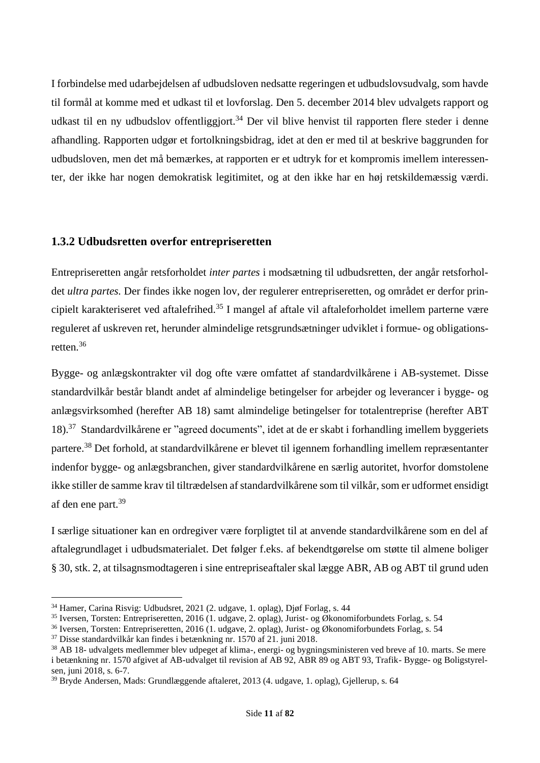I forbindelse med udarbejdelsen af udbudsloven nedsatte regeringen et udbudslovsudvalg, som havde til formål at komme med et udkast til et lovforslag. Den 5. december 2014 blev udvalgets rapport og udkast til en ny udbudslov offentliggjort.[34] Der vil blive henvist til rapporten flere steder i denne afhandling. Rapporten udgør et fortolkningsbidrag, idet at den er med til at beskrive baggrunden for udbudsloven, men det må bemærkes, at rapporten er et udtryk for et kompromis imellem interessenter, der ikke har nogen demokratisk legitimitet, og at den ikke har en høj retskildemæssig værdi.

### 1.3.2 Udbudsretten overfor entrepriseretten

Entrepriseretten angår retsforholdet *inter partes* i modsætning til udbudsretten, der angår retsforholdet *ultra partes.* Der findes ikke nogen lov, der regulerer entrepriseretten, og området er derfor principielt karakteriseret ved aftalefrihed.[35] I mangel af aftale vil aftaleforholdet imellem parterne være reguleret af uskreven ret, herunder almindelige retsgrundsætninger udviklet i formue- og obligationsretten.[36]

Bygge- og anlægskontrakter vil dog ofte være omfattet af standardvilkårene i AB-systemet. Disse standardvilkår består blandt andet af almindelige betingelser for arbejder og leverancer i bygge- og anlægsvirksomhed (herefter AB 18) samt almindelige betingelser for totalentreprise (herefter ABT 18).[37] Standardvilkårene er "agreed documents", idet at de er skabt i forhandling imellem byggeriets partere.[38] Det forhold, at standardvilkårene er blevet til igennem forhandling imellem repræsentanter indenfor bygge- og anlægsbranchen, giver standardvilkårene en særlig autoritet, hvorfor domstolene ikke stiller de samme krav til tiltrædelsen af standardvilkårene som til vilkår, som er udformet ensidigt af den ene part.[39]

I særlige situationer kan en ordregiver være forpligtet til at anvende standardvilkårene som en del af aftalegrundlaget i udbudsmaterialet. Det følger f.eks. af bekendtgørelse om støtte til almene boliger § 30, stk. 2, at tilsagnsmodtageren i sine entrepriseaftaler skal lægge ABR, AB og ABT til grund uden

---

[34] Hamer, Carina Risvig: Udbudsret, 2021 (2. udgave, 1. oplag), Djøf Forlag, s. 44
[35] Iversen, Torsten: Entrepriseretten, 2016 (1. udgave, 2. oplag), Jurist- og Økonomiforbundets Forlag, s. 54
[36] Iversen, Torsten: Entrepriseretten, 2016 (1. udgave, 2. oplag), Jurist- og Økonomiforbundets Forlag, s. 54
[37] Disse standardvilkår kan findes i betænkning nr. 1570 af 21. juni 2018.
[38] AB 18- udvalgets medlemmer blev udpeget af klima-, energi- og bygningsministeren ved breve af 10. marts. Se mere i betænkning nr. 1570 afgivet af AB-udvalget til revision af AB 92, ABR 89 og ABT 93, Trafik- Bygge- og Boligstyrelsen, juni 2018, s. 6-7.
[39] Bryde Andersen, Mads: Grundlæggende aftaleret, 2013 (4. udgave, 1. oplag), Gjellerup, s. 64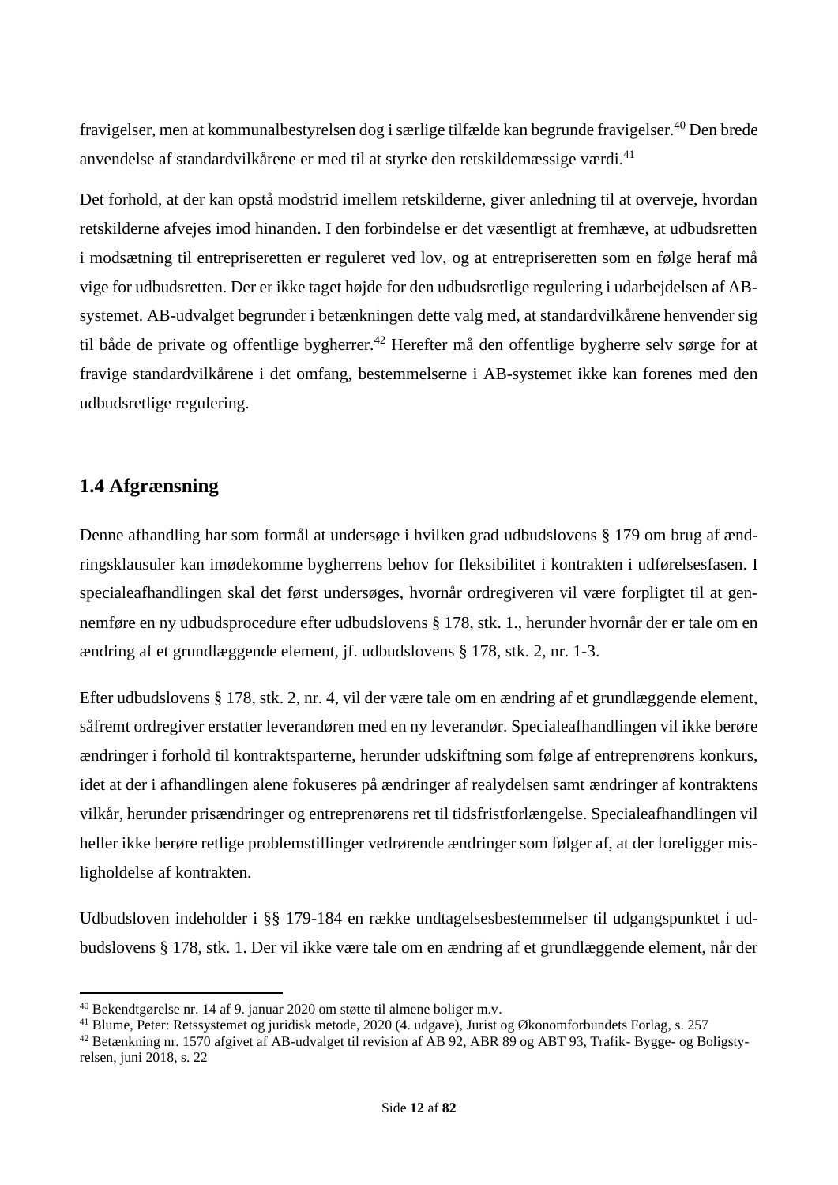fravigelser, men at kommunalbestyrelsen dog i særlige tilfælde kan begrunde fravigelser.[40] Den brede anvendelse af standardvilkårene er med til at styrke den retskildemæssige værdi.[41]

Det forhold, at der kan opstå modstrid imellem retskilderne, giver anledning til at overveje, hvordan retskilderne afvejes imod hinanden. I den forbindelse er det væsentligt at fremhæve, at udbudsretten i modsætning til entrepriseretten er reguleret ved lov, og at entrepriseretten som en følge heraf må vige for udbudsretten. Der er ikke taget højde for den udbudsretlige regulering i udarbejdelsen af AB-systemet. AB-udvalget begrunder i betænkningen dette valg med, at standardvilkårene henvender sig til både de private og offentlige bygherrer.[42] Herefter må den offentlige bygherre selv sørge for at fravige standardvilkårene i det omfang, bestemmelserne i AB-systemet ikke kan forenes med den udbudsretlige regulering.

## 1.4 Afgrænsning

Denne afhandling har som formål at undersøge i hvilken grad udbudslovens § 179 om brug af ændringsklausuler kan imødekomme bygherrens behov for fleksibilitet i kontrakten i udførelsesfasen. I specialeafhandlingen skal det først undersøges, hvornår ordregiveren vil være forpligtet til at gennemføre en ny udbudsprocedure efter udbudslovens § 178, stk. 1., herunder hvornår der er tale om en ændring af et grundlæggende element, jf. udbudslovens § 178, stk. 2, nr. 1-3.

Efter udbudslovens § 178, stk. 2, nr. 4, vil der være tale om en ændring af et grundlæggende element, såfremt ordregiver erstatter leverandøren med en ny leverandør. Specialeafhandlingen vil ikke berøre ændringer i forhold til kontraktsparterne, herunder udskiftning som følge af entreprenørens konkurs, idet at der i afhandlingen alene fokuseres på ændringer af realydelsen samt ændringer af kontraktens vilkår, herunder prisændringer og entreprenørens ret til tidsfristforlængelse. Specialeafhandlingen vil heller ikke berøre retlige problemstillinger vedrørende ændringer som følger af, at der foreligger misligholdelse af kontrakten.

Udbudsloven indeholder i §§ 179-184 en række undtagelsesbestemmelser til udgangspunktet i udbudslovens § 178, stk. 1. Der vil ikke være tale om en ændring af et grundlæggende element, når der

---

[40] Bekendtgørelse nr. 14 af 9. januar 2020 om støtte til almene boliger m.v.

[41] Blume, Peter: Retssystemet og juridisk metode, 2020 (4. udgave), Jurist og Økonomforbundets Forlag, s. 257

[42] Betænkning nr. 1570 afgivet af AB-udvalget til revision af AB 92, ABR 89 og ABT 93, Trafik- Bygge- og Boligstyrelsen, juni 2018, s. 22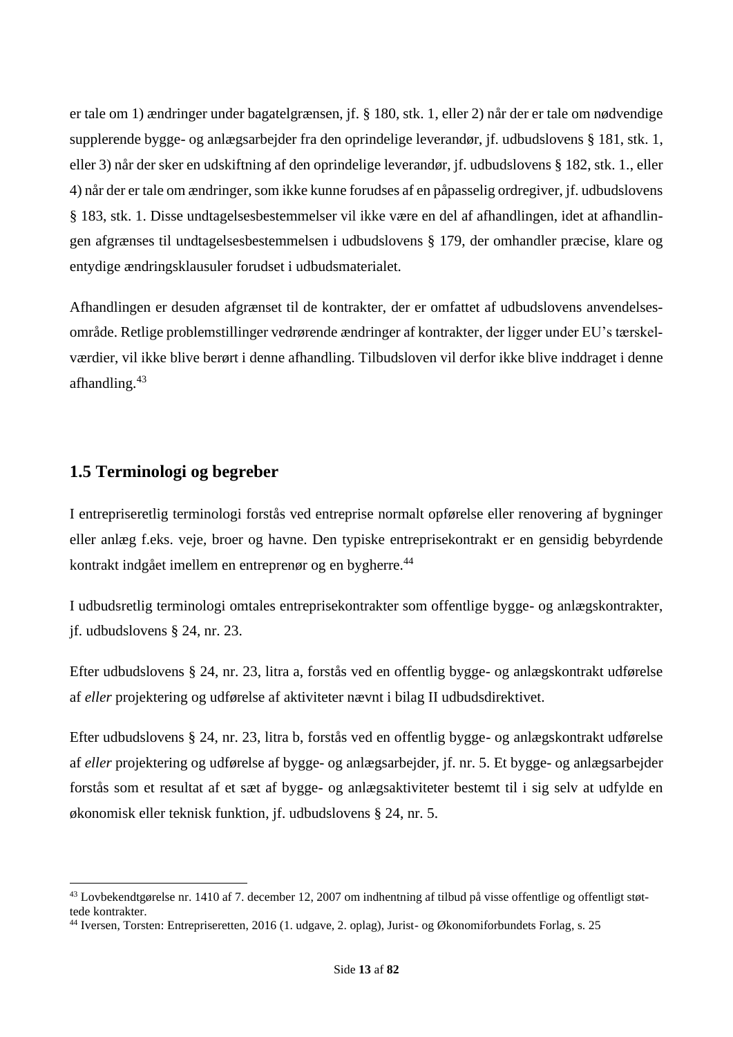er tale om 1) ændringer under bagatelgrænsen, jf. § 180, stk. 1, eller 2) når der er tale om nødvendige supplerende bygge- og anlægsarbejder fra den oprindelige leverandør, jf. udbudslovens § 181, stk. 1, eller 3) når der sker en udskiftning af den oprindelige leverandør, jf. udbudslovens § 182, stk. 1., eller 4) når der er tale om ændringer, som ikke kunne forudses af en påpasselig ordregiver, jf. udbudslovens § 183, stk. 1. Disse undtagelsesbestemmelser vil ikke være en del af afhandlingen, idet at afhandlingen afgrænses til undtagelsesbestemmelsen i udbudslovens § 179, der omhandler præcise, klare og entydige ændringsklausuler forudset i udbudsmaterialet.

Afhandlingen er desuden afgrænset til de kontrakter, der er omfattet af udbudslovens anvendelsesområde. Retlige problemstillinger vedrørende ændringer af kontrakter, der ligger under EU's tærskelværdier, vil ikke blive berørt i denne afhandling. Tilbudsloven vil derfor ikke blive inddraget i denne afhandling.[43]

## 1.5 Terminologi og begreber

I entrepriseretlig terminologi forstås ved entreprise normalt opførelse eller renovering af bygninger eller anlæg f.eks. veje, broer og havne. Den typiske entreprisekontrakt er en gensidig bebyrdende kontrakt indgået imellem en entreprenør og en bygherre.[44]

I udbudsretlig terminologi omtales entreprisekontrakter som offentlige bygge- og anlægskontrakter, jf. udbudslovens § 24, nr. 23.

Efter udbudslovens § 24, nr. 23, litra a, forstås ved en offentlig bygge- og anlægskontrakt udførelse af *eller* projektering og udførelse af aktiviteter nævnt i bilag II udbudsdirektivet.

Efter udbudslovens § 24, nr. 23, litra b, forstås ved en offentlig bygge- og anlægskontrakt udførelse af *eller* projektering og udførelse af bygge- og anlægsarbejder, jf. nr. 5. Et bygge- og anlægsarbejder forstås som et resultat af et sæt af bygge- og anlægsaktiviteter bestemt til i sig selv at udfylde en økonomisk eller teknisk funktion, jf. udbudslovens § 24, nr. 5.

---

[43] Lovbekendtgørelse nr. 1410 af 7. december 12, 2007 om indhentning af tilbud på visse offentlige og offentligt støttede kontrakter.

[44] Iversen, Torsten: Entrepriseretten, 2016 (1. udgave, 2. oplag), Jurist- og Økonomiforbundets Forlag, s. 25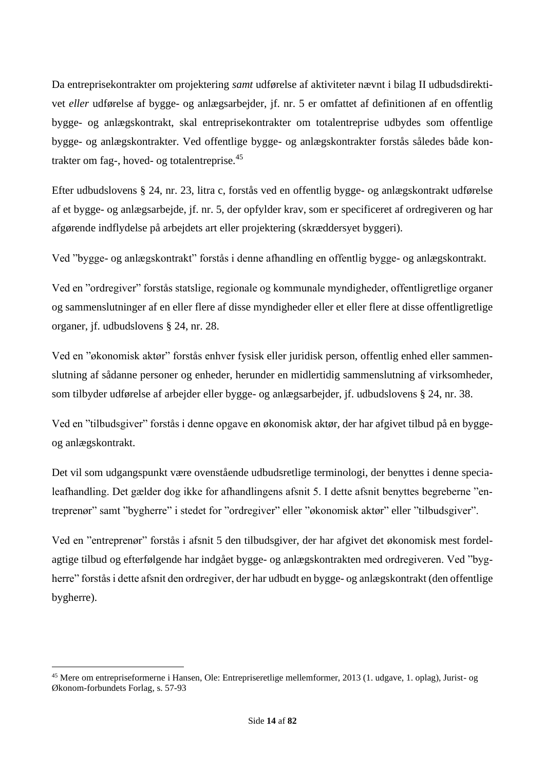Da entreprisekontrakter om projektering *samt* udførelse af aktiviteter nævnt i bilag II udbudsdirektivet *eller* udførelse af bygge- og anlægsarbejder, jf. nr. 5 er omfattet af definitionen af en offentlig bygge- og anlægskontrakt, skal entreprisekontrakter om totalentreprise udbydes som offentlige bygge- og anlægskontrakter. Ved offentlige bygge- og anlægskontrakter forstås således både kontrakter om fag-, hoved- og totalentreprise.[45]

Efter udbudslovens § 24, nr. 23, litra c, forstås ved en offentlig bygge- og anlægskontrakt udførelse af et bygge- og anlægsarbejde, jf. nr. 5, der opfylder krav, som er specificeret af ordregiveren og har afgørende indflydelse på arbejdets art eller projektering (skræddersyet byggeri).

Ved "bygge- og anlægskontrakt" forstås i denne afhandling en offentlig bygge- og anlægskontrakt.

Ved en "ordregiver" forstås statslige, regionale og kommunale myndigheder, offentligretlige organer og sammenslutninger af en eller flere af disse myndigheder eller et eller flere at disse offentligretlige organer, jf. udbudslovens § 24, nr. 28.

Ved en "økonomisk aktør" forstås enhver fysisk eller juridisk person, offentlig enhed eller sammenslutning af sådanne personer og enheder, herunder en midlertidig sammenslutning af virksomheder, som tilbyder udførelse af arbejder eller bygge- og anlægsarbejder, jf. udbudslovens § 24, nr. 38.

Ved en "tilbudsgiver" forstås i denne opgave en økonomisk aktør, der har afgivet tilbud på en bygge- og anlægskontrakt.

Det vil som udgangspunkt være ovenstående udbudsretlige terminologi, der benyttes i denne specialeafhandling. Det gælder dog ikke for afhandlingens afsnit 5. I dette afsnit benyttes begreberne "entreprenør" samt "bygherre" i stedet for "ordregiver" eller "økonomisk aktør" eller "tilbudsgiver".

Ved en "entreprenør" forstås i afsnit 5 den tilbudsgiver, der har afgivet det økonomisk mest fordelagtige tilbud og efterfølgende har indgået bygge- og anlægskontrakten med ordregiveren. Ved "bygherre" forstås i dette afsnit den ordregiver, der har udbudt en bygge- og anlægskontrakt (den offentlige bygherre).

---

[45] Mere om entrepriseformerne i Hansen, Ole: Entrepriseretlige mellemformer, 2013 (1. udgave, 1. oplag), Jurist- og Økonom-forbundets Forlag, s. 57-93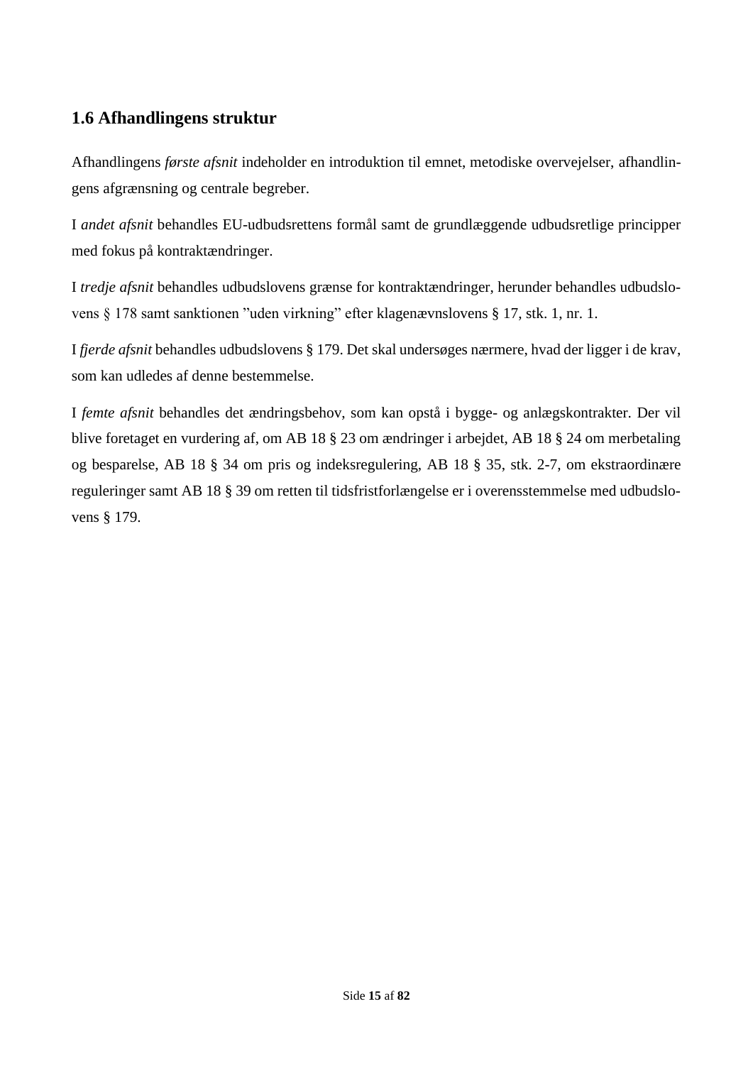## 1.6 Afhandlingens struktur

Afhandlingens *første afsnit* indeholder en introduktion til emnet, metodiske overvejelser, afhandlingens afgrænsning og centrale begreber.

I *andet afsnit* behandles EU-udbudsrettens formål samt de grundlæggende udbudsretlige principper med fokus på kontraktændringer.

I *tredje afsnit* behandles udbudslovens grænse for kontraktændringer, herunder behandles udbudslovens § 178 samt sanktionen "uden virkning" efter klagenævnslovens § 17, stk. 1, nr. 1.

I *fjerde afsnit* behandles udbudslovens § 179. Det skal undersøges nærmere, hvad der ligger i de krav, som kan udledes af denne bestemmelse.

I *femte afsnit* behandles det ændringsbehov, som kan opstå i bygge- og anlægskontrakter. Der vil blive foretaget en vurdering af, om AB 18 § 23 om ændringer i arbejdet, AB 18 § 24 om merbetaling og besparelse, AB 18 § 34 om pris og indeksregulering, AB 18 § 35, stk. 2-7, om ekstraordinære reguleringer samt AB 18 § 39 om retten til tidsfristforlængelse er i overensstemmelse med udbudslovens § 179.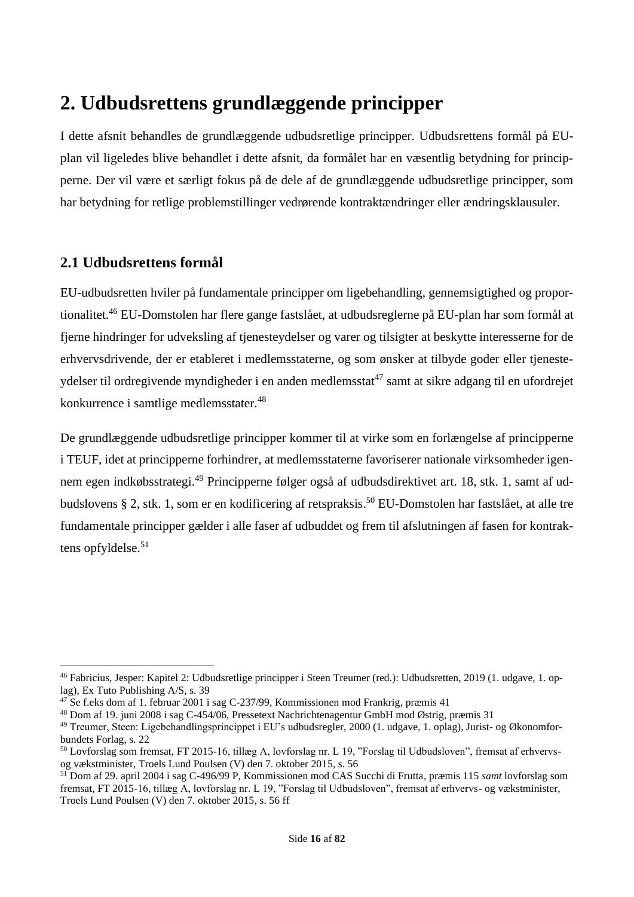# 2. Udbudsrettens grundlæggende principper

I dette afsnit behandles de grundlæggende udbudsretlige principper. Udbudsrettens formål på EU-plan vil ligeledes blive behandlet i dette afsnit, da formålet har en væsentlig betydning for principperne. Der vil være et særligt fokus på de dele af de grundlæggende udbudsretlige principper, som har betydning for retlige problemstillinger vedrørende kontraktændringer eller ændringsklausuler.

## 2.1 Udbudsrettens formål

EU-udbudsretten hviler på fundamentale principper om ligebehandling, gennemsigtighed og proportionalitet.[46] EU-Domstolen har flere gange fastslået, at udbudsreglerne på EU-plan har som formål at fjerne hindringer for udveksling af tjenesteydelser og varer og tilsigter at beskytte interesserne for de erhvervsdrivende, der er etableret i medlemsstaterne, og som ønsker at tilbyde goder eller tjenesteydelser til ordregivende myndigheder i en anden medlemsstat[47] samt at sikre adgang til en ufordrejet konkurrence i samtlige medlemsstater.[48]

De grundlæggende udbudsretlige principper kommer til at virke som en forlængelse af principperne i TEUF, idet at principperne forhindrer, at medlemsstaterne favoriserer nationale virksomheder igennem egen indkøbsstrategi.[49] Principperne følger også af udbudsdirektivet art. 18, stk. 1, samt af udbudslovens § 2, stk. 1, som er en kodificering af retspraksis.[50] EU-Domstolen har fastslået, at alle tre fundamentale principper gælder i alle faser af udbuddet og frem til afslutningen af fasen for kontraktens opfyldelse.[51]

---

[46] Fabricius, Jesper: Kapitel 2: Udbudsretlige principper i Steen Treumer (red.): Udbudsretten, 2019 (1. udgave, 1. oplag), Ex Tuto Publishing A/S, s. 39

[47] Se f.eks dom af 1. februar 2001 i sag C-237/99, Kommissionen mod Frankrig, præmis 41

[48] Dom af 19. juni 2008 i sag C-454/06, Pressetext Nachrichtenagentur GmbH mod Østrig, præmis 31

[49] Treumer, Steen: Ligebehandlingsprincippet i EU's udbudsregler, 2000 (1. udgave, 1. oplag), Jurist- og Økonomforbundets Forlag, s. 22

[50] Lovforslag som fremsat, FT 2015-16, tillæg A, lovforslag nr. L 19, "Forslag til Udbudsloven", fremsat af erhvervs- og vækstminister, Troels Lund Poulsen (V) den 7. oktober 2015, s. 56

[51] Dom af 29. april 2004 i sag C-496/99 P, Kommissionen mod CAS Succhi di Frutta, præmis 115 *samt* lovforslag som fremsat, FT 2015-16, tillæg A, lovforslag nr. L 19, "Forslag til Udbudsloven", fremsat af erhvervs- og vækstminister, Troels Lund Poulsen (V) den 7. oktober 2015, s. 56 ff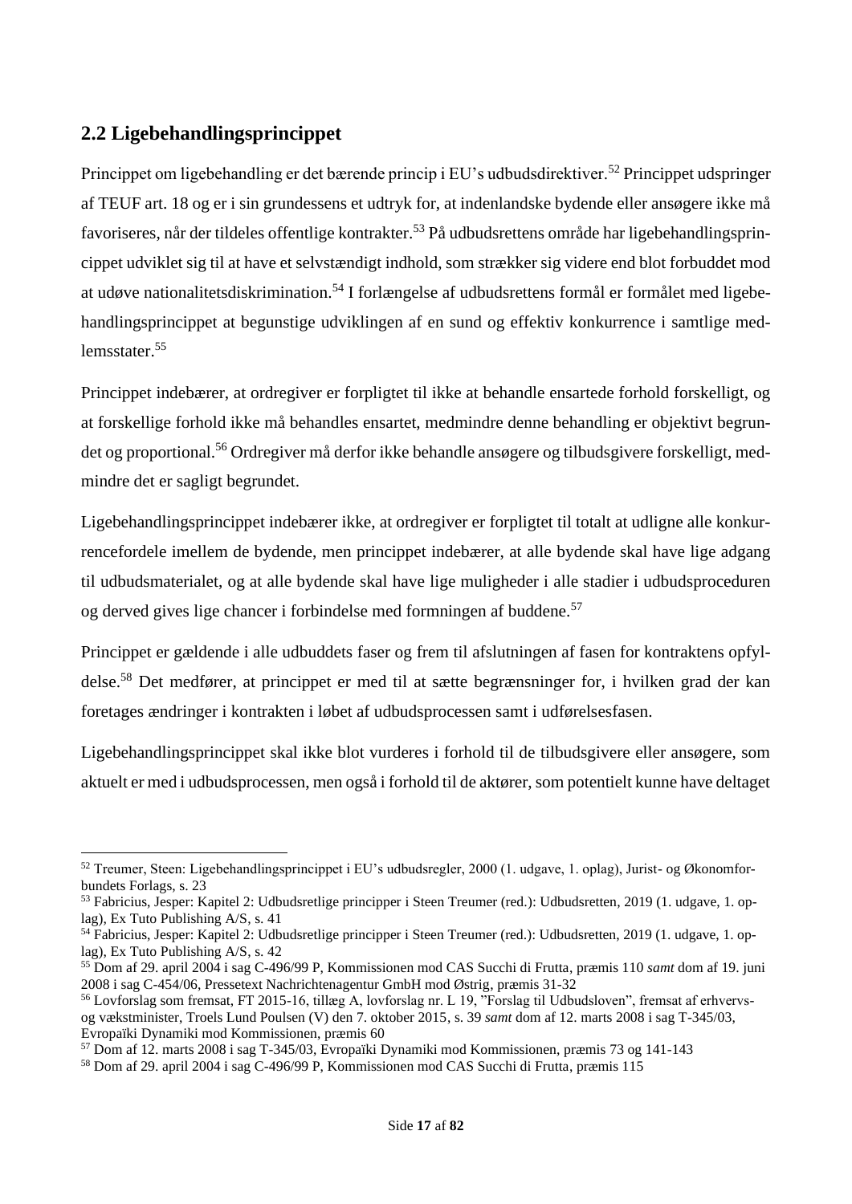## 2.2 Ligebehandlingsprincippet

Princippet om ligebehandling er det bærende princip i EU's udbudsdirektiver.[52] Princippet udspringer af TEUF art. 18 og er i sin grundessens et udtryk for, at indenlandske bydende eller ansøgere ikke må favoriseres, når der tildeles offentlige kontrakter.[53] På udbudsrettens område har ligebehandlingsprincippet udviklet sig til at have et selvstændigt indhold, som strækker sig videre end blot forbuddet mod at udøve nationalitetsdiskrimination.[54] I forlængelse af udbudsrettens formål er formålet med ligebehandlingsprincippet at begunstige udviklingen af en sund og effektiv konkurrence i samtlige medlemsstater.[55]

Princippet indebærer, at ordregiver er forpligtet til ikke at behandle ensartede forhold forskelligt, og at forskellige forhold ikke må behandles ensartet, medmindre denne behandling er objektivt begrundet og proportional.[56] Ordregiver må derfor ikke behandle ansøgere og tilbudsgivere forskelligt, medmindre det er sagligt begrundet.

Ligebehandlingsprincippet indebærer ikke, at ordregiver er forpligtet til totalt at udligne alle konkurrencefordele imellem de bydende, men princippet indebærer, at alle bydende skal have lige adgang til udbudsmaterialet, og at alle bydende skal have lige muligheder i alle stadier i udbudsproceduren og derved gives lige chancer i forbindelse med formningen af buddene.[57]

Princippet er gældende i alle udbuddets faser og frem til afslutningen af fasen for kontraktens opfyldelse.[58] Det medfører, at princippet er med til at sætte begrænsninger for, i hvilken grad der kan foretages ændringer i kontrakten i løbet af udbudsprocessen samt i udførelsesfasen.

Ligebehandlingsprincippet skal ikke blot vurderes i forhold til de tilbudsgivere eller ansøgere, som aktuelt er med i udbudsprocessen, men også i forhold til de aktører, som potentielt kunne have deltaget

---

[52] Treumer, Steen: Ligebehandlingsprincippet i EU's udbudsregler, 2000 (1. udgave, 1. oplag), Jurist- og Økonomforbundets Forlags, s. 23

[53] Fabricius, Jesper: Kapitel 2: Udbudsretlige principper i Steen Treumer (red.): Udbudsretten, 2019 (1. udgave, 1. oplag), Ex Tuto Publishing A/S, s. 41

[54] Fabricius, Jesper: Kapitel 2: Udbudsretlige principper i Steen Treumer (red.): Udbudsretten, 2019 (1. udgave, 1. oplag), Ex Tuto Publishing A/S, s. 42

[55] Dom af 29. april 2004 i sag C-496/99 P, Kommissionen mod CAS Succhi di Frutta, præmis 110 *samt* dom af 19. juni 2008 i sag C-454/06, Pressetext Nachrichtenagentur GmbH mod Østrig, præmis 31-32

[56] Lovforslag som fremsat, FT 2015-16, tillæg A, lovforslag nr. L 19, "Forslag til Udbudsloven", fremsat af erhvervs- og vækstminister, Troels Lund Poulsen (V) den 7. oktober 2015, s. 39 *samt* dom af 12. marts 2008 i sag T-345/03, Evropaïki Dynamiki mod Kommissionen, præmis 60

[57] Dom af 12. marts 2008 i sag T-345/03, Evropaïki Dynamiki mod Kommissionen, præmis 73 og 141-143

[58] Dom af 29. april 2004 i sag C-496/99 P, Kommissionen mod CAS Succhi di Frutta, præmis 115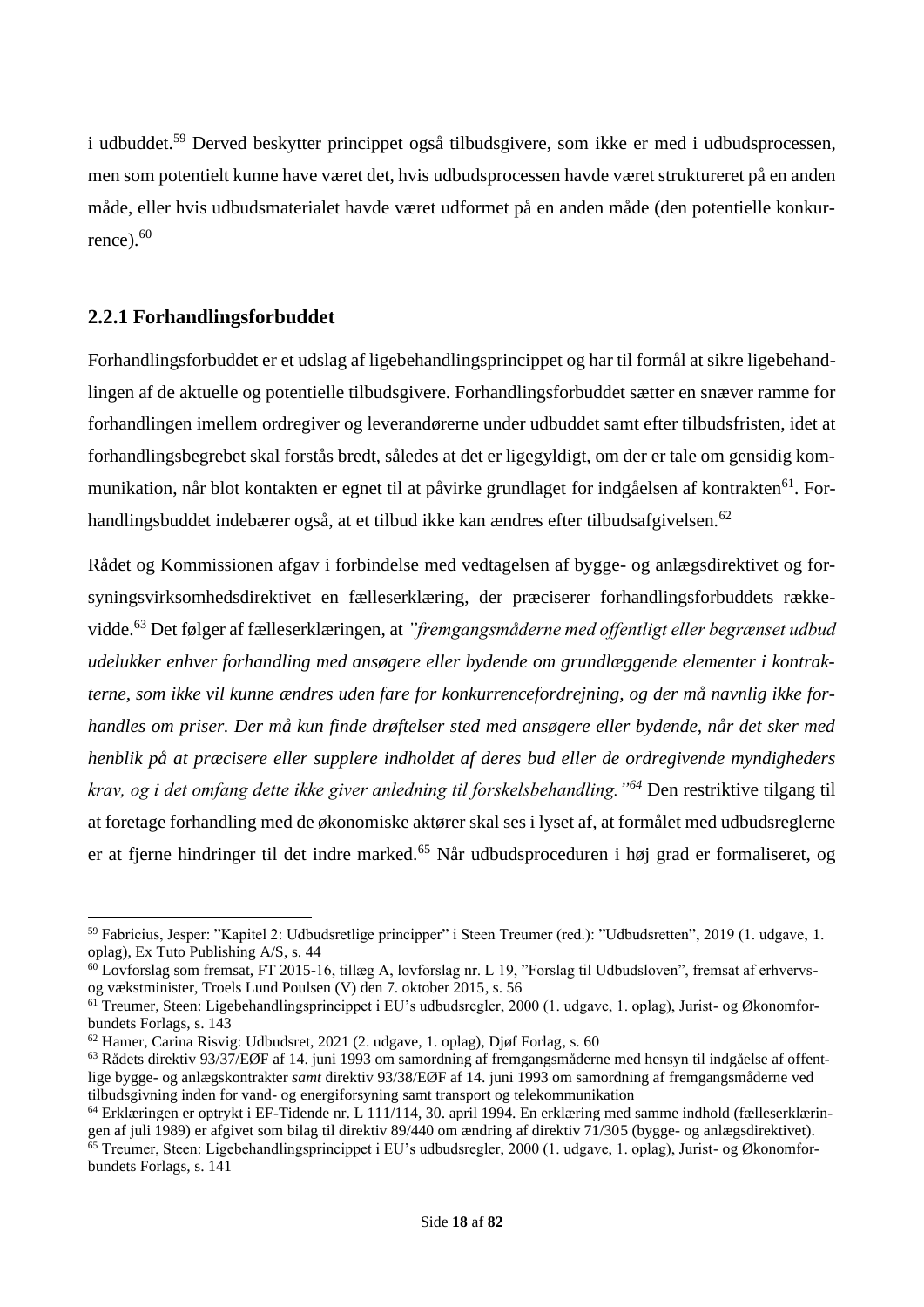i udbuddet.[59] Derved beskytter princippet også tilbudsgivere, som ikke er med i udbudsprocessen, men som potentielt kunne have været det, hvis udbudsprocessen havde været struktureret på en anden måde, eller hvis udbudsmaterialet havde været udformet på en anden måde (den potentielle konkurrence).[60]

### 2.2.1 Forhandlingsforbuddet

Forhandlingsforbuddet er et udslag af ligebehandlingsprincippet og har til formål at sikre ligebehandlingen af de aktuelle og potentielle tilbudsgivere. Forhandlingsforbuddet sætter en snæver ramme for forhandlingen imellem ordregiver og leverandørerne under udbuddet samt efter tilbudsfristen, idet at forhandlingsbegrebet skal forstås bredt, således at det er ligegyldigt, om der er tale om gensidig kommunikation, når blot kontakten er egnet til at påvirke grundlaget for indgåelsen af kontrakten[61]. Forhandlingsbuddet indebærer også, at et tilbud ikke kan ændres efter tilbudsafgivelsen.[62]

Rådet og Kommissionen afgav i forbindelse med vedtagelsen af bygge- og anlægsdirektivet og forsyningsvirksomhedsdirektivet en fælleserklæring, der præciserer forhandlingsforbuddets rækkevidde.[63] Det følger af fælleserklæringen, at *"fremgangsmåderne med offentligt eller begrænset udbud udelukker enhver forhandling med ansøgere eller bydende om grundlæggende elementer i kontrakterne, som ikke vil kunne ændres uden fare for konkurrencefordrejning, og der må navnlig ikke forhandles om priser. Der må kun finde drøftelser sted med ansøgere eller bydende, når det sker med henblik på at præcisere eller supplere indholdet af deres bud eller de ordregivende myndigheders krav, og i det omfang dette ikke giver anledning til forskelsbehandling."*[64] Den restriktive tilgang til at foretage forhandling med de økonomiske aktører skal ses i lyset af, at formålet med udbudsreglerne er at fjerne hindringer til det indre marked.[65] Når udbudsproceduren i høj grad er formaliseret, og

---

[59] Fabricius, Jesper: "Kapitel 2: Udbudsretlige principper" i Steen Treumer (red.): "Udbudsretten", 2019 (1. udgave, 1. oplag), Ex Tuto Publishing A/S, s. 44

[60] Lovforslag som fremsat, FT 2015-16, tillæg A, lovforslag nr. L 19, "Forslag til Udbudsloven", fremsat af erhvervs- og vækstminister, Troels Lund Poulsen (V) den 7. oktober 2015, s. 56

[61] Treumer, Steen: Ligebehandlingsprincippet i EU's udbudsregler, 2000 (1. udgave, 1. oplag), Jurist- og Økonomforbundets Forlags, s. 143

[62] Hamer, Carina Risvig: Udbudsret, 2021 (2. udgave, 1. oplag), Djøf Forlag, s. 60

[63] Rådets direktiv 93/37/EØF af 14. juni 1993 om samordning af fremgangsmåderne med hensyn til indgåelse af offentlige bygge- og anlægskontrakter *samt* direktiv 93/38/EØF af 14. juni 1993 om samordning af fremgangsmåderne ved tilbudsgivning inden for vand- og energiforsyning samt transport og telekommunikation

[64] Erklæringen er optrykt i EF-Tidende nr. L 111/114, 30. april 1994. En erklæring med samme indhold (fælleserklæringen af juli 1989) er afgivet som bilag til direktiv 89/440 om ændring af direktiv 71/305 (bygge- og anlægsdirektivet).

[65] Treumer, Steen: Ligebehandlingsprincippet i EU's udbudsregler, 2000 (1. udgave, 1. oplag), Jurist- og Økonomforbundets Forlags, s. 141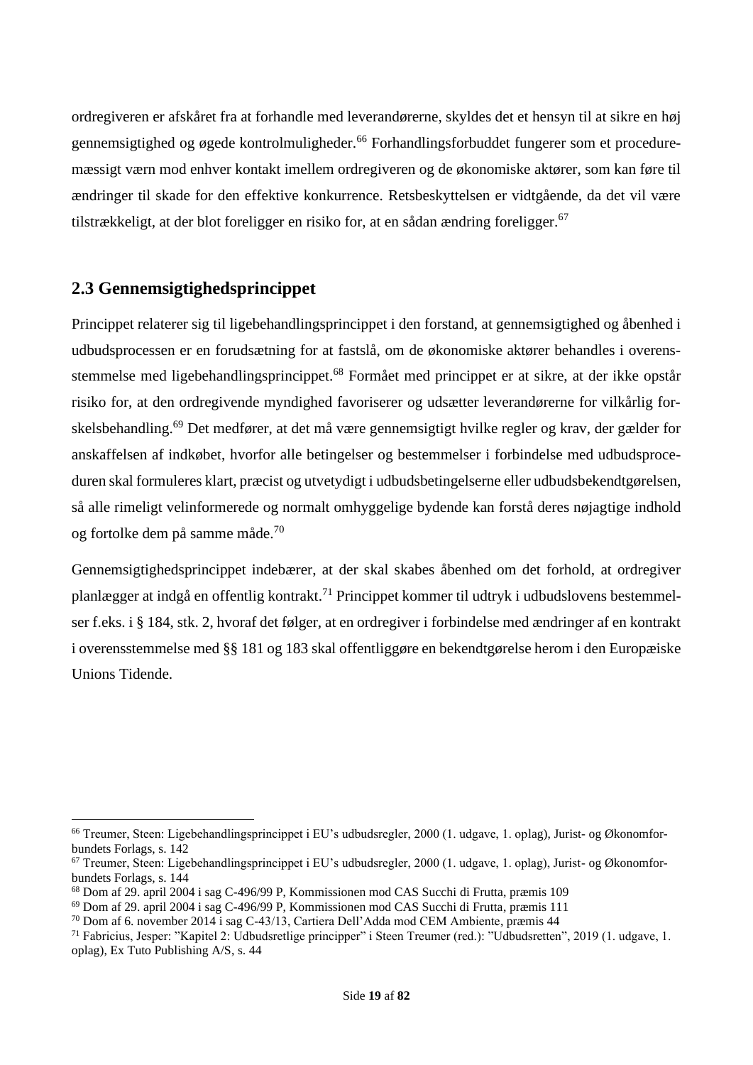ordregiveren er afskåret fra at forhandle med leverandørerne, skyldes det et hensyn til at sikre en høj gennemsigtighed og øgede kontrolmuligheder.[66] Forhandlingsforbuddet fungerer som et proceduremæssigt værn mod enhver kontakt imellem ordregiveren og de økonomiske aktører, som kan føre til ændringer til skade for den effektive konkurrence. Retsbeskyttelsen er vidtgående, da det vil være tilstrækkeligt, at der blot foreligger en risiko for, at en sådan ændring foreligger.[67]

## 2.3 Gennemsigtighedsprincippet

Princippet relaterer sig til ligebehandlingsprincippet i den forstand, at gennemsigtighed og åbenhed i udbudsprocessen er en forudsætning for at fastslå, om de økonomiske aktører behandles i overensstemmelse med ligebehandlingsprincippet.[68] Formået med princippet er at sikre, at der ikke opstår risiko for, at den ordregivende myndighed favoriserer og udsætter leverandørerne for vilkårlig forskelsbehandling.[69] Det medfører, at det må være gennemsigtigt hvilke regler og krav, der gælder for anskaffelsen af indkøbet, hvorfor alle betingelser og bestemmelser i forbindelse med udbudsproceduren skal formuleres klart, præcist og utvetydigt i udbudsbetingelserne eller udbudsbekendtgørelsen, så alle rimeligt velinformerede og normalt omhyggelige bydende kan forstå deres nøjagtige indhold og fortolke dem på samme måde.[70]

Gennemsigtighedsprincippet indebærer, at der skal skabes åbenhed om det forhold, at ordregiver planlægger at indgå en offentlig kontrakt.[71] Princippet kommer til udtryk i udbudslovens bestemmelser f.eks. i § 184, stk. 2, hvoraf det følger, at en ordregiver i forbindelse med ændringer af en kontrakt i overensstemmelse med §§ 181 og 183 skal offentliggøre en bekendtgørelse herom i den Europæiske Unions Tidende.

---

[66] Treumer, Steen: Ligebehandlingsprincippet i EU's udbudsregler, 2000 (1. udgave, 1. oplag), Jurist- og Økonomforbundets Forlags, s. 142

[67] Treumer, Steen: Ligebehandlingsprincippet i EU's udbudsregler, 2000 (1. udgave, 1. oplag), Jurist- og Økonomforbundets Forlags, s. 144

[68] Dom af 29. april 2004 i sag C-496/99 P, Kommissionen mod CAS Succhi di Frutta, præmis 109

[69] Dom af 29. april 2004 i sag C-496/99 P, Kommissionen mod CAS Succhi di Frutta, præmis 111

[70] Dom af 6. november 2014 i sag C-43/13, Cartiera Dell'Adda mod CEM Ambiente, præmis 44

[71] Fabricius, Jesper: "Kapitel 2: Udbudsretlige principper" i Steen Treumer (red.): "Udbudsretten", 2019 (1. udgave, 1. oplag), Ex Tuto Publishing A/S, s. 44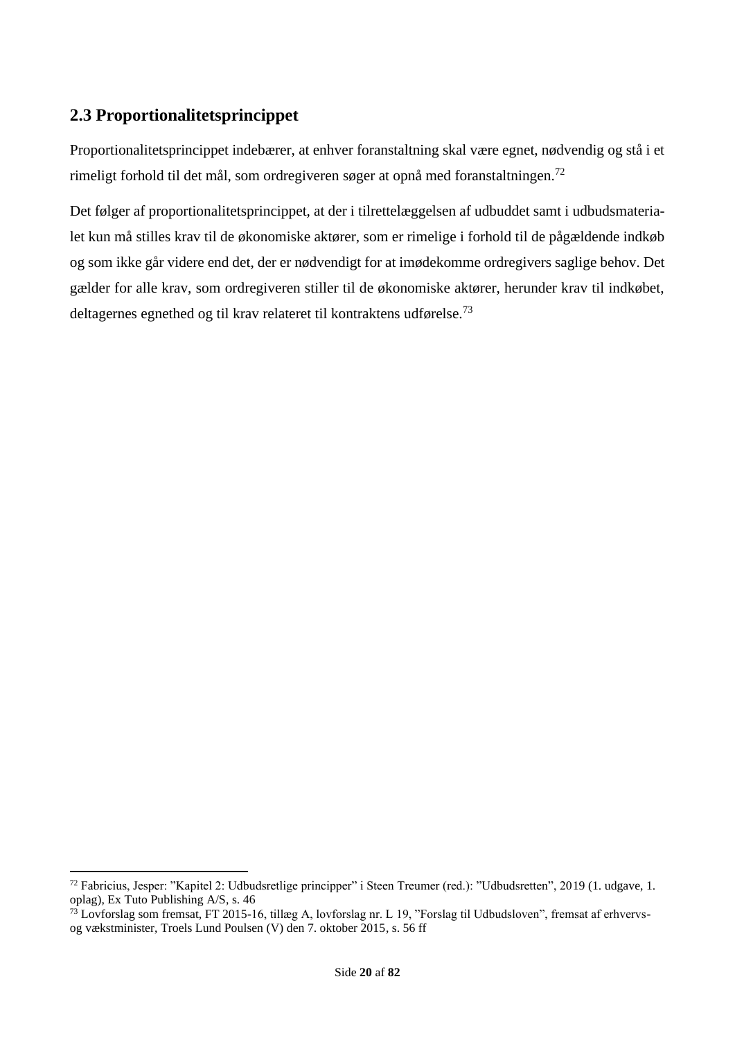## 2.3 Proportionalitetsprincippet

Proportionalitetsprincippet indebærer, at enhver foranstaltning skal være egnet, nødvendig og stå i et rimeligt forhold til det mål, som ordregiveren søger at opnå med foranstaltningen.[72]

Det følger af proportionalitetsprincippet, at der i tilrettelæggelsen af udbuddet samt i udbudsmaterialet kun må stilles krav til de økonomiske aktører, som er rimelige i forhold til de pågældende indkøb og som ikke går videre end det, der er nødvendigt for at imødekomme ordregivers saglige behov. Det gælder for alle krav, som ordregiveren stiller til de økonomiske aktører, herunder krav til indkøbet, deltagernes egnethed og til krav relateret til kontraktens udførelse.[73]

[72] Fabricius, Jesper: "Kapitel 2: Udbudsretlige principper" i Steen Treumer (red.): "Udbudsretten", 2019 (1. udgave, 1. oplag), Ex Tuto Publishing A/S, s. 46

[73] Lovforslag som fremsat, FT 2015-16, tillæg A, lovforslag nr. L 19, "Forslag til Udbudsloven", fremsat af erhvervs- og vækstminister, Troels Lund Poulsen (V) den 7. oktober 2015, s. 56 ff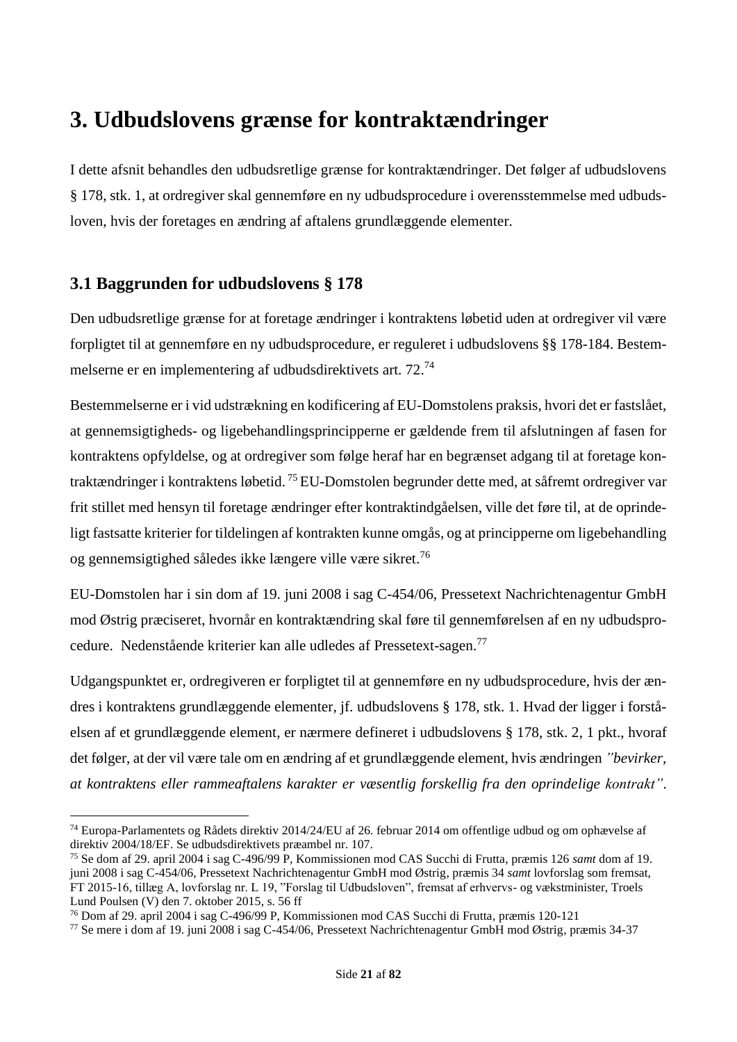# 3. Udbudslovens grænse for kontraktændringer

I dette afsnit behandles den udbudsretlige grænse for kontraktændringer. Det følger af udbudslovens § 178, stk. 1, at ordregiver skal gennemføre en ny udbudsprocedure i overensstemmelse med udbudsloven, hvis der foretages en ændring af aftalens grundlæggende elementer.

## 3.1 Baggrunden for udbudslovens § 178

Den udbudsretlige grænse for at foretage ændringer i kontraktens løbetid uden at ordregiver vil være forpligtet til at gennemføre en ny udbudsprocedure, er reguleret i udbudslovens §§ 178-184. Bestemmelserne er en implementering af udbudsdirektivets art. 72.[74]

Bestemmelserne er i vid udstrækning en kodificering af EU-Domstolens praksis, hvori det er fastslået, at gennemsigtigheds- og ligebehandlingsprincipperne er gældende frem til afslutningen af fasen for kontraktens opfyldelse, og at ordregiver som følge heraf har en begrænset adgang til at foretage kontraktændringer i kontraktens løbetid.[75] EU-Domstolen begrunder dette med, at såfremt ordregiver var frit stillet med hensyn til foretage ændringer efter kontraktindgåelsen, ville det føre til, at de oprindeligt fastsatte kriterier for tildelingen af kontrakten kunne omgås, og at principperne om ligebehandling og gennemsigtighed således ikke længere ville være sikret.[76]

EU-Domstolen har i sin dom af 19. juni 2008 i sag C-454/06, Pressetext Nachrichtenagentur GmbH mod Østrig præciseret, hvornår en kontraktændring skal føre til gennemførelsen af en ny udbudsprocedure. Nedenstående kriterier kan alle udledes af Pressetext-sagen.[77]

Udgangspunktet er, ordregiveren er forpligtet til at gennemføre en ny udbudsprocedure, hvis der ændres i kontraktens grundlæggende elementer, jf. udbudslovens § 178, stk. 1. Hvad der ligger i forståelsen af et grundlæggende element, er nærmere defineret i udbudslovens § 178, stk. 2, 1 pkt., hvoraf det følger, at der vil være tale om en ændring af et grundlæggende element, hvis ændringen *"bevirker, at kontraktens eller rammeaftalens karakter er væsentlig forskellig fra den oprindelige kontrakt".*

---

[74] Europa-Parlamentets og Rådets direktiv 2014/24/EU af 26. februar 2014 om offentlige udbud og om ophævelse af direktiv 2004/18/EF. Se udbudsdirektivets præambel nr. 107.

[75] Se dom af 29. april 2004 i sag C-496/99 P, Kommissionen mod CAS Succhi di Frutta, præmis 126 *samt* dom af 19. juni 2008 i sag C-454/06, Pressetext Nachrichtenagentur GmbH mod Østrig, præmis 34 *samt* lovforslag som fremsat, FT 2015-16, tillæg A, lovforslag nr. L 19, "Forslag til Udbudsloven", fremsat af erhvervs- og vækstminister, Troels Lund Poulsen (V) den 7. oktober 2015, s. 56 ff

[76] Dom af 29. april 2004 i sag C-496/99 P, Kommissionen mod CAS Succhi di Frutta, præmis 120-121

[77] Se mere i dom af 19. juni 2008 i sag C-454/06, Pressetext Nachrichtenagentur GmbH mod Østrig, præmis 34-37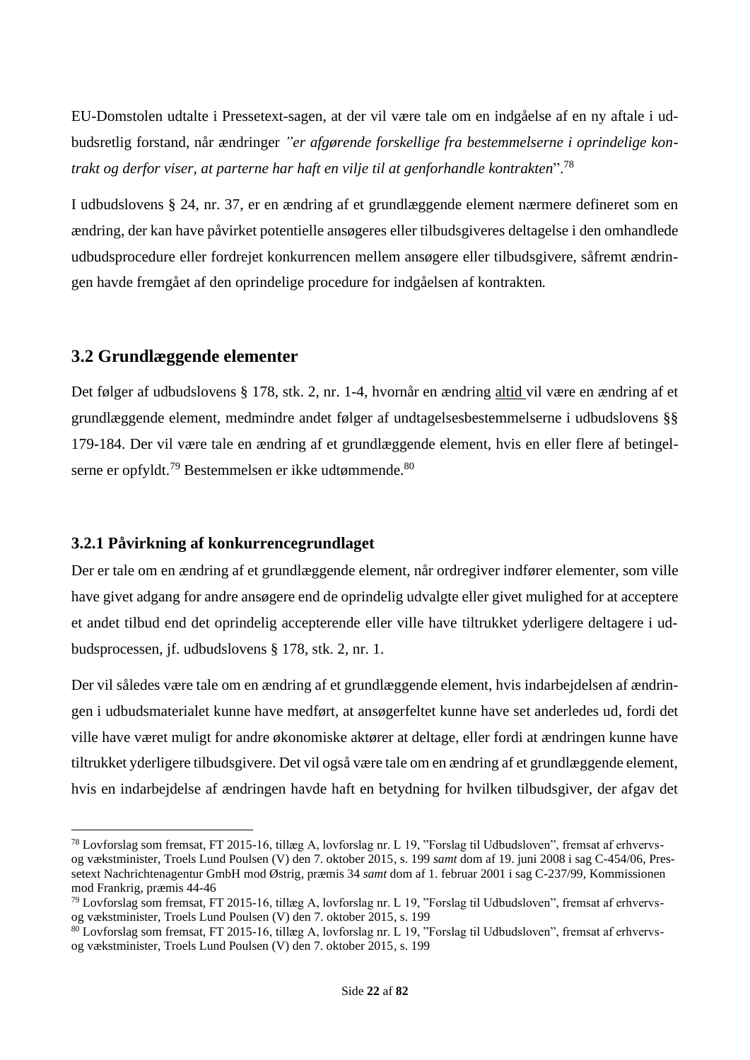EU-Domstolen udtalte i Pressetext-sagen, at der vil være tale om en indgåelse af en ny aftale i udbudsretlig forstand, når ændringer *"er afgørende forskellige fra bestemmelserne i oprindelige kontrakt og derfor viser, at parterne har haft en vilje til at genforhandle kontrakten*".[78]

I udbudslovens § 24, nr. 37, er en ændring af et grundlæggende element nærmere defineret som en ændring, der kan have påvirket potentielle ansøgeres eller tilbudsgiveres deltagelse i den omhandlede udbudsprocedure eller fordrejet konkurrencen mellem ansøgere eller tilbudsgivere, såfremt ændringen havde fremgået af den oprindelige procedure for indgåelsen af kontrakten.

## 3.2 Grundlæggende elementer

Det følger af udbudslovens § 178, stk. 2, nr. 1-4, hvornår en ændring <u>altid</u> vil være en ændring af et grundlæggende element, medmindre andet følger af undtagelsesbestemmelserne i udbudslovens §§ 179-184. Der vil være tale en ændring af et grundlæggende element, hvis en eller flere af betingelserne er opfyldt.[79] Bestemmelsen er ikke udtømmende.[80]

### 3.2.1 Påvirkning af konkurrencegrundlaget

Der er tale om en ændring af et grundlæggende element, når ordregiver indfører elementer, som ville have givet adgang for andre ansøgere end de oprindelig udvalgte eller givet mulighed for at acceptere et andet tilbud end det oprindelig accepterende eller ville have tiltrukket yderligere deltagere i udbudsprocessen, jf. udbudslovens § 178, stk. 2, nr. 1.

Der vil således være tale om en ændring af et grundlæggende element, hvis indarbejdelsen af ændringen i udbudsmaterialet kunne have medført, at ansøgerfeltet kunne have set anderledes ud, fordi det ville have været muligt for andre økonomiske aktører at deltage, eller fordi at ændringen kunne have tiltrukket yderligere tilbudsgivere. Det vil også være tale om en ændring af et grundlæggende element, hvis en indarbejdelse af ændringen havde haft en betydning for hvilken tilbudsgiver, der afgav det

---

[78] Lovforslag som fremsat, FT 2015-16, tillæg A, lovforslag nr. L 19, "Forslag til Udbudsloven", fremsat af erhvervs- og vækstminister, Troels Lund Poulsen (V) den 7. oktober 2015, s. 199 *samt* dom af 19. juni 2008 i sag C-454/06, Pressetext Nachrichtenagentur GmbH mod Østrig, præmis 34 *samt* dom af 1. februar 2001 i sag C-237/99, Kommissionen mod Frankrig, præmis 44-46

[79] Lovforslag som fremsat, FT 2015-16, tillæg A, lovforslag nr. L 19, "Forslag til Udbudsloven", fremsat af erhvervs- og vækstminister, Troels Lund Poulsen (V) den 7. oktober 2015, s. 199

[80] Lovforslag som fremsat, FT 2015-16, tillæg A, lovforslag nr. L 19, "Forslag til Udbudsloven", fremsat af erhvervs- og vækstminister, Troels Lund Poulsen (V) den 7. oktober 2015, s. 199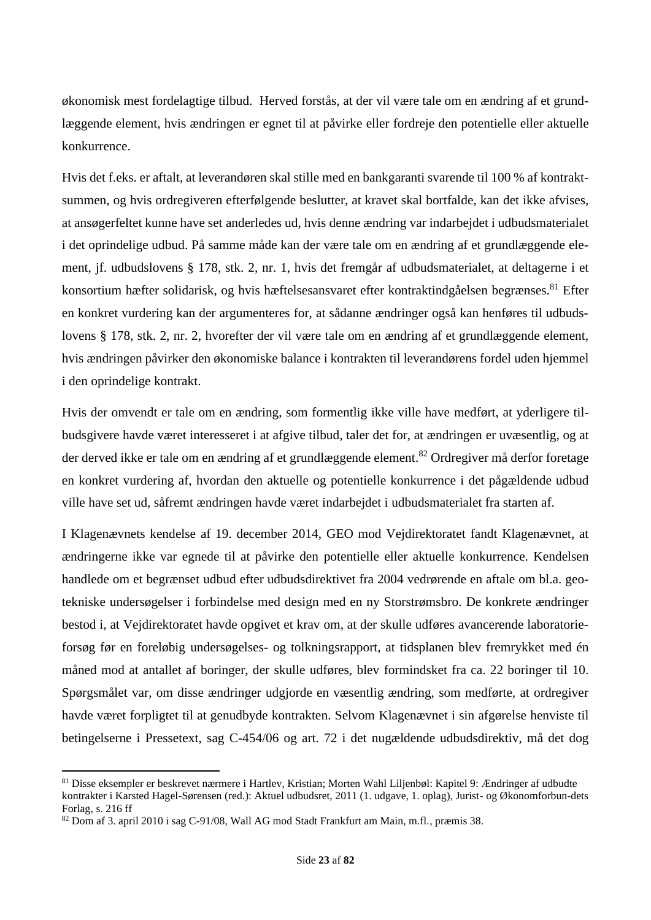økonomisk mest fordelagtige tilbud.  Herved forstås, at der vil være tale om en ændring af et grundlæggende element, hvis ændringen er egnet til at påvirke eller fordreje den potentielle eller aktuelle konkurrence.

Hvis det f.eks. er aftalt, at leverandøren skal stille med en bankgaranti svarende til 100 % af kontraktsummen, og hvis ordregiveren efterfølgende beslutter, at kravet skal bortfalde, kan det ikke afvises, at ansøgerfeltet kunne have set anderledes ud, hvis denne ændring var indarbejdet i udbudsmaterialet i det oprindelige udbud. På samme måde kan der være tale om en ændring af et grundlæggende element, jf. udbudslovens § 178, stk. 2, nr. 1, hvis det fremgår af udbudsmaterialet, at deltagerne i et konsortium hæfter solidarisk, og hvis hæftelsesansvaret efter kontraktindgåelsen begrænses.[81] Efter en konkret vurdering kan der argumenteres for, at sådanne ændringer også kan henføres til udbudslovens § 178, stk. 2, nr. 2, hvorefter der vil være tale om en ændring af et grundlæggende element, hvis ændringen påvirker den økonomiske balance i kontrakten til leverandørens fordel uden hjemmel i den oprindelige kontrakt.

Hvis der omvendt er tale om en ændring, som formentlig ikke ville have medført, at yderligere tilbudsgivere havde været interesseret i at afgive tilbud, taler det for, at ændringen er uvæsentlig, og at der derved ikke er tale om en ændring af et grundlæggende element.[82] Ordregiver må derfor foretage en konkret vurdering af, hvordan den aktuelle og potentielle konkurrence i det pågældende udbud ville have set ud, såfremt ændringen havde været indarbejdet i udbudsmaterialet fra starten af.

I Klagenævnets kendelse af 19. december 2014, GEO mod Vejdirektoratet fandt Klagenævnet, at ændringerne ikke var egnede til at påvirke den potentielle eller aktuelle konkurrence. Kendelsen handlede om et begrænset udbud efter udbudsdirektivet fra 2004 vedrørende en aftale om bl.a. geotekniske undersøgelser i forbindelse med design med en ny Storstrømsbro. De konkrete ændringer bestod i, at Vejdirektoratet havde opgivet et krav om, at der skulle udføres avancerende laboratorieforsøg før en foreløbig undersøgelses- og tolkningsrapport, at tidsplanen blev fremrykket med én måned mod at antallet af boringer, der skulle udføres, blev formindsket fra ca. 22 boringer til 10. Spørgsmålet var, om disse ændringer udgjorde en væsentlig ændring, som medførte, at ordregiver havde været forpligtet til at genudbyde kontrakten. Selvom Klagenævnet i sin afgørelse henviste til betingelserne i Pressetext, sag C-454/06 og art. 72 i det nugældende udbudsdirektiv, må det dog

---

[81] Disse eksempler er beskrevet nærmere i Hartlev, Kristian; Morten Wahl Liljenbøl: Kapitel 9: Ændringer af udbudte kontrakter i Karsted Hagel-Sørensen (red.): Aktuel udbudsret, 2011 (1. udgave, 1. oplag), Jurist- og Økonomforbun-dets Forlag, s. 216 ff

[82] Dom af 3. april 2010 i sag C-91/08, Wall AG mod Stadt Frankfurt am Main, m.fl., præmis 38.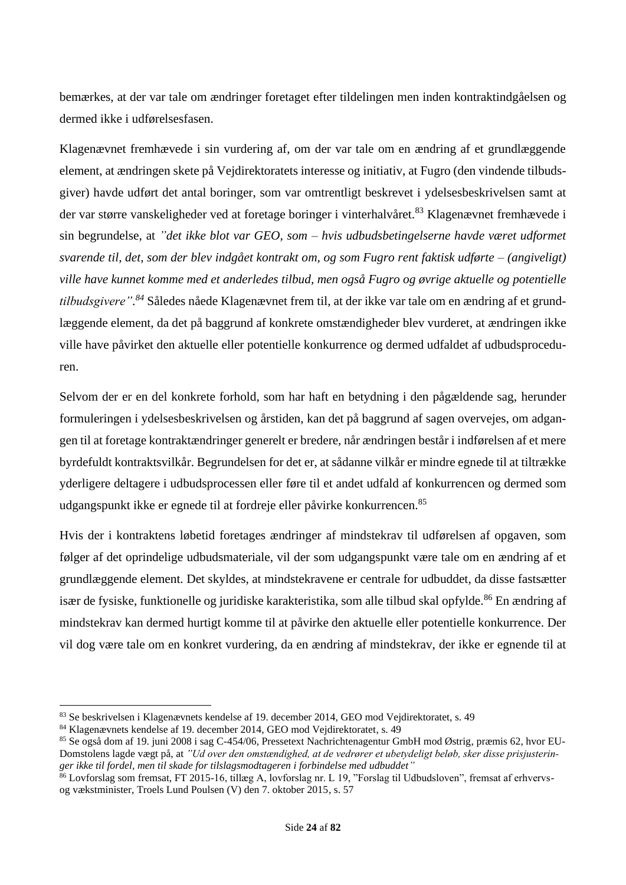bemærkes, at der var tale om ændringer foretaget efter tildelingen men inden kontraktindgåelsen og dermed ikke i udførelsesfasen.

Klagenævnet fremhævede i sin vurdering af, om der var tale om en ændring af et grundlæggende element, at ændringen skete på Vejdirektoratets interesse og initiativ, at Fugro (den vindende tilbudsgiver) havde udført det antal boringer, som var omtrentligt beskrevet i ydelsesbeskrivelsen samt at der var større vanskeligheder ved at foretage boringer i vinterhalvåret.[83] Klagenævnet fremhævede i sin begrundelse, at *"det ikke blot var GEO, som – hvis udbudsbetingelserne havde været udformet svarende til, det, som der blev indgået kontrakt om, og som Fugro rent faktisk udførte – (angiveligt) ville have kunnet komme med et anderledes tilbud, men også Fugro og øvrige aktuelle og potentielle tilbudsgivere"*.[84] Således nåede Klagenævnet frem til, at der ikke var tale om en ændring af et grundlæggende element, da det på baggrund af konkrete omstændigheder blev vurderet, at ændringen ikke ville have påvirket den aktuelle eller potentielle konkurrence og dermed udfaldet af udbudsproceduren.

Selvom der er en del konkrete forhold, som har haft en betydning i den pågældende sag, herunder formuleringen i ydelsesbeskrivelsen og årstiden, kan det på baggrund af sagen overvejes, om adgangen til at foretage kontraktændringer generelt er bredere, når ændringen består i indførelsen af et mere byrdefuldt kontraktsvilkår. Begrundelsen for det er, at sådanne vilkår er mindre egnede til at tiltrække yderligere deltagere i udbudsprocessen eller føre til et andet udfald af konkurrencen og dermed som udgangspunkt ikke er egnede til at fordreje eller påvirke konkurrencen.[85]

Hvis der i kontraktens løbetid foretages ændringer af mindstekrav til udførelsen af opgaven, som følger af det oprindelige udbudsmateriale, vil der som udgangspunkt være tale om en ændring af et grundlæggende element. Det skyldes, at mindstekravene er centrale for udbuddet, da disse fastsætter især de fysiske, funktionelle og juridiske karakteristika, som alle tilbud skal opfylde.[86] En ændring af mindstekrav kan dermed hurtigt komme til at påvirke den aktuelle eller potentielle konkurrence. Der vil dog være tale om en konkret vurdering, da en ændring af mindstekrav, der ikke er egnende til at

---

[83] Se beskrivelsen i Klagenævnets kendelse af 19. december 2014, GEO mod Vejdirektoratet, s. 49

[84] Klagenævnets kendelse af 19. december 2014, GEO mod Vejdirektoratet, s. 49

[85] Se også dom af 19. juni 2008 i sag C-454/06, Pressetext Nachrichtenagentur GmbH mod Østrig, præmis 62, hvor EU-Domstolens lagde vægt på, at *"Ud over den omstændighed, at de vedrører et ubetydeligt beløb, sker disse prisjusteringer ikke til fordel, men til skade for tilslagsmodtageren i forbindelse med udbuddet"*

[86] Lovforslag som fremsat, FT 2015-16, tillæg A, lovforslag nr. L 19, "Forslag til Udbudsloven", fremsat af erhvervs- og vækstminister, Troels Lund Poulsen (V) den 7. oktober 2015, s. 57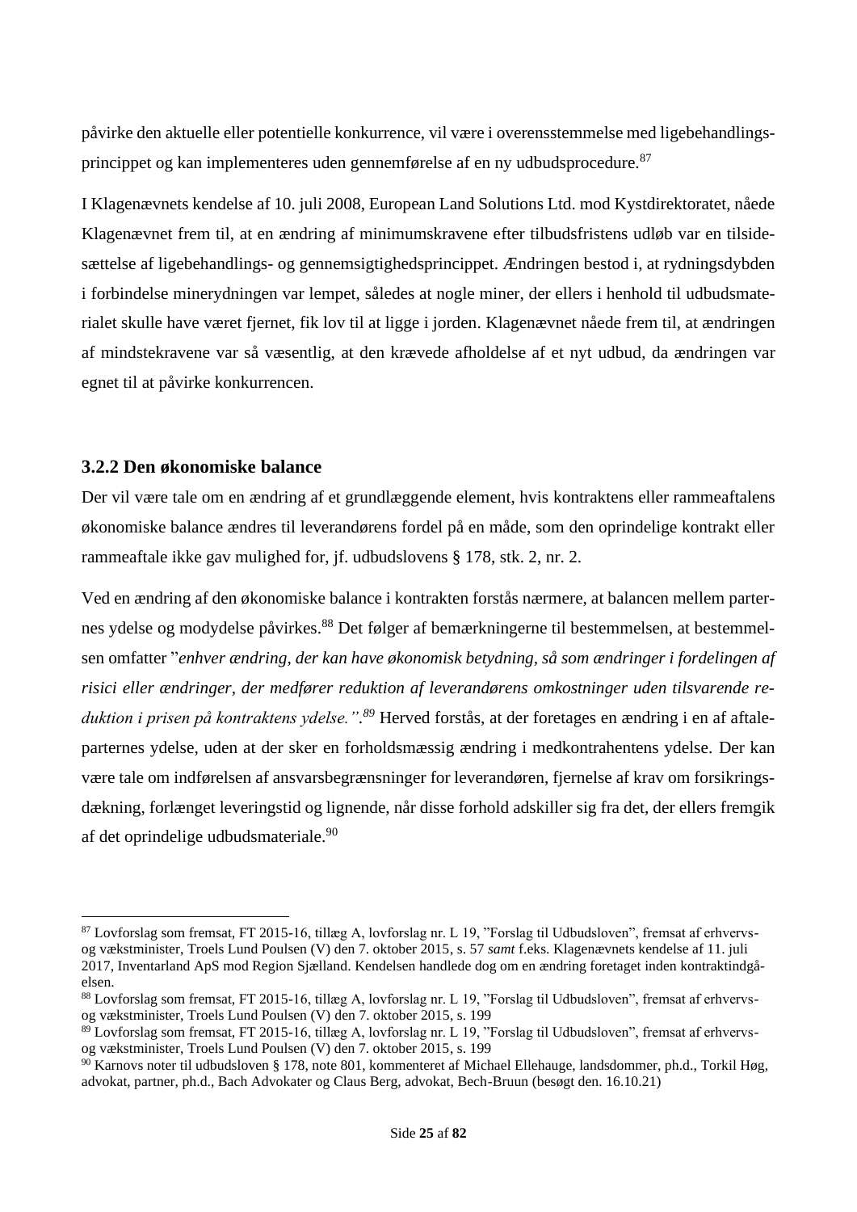påvirke den aktuelle eller potentielle konkurrence, vil være i overensstemmelse med ligebehandlingsprincippet og kan implementeres uden gennemførelse af en ny udbudsprocedure.[87]

I Klagenævnets kendelse af 10. juli 2008, European Land Solutions Ltd. mod Kystdirektoratet, nåede Klagenævnet frem til, at en ændring af minimumskravene efter tilbudsfristens udløb var en tilsidesættelse af ligebehandlings- og gennemsigtighedsprincippet. Ændringen bestod i, at rydningsdybden i forbindelse minerydningen var lempet, således at nogle miner, der ellers i henhold til udbudsmaterialet skulle have været fjernet, fik lov til at ligge i jorden. Klagenævnet nåede frem til, at ændringen af mindstekravene var så væsentlig, at den krævede afholdelse af et nyt udbud, da ændringen var egnet til at påvirke konkurrencen.

### 3.2.2 Den økonomiske balance

Der vil være tale om en ændring af et grundlæggende element, hvis kontraktens eller rammeaftalens økonomiske balance ændres til leverandørens fordel på en måde, som den oprindelige kontrakt eller rammeaftale ikke gav mulighed for, jf. udbudslovens § 178, stk. 2, nr. 2.

Ved en ændring af den økonomiske balance i kontrakten forstås nærmere, at balancen mellem parternes ydelse og modydelse påvirkes.[88] Det følger af bemærkningerne til bestemmelsen, at bestemmelsen omfatter "*enhver ændring, der kan have økonomisk betydning, så som ændringer i fordelingen af risici eller ændringer, der medfører reduktion af leverandørens omkostninger uden tilsvarende reduktion i prisen på kontraktens ydelse."*.[89] Herved forstås, at der foretages en ændring i en af aftaleparternes ydelse, uden at der sker en forholdsmæssig ændring i medkontrahentens ydelse. Der kan være tale om indførelsen af ansvarsbegrænsninger for leverandøren, fjernelse af krav om forsikringsdækning, forlænget leveringstid og lignende, når disse forhold adskiller sig fra det, der ellers fremgik af det oprindelige udbudsmateriale.[90]

---

[87] Lovforslag som fremsat, FT 2015-16, tillæg A, lovforslag nr. L 19, "Forslag til Udbudsloven", fremsat af erhvervs- og vækstminister, Troels Lund Poulsen (V) den 7. oktober 2015, s. 57 *samt* f.eks. Klagenævnets kendelse af 11. juli 2017, Inventarland ApS mod Region Sjælland. Kendelsen handlede dog om en ændring foretaget inden kontraktindgåelsen.

[88] Lovforslag som fremsat, FT 2015-16, tillæg A, lovforslag nr. L 19, "Forslag til Udbudsloven", fremsat af erhvervs- og vækstminister, Troels Lund Poulsen (V) den 7. oktober 2015, s. 199

[89] Lovforslag som fremsat, FT 2015-16, tillæg A, lovforslag nr. L 19, "Forslag til Udbudsloven", fremsat af erhvervs- og vækstminister, Troels Lund Poulsen (V) den 7. oktober 2015, s. 199

[90] Karnovs noter til udbudsloven § 178, note 801, kommenteret af Michael Ellehauge, landsdommer, ph.d., Torkil Høg, advokat, partner, ph.d., Bach Advokater og Claus Berg, advokat, Bech-Bruun (besøgt den. 16.10.21)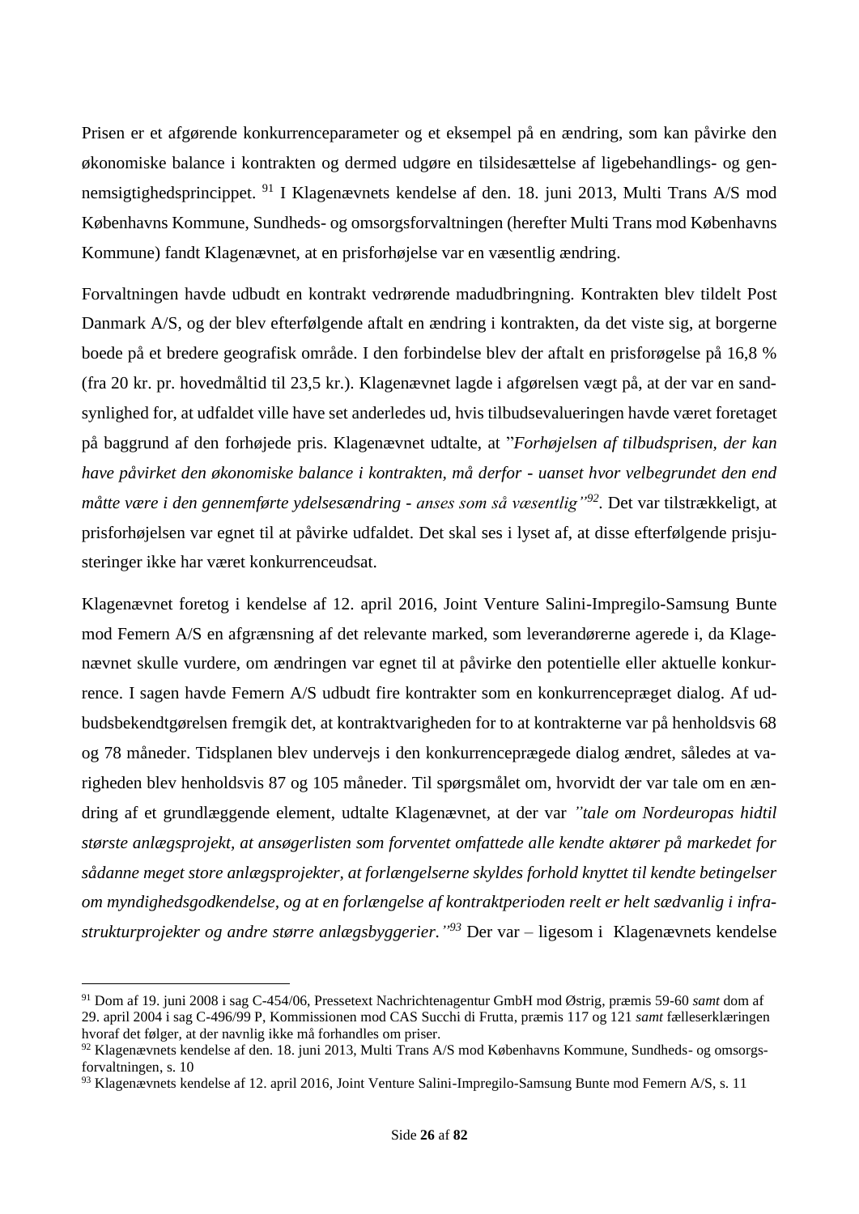Prisen er et afgørende konkurrenceparameter og et eksempel på en ændring, som kan påvirke den økonomiske balance i kontrakten og dermed udgøre en tilsidesættelse af ligebehandlings- og gennemsigtighedsprincippet. [91] I Klagenævnets kendelse af den. 18. juni 2013, Multi Trans A/S mod Københavns Kommune, Sundheds- og omsorgsforvaltningen (herefter Multi Trans mod Københavns Kommune) fandt Klagenævnet, at en prisforhøjelse var en væsentlig ændring.

Forvaltningen havde udbudt en kontrakt vedrørende madudbringning. Kontrakten blev tildelt Post Danmark A/S, og der blev efterfølgende aftalt en ændring i kontrakten, da det viste sig, at borgerne boede på et bredere geografisk område. I den forbindelse blev der aftalt en prisforøgelse på 16,8 % (fra 20 kr. pr. hovedmåltid til 23,5 kr.). Klagenævnet lagde i afgørelsen vægt på, at der var en sandsynlighed for, at udfaldet ville have set anderledes ud, hvis tilbudsevalueringen havde været foretaget på baggrund af den forhøjede pris. Klagenævnet udtalte, at "*Forhøjelsen af tilbudsprisen, der kan have påvirket den økonomiske balance i kontrakten, må derfor - uanset hvor velbegrundet den end måtte være i den gennemførte ydelsesændring - anses som så væsentlig"*[92]. Det var tilstrækkeligt, at prisforhøjelsen var egnet til at påvirke udfaldet. Det skal ses i lyset af, at disse efterfølgende prisjusteringer ikke har været konkurrenceudsat.

Klagenævnet foretog i kendelse af 12. april 2016, Joint Venture Salini-Impregilo-Samsung Bunte mod Femern A/S en afgrænsning af det relevante marked, som leverandørerne agerede i, da Klagenævnet skulle vurdere, om ændringen var egnet til at påvirke den potentielle eller aktuelle konkurrence. I sagen havde Femern A/S udbudt fire kontrakter som en konkurrencepræget dialog. Af udbudsbekendtgørelsen fremgik det, at kontraktvarigheden for to at kontrakterne var på henholdsvis 68 og 78 måneder. Tidsplanen blev undervejs i den konkurrenceprægede dialog ændret, således at varigheden blev henholdsvis 87 og 105 måneder. Til spørgsmålet om, hvorvidt der var tale om en ændring af et grundlæggende element, udtalte Klagenævnet, at der var *"tale om Nordeuropas hidtil største anlægsprojekt, at ansøgerlisten som forventet omfattede alle kendte aktører på markedet for sådanne meget store anlægsprojekter, at forlængelserne skyldes forhold knyttet til kendte betingelser om myndighedsgodkendelse, og at en forlængelse af kontraktperioden reelt er helt sædvanlig i infrastrukturprojekter og andre større anlægsbyggerier."*[93] Der var – ligesom i Klagenævnets kendelse

---

[91] Dom af 19. juni 2008 i sag C-454/06, Pressetext Nachrichtenagentur GmbH mod Østrig, præmis 59-60 *samt* dom af 29. april 2004 i sag C-496/99 P, Kommissionen mod CAS Succhi di Frutta, præmis 117 og 121 *samt* fælleserklæringen hvoraf det følger, at der navnlig ikke må forhandles om priser.

[92] Klagenævnets kendelse af den. 18. juni 2013, Multi Trans A/S mod Københavns Kommune, Sundheds- og omsorgsforvaltningen, s. 10

[93] Klagenævnets kendelse af 12. april 2016, Joint Venture Salini-Impregilo-Samsung Bunte mod Femern A/S, s. 11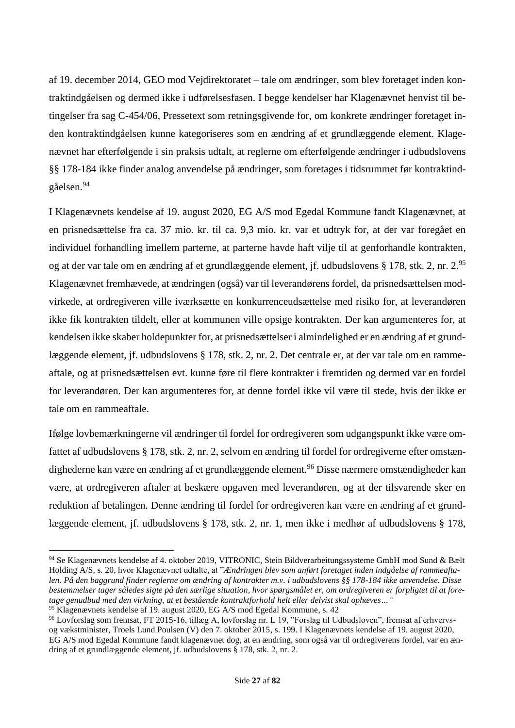af 19. december 2014, GEO mod Vejdirektoratet – tale om ændringer, som blev foretaget inden kontraktindgåelsen og dermed ikke i udførelsesfasen. I begge kendelser har Klagenævnet henvist til betingelser fra sag C-454/06, Pressetext som retningsgivende for, om konkrete ændringer foretaget inden kontraktindgåelsen kunne kategoriseres som en ændring af et grundlæggende element. Klagenævnet har efterfølgende i sin praksis udtalt, at reglerne om efterfølgende ændringer i udbudslovens §§ 178-184 ikke finder analog anvendelse på ændringer, som foretages i tidsrummet før kontraktindgåelsen.[94]

I Klagenævnets kendelse af 19. august 2020, EG A/S mod Egedal Kommune fandt Klagenævnet, at en prisnedsættelse fra ca. 37 mio. kr. til ca. 9,3 mio. kr. var et udtryk for, at der var foregået en individuel forhandling imellem parterne, at parterne havde haft vilje til at genforhandle kontrakten, og at der var tale om en ændring af et grundlæggende element, jf. udbudslovens § 178, stk. 2, nr. 2.[95] Klagenævnet fremhævede, at ændringen (også) var til leverandørens fordel, da prisnedsættelsen modvirkede, at ordregiveren ville iværksætte en konkurrenceudsættelse med risiko for, at leverandøren ikke fik kontrakten tildelt, eller at kommunen ville opsige kontrakten. Der kan argumenteres for, at kendelsen ikke skaber holdepunkter for, at prisnedsættelser i almindelighed er en ændring af et grundlæggende element, jf. udbudslovens § 178, stk. 2, nr. 2. Det centrale er, at der var tale om en rammeaftale, og at prisnedsættelsen evt. kunne føre til flere kontrakter i fremtiden og dermed var en fordel for leverandøren. Der kan argumenteres for, at denne fordel ikke vil være til stede, hvis der ikke er tale om en rammeaftale.

Ifølge lovbemærkningerne vil ændringer til fordel for ordregiveren som udgangspunkt ikke være omfattet af udbudslovens § 178, stk. 2, nr. 2, selvom en ændring til fordel for ordregiverne efter omstændighederne kan være en ændring af et grundlæggende element.[96] Disse nærmere omstændigheder kan være, at ordregiveren aftaler at beskære opgaven med leverandøren, og at der tilsvarende sker en reduktion af betalingen. Denne ændring til fordel for ordregiveren kan være en ændring af et grundlæggende element, jf. udbudslovens § 178, stk. 2, nr. 1, men ikke i medhør af udbudslovens § 178,

---

[94] Se Klagenævnets kendelse af 4. oktober 2019, VITRONIC, Stein Bildverarbeitungssysteme GmbH mod Sund & Bælt Holding A/S, s. 20, hvor Klagenævnet udtalte, at "*Ændringen blev som anført foretaget inden indgåelse af rammeaftalen. På den baggrund finder reglerne om ændring af kontrakter m.v. i udbudslovens §§ 178-184 ikke anvendelse. Disse bestemmelser tager således sigte på den særlige situation, hvor spørgsmålet er, om ordregiveren er forpligtet til at foretage genudbud med den virkning, at et bestående kontraktforhold helt eller delvist skal ophæves…"*

[95] Klagenævnets kendelse af 19. august 2020, EG A/S mod Egedal Kommune, s. 42

[96] Lovforslag som fremsat, FT 2015-16, tillæg A, lovforslag nr. L 19, "Forslag til Udbudsloven", fremsat af erhvervs- og vækstminister, Troels Lund Poulsen (V) den 7. oktober 2015, s. 199. I Klagenævnets kendelse af 19. august 2020, EG A/S mod Egedal Kommune fandt klagenævnet dog, at en ændring, som også var til ordregiverens fordel, var en ændring af et grundlæggende element, jf. udbudslovens § 178, stk. 2, nr. 2.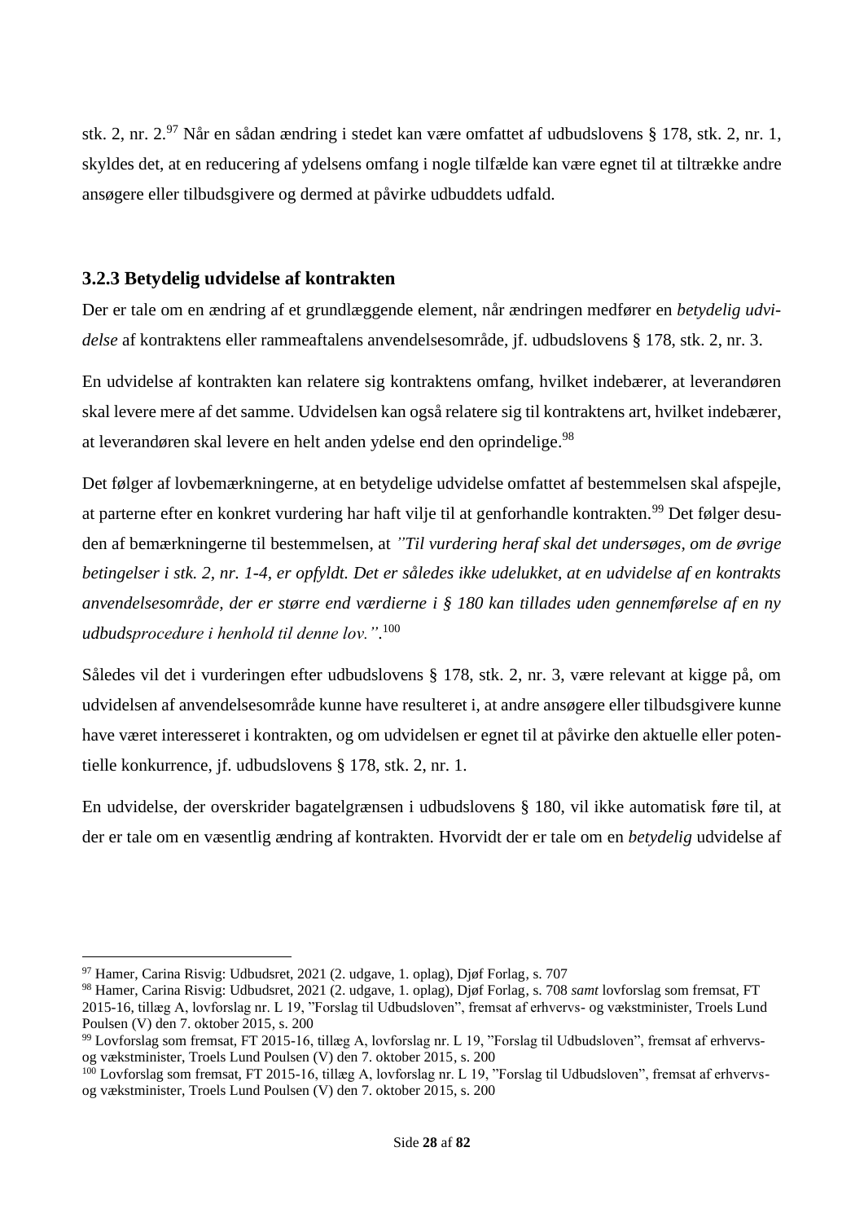stk. 2, nr. 2.[97] Når en sådan ændring i stedet kan være omfattet af udbudslovens § 178, stk. 2, nr. 1, skyldes det, at en reducering af ydelsens omfang i nogle tilfælde kan være egnet til at tiltrække andre ansøgere eller tilbudsgivere og dermed at påvirke udbuddets udfald.

### 3.2.3 Betydelig udvidelse af kontrakten

Der er tale om en ændring af et grundlæggende element, når ændringen medfører en *betydelig udvidelse* af kontraktens eller rammeaftalens anvendelsesområde, jf. udbudslovens § 178, stk. 2, nr. 3.

En udvidelse af kontrakten kan relatere sig kontraktens omfang, hvilket indebærer, at leverandøren skal levere mere af det samme. Udvidelsen kan også relatere sig til kontraktens art, hvilket indebærer, at leverandøren skal levere en helt anden ydelse end den oprindelige.[98]

Det følger af lovbemærkningerne, at en betydelige udvidelse omfattet af bestemmelsen skal afspejle, at parterne efter en konkret vurdering har haft vilje til at genforhandle kontrakten.[99] Det følger desuden af bemærkningerne til bestemmelsen, at *"Til vurdering heraf skal det undersøges, om de øvrige betingelser i stk. 2, nr. 1-4, er opfyldt. Det er således ikke udelukket, at en udvidelse af en kontrakts anvendelsesområde, der er større end værdierne i § 180 kan tillades uden gennemførelse af en ny udbudsprocedure i henhold til denne lov."*.[100]

Således vil det i vurderingen efter udbudslovens § 178, stk. 2, nr. 3, være relevant at kigge på, om udvidelsen af anvendelsesområde kunne have resulteret i, at andre ansøgere eller tilbudsgivere kunne have været interesseret i kontrakten, og om udvidelsen er egnet til at påvirke den aktuelle eller potentielle konkurrence, jf. udbudslovens § 178, stk. 2, nr. 1.

En udvidelse, der overskrider bagatelgrænsen i udbudslovens § 180, vil ikke automatisk føre til, at der er tale om en væsentlig ændring af kontrakten. Hvorvidt der er tale om en *betydelig* udvidelse af

---

[97] Hamer, Carina Risvig: Udbudsret, 2021 (2. udgave, 1. oplag), Djøf Forlag, s. 707

[98] Hamer, Carina Risvig: Udbudsret, 2021 (2. udgave, 1. oplag), Djøf Forlag, s. 708 *samt* lovforslag som fremsat, FT 2015-16, tillæg A, lovforslag nr. L 19, "Forslag til Udbudsloven", fremsat af erhvervs- og vækstminister, Troels Lund Poulsen (V) den 7. oktober 2015, s. 200

[99] Lovforslag som fremsat, FT 2015-16, tillæg A, lovforslag nr. L 19, "Forslag til Udbudsloven", fremsat af erhvervs- og vækstminister, Troels Lund Poulsen (V) den 7. oktober 2015, s. 200

[100] Lovforslag som fremsat, FT 2015-16, tillæg A, lovforslag nr. L 19, "Forslag til Udbudsloven", fremsat af erhvervs- og vækstminister, Troels Lund Poulsen (V) den 7. oktober 2015, s. 200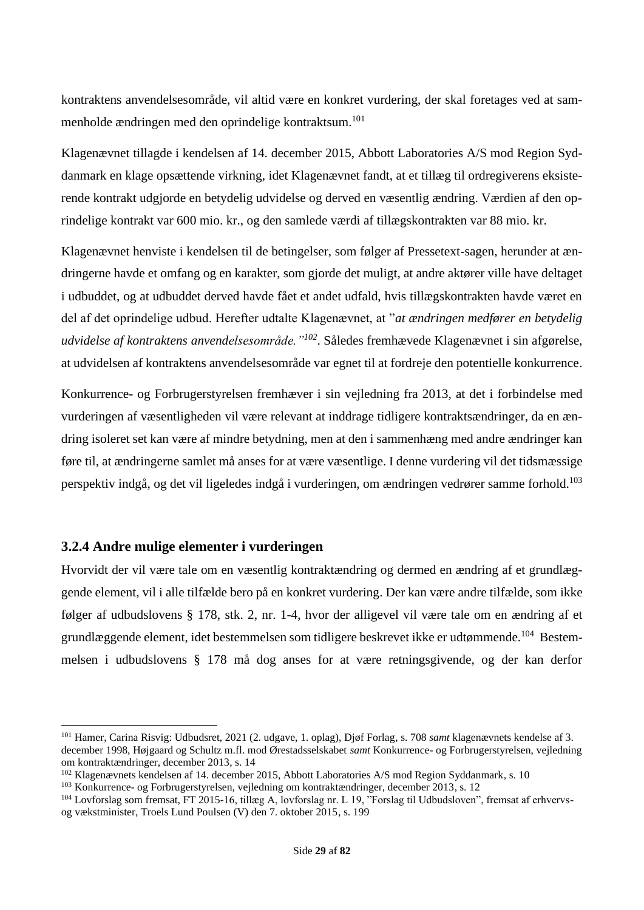kontraktens anvendelsesområde, vil altid være en konkret vurdering, der skal foretages ved at sammenholde ændringen med den oprindelige kontraktsum.[101]

Klagenævnet tillagde i kendelsen af 14. december 2015, Abbott Laboratories A/S mod Region Syddanmark en klage opsættende virkning, idet Klagenævnet fandt, at et tillæg til ordregiverens eksisterende kontrakt udgjorde en betydelig udvidelse og derved en væsentlig ændring. Værdien af den oprindelige kontrakt var 600 mio. kr., og den samlede værdi af tillægskontrakten var 88 mio. kr.

Klagenævnet henviste i kendelsen til de betingelser, som følger af Pressetext-sagen, herunder at ændringerne havde et omfang og en karakter, som gjorde det muligt, at andre aktører ville have deltaget i udbuddet, og at udbuddet derved havde fået et andet udfald, hvis tillægskontrakten havde været en del af det oprindelige udbud. Herefter udtalte Klagenævnet, at "*at ændringen medfører en betydelig udvidelse af kontraktens anvendelsesområde."*[102]. Således fremhævede Klagenævnet i sin afgørelse, at udvidelsen af kontraktens anvendelsesområde var egnet til at fordreje den potentielle konkurrence.

Konkurrence- og Forbrugerstyrelsen fremhæver i sin vejledning fra 2013, at det i forbindelse med vurderingen af væsentligheden vil være relevant at inddrage tidligere kontraktsændringer, da en ændring isoleret set kan være af mindre betydning, men at den i sammenhæng med andre ændringer kan føre til, at ændringerne samlet må anses for at være væsentlige. I denne vurdering vil det tidsmæssige perspektiv indgå, og det vil ligeledes indgå i vurderingen, om ændringen vedrører samme forhold.[103]

### 3.2.4 Andre mulige elementer i vurderingen

Hvorvidt der vil være tale om en væsentlig kontraktændring og dermed en ændring af et grundlæggende element, vil i alle tilfælde bero på en konkret vurdering. Der kan være andre tilfælde, som ikke følger af udbudslovens § 178, stk. 2, nr. 1-4, hvor der alligevel vil være tale om en ændring af et grundlæggende element, idet bestemmelsen som tidligere beskrevet ikke er udtømmende.[104] Bestemmelsen i udbudslovens § 178 må dog anses for at være retningsgivende, og der kan derfor

---

[101] Hamer, Carina Risvig: Udbudsret, 2021 (2. udgave, 1. oplag), Djøf Forlag, s. 708 *samt* klagenævnets kendelse af 3. december 1998, Højgaard og Schultz m.fl. mod Ørestadsselskabet *samt* Konkurrence- og Forbrugerstyrelsen, vejledning om kontraktændringer, december 2013, s. 14

[102] Klagenævnets kendelsen af 14. december 2015, Abbott Laboratories A/S mod Region Syddanmark, s. 10

[103] Konkurrence- og Forbrugerstyrelsen, vejledning om kontraktændringer, december 2013, s. 12

[104] Lovforslag som fremsat, FT 2015-16, tillæg A, lovforslag nr. L 19, "Forslag til Udbudsloven", fremsat af erhvervs- og vækstminister, Troels Lund Poulsen (V) den 7. oktober 2015, s. 199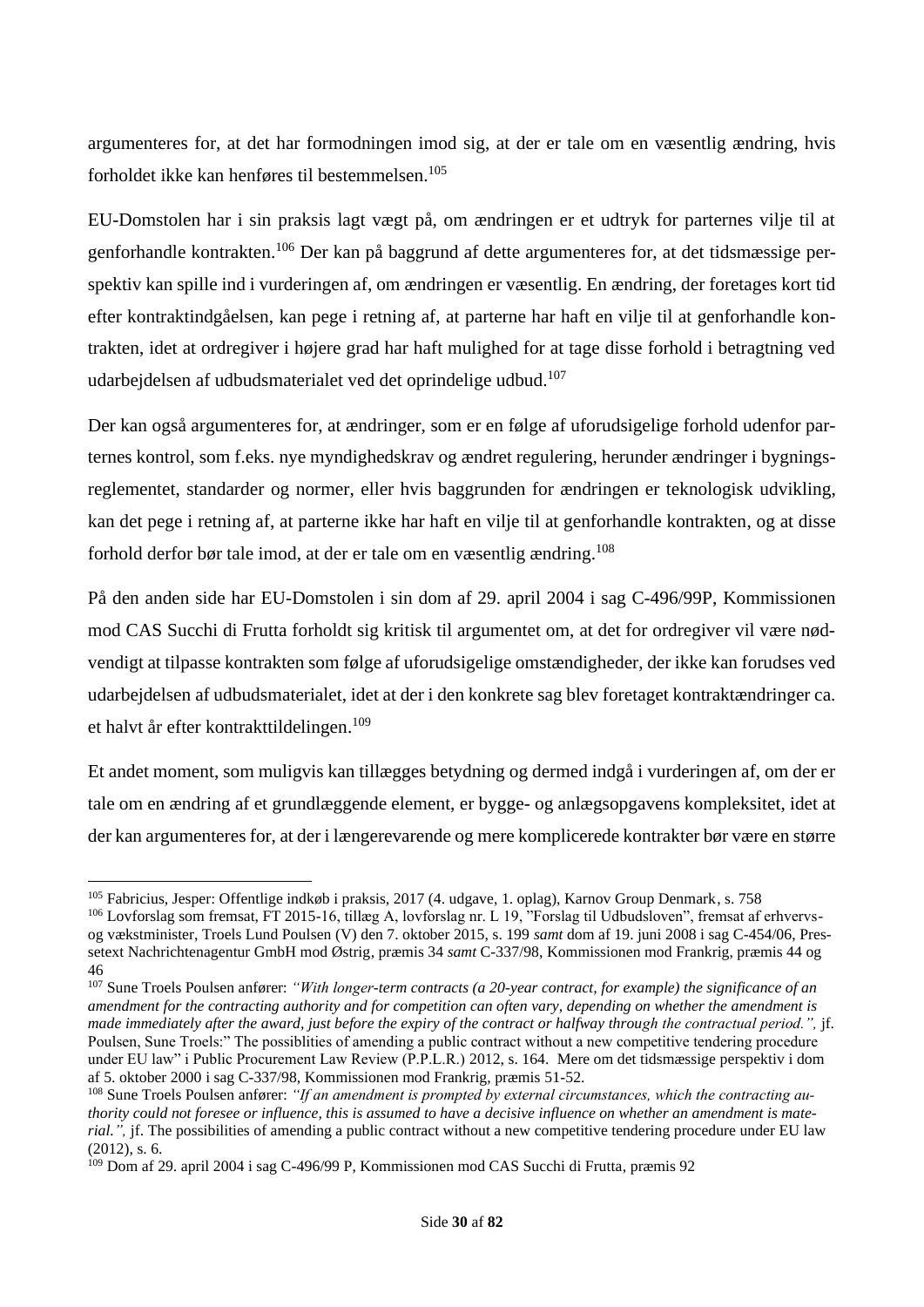argumenteres for, at det har formodningen imod sig, at der er tale om en væsentlig ændring, hvis forholdet ikke kan henføres til bestemmelsen.[105]

EU-Domstolen har i sin praksis lagt vægt på, om ændringen er et udtryk for parternes vilje til at genforhandle kontrakten.[106] Der kan på baggrund af dette argumenteres for, at det tidsmæssige perspektiv kan spille ind i vurderingen af, om ændringen er væsentlig. En ændring, der foretages kort tid efter kontraktindgåelsen, kan pege i retning af, at parterne har haft en vilje til at genforhandle kontrakten, idet at ordregiver i højere grad har haft mulighed for at tage disse forhold i betragtning ved udarbejdelsen af udbudsmaterialet ved det oprindelige udbud.[107]

Der kan også argumenteres for, at ændringer, som er en følge af uforudsigelige forhold udenfor parternes kontrol, som f.eks. nye myndighedskrav og ændret regulering, herunder ændringer i bygningsreglementet, standarder og normer, eller hvis baggrunden for ændringen er teknologisk udvikling, kan det pege i retning af, at parterne ikke har haft en vilje til at genforhandle kontrakten, og at disse forhold derfor bør tale imod, at der er tale om en væsentlig ændring.[108]

På den anden side har EU-Domstolen i sin dom af 29. april 2004 i sag C-496/99P, Kommissionen mod CAS Succhi di Frutta forholdt sig kritisk til argumentet om, at det for ordregiver vil være nødvendigt at tilpasse kontrakten som følge af uforudsigelige omstændigheder, der ikke kan forudses ved udarbejdelsen af udbudsmaterialet, idet at der i den konkrete sag blev foretaget kontraktændringer ca. et halvt år efter kontrakttildelingen.[109]

Et andet moment, som muligvis kan tillægges betydning og dermed indgå i vurderingen af, om der er tale om en ændring af et grundlæggende element, er bygge- og anlægsopgavens kompleksitet, idet at der kan argumenteres for, at der i længerevarende og mere komplicerede kontrakter bør være en større

---

[105] Fabricius, Jesper: Offentlige indkøb i praksis, 2017 (4. udgave, 1. oplag), Karnov Group Denmark, s. 758

[106] Lovforslag som fremsat, FT 2015-16, tillæg A, lovforslag nr. L 19, "Forslag til Udbudsloven", fremsat af erhvervs- og vækstminister, Troels Lund Poulsen (V) den 7. oktober 2015, s. 199 *samt* dom af 19. juni 2008 i sag C-454/06, Pressetext Nachrichtenagentur GmbH mod Østrig, præmis 34 *samt* C-337/98, Kommissionen mod Frankrig, præmis 44 og 46

[107] Sune Troels Poulsen anfører: *"With longer-term contracts (a 20-year contract, for example) the significance of an amendment for the contracting authority and for competition can often vary, depending on whether the amendment is made immediately after the award, just before the expiry of the contract or halfway through the contractual period.",* jf. Poulsen, Sune Troels:" The possiblities of amending a public contract without a new competitive tendering procedure under EU law" i Public Procurement Law Review (P.P.L.R.) 2012, s. 164. Mere om det tidsmæssige perspektiv i dom af 5. oktober 2000 i sag C-337/98, Kommissionen mod Frankrig, præmis 51-52.

[108] Sune Troels Poulsen anfører: *"If an amendment is prompted by external circumstances, which the contracting authority could not foresee or influence, this is assumed to have a decisive influence on whether an amendment is material.",* jf. The possibilities of amending a public contract without a new competitive tendering procedure under EU law (2012), s. 6.

[109] Dom af 29. april 2004 i sag C-496/99 P, Kommissionen mod CAS Succhi di Frutta, præmis 92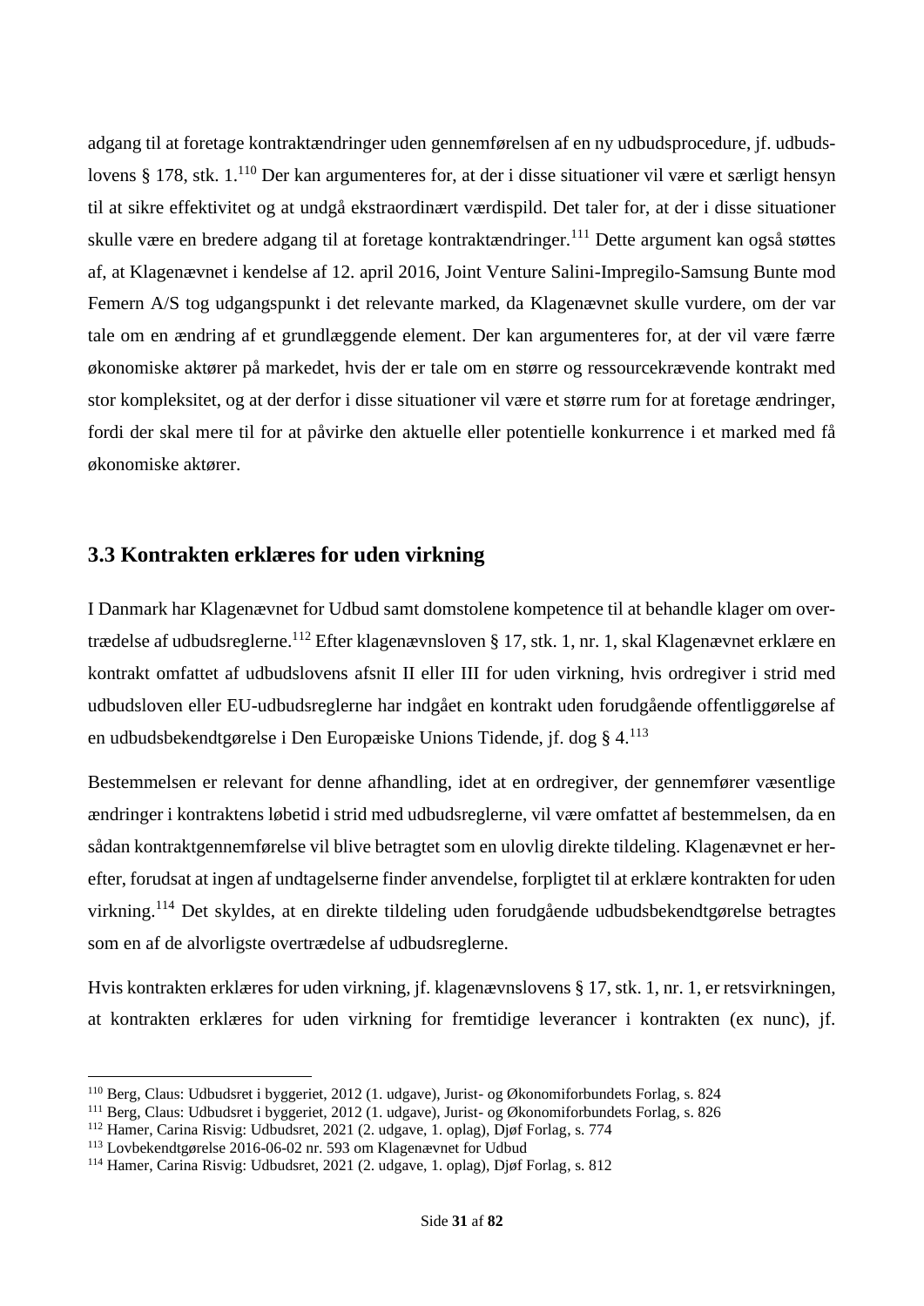adgang til at foretage kontraktændringer uden gennemførelsen af en ny udbudsprocedure, jf. udbudslovens § 178, stk. 1.[110] Der kan argumenteres for, at der i disse situationer vil være et særligt hensyn til at sikre effektivitet og at undgå ekstraordinært værdispild. Det taler for, at der i disse situationer skulle være en bredere adgang til at foretage kontraktændringer.[111] Dette argument kan også støttes af, at Klagenævnet i kendelse af 12. april 2016, Joint Venture Salini-Impregilo-Samsung Bunte mod Femern A/S tog udgangspunkt i det relevante marked, da Klagenævnet skulle vurdere, om der var tale om en ændring af et grundlæggende element. Der kan argumenteres for, at der vil være færre økonomiske aktører på markedet, hvis der er tale om en større og ressourcekrævende kontrakt med stor kompleksitet, og at der derfor i disse situationer vil være et større rum for at foretage ændringer, fordi der skal mere til for at påvirke den aktuelle eller potentielle konkurrence i et marked med få økonomiske aktører.

## 3.3 Kontrakten erklæres for uden virkning

I Danmark har Klagenævnet for Udbud samt domstolene kompetence til at behandle klager om overtrædelse af udbudsreglerne.[112] Efter klagenævnsloven § 17, stk. 1, nr. 1, skal Klagenævnet erklære en kontrakt omfattet af udbudslovens afsnit II eller III for uden virkning, hvis ordregiver i strid med udbudsloven eller EU-udbudsreglerne har indgået en kontrakt uden forudgående offentliggørelse af en udbudsbekendtgørelse i Den Europæiske Unions Tidende, jf. dog § 4.[113]

Bestemmelsen er relevant for denne afhandling, idet at en ordregiver, der gennemfører væsentlige ændringer i kontraktens løbetid i strid med udbudsreglerne, vil være omfattet af bestemmelsen, da en sådan kontraktgennemførelse vil blive betragtet som en ulovlig direkte tildeling. Klagenævnet er herefter, forudsat at ingen af undtagelserne finder anvendelse, forpligtet til at erklære kontrakten for uden virkning.[114] Det skyldes, at en direkte tildeling uden forudgående udbudsbekendtgørelse betragtes som en af de alvorligste overtrædelse af udbudsreglerne.

Hvis kontrakten erklæres for uden virkning, jf. klagenævnslovens § 17, stk. 1, nr. 1, er retsvirkningen, at kontrakten erklæres for uden virkning for fremtidige leverancer i kontrakten (ex nunc), jf.

---

[110] Berg, Claus: Udbudsret i byggeriet, 2012 (1. udgave), Jurist- og Økonomiforbundets Forlag, s. 824
[111] Berg, Claus: Udbudsret i byggeriet, 2012 (1. udgave), Jurist- og Økonomiforbundets Forlag, s. 826
[112] Hamer, Carina Risvig: Udbudsret, 2021 (2. udgave, 1. oplag), Djøf Forlag, s. 774
[113] Lovbekendtgørelse 2016-06-02 nr. 593 om Klagenævnet for Udbud
[114] Hamer, Carina Risvig: Udbudsret, 2021 (2. udgave, 1. oplag), Djøf Forlag, s. 812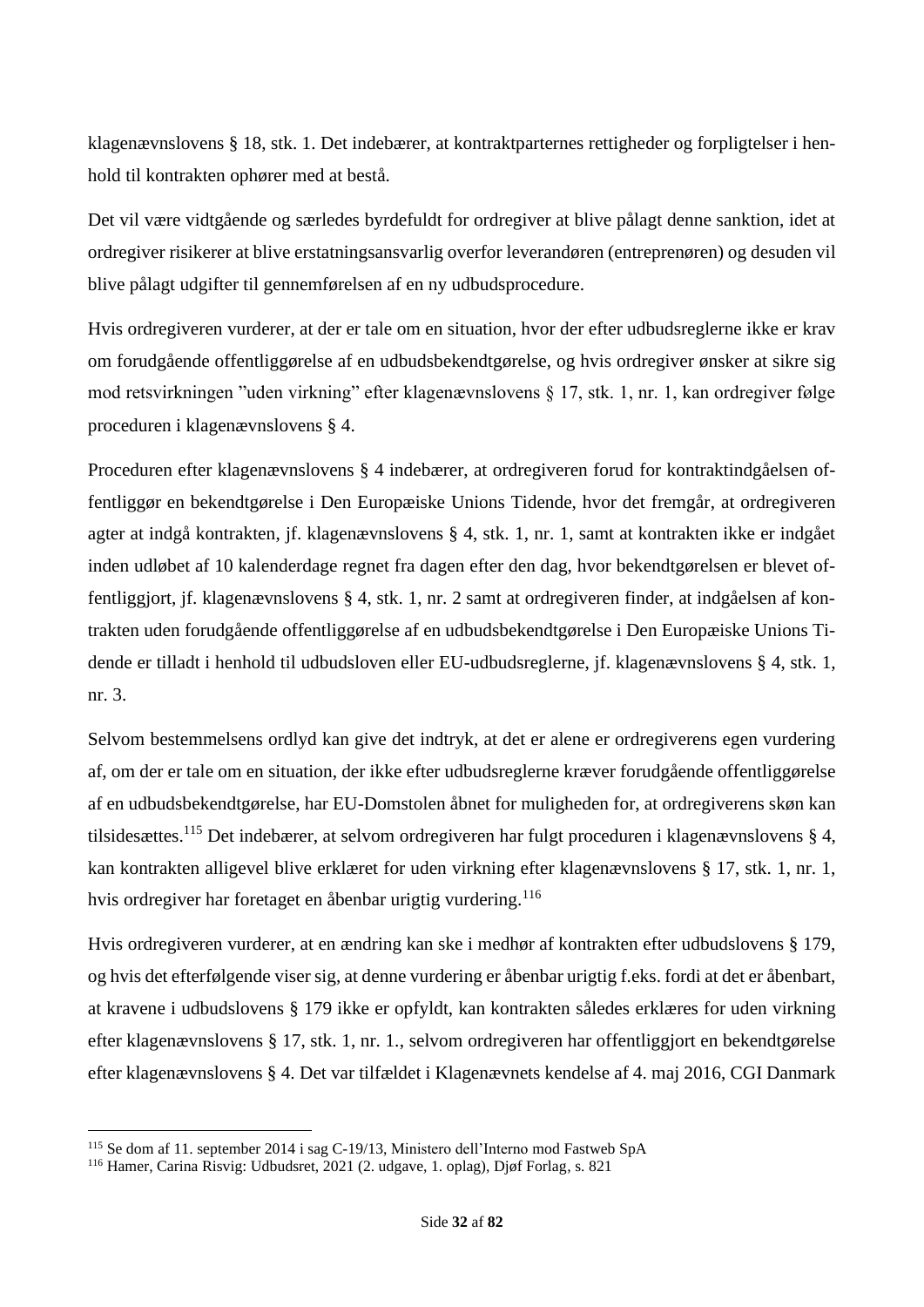klagenævnslovens § 18, stk. 1. Det indebærer, at kontraktparternes rettigheder og forpligtelser i henhold til kontrakten ophører med at bestå.

Det vil være vidtgående og særledes byrdefuldt for ordregiver at blive pålagt denne sanktion, idet at ordregiver risikerer at blive erstatningsansvarlig overfor leverandøren (entreprenøren) og desuden vil blive pålagt udgifter til gennemførelsen af en ny udbudsprocedure.

Hvis ordregiveren vurderer, at der er tale om en situation, hvor der efter udbudsreglerne ikke er krav om forudgående offentliggørelse af en udbudsbekendtgørelse, og hvis ordregiver ønsker at sikre sig mod retsvirkningen "uden virkning" efter klagenævnslovens § 17, stk. 1, nr. 1, kan ordregiver følge proceduren i klagenævnslovens § 4.

Proceduren efter klagenævnslovens § 4 indebærer, at ordregiveren forud for kontraktindgåelsen offentliggør en bekendtgørelse i Den Europæiske Unions Tidende, hvor det fremgår, at ordregiveren agter at indgå kontrakten, jf. klagenævnslovens § 4, stk. 1, nr. 1, samt at kontrakten ikke er indgået inden udløbet af 10 kalenderdage regnet fra dagen efter den dag, hvor bekendtgørelsen er blevet offentliggjort, jf. klagenævnslovens § 4, stk. 1, nr. 2 samt at ordregiveren finder, at indgåelsen af kontrakten uden forudgående offentliggørelse af en udbudsbekendtgørelse i Den Europæiske Unions Tidende er tilladt i henhold til udbudsloven eller EU-udbudsreglerne, jf. klagenævnslovens § 4, stk. 1, nr. 3.

Selvom bestemmelsens ordlyd kan give det indtryk, at det er alene er ordregiverens egen vurdering af, om der er tale om en situation, der ikke efter udbudsreglerne kræver forudgående offentliggørelse af en udbudsbekendtgørelse, har EU-Domstolen åbnet for muligheden for, at ordregiverens skøn kan tilsidesættes.[115] Det indebærer, at selvom ordregiveren har fulgt proceduren i klagenævnslovens § 4, kan kontrakten alligevel blive erklæret for uden virkning efter klagenævnslovens § 17, stk. 1, nr. 1, hvis ordregiver har foretaget en åbenbar urigtig vurdering.[116]

Hvis ordregiveren vurderer, at en ændring kan ske i medhør af kontrakten efter udbudslovens § 179, og hvis det efterfølgende viser sig, at denne vurdering er åbenbar urigtig f.eks. fordi at det er åbenbart, at kravene i udbudslovens § 179 ikke er opfyldt, kan kontrakten således erklæres for uden virkning efter klagenævnslovens § 17, stk. 1, nr. 1., selvom ordregiveren har offentliggjort en bekendtgørelse efter klagenævnslovens § 4. Det var tilfældet i Klagenævnets kendelse af 4. maj 2016, CGI Danmark

[115] Se dom af 11. september 2014 i sag C-19/13, Ministero dell'Interno mod Fastweb SpA

[116] Hamer, Carina Risvig: Udbudsret, 2021 (2. udgave, 1. oplag), Djøf Forlag, s. 821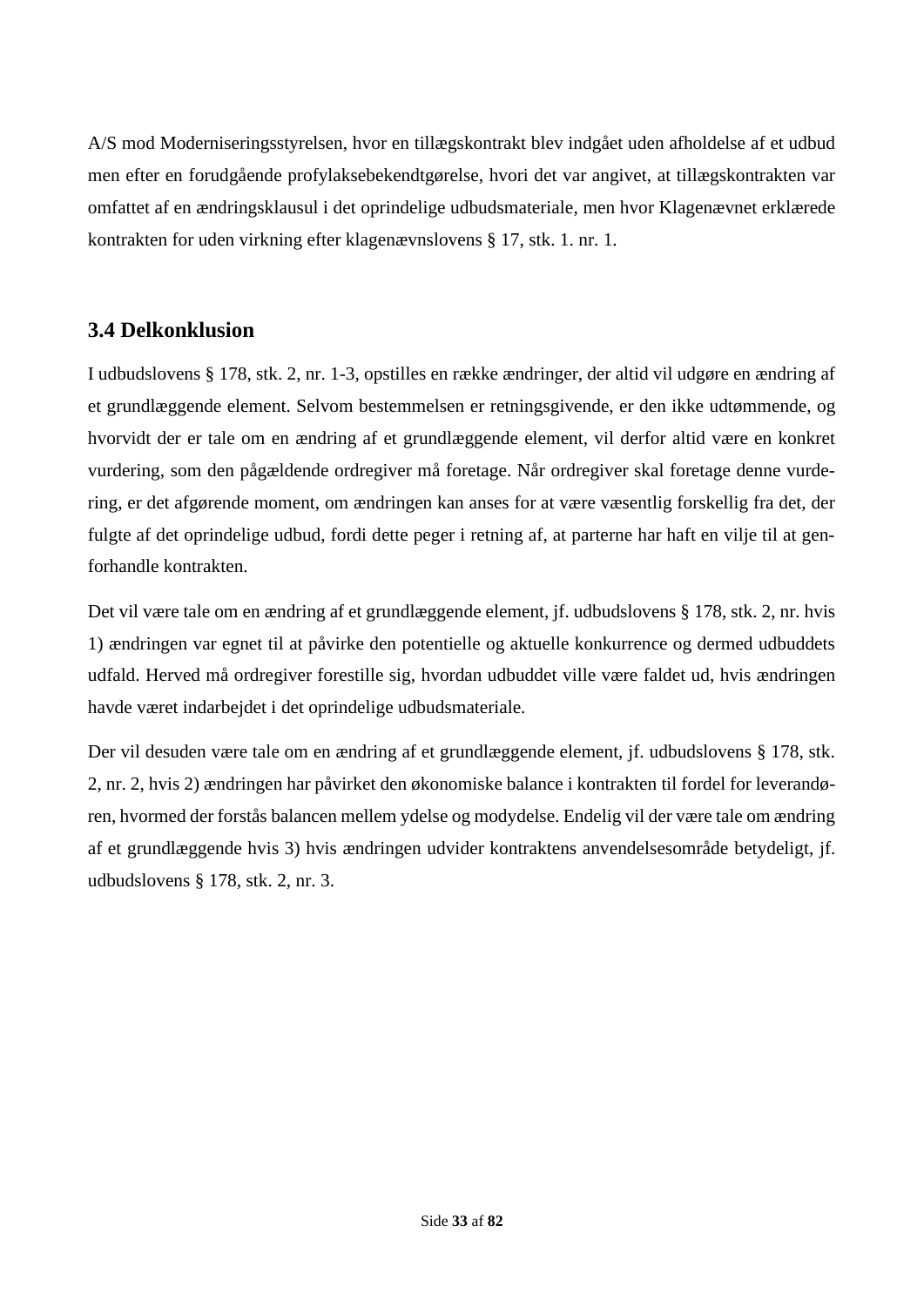A/S mod Moderniseringsstyrelsen, hvor en tillægskontrakt blev indgået uden afholdelse af et udbud men efter en forudgående profylaksebekendtgørelse, hvori det var angivet, at tillægskontrakten var omfattet af en ændringsklausul i det oprindelige udbudsmateriale, men hvor Klagenævnet erklærede kontrakten for uden virkning efter klagenævnslovens § 17, stk. 1. nr. 1.

### 3.4 Delkonklusion

I udbudslovens § 178, stk. 2, nr. 1-3, opstilles en række ændringer, der altid vil udgøre en ændring af et grundlæggende element. Selvom bestemmelsen er retningsgivende, er den ikke udtømmende, og hvorvidt der er tale om en ændring af et grundlæggende element, vil derfor altid være en konkret vurdering, som den pågældende ordregiver må foretage. Når ordregiver skal foretage denne vurdering, er det afgørende moment, om ændringen kan anses for at være væsentlig forskellig fra det, der fulgte af det oprindelige udbud, fordi dette peger i retning af, at parterne har haft en vilje til at genforhandle kontrakten.

Det vil være tale om en ændring af et grundlæggende element, jf. udbudslovens § 178, stk. 2, nr. hvis 1) ændringen var egnet til at påvirke den potentielle og aktuelle konkurrence og dermed udbuddets udfald. Herved må ordregiver forestille sig, hvordan udbuddet ville være faldet ud, hvis ændringen havde været indarbejdet i det oprindelige udbudsmateriale.

Der vil desuden være tale om en ændring af et grundlæggende element, jf. udbudslovens § 178, stk. 2, nr. 2, hvis 2) ændringen har påvirket den økonomiske balance i kontrakten til fordel for leverandøren, hvormed der forstås balancen mellem ydelse og modydelse. Endelig vil der være tale om ændring af et grundlæggende hvis 3) hvis ændringen udvider kontraktens anvendelsesområde betydeligt, jf. udbudslovens § 178, stk. 2, nr. 3.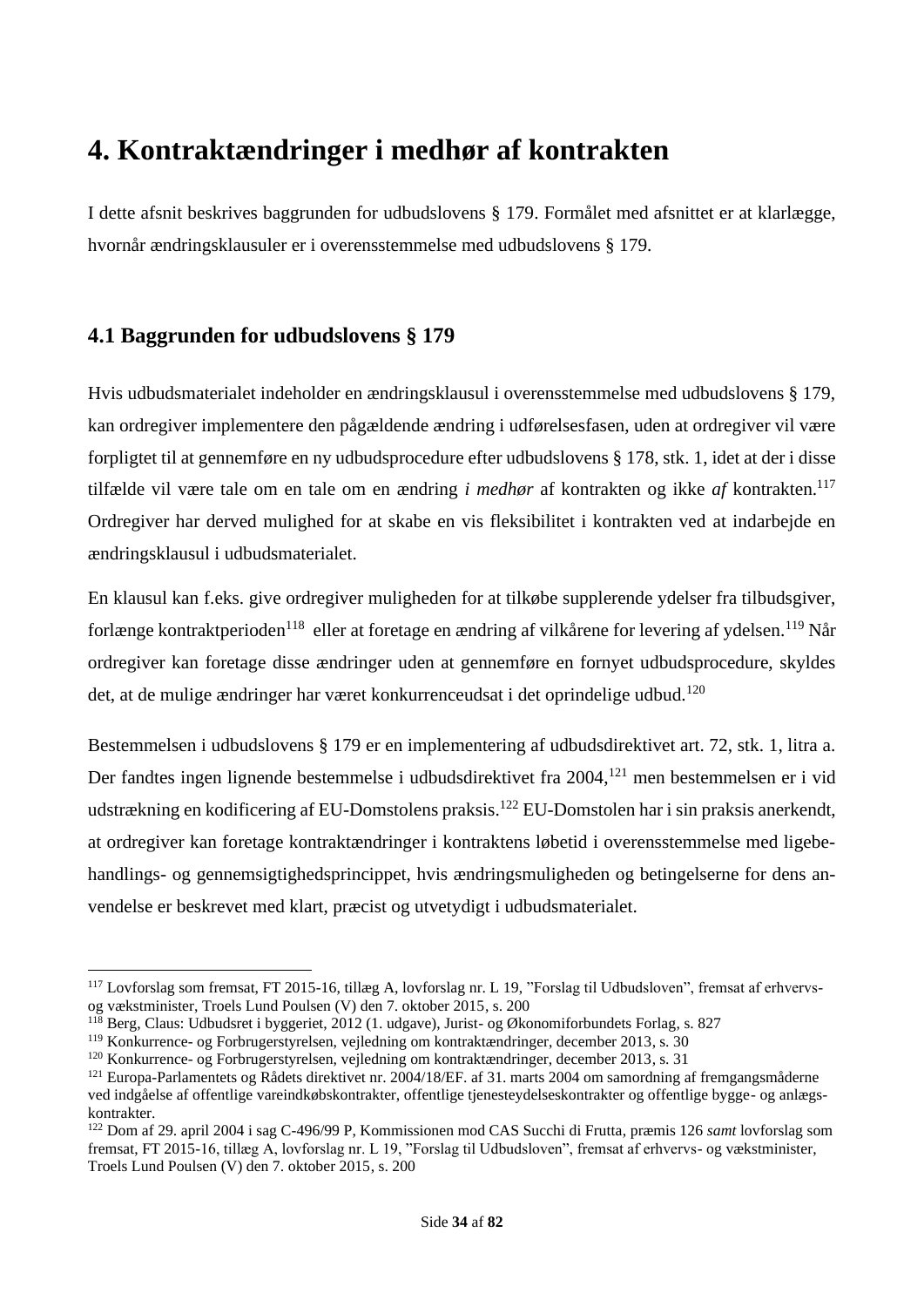# 4. Kontraktændringer i medhør af kontrakten

I dette afsnit beskrives baggrunden for udbudslovens § 179. Formålet med afsnittet er at klarlægge, hvornår ændringsklausuler er i overensstemmelse med udbudslovens § 179.

## 4.1 Baggrunden for udbudslovens § 179

Hvis udbudsmaterialet indeholder en ændringsklausul i overensstemmelse med udbudslovens § 179, kan ordregiver implementere den pågældende ændring i udførelsesfasen, uden at ordregiver vil være forpligtet til at gennemføre en ny udbudsprocedure efter udbudslovens § 178, stk. 1, idet at der i disse tilfælde vil være tale om en tale om en ændring *i medhør* af kontrakten og ikke *af* kontrakten.[117] Ordregiver har derved mulighed for at skabe en vis fleksibilitet i kontrakten ved at indarbejde en ændringsklausul i udbudsmaterialet.

En klausul kan f.eks. give ordregiver muligheden for at tilkøbe supplerende ydelser fra tilbudsgiver, forlænge kontraktperioden[118] eller at foretage en ændring af vilkårene for levering af ydelsen.[119] Når ordregiver kan foretage disse ændringer uden at gennemføre en fornyet udbudsprocedure, skyldes det, at de mulige ændringer har været konkurrenceudsat i det oprindelige udbud.[120]

Bestemmelsen i udbudslovens § 179 er en implementering af udbudsdirektivet art. 72, stk. 1, litra a. Der fandtes ingen lignende bestemmelse i udbudsdirektivet fra 2004,[121] men bestemmelsen er i vid udstrækning en kodificering af EU-Domstolens praksis.[122] EU-Domstolen har i sin praksis anerkendt, at ordregiver kan foretage kontraktændringer i kontraktens løbetid i overensstemmelse med ligebehandlings- og gennemsigtighedsprincippet, hvis ændringsmuligheden og betingelserne for dens anvendelse er beskrevet med klart, præcist og utvetydigt i udbudsmaterialet.

---

[117] Lovforslag som fremsat, FT 2015-16, tillæg A, lovforslag nr. L 19, "Forslag til Udbudsloven", fremsat af erhvervs- og vækstminister, Troels Lund Poulsen (V) den 7. oktober 2015, s. 200

[118] Berg, Claus: Udbudsret i byggeriet, 2012 (1. udgave), Jurist- og Økonomiforbundets Forlag, s. 827

[119] Konkurrence- og Forbrugerstyrelsen, vejledning om kontraktændringer, december 2013, s. 30

[120] Konkurrence- og Forbrugerstyrelsen, vejledning om kontraktændringer, december 2013, s. 31

[121] Europa-Parlamentets og Rådets direktivet nr. 2004/18/EF. af 31. marts 2004 om samordning af fremgangsmåderne ved indgåelse af offentlige vareindkøbskontrakter, offentlige tjenesteydelseskontrakter og offentlige bygge- og anlægskontrakter.

[122] Dom af 29. april 2004 i sag C-496/99 P, Kommissionen mod CAS Succhi di Frutta, præmis 126 *samt* lovforslag som fremsat, FT 2015-16, tillæg A, lovforslag nr. L 19, "Forslag til Udbudsloven", fremsat af erhvervs- og vækstminister, Troels Lund Poulsen (V) den 7. oktober 2015, s. 200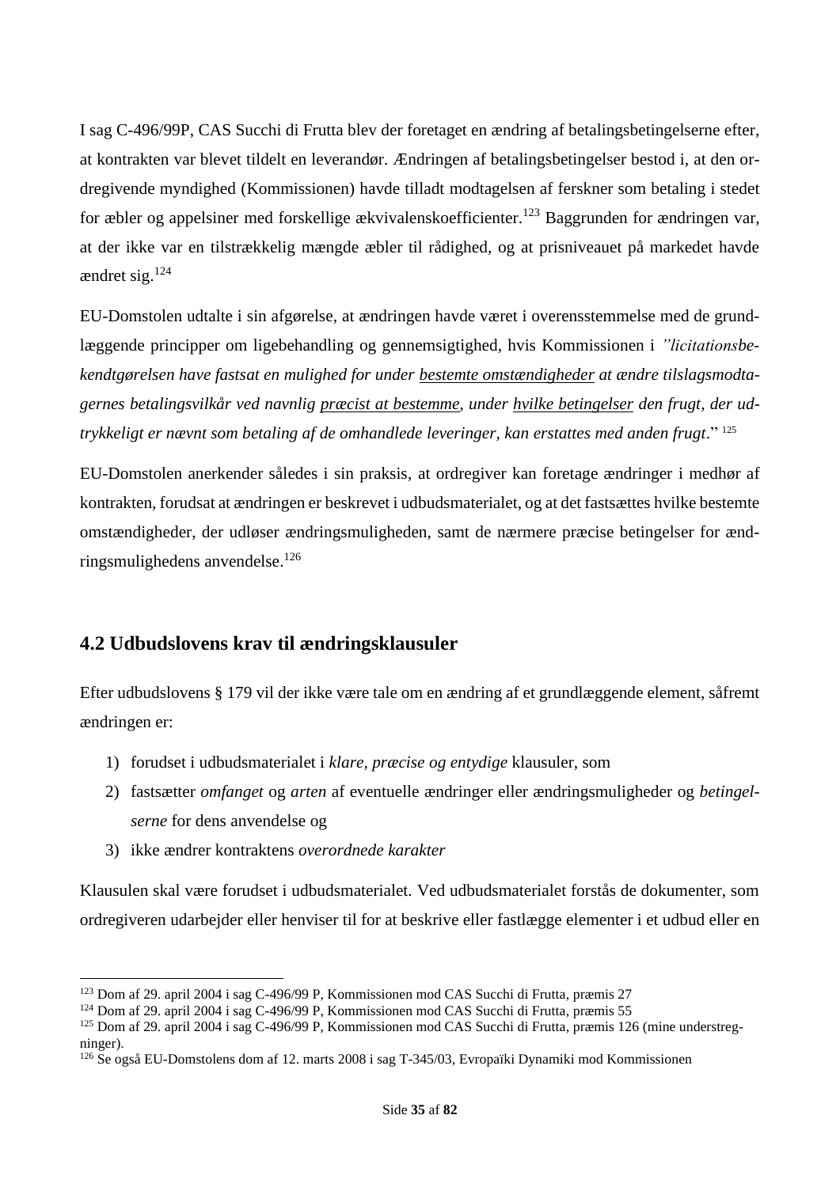I sag C-496/99P, CAS Succhi di Frutta blev der foretaget en ændring af betalingsbetingelserne efter, at kontrakten var blevet tildelt en leverandør. Ændringen af betalingsbetingelser bestod i, at den ordregivende myndighed (Kommissionen) havde tilladt modtagelsen af ferskner som betaling i stedet for æbler og appelsiner med forskellige ækvivalenskoefficienter.[123] Baggrunden for ændringen var, at der ikke var en tilstrækkelig mængde æbler til rådighed, og at prisniveauet på markedet havde ændret sig.[124]

EU-Domstolen udtalte i sin afgørelse, at ændringen havde været i overensstemmelse med de grundlæggende principper om ligebehandling og gennemsigtighed, hvis Kommissionen i *"licitationsbekendtgørelsen have fastsat en mulighed for under <u>bestemte omstændigheder</u> at ændre tilslagsmodtagernes betalingsvilkår ved navnlig <u>præcist at bestemme</u>, under <u>hvilke betingelser</u> den frugt, der udtrykkeligt er nævnt som betaling af de omhandlede leveringer, kan erstattes med anden frugt*." [125]

EU-Domstolen anerkender således i sin praksis, at ordregiver kan foretage ændringer i medhør af kontrakten, forudsat at ændringen er beskrevet i udbudsmaterialet, og at det fastsættes hvilke bestemte omstændigheder, der udløser ændringsmuligheden, samt de nærmere præcise betingelser for ændringsmulighedens anvendelse.[126]

## 4.2 Udbudslovens krav til ændringsklausuler

Efter udbudslovens § 179 vil der ikke være tale om en ændring af et grundlæggende element, såfremt ændringen er:

1) forudset i udbudsmaterialet i *klare, præcise og entydige* klausuler, som
2) fastsætter *omfanget* og *arten* af eventuelle ændringer eller ændringsmuligheder og *betingelserne* for dens anvendelse og
3) ikke ændrer kontraktens *overordnede karakter*

Klausulen skal være forudset i udbudsmaterialet. Ved udbudsmaterialet forstås de dokumenter, som ordregiveren udarbejder eller henviser til for at beskrive eller fastlægge elementer i et udbud eller en

---

[123] Dom af 29. april 2004 i sag C-496/99 P, Kommissionen mod CAS Succhi di Frutta, præmis 27

[124] Dom af 29. april 2004 i sag C-496/99 P, Kommissionen mod CAS Succhi di Frutta, præmis 55

[125] Dom af 29. april 2004 i sag C-496/99 P, Kommissionen mod CAS Succhi di Frutta, præmis 126 (mine understregninger).

[126] Se også EU-Domstolens dom af 12. marts 2008 i sag T-345/03, Evropaïki Dynamiki mod Kommissionen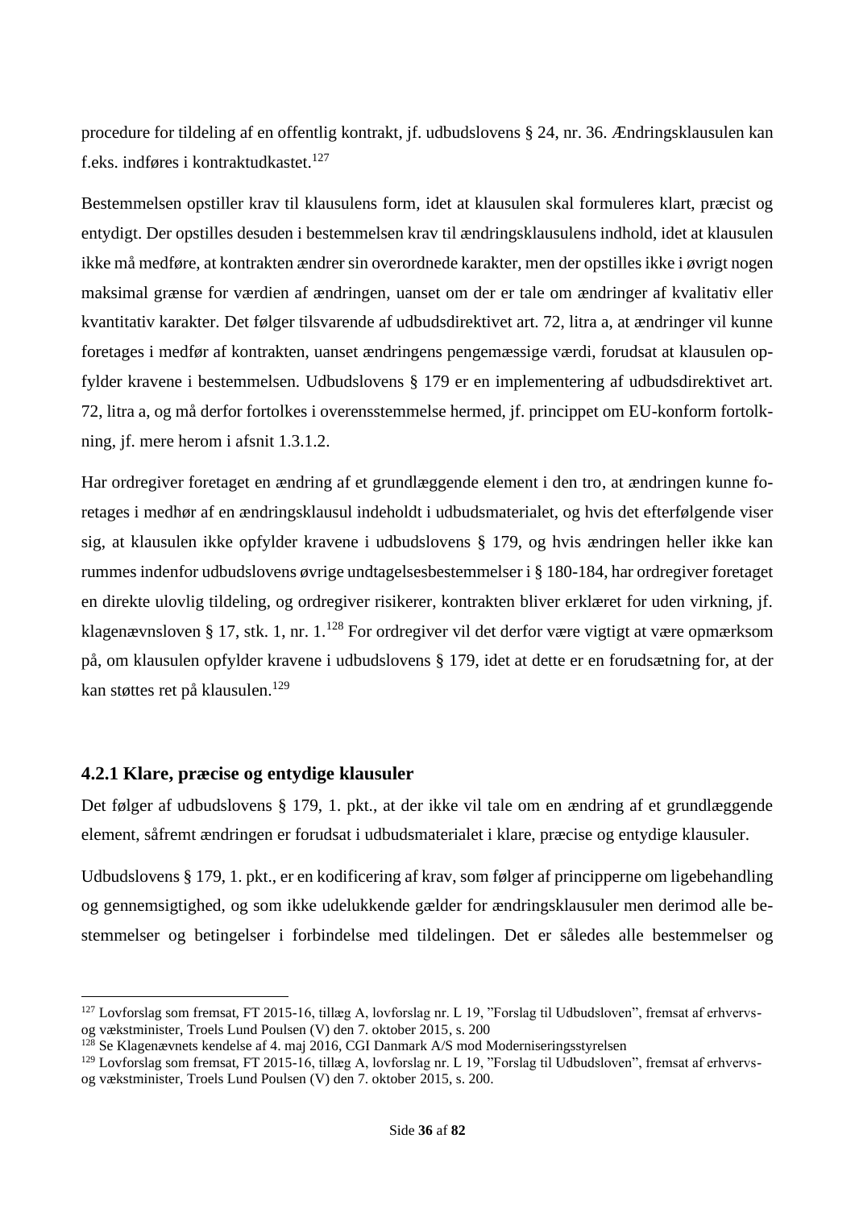procedure for tildeling af en offentlig kontrakt, jf. udbudslovens § 24, nr. 36. Ændringsklausulen kan f.eks. indføres i kontraktudkastet.[127]

Bestemmelsen opstiller krav til klausulens form, idet at klausulen skal formuleres klart, præcist og entydigt. Der opstilles desuden i bestemmelsen krav til ændringsklausulens indhold, idet at klausulen ikke må medføre, at kontrakten ændrer sin overordnede karakter, men der opstilles ikke i øvrigt nogen maksimal grænse for værdien af ændringen, uanset om der er tale om ændringer af kvalitativ eller kvantitativ karakter. Det følger tilsvarende af udbudsdirektivet art. 72, litra a, at ændringer vil kunne foretages i medfør af kontrakten, uanset ændringens pengemæssige værdi, forudsat at klausulen opfylder kravene i bestemmelsen. Udbudslovens § 179 er en implementering af udbudsdirektivet art. 72, litra a, og må derfor fortolkes i overensstemmelse hermed, jf. princippet om EU-konform fortolkning, jf. mere herom i afsnit 1.3.1.2.

Har ordregiver foretaget en ændring af et grundlæggende element i den tro, at ændringen kunne foretages i medhør af en ændringsklausul indeholdt i udbudsmaterialet, og hvis det efterfølgende viser sig, at klausulen ikke opfylder kravene i udbudslovens § 179, og hvis ændringen heller ikke kan rummes indenfor udbudslovens øvrige undtagelsesbestemmelser i § 180-184, har ordregiver foretaget en direkte ulovlig tildeling, og ordregiver risikerer, kontrakten bliver erklæret for uden virkning, jf. klagenævnsloven § 17, stk. 1, nr. 1.[128] For ordregiver vil det derfor være vigtigt at være opmærksom på, om klausulen opfylder kravene i udbudslovens § 179, idet at dette er en forudsætning for, at der kan støttes ret på klausulen.[129]

### 4.2.1 Klare, præcise og entydige klausuler

Det følger af udbudslovens § 179, 1. pkt., at der ikke vil tale om en ændring af et grundlæggende element, såfremt ændringen er forudsat i udbudsmaterialet i klare, præcise og entydige klausuler.

Udbudslovens § 179, 1. pkt., er en kodificering af krav, som følger af principperne om ligebehandling og gennemsigtighed, og som ikke udelukkende gælder for ændringsklausuler men derimod alle bestemmelser og betingelser i forbindelse med tildelingen. Det er således alle bestemmelser og

---

[127] Lovforslag som fremsat, FT 2015-16, tillæg A, lovforslag nr. L 19, "Forslag til Udbudsloven", fremsat af erhvervs- og vækstminister, Troels Lund Poulsen (V) den 7. oktober 2015, s. 200

[128] Se Klagenævnets kendelse af 4. maj 2016, CGI Danmark A/S mod Moderniseringsstyrelsen

[129] Lovforslag som fremsat, FT 2015-16, tillæg A, lovforslag nr. L 19, "Forslag til Udbudsloven", fremsat af erhvervs- og vækstminister, Troels Lund Poulsen (V) den 7. oktober 2015, s. 200.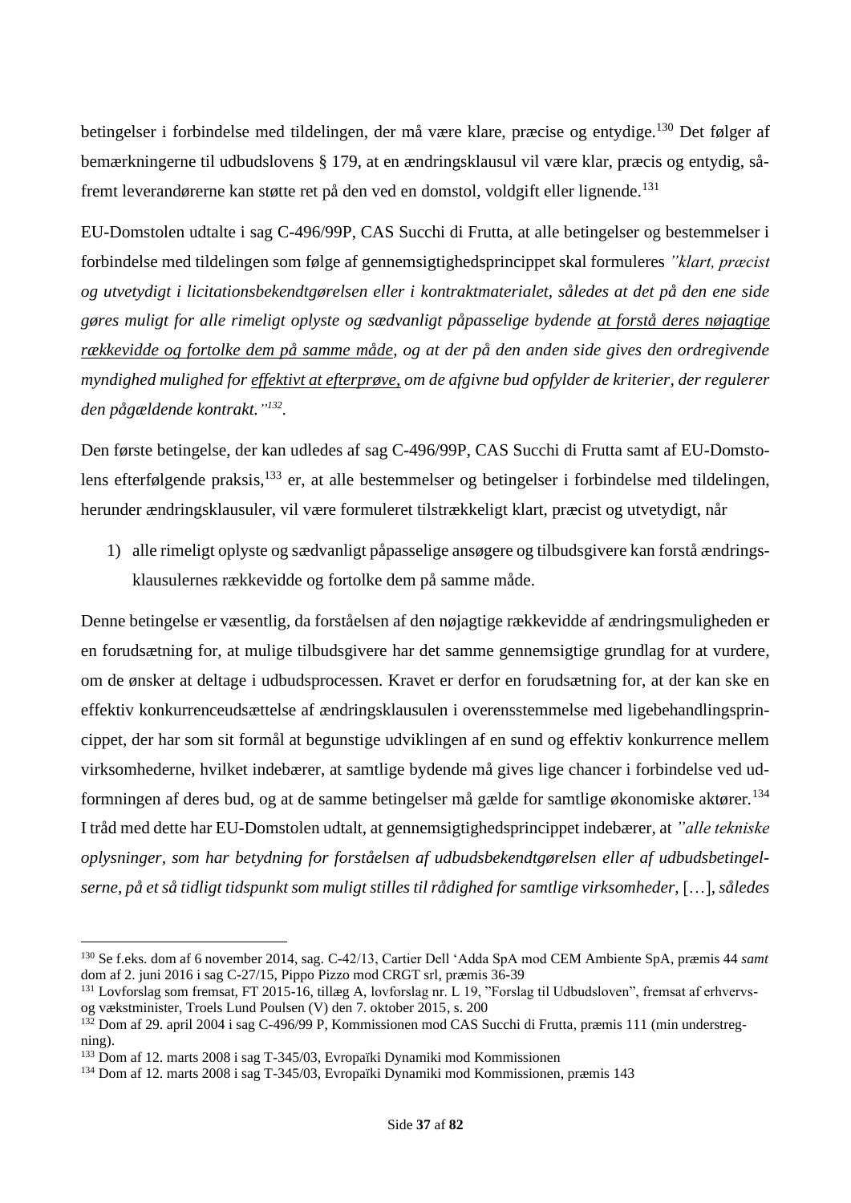betingelser i forbindelse med tildelingen, der må være klare, præcise og entydige.[130] Det følger af bemærkningerne til udbudslovens § 179, at en ændringsklausul vil være klar, præcis og entydig, såfremt leverandørerne kan støtte ret på den ved en domstol, voldgift eller lignende.[131]

EU-Domstolen udtalte i sag C-496/99P, CAS Succhi di Frutta, at alle betingelser og bestemmelser i forbindelse med tildelingen som følge af gennemsigtighedsprincippet skal formuleres *"klart, præcist og utvetydigt i licitationsbekendtgørelsen eller i kontraktmaterialet, således at det på den ene side gøres muligt for alle rimeligt oplyste og sædvanligt påpasselige bydende <u>at forstå deres nøjagtige rækkevidde og fortolke dem på samme måde</u>, og at der på den anden side gives den ordregivende myndighed mulighed for <u>effektivt at efterprøve,</u> om de afgivne bud opfylder de kriterier, der regulerer den pågældende kontrakt."*[132].

Den første betingelse, der kan udledes af sag C-496/99P, CAS Succhi di Frutta samt af EU-Domstolens efterfølgende praksis,[133] er, at alle bestemmelser og betingelser i forbindelse med tildelingen, herunder ændringsklausuler, vil være formuleret tilstrækkeligt klart, præcist og utvetydigt, når

1) alle rimeligt oplyste og sædvanligt påpasselige ansøgere og tilbudsgivere kan forstå ændringsklausulernes rækkevidde og fortolke dem på samme måde.

Denne betingelse er væsentlig, da forståelsen af den nøjagtige rækkevidde af ændringsmuligheden er en forudsætning for, at mulige tilbudsgivere har det samme gennemsigtige grundlag for at vurdere, om de ønsker at deltage i udbudsprocessen. Kravet er derfor en forudsætning for, at der kan ske en effektiv konkurrenceudsættelse af ændringsklausulen i overensstemmelse med ligebehandlingsprincippet, der har som sit formål at begunstige udviklingen af en sund og effektiv konkurrence mellem virksomhederne, hvilket indebærer, at samtlige bydende må gives lige chancer i forbindelse ved udformningen af deres bud, og at de samme betingelser må gælde for samtlige økonomiske aktører.[134] I tråd med dette har EU-Domstolen udtalt, at gennemsigtighedsprincippet indebærer, at *"alle tekniske oplysninger, som har betydning for forståelsen af udbudsbekendtgørelsen eller af udbudsbetingelserne, på et så tidligt tidspunkt som muligt stilles til rådighed for samtlige virksomheder,* […]*, således*

---

[130] Se f.eks. dom af 6 november 2014, sag. C-42/13, Cartier Dell 'Adda SpA mod CEM Ambiente SpA, præmis 44 *samt* dom af 2. juni 2016 i sag C-27/15, Pippo Pizzo mod CRGT srl, præmis 36-39

[131] Lovforslag som fremsat, FT 2015-16, tillæg A, lovforslag nr. L 19, "Forslag til Udbudsloven", fremsat af erhvervs- og vækstminister, Troels Lund Poulsen (V) den 7. oktober 2015, s. 200

[132] Dom af 29. april 2004 i sag C-496/99 P, Kommissionen mod CAS Succhi di Frutta, præmis 111 (min understregning).

[133] Dom af 12. marts 2008 i sag T-345/03, Evropaïki Dynamiki mod Kommissionen

[134] Dom af 12. marts 2008 i sag T-345/03, Evropaïki Dynamiki mod Kommissionen, præmis 143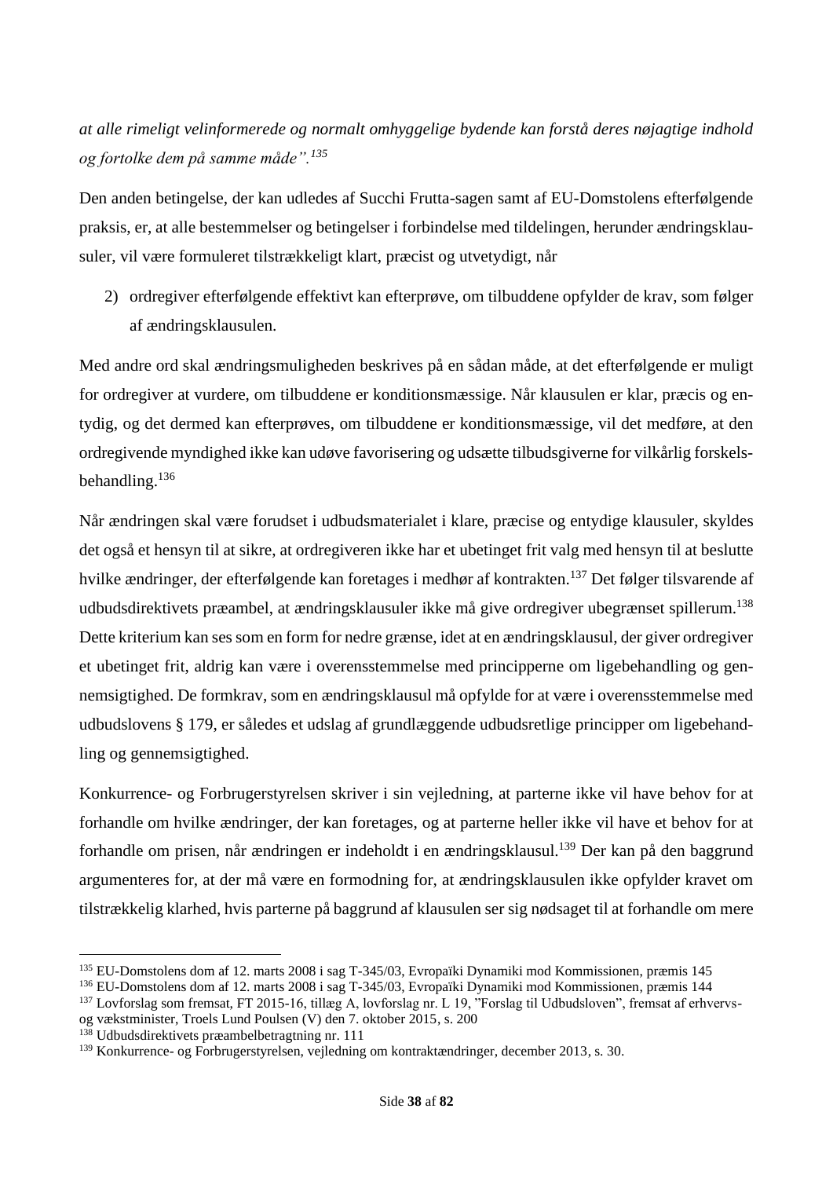*at alle rimeligt velinformerede og normalt omhyggelige bydende kan forstå deres nøjagtige indhold og fortolke dem på samme måde".*[135]

Den anden betingelse, der kan udledes af Succhi Frutta-sagen samt af EU-Domstolens efterfølgende praksis, er, at alle bestemmelser og betingelser i forbindelse med tildelingen, herunder ændringsklausuler, vil være formuleret tilstrækkeligt klart, præcist og utvetydigt, når

2) ordregiver efterfølgende effektivt kan efterprøve, om tilbuddene opfylder de krav, som følger af ændringsklausulen.

Med andre ord skal ændringsmuligheden beskrives på en sådan måde, at det efterfølgende er muligt for ordregiver at vurdere, om tilbuddene er konditionsmæssige. Når klausulen er klar, præcis og entydig, og det dermed kan efterprøves, om tilbuddene er konditionsmæssige, vil det medføre, at den ordregivende myndighed ikke kan udøve favorisering og udsætte tilbudsgiverne for vilkårlig forskelsbehandling.[136]

Når ændringen skal være forudset i udbudsmaterialet i klare, præcise og entydige klausuler, skyldes det også et hensyn til at sikre, at ordregiveren ikke har et ubetinget frit valg med hensyn til at beslutte hvilke ændringer, der efterfølgende kan foretages i medhør af kontrakten.[137] Det følger tilsvarende af udbudsdirektivets præambel, at ændringsklausuler ikke må give ordregiver ubegrænset spillerum.[138] Dette kriterium kan ses som en form for nedre grænse, idet at en ændringsklausul, der giver ordregiver et ubetinget frit, aldrig kan være i overensstemmelse med principperne om ligebehandling og gennemsigtighed. De formkrav, som en ændringsklausul må opfylde for at være i overensstemmelse med udbudslovens § 179, er således et udslag af grundlæggende udbudsretlige principper om ligebehandling og gennemsigtighed.

Konkurrence- og Forbrugerstyrelsen skriver i sin vejledning, at parterne ikke vil have behov for at forhandle om hvilke ændringer, der kan foretages, og at parterne heller ikke vil have et behov for at forhandle om prisen, når ændringen er indeholdt i en ændringsklausul.[139] Der kan på den baggrund argumenteres for, at der må være en formodning for, at ændringsklausulen ikke opfylder kravet om tilstrækkelig klarhed, hvis parterne på baggrund af klausulen ser sig nødsaget til at forhandle om mere

---

[135] EU-Domstolens dom af 12. marts 2008 i sag T-345/03, Evropaïki Dynamiki mod Kommissionen, præmis 145

[136] EU-Domstolens dom af 12. marts 2008 i sag T-345/03, Evropaïki Dynamiki mod Kommissionen, præmis 144

[137] Lovforslag som fremsat, FT 2015-16, tillæg A, lovforslag nr. L 19, "Forslag til Udbudsloven", fremsat af erhvervs- og vækstminister, Troels Lund Poulsen (V) den 7. oktober 2015, s. 200

[138] Udbudsdirektivets præambelbetragtning nr. 111

[139] Konkurrence- og Forbrugerstyrelsen, vejledning om kontraktændringer, december 2013, s. 30.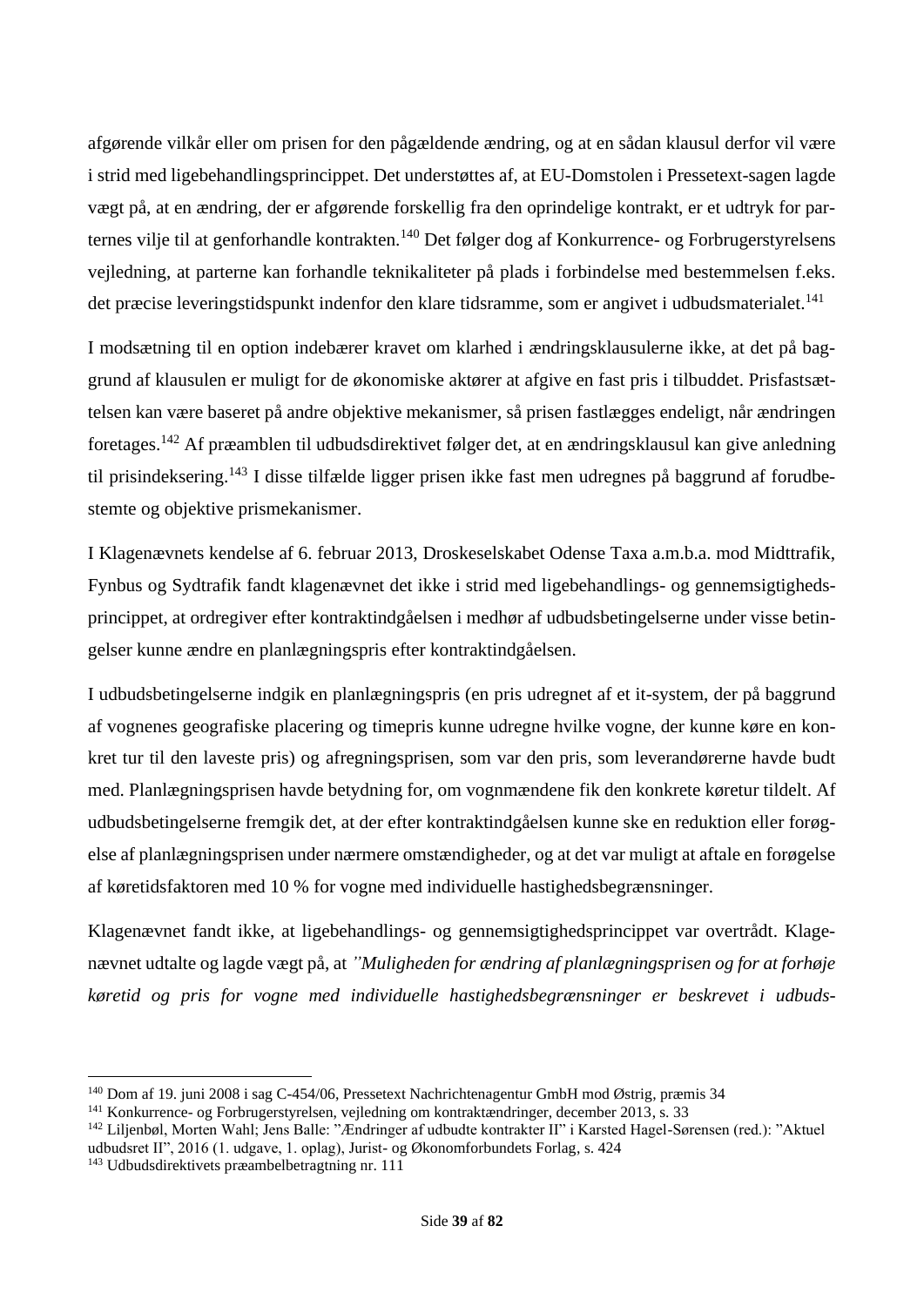afgørende vilkår eller om prisen for den pågældende ændring, og at en sådan klausul derfor vil være i strid med ligebehandlingsprincippet. Det understøttes af, at EU-Domstolen i Pressetext-sagen lagde vægt på, at en ændring, der er afgørende forskellig fra den oprindelige kontrakt, er et udtryk for parternes vilje til at genforhandle kontrakten.[140] Det følger dog af Konkurrence- og Forbrugerstyrelsens vejledning, at parterne kan forhandle teknikaliteter på plads i forbindelse med bestemmelsen f.eks. det præcise leveringstidspunkt indenfor den klare tidsramme, som er angivet i udbudsmaterialet.[141]

I modsætning til en option indebærer kravet om klarhed i ændringsklausulerne ikke, at det på baggrund af klausulen er muligt for de økonomiske aktører at afgive en fast pris i tilbuddet. Prisfastsættelsen kan være baseret på andre objektive mekanismer, så prisen fastlægges endeligt, når ændringen foretages.[142] Af præamblen til udbudsdirektivet følger det, at en ændringsklausul kan give anledning til prisindeksering.[143] I disse tilfælde ligger prisen ikke fast men udregnes på baggrund af forudbestemte og objektive prismekanismer.

I Klagenævnets kendelse af 6. februar 2013, Droskeselskabet Odense Taxa a.m.b.a. mod Midttrafik, Fynbus og Sydtrafik fandt klagenævnet det ikke i strid med ligebehandlings- og gennemsigtighedsprincippet, at ordregiver efter kontraktindgåelsen i medhør af udbudsbetingelserne under visse betingelser kunne ændre en planlægningspris efter kontraktindgåelsen.

I udbudsbetingelserne indgik en planlægningspris (en pris udregnet af et it-system, der på baggrund af vognenes geografiske placering og timepris kunne udregne hvilke vogne, der kunne køre en konkret tur til den laveste pris) og afregningsprisen, som var den pris, som leverandørerne havde budt med. Planlægningsprisen havde betydning for, om vognmændene fik den konkrete køretur tildelt. Af udbudsbetingelserne fremgik det, at der efter kontraktindgåelsen kunne ske en reduktion eller forøgelse af planlægningsprisen under nærmere omstændigheder, og at det var muligt at aftale en forøgelse af køretidsfaktoren med 10 % for vogne med individuelle hastighedsbegrænsninger.

Klagenævnet fandt ikke, at ligebehandlings- og gennemsigtighedsprincippet var overtrådt. Klagenævnet udtalte og lagde vægt på, at *"Muligheden for ændring af planlægningsprisen og for at forhøje køretid og pris for vogne med individuelle hastighedsbegrænsninger er beskrevet i udbuds-*

---

[140] Dom af 19. juni 2008 i sag C-454/06, Pressetext Nachrichtenagentur GmbH mod Østrig, præmis 34

[141] Konkurrence- og Forbrugerstyrelsen, vejledning om kontraktændringer, december 2013, s. 33

[142] Liljenbøl, Morten Wahl; Jens Balle: "Ændringer af udbudte kontrakter II" i Karsted Hagel-Sørensen (red.): "Aktuel udbudsret II", 2016 (1. udgave, 1. oplag), Jurist- og Økonomforbundets Forlag, s. 424

[143] Udbudsdirektivets præambelbetragtning nr. 111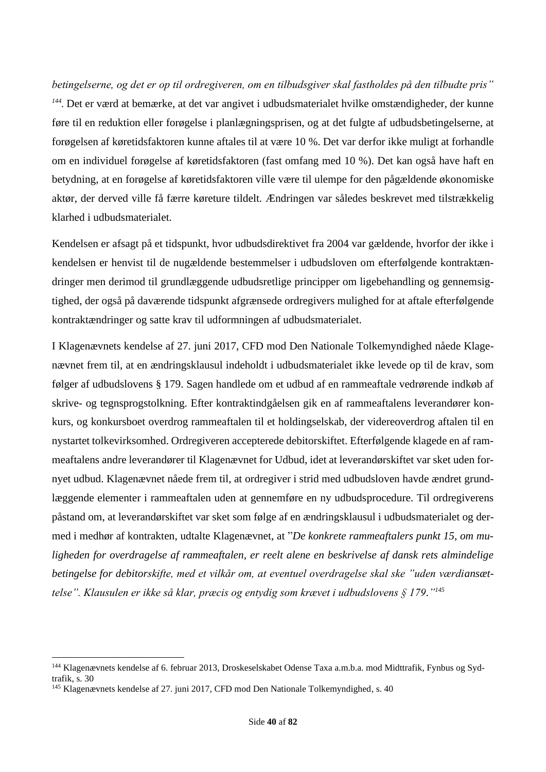*betingelserne, og det er op til ordregiveren, om en tilbudsgiver skal fastholdes på den tilbudte pris"* [144]. Det er værd at bemærke, at det var angivet i udbudsmaterialet hvilke omstændigheder, der kunne føre til en reduktion eller forøgelse i planlægningsprisen, og at det fulgte af udbudsbetingelserne, at forøgelsen af køretidsfaktoren kunne aftales til at være 10 %. Det var derfor ikke muligt at forhandle om en individuel forøgelse af køretidsfaktoren (fast omfang med 10 %). Det kan også have haft en betydning, at en forøgelse af køretidsfaktoren ville være til ulempe for den pågældende økonomiske aktør, der derved ville få færre køreture tildelt. Ændringen var således beskrevet med tilstrækkelig klarhed i udbudsmaterialet.

Kendelsen er afsagt på et tidspunkt, hvor udbudsdirektivet fra 2004 var gældende, hvorfor der ikke i kendelsen er henvist til de nugældende bestemmelser i udbudsloven om efterfølgende kontraktændringer men derimod til grundlæggende udbudsretlige principper om ligebehandling og gennemsigtighed, der også på daværende tidspunkt afgrænsede ordregivers mulighed for at aftale efterfølgende kontraktændringer og satte krav til udformningen af udbudsmaterialet.

I Klagenævnets kendelse af 27. juni 2017, CFD mod Den Nationale Tolkemyndighed nåede Klagenævnet frem til, at en ændringsklausul indeholdt i udbudsmaterialet ikke levede op til de krav, som følger af udbudslovens § 179. Sagen handlede om et udbud af en rammeaftale vedrørende indkøb af skrive- og tegnsprogstolkning. Efter kontraktindgåelsen gik en af rammeaftalens leverandører konkurs, og konkursboet overdrog rammeaftalen til et holdingselskab, der videreoverdrog aftalen til en nystartet tolkevirksomhed. Ordregiveren accepterede debitorskiftet. Efterfølgende klagede en af rammeaftalens andre leverandører til Klagenævnet for Udbud, idet at leverandørskiftet var sket uden fornyet udbud. Klagenævnet nåede frem til, at ordregiver i strid med udbudsloven havde ændret grundlæggende elementer i rammeaftalen uden at gennemføre en ny udbudsprocedure. Til ordregiverens påstand om, at leverandørskiftet var sket som følge af en ændringsklausul i udbudsmaterialet og dermed i medhør af kontrakten, udtalte Klagenævnet, at "*De konkrete rammeaftalers punkt 15, om muligheden for overdragelse af rammeaftalen, er reelt alene en beskrivelse af dansk rets almindelige betingelse for debitorskifte, med et vilkår om, at eventuel overdragelse skal ske "uden værdiansættelse". Klausulen er ikke så klar, præcis og entydig som krævet i udbudslovens § 179."*[145]

---

[144] Klagenævnets kendelse af 6. februar 2013, Droskeselskabet Odense Taxa a.m.b.a. mod Midttrafik, Fynbus og Sydtrafik, s. 30

[145] Klagenævnets kendelse af 27. juni 2017, CFD mod Den Nationale Tolkemyndighed, s. 40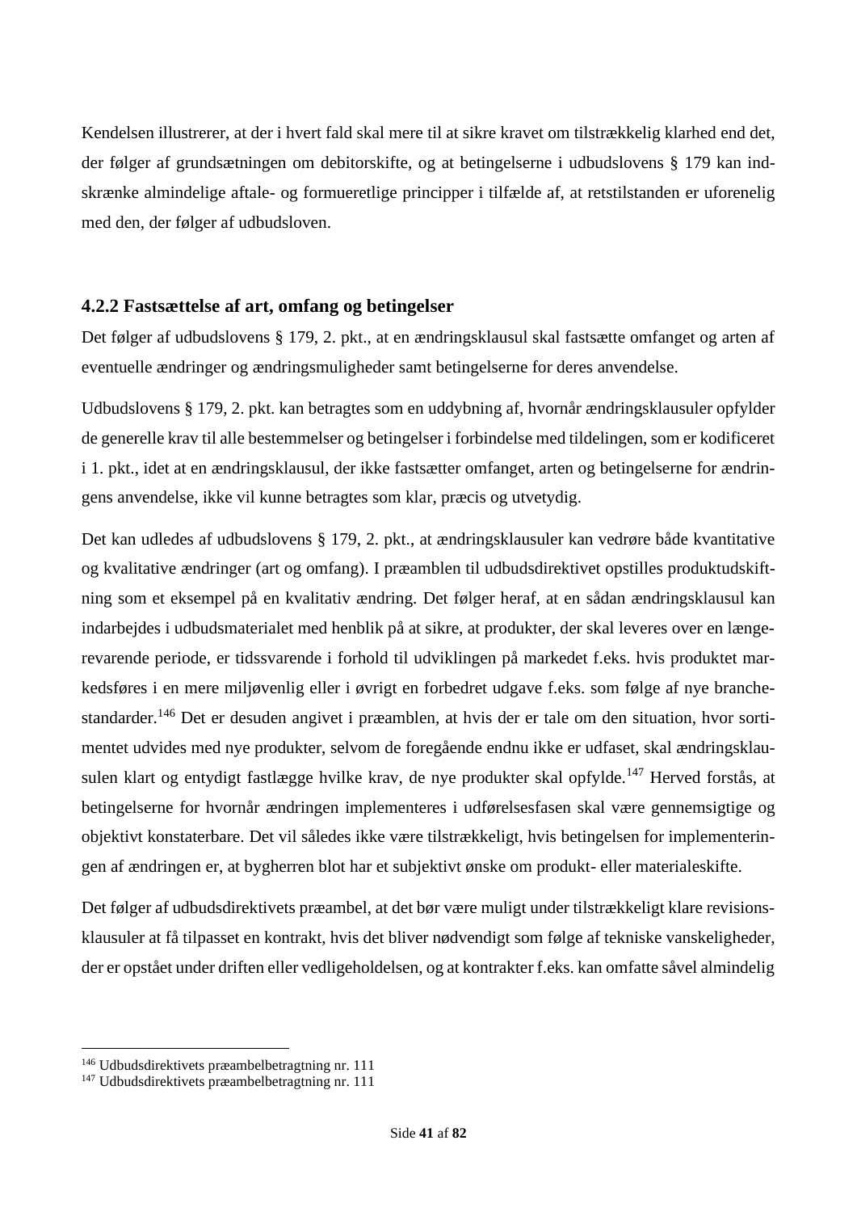Kendelsen illustrerer, at der i hvert fald skal mere til at sikre kravet om tilstrækkelig klarhed end det, der følger af grundsætningen om debitorskifte, og at betingelserne i udbudslovens § 179 kan indskrænke almindelige aftale- og formueretlige principper i tilfælde af, at retstilstanden er uforenelig med den, der følger af udbudsloven.

### 4.2.2 Fastsættelse af art, omfang og betingelser

Det følger af udbudslovens § 179, 2. pkt., at en ændringsklausul skal fastsætte omfanget og arten af eventuelle ændringer og ændringsmuligheder samt betingelserne for deres anvendelse.

Udbudslovens § 179, 2. pkt. kan betragtes som en uddybning af, hvornår ændringsklausuler opfylder de generelle krav til alle bestemmelser og betingelser i forbindelse med tildelingen, som er kodificeret i 1. pkt., idet at en ændringsklausul, der ikke fastsætter omfanget, arten og betingelserne for ændringens anvendelse, ikke vil kunne betragtes som klar, præcis og utvetydig.

Det kan udledes af udbudslovens § 179, 2. pkt., at ændringsklausuler kan vedrøre både kvantitative og kvalitative ændringer (art og omfang). I præamblen til udbudsdirektivet opstilles produktudskiftning som et eksempel på en kvalitativ ændring. Det følger heraf, at en sådan ændringsklausul kan indarbejdes i udbudsmaterialet med henblik på at sikre, at produkter, der skal leveres over en længerevarende periode, er tidssvarende i forhold til udviklingen på markedet f.eks. hvis produktet markedsføres i en mere miljøvenlig eller i øvrigt en forbedret udgave f.eks. som følge af nye branchestandarder.[146] Det er desuden angivet i præamblen, at hvis der er tale om den situation, hvor sortimentet udvides med nye produkter, selvom de foregående endnu ikke er udfaset, skal ændringsklausulen klart og entydigt fastlægge hvilke krav, de nye produkter skal opfylde.[147] Herved forstås, at betingelserne for hvornår ændringen implementeres i udførelsesfasen skal være gennemsigtige og objektivt konstaterbare. Det vil således ikke være tilstrækkeligt, hvis betingelsen for implementeringen af ændringen er, at bygherren blot har et subjektivt ønske om produkt- eller materialeskifte.

Det følger af udbudsdirektivets præambel, at det bør være muligt under tilstrækkeligt klare revisionsklausuler at få tilpasset en kontrakt, hvis det bliver nødvendigt som følge af tekniske vanskeligheder, der er opstået under driften eller vedligeholdelsen, og at kontrakter f.eks. kan omfatte såvel almindelig

---

[146] Udbudsdirektivets præambelbetragtning nr. 111

[147] Udbudsdirektivets præambelbetragtning nr. 111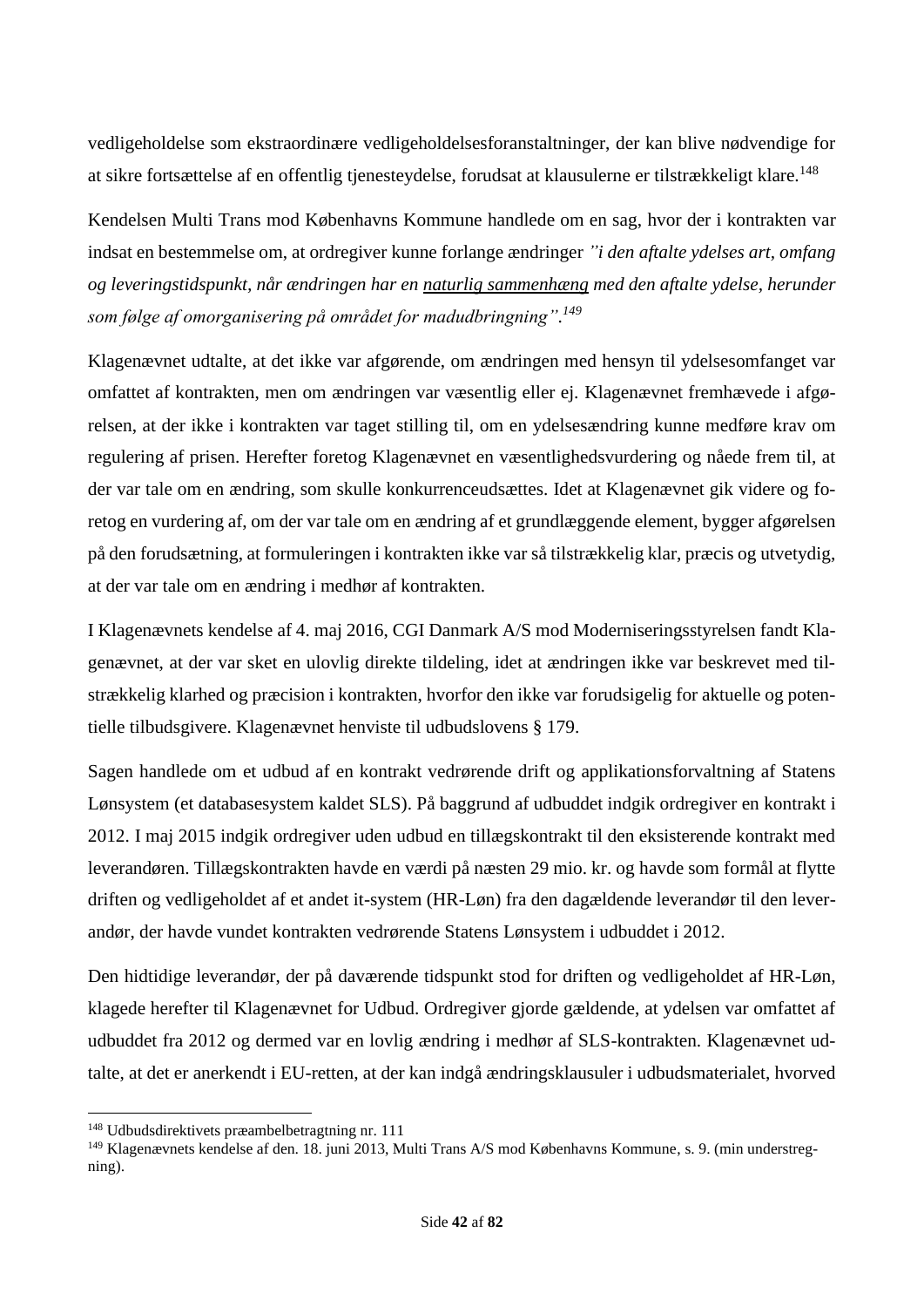vedligeholdelse som ekstraordinære vedligeholdelsesforanstaltninger, der kan blive nødvendige for at sikre fortsættelse af en offentlig tjenesteydelse, forudsat at klausulerne er tilstrækkeligt klare.[148]

Kendelsen Multi Trans mod Københavns Kommune handlede om en sag, hvor der i kontrakten var indsat en bestemmelse om, at ordregiver kunne forlange ændringer *"i den aftalte ydelses art, omfang og leveringstidspunkt, når ændringen har en <u>naturlig sammenhæng</u> med den aftalte ydelse, herunder som følge af omorganisering på området for madudbringning".*[149]

Klagenævnet udtalte, at det ikke var afgørende, om ændringen med hensyn til ydelsesomfanget var omfattet af kontrakten, men om ændringen var væsentlig eller ej. Klagenævnet fremhævede i afgørelsen, at der ikke i kontrakten var taget stilling til, om en ydelsesændring kunne medføre krav om regulering af prisen. Herefter foretog Klagenævnet en væsentlighedsvurdering og nåede frem til, at der var tale om en ændring, som skulle konkurrenceudsættes. Idet at Klagenævnet gik videre og foretog en vurdering af, om der var tale om en ændring af et grundlæggende element, bygger afgørelsen på den forudsætning, at formuleringen i kontrakten ikke var så tilstrækkelig klar, præcis og utvetydig, at der var tale om en ændring i medhør af kontrakten.

I Klagenævnets kendelse af 4. maj 2016, CGI Danmark A/S mod Moderniseringsstyrelsen fandt Klagenævnet, at der var sket en ulovlig direkte tildeling, idet at ændringen ikke var beskrevet med tilstrækkelig klarhed og præcision i kontrakten, hvorfor den ikke var forudsigelig for aktuelle og potentielle tilbudsgivere. Klagenævnet henviste til udbudslovens § 179.

Sagen handlede om et udbud af en kontrakt vedrørende drift og applikationsforvaltning af Statens Lønsystem (et databasesystem kaldet SLS). På baggrund af udbuddet indgik ordregiver en kontrakt i 2012. I maj 2015 indgik ordregiver uden udbud en tillægskontrakt til den eksisterende kontrakt med leverandøren. Tillægskontrakten havde en værdi på næsten 29 mio. kr. og havde som formål at flytte driften og vedligeholdet af et andet it-system (HR-Løn) fra den dagældende leverandør til den leverandør, der havde vundet kontrakten vedrørende Statens Lønsystem i udbuddet i 2012.

Den hidtidige leverandør, der på daværende tidspunkt stod for driften og vedligeholdet af HR-Løn, klagede herefter til Klagenævnet for Udbud. Ordregiver gjorde gældende, at ydelsen var omfattet af udbuddet fra 2012 og dermed var en lovlig ændring i medhør af SLS-kontrakten. Klagenævnet udtalte, at det er anerkendt i EU-retten, at der kan indgå ændringsklausuler i udbudsmaterialet, hvorved

---

[148] Udbudsdirektivets præambelbetragtning nr. 111

[149] Klagenævnets kendelse af den. 18. juni 2013, Multi Trans A/S mod Københavns Kommune, s. 9. (min understregning).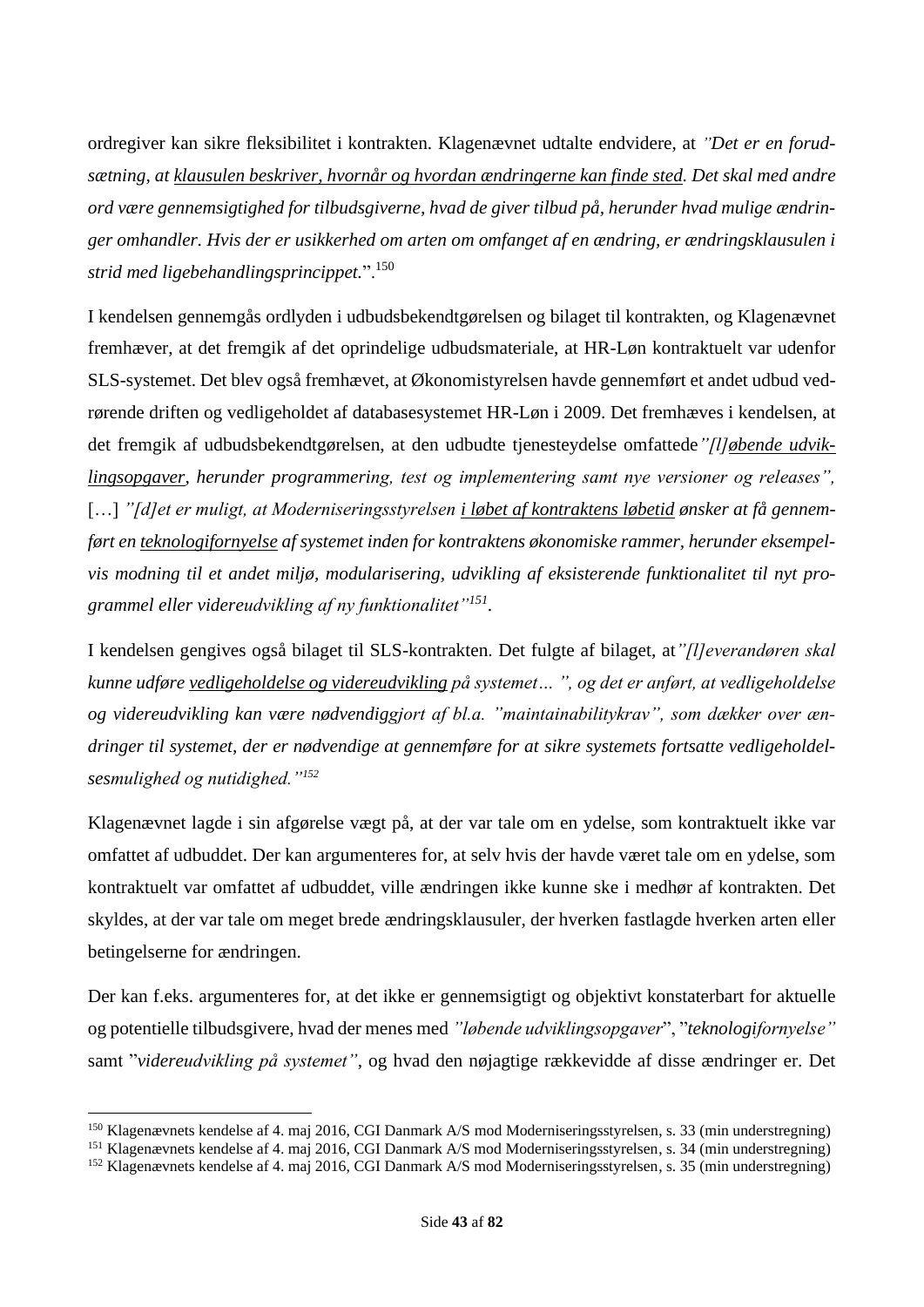ordregiver kan sikre fleksibilitet i kontrakten. Klagenævnet udtalte endvidere, at *"Det er en forudsætning, at <u>klausulen beskriver, hvornår og hvordan ændringerne kan finde sted</u>. Det skal med andre ord være gennemsigtighed for tilbudsgiverne, hvad de giver tilbud på, herunder hvad mulige ændringer omhandler. Hvis der er usikkerhed om arten om omfanget af en ændring, er ændringsklausulen i strid med ligebehandlingsprincippet.*".[150]

I kendelsen gennemgås ordlyden i udbudsbekendtgørelsen og bilaget til kontrakten, og Klagenævnet fremhæver, at det fremgik af det oprindelige udbudsmateriale, at HR-Løn kontraktuelt var udenfor SLS-systemet. Det blev også fremhævet, at Økonomistyrelsen havde gennemført et andet udbud vedrørende driften og vedligeholdet af databasesystemet HR-Løn i 2009. Det fremhæves i kendelsen, at det fremgik af udbudsbekendtgørelsen, at den udbudte tjenesteydelse omfattede *"[l]<u>øbende udviklingsopgaver</u>, herunder programmering, test og implementering samt nye versioner og releases",* […] *"[d]et er muligt, at Moderniseringsstyrelsen <u>i løbet af kontraktens løbetid</u> ønsker at få gennemført en <u>teknologifornyelse</u> af systemet inden for kontraktens økonomiske rammer, herunder eksempelvis modning til et andet miljø, modularisering, udvikling af eksisterende funktionalitet til nyt programmel eller videreudvikling af ny funktionalitet"*[151].

I kendelsen gengives også bilaget til SLS-kontrakten. Det fulgte af bilaget, at *"[l]everandøren skal kunne udføre <u>vedligeholdelse og videreudvikling</u> på systemet… ", og det er anført, at vedligeholdelse og videreudvikling kan være nødvendiggjort af bl.a. "maintainabilitykrav", som dækker over ændringer til systemet, der er nødvendige at gennemføre for at sikre systemets fortsatte vedligeholdelsesmulighed og nutidighed."*[152]

Klagenævnet lagde i sin afgørelse vægt på, at der var tale om en ydelse, som kontraktuelt ikke var omfattet af udbuddet. Der kan argumenteres for, at selv hvis der havde været tale om en ydelse, som kontraktuelt var omfattet af udbuddet, ville ændringen ikke kunne ske i medhør af kontrakten. Det skyldes, at der var tale om meget brede ændringsklausuler, der hverken fastlagde hverken arten eller betingelserne for ændringen.

Der kan f.eks. argumenteres for, at det ikke er gennemsigtigt og objektivt konstaterbart for aktuelle og potentielle tilbudsgivere, hvad der menes med *"løbende udviklingsopgaver*", "*teknologifornyelse"* samt "*videreudvikling på systemet"*, og hvad den nøjagtige rækkevidde af disse ændringer er. Det

---

[150] Klagenævnets kendelse af 4. maj 2016, CGI Danmark A/S mod Moderniseringsstyrelsen, s. 33 (min understregning)

[151] Klagenævnets kendelse af 4. maj 2016, CGI Danmark A/S mod Moderniseringsstyrelsen, s. 34 (min understregning)

[152] Klagenævnets kendelse af 4. maj 2016, CGI Danmark A/S mod Moderniseringsstyrelsen, s. 35 (min understregning)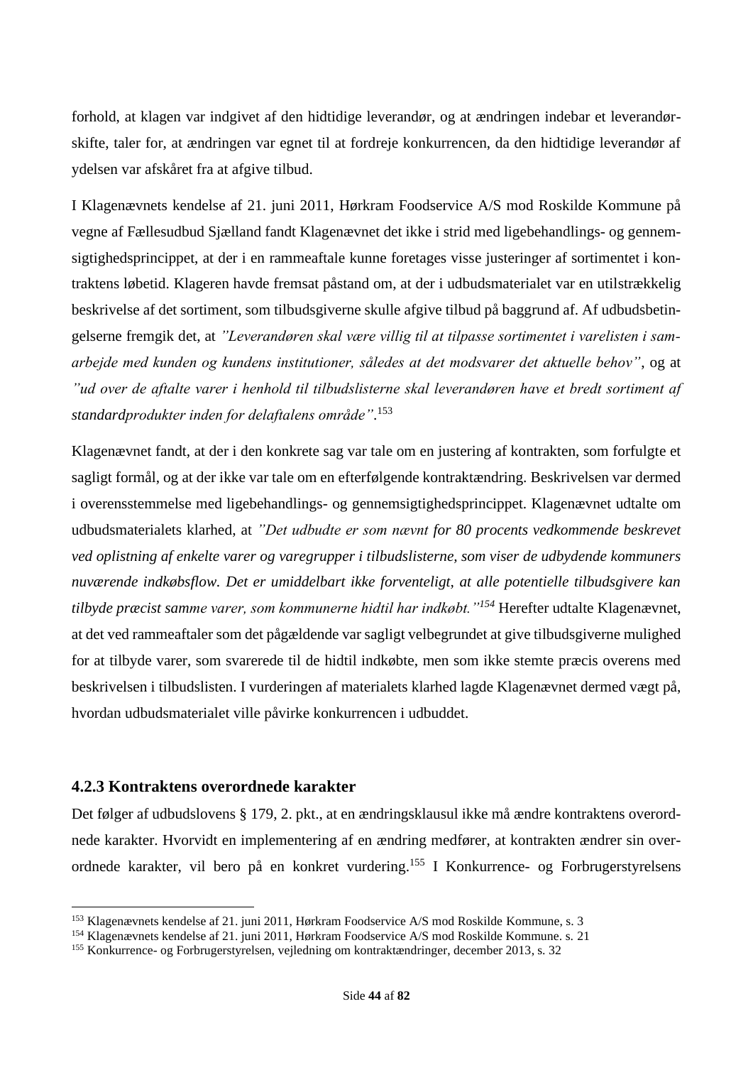forhold, at klagen var indgivet af den hidtidige leverandør, og at ændringen indebar et leverandørskifte, taler for, at ændringen var egnet til at fordreje konkurrencen, da den hidtidige leverandør af ydelsen var afskåret fra at afgive tilbud.

I Klagenævnets kendelse af 21. juni 2011, Hørkram Foodservice A/S mod Roskilde Kommune på vegne af Fællesudbud Sjælland fandt Klagenævnet det ikke i strid med ligebehandlings- og gennemsigtighedsprincippet, at der i en rammeaftale kunne foretages visse justeringer af sortimentet i kontraktens løbetid. Klageren havde fremsat påstand om, at der i udbudsmaterialet var en utilstrækkelig beskrivelse af det sortiment, som tilbudsgiverne skulle afgive tilbud på baggrund af. Af udbudsbetingelserne fremgik det, at *"Leverandøren skal være villig til at tilpasse sortimentet i varelisten i samarbejde med kunden og kundens institutioner, således at det modsvarer det aktuelle behov"*, og at *"ud over de aftalte varer i henhold til tilbudslisterne skal leverandøren have et bredt sortiment af standardprodukter inden for delaftalens område"*.[153]

Klagenævnet fandt, at der i den konkrete sag var tale om en justering af kontrakten, som forfulgte et sagligt formål, og at der ikke var tale om en efterfølgende kontraktændring. Beskrivelsen var dermed i overensstemmelse med ligebehandlings- og gennemsigtighedsprincippet. Klagenævnet udtalte om udbudsmaterialets klarhed, at *"Det udbudte er som nævnt for 80 procents vedkommende beskrevet ved oplistning af enkelte varer og varegrupper i tilbudslisterne, som viser de udbydende kommuners nuværende indkøbsflow. Det er umiddelbart ikke forventeligt, at alle potentielle tilbudsgivere kan tilbyde præcist samme varer, som kommunerne hidtil har indkøbt."*[154] Herefter udtalte Klagenævnet, at det ved rammeaftaler som det pågældende var sagligt velbegrundet at give tilbudsgiverne mulighed for at tilbyde varer, som svarerede til de hidtil indkøbte, men som ikke stemte præcis overens med beskrivelsen i tilbudslisten. I vurderingen af materialets klarhed lagde Klagenævnet dermed vægt på, hvordan udbudsmaterialet ville påvirke konkurrencen i udbuddet.

### 4.2.3 Kontraktens overordnede karakter

Det følger af udbudslovens § 179, 2. pkt., at en ændringsklausul ikke må ændre kontraktens overordnede karakter. Hvorvidt en implementering af en ændring medfører, at kontrakten ændrer sin overordnede karakter, vil bero på en konkret vurdering.[155] I Konkurrence- og Forbrugerstyrelsens

---

[153] Klagenævnets kendelse af 21. juni 2011, Hørkram Foodservice A/S mod Roskilde Kommune, s. 3

[154] Klagenævnets kendelse af 21. juni 2011, Hørkram Foodservice A/S mod Roskilde Kommune. s. 21

[155] Konkurrence- og Forbrugerstyrelsen, vejledning om kontraktændringer, december 2013, s. 32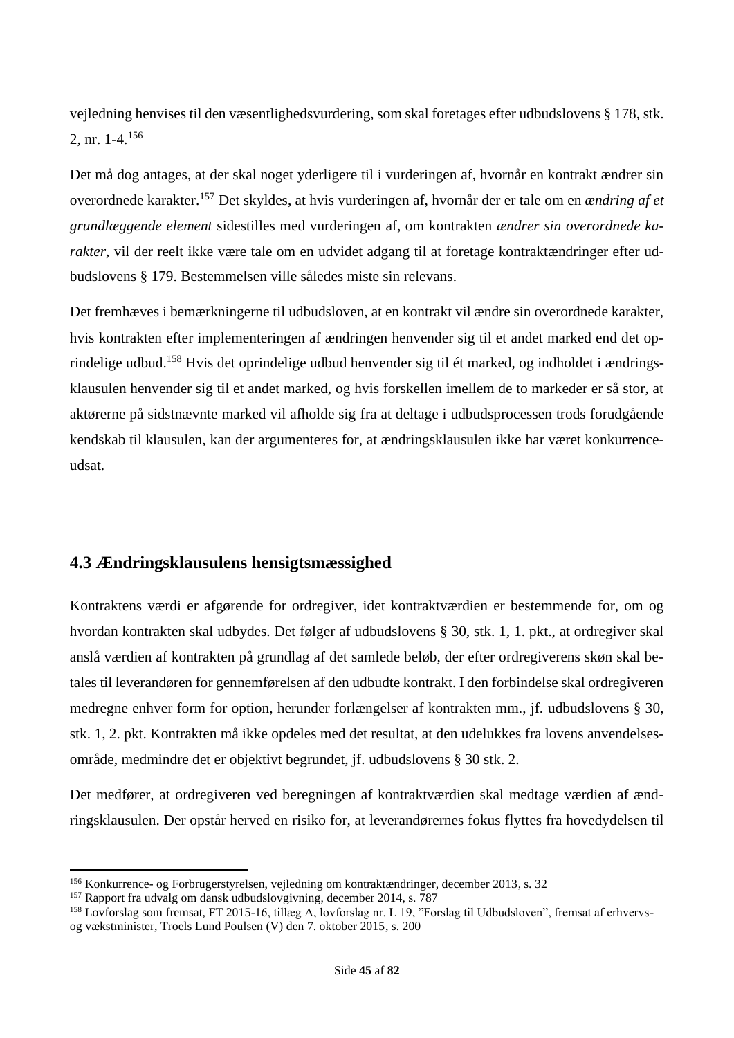vejledning henvises til den væsentlighedsvurdering, som skal foretages efter udbudslovens § 178, stk. 2, nr. 1-4.[156]

Det må dog antages, at der skal noget yderligere til i vurderingen af, hvornår en kontrakt ændrer sin overordnede karakter.[157] Det skyldes, at hvis vurderingen af, hvornår der er tale om en *ændring af et grundlæggende element* sidestilles med vurderingen af, om kontrakten *ændrer sin overordnede karakter*, vil der reelt ikke være tale om en udvidet adgang til at foretage kontraktændringer efter udbudslovens § 179. Bestemmelsen ville således miste sin relevans.

Det fremhæves i bemærkningerne til udbudsloven, at en kontrakt vil ændre sin overordnede karakter, hvis kontrakten efter implementeringen af ændringen henvender sig til et andet marked end det oprindelige udbud.[158] Hvis det oprindelige udbud henvender sig til ét marked, og indholdet i ændringsklausulen henvender sig til et andet marked, og hvis forskellen imellem de to markeder er så stor, at aktørerne på sidstnævnte marked vil afholde sig fra at deltage i udbudsprocessen trods forudgående kendskab til klausulen, kan der argumenteres for, at ændringsklausulen ikke har været konkurrenceudsat.

## 4.3 Ændringsklausulens hensigtsmæssighed

Kontraktens værdi er afgørende for ordregiver, idet kontraktværdien er bestemmende for, om og hvordan kontrakten skal udbydes. Det følger af udbudslovens § 30, stk. 1, 1. pkt., at ordregiver skal anslå værdien af kontrakten på grundlag af det samlede beløb, der efter ordregiverens skøn skal betales til leverandøren for gennemførelsen af den udbudte kontrakt. I den forbindelse skal ordregiveren medregne enhver form for option, herunder forlængelser af kontrakten mm., jf. udbudslovens § 30, stk. 1, 2. pkt. Kontrakten må ikke opdeles med det resultat, at den udelukkes fra lovens anvendelsesområde, medmindre det er objektivt begrundet, jf. udbudslovens § 30 stk. 2.

Det medfører, at ordregiveren ved beregningen af kontraktværdien skal medtage værdien af ændringsklausulen. Der opstår herved en risiko for, at leverandørernes fokus flyttes fra hovedydelsen til

---

[156] Konkurrence- og Forbrugerstyrelsen, vejledning om kontraktændringer, december 2013, s. 32

[157] Rapport fra udvalg om dansk udbudslovgivning, december 2014, s. 787

[158] Lovforslag som fremsat, FT 2015-16, tillæg A, lovforslag nr. L 19, "Forslag til Udbudsloven", fremsat af erhvervs- og vækstminister, Troels Lund Poulsen (V) den 7. oktober 2015, s. 200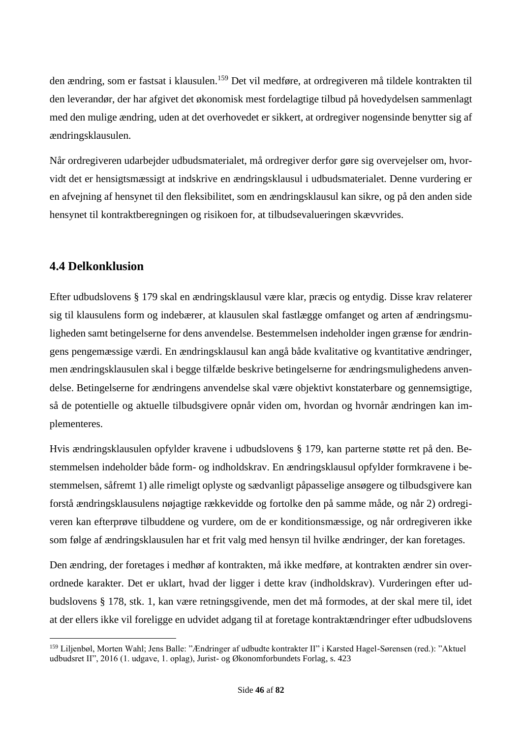den ændring, som er fastsat i klausulen.[159] Det vil medføre, at ordregiveren må tildele kontrakten til den leverandør, der har afgivet det økonomisk mest fordelagtige tilbud på hovedydelsen sammenlagt med den mulige ændring, uden at det overhovedet er sikkert, at ordregiver nogensinde benytter sig af ændringsklausulen.

Når ordregiveren udarbejder udbudsmaterialet, må ordregiver derfor gøre sig overvejelser om, hvorvidt det er hensigtsmæssigt at indskrive en ændringsklausul i udbudsmaterialet. Denne vurdering er en afvejning af hensynet til den fleksibilitet, som en ændringsklausul kan sikre, og på den anden side hensynet til kontraktberegningen og risikoen for, at tilbudsevalueringen skævvrides.

## 4.4 Delkonklusion

Efter udbudslovens § 179 skal en ændringsklausul være klar, præcis og entydig. Disse krav relaterer sig til klausulens form og indebærer, at klausulen skal fastlægge omfanget og arten af ændringsmuligheden samt betingelserne for dens anvendelse. Bestemmelsen indeholder ingen grænse for ændringens pengemæssige værdi. En ændringsklausul kan angå både kvalitative og kvantitative ændringer, men ændringsklausulen skal i begge tilfælde beskrive betingelserne for ændringsmulighedens anvendelse. Betingelserne for ændringens anvendelse skal være objektivt konstaterbare og gennemsigtige, så de potentielle og aktuelle tilbudsgivere opnår viden om, hvordan og hvornår ændringen kan implementeres.

Hvis ændringsklausulen opfylder kravene i udbudslovens § 179, kan parterne støtte ret på den. Bestemmelsen indeholder både form- og indholdskrav. En ændringsklausul opfylder formkravene i bestemmelsen, såfremt 1) alle rimeligt oplyste og sædvanligt påpasselige ansøgere og tilbudsgivere kan forstå ændringsklausulens nøjagtige rækkevidde og fortolke den på samme måde, og når 2) ordregiveren kan efterprøve tilbuddene og vurdere, om de er konditionsmæssige, og når ordregiveren ikke som følge af ændringsklausulen har et frit valg med hensyn til hvilke ændringer, der kan foretages.

Den ændring, der foretages i medhør af kontrakten, må ikke medføre, at kontrakten ændrer sin overordnede karakter. Det er uklart, hvad der ligger i dette krav (indholdskrav). Vurderingen efter udbudslovens § 178, stk. 1, kan være retningsgivende, men det må formodes, at der skal mere til, idet at der ellers ikke vil foreligge en udvidet adgang til at foretage kontraktændringer efter udbudslovens

---

[159] Liljenbøl, Morten Wahl; Jens Balle: "Ændringer af udbudte kontrakter II" i Karsted Hagel-Sørensen (red.): "Aktuel udbudsret II", 2016 (1. udgave, 1. oplag), Jurist- og Økonomforbundets Forlag, s. 423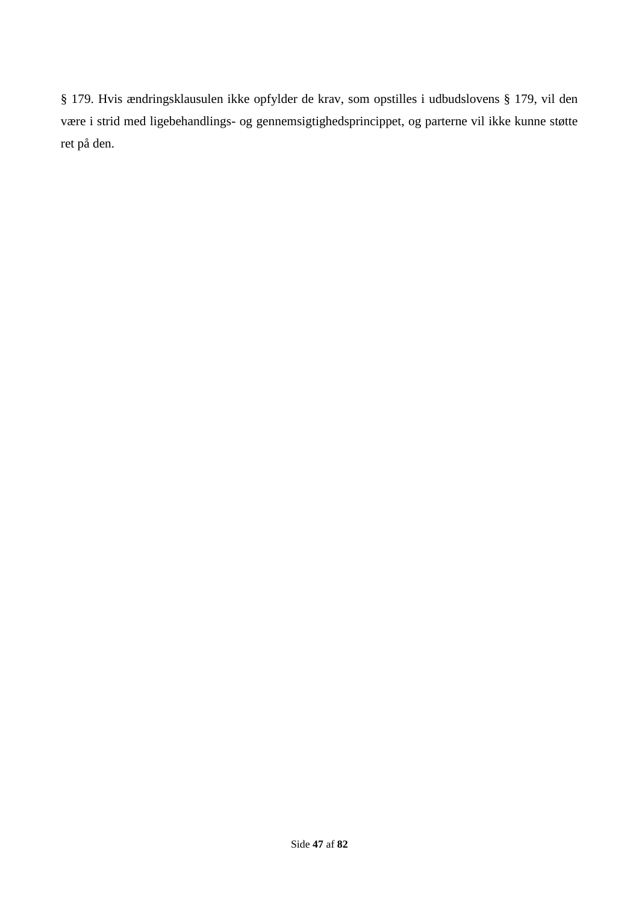§ 179. Hvis ændringsklausulen ikke opfylder de krav, som opstilles i udbudslovens § 179, vil den være i strid med ligebehandlings- og gennemsigtighedsprincippet, og parterne vil ikke kunne støtte ret på den.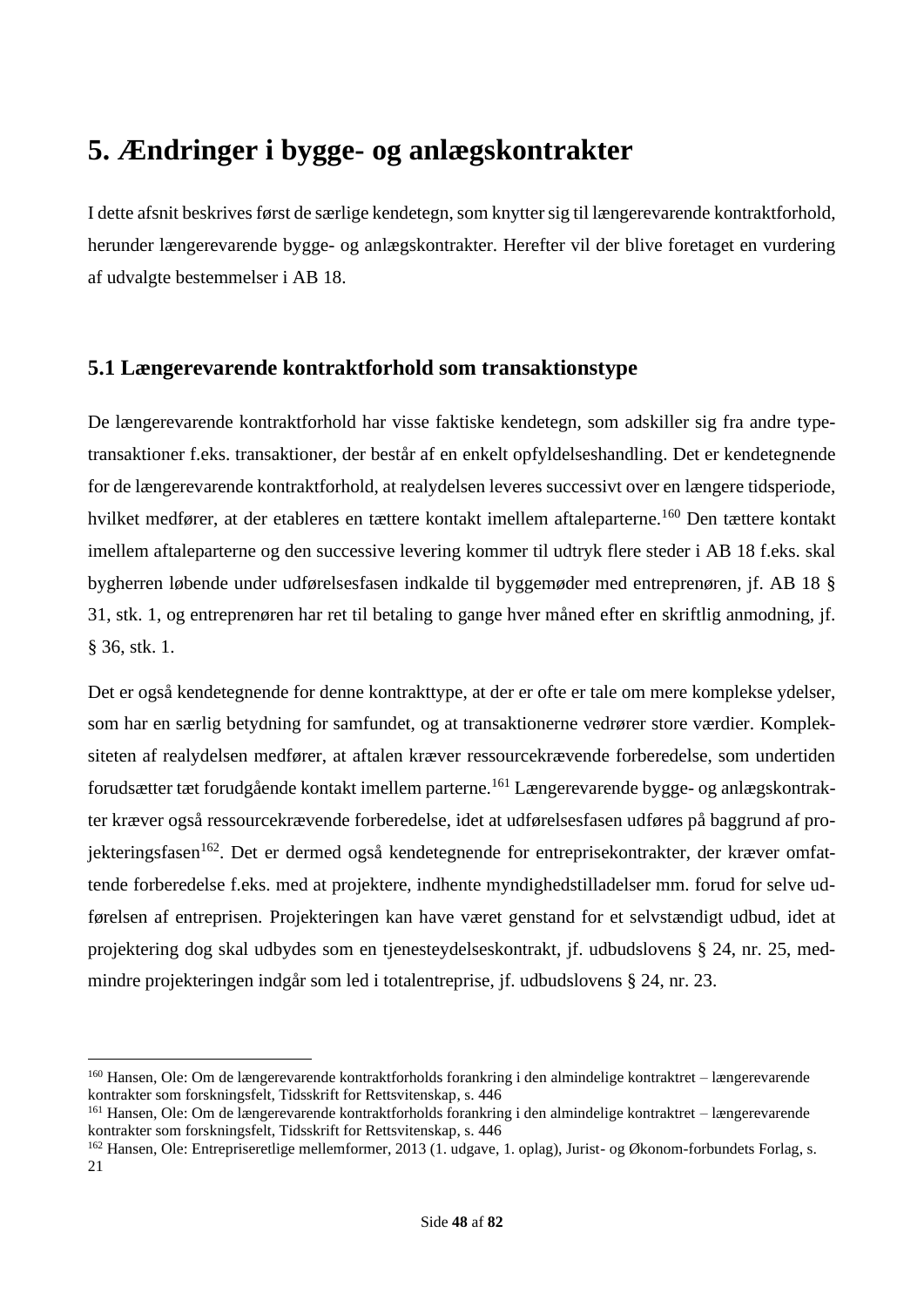# 5. Ændringer i bygge- og anlægskontrakter

I dette afsnit beskrives først de særlige kendetegn, som knytter sig til længerevarende kontraktforhold, herunder længerevarende bygge- og anlægskontrakter. Herefter vil der blive foretaget en vurdering af udvalgte bestemmelser i AB 18.

## 5.1 Længerevarende kontraktforhold som transaktionstype

De længerevarende kontraktforhold har visse faktiske kendetegn, som adskiller sig fra andre typetransaktioner f.eks. transaktioner, der består af en enkelt opfyldelseshandling. Det er kendetegnende for de længerevarende kontraktforhold, at realydelsen leveres successivt over en længere tidsperiode, hvilket medfører, at der etableres en tættere kontakt imellem aftaleparterne.[160] Den tættere kontakt imellem aftaleparterne og den successive levering kommer til udtryk flere steder i AB 18 f.eks. skal bygherren løbende under udførelsesfasen indkalde til byggemøder med entreprenøren, jf. AB 18 § 31, stk. 1, og entreprenøren har ret til betaling to gange hver måned efter en skriftlig anmodning, jf. § 36, stk. 1.

Det er også kendetegnende for denne kontrakttype, at der er ofte er tale om mere komplekse ydelser, som har en særlig betydning for samfundet, og at transaktionerne vedrører store værdier. Kompleksiteten af realydelsen medfører, at aftalen kræver ressourcekrævende forberedelse, som undertiden forudsætter tæt forudgående kontakt imellem parterne.[161] Længerevarende bygge- og anlægskontrakter kræver også ressourcekrævende forberedelse, idet at udførelsesfasen udføres på baggrund af projekteringsfasen[162]. Det er dermed også kendetegnende for entreprisekontrakter, der kræver omfattende forberedelse f.eks. med at projektere, indhente myndighedstilladelser mm. forud for selve udførelsen af entreprisen. Projekteringen kan have været genstand for et selvstændigt udbud, idet at projektering dog skal udbydes som en tjenesteydelseskontrakt, jf. udbudslovens § 24, nr. 25, medmindre projekteringen indgår som led i totalentreprise, jf. udbudslovens § 24, nr. 23.

---

[160] Hansen, Ole: Om de længerevarende kontraktforholds forankring i den almindelige kontraktret – længerevarende kontrakter som forskningsfelt, Tidsskrift for Rettsvitenskap, s. 446

[161] Hansen, Ole: Om de længerevarende kontraktforholds forankring i den almindelige kontraktret – længerevarende kontrakter som forskningsfelt, Tidsskrift for Rettsvitenskap, s. 446

[162] Hansen, Ole: Entrepriseretlige mellemformer, 2013 (1. udgave, 1. oplag), Jurist- og Økonom-forbundets Forlag, s. 21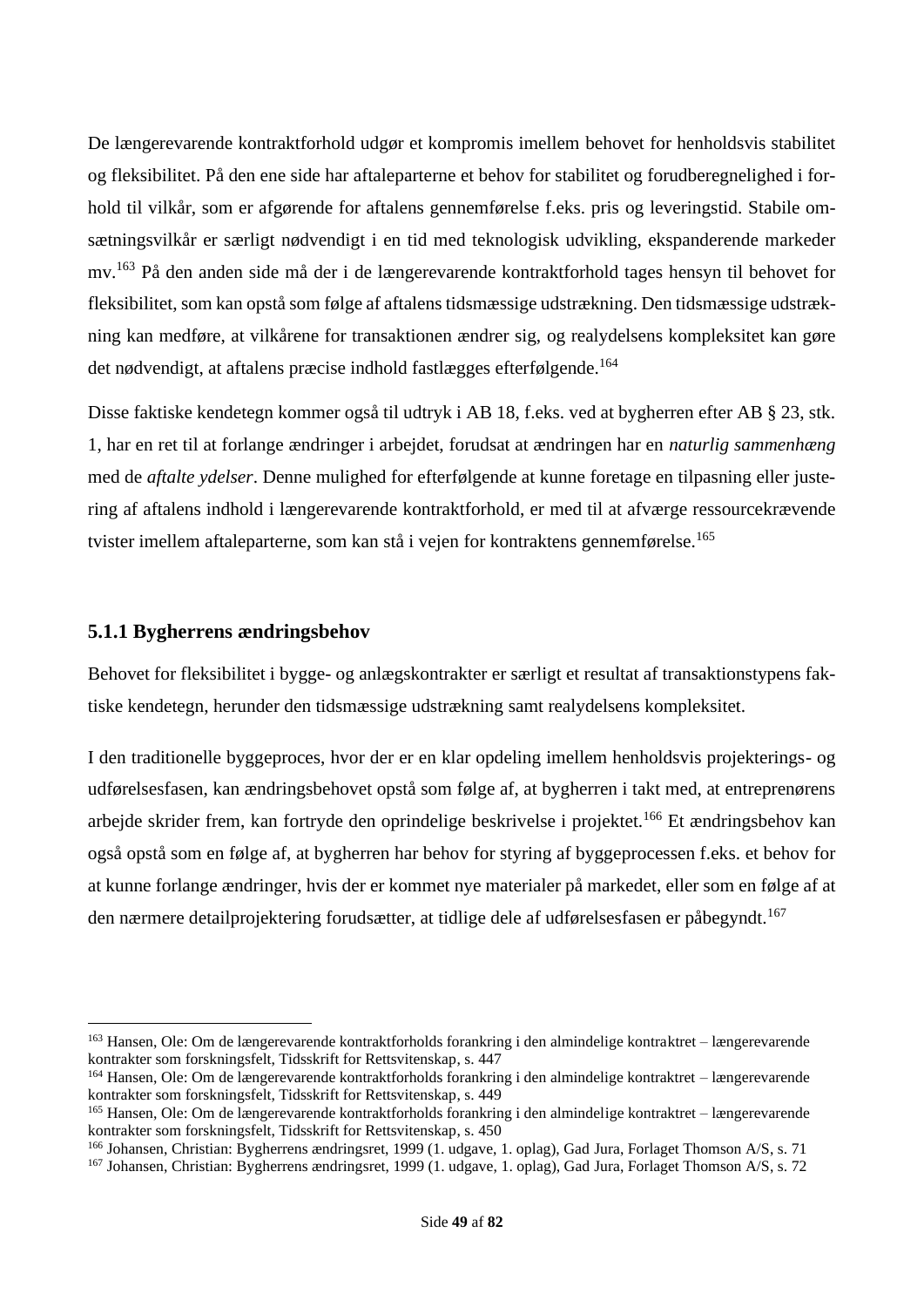De længerevarende kontraktforhold udgør et kompromis imellem behovet for henholdsvis stabilitet og fleksibilitet. På den ene side har aftaleparterne et behov for stabilitet og forudberegnelighed i forhold til vilkår, som er afgørende for aftalens gennemførelse f.eks. pris og leveringstid. Stabile omsætningsvilkår er særligt nødvendigt i en tid med teknologisk udvikling, ekspanderende markeder mv.[163] På den anden side må der i de længerevarende kontraktforhold tages hensyn til behovet for fleksibilitet, som kan opstå som følge af aftalens tidsmæssige udstrækning. Den tidsmæssige udstrækning kan medføre, at vilkårene for transaktionen ændrer sig, og realydelsens kompleksitet kan gøre det nødvendigt, at aftalens præcise indhold fastlægges efterfølgende.[164]

Disse faktiske kendetegn kommer også til udtryk i AB 18, f.eks. ved at bygherren efter AB § 23, stk. 1, har en ret til at forlange ændringer i arbejdet, forudsat at ændringen har en *naturlig sammenhæng* med de *aftalte ydelser*. Denne mulighed for efterfølgende at kunne foretage en tilpasning eller justering af aftalens indhold i længerevarende kontraktforhold, er med til at afværge ressourcekrævende tvister imellem aftaleparterne, som kan stå i vejen for kontraktens gennemførelse.[165]

### 5.1.1 Bygherrens ændringsbehov

Behovet for fleksibilitet i bygge- og anlægskontrakter er særligt et resultat af transaktionstypens faktiske kendetegn, herunder den tidsmæssige udstrækning samt realydelsens kompleksitet.

I den traditionelle byggeproces, hvor der er en klar opdeling imellem henholdsvis projekterings- og udførelsesfasen, kan ændringsbehovet opstå som følge af, at bygherren i takt med, at entreprenørens arbejde skrider frem, kan fortryde den oprindelige beskrivelse i projektet.[166] Et ændringsbehov kan også opstå som en følge af, at bygherren har behov for styring af byggeprocessen f.eks. et behov for at kunne forlange ændringer, hvis der er kommet nye materialer på markedet, eller som en følge af at den nærmere detailprojektering forudsætter, at tidlige dele af udførelsesfasen er påbegyndt.[167]

---

[163] Hansen, Ole: Om de længerevarende kontraktforholds forankring i den almindelige kontraktret – længerevarende kontrakter som forskningsfelt, Tidsskrift for Rettsvitenskap, s. 447

[164] Hansen, Ole: Om de længerevarende kontraktforholds forankring i den almindelige kontraktret – længerevarende kontrakter som forskningsfelt, Tidsskrift for Rettsvitenskap, s. 449

[165] Hansen, Ole: Om de længerevarende kontraktforholds forankring i den almindelige kontraktret – længerevarende kontrakter som forskningsfelt, Tidsskrift for Rettsvitenskap, s. 450

[166] Johansen, Christian: Bygherrens ændringsret, 1999 (1. udgave, 1. oplag), Gad Jura, Forlaget Thomson A/S, s. 71

[167] Johansen, Christian: Bygherrens ændringsret, 1999 (1. udgave, 1. oplag), Gad Jura, Forlaget Thomson A/S, s. 72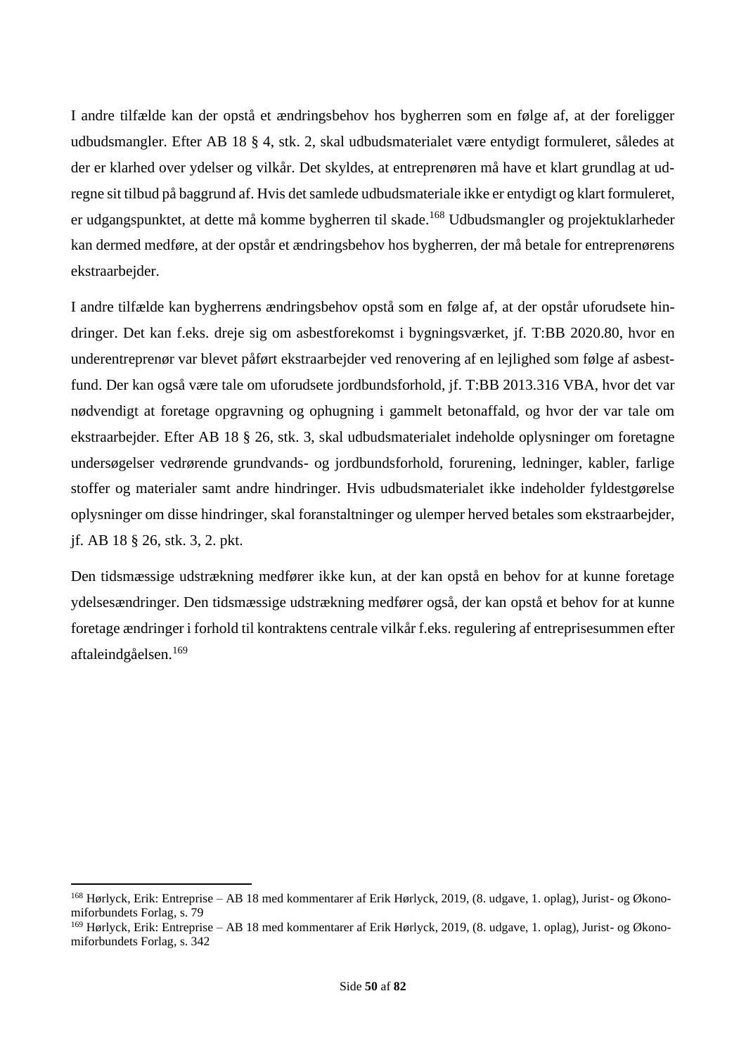I andre tilfælde kan der opstå et ændringsbehov hos bygherren som en følge af, at der foreligger udbudsmangler. Efter AB 18 § 4, stk. 2, skal udbudsmaterialet være entydigt formuleret, således at der er klarhed over ydelser og vilkår. Det skyldes, at entreprenøren må have et klart grundlag at udregne sit tilbud på baggrund af. Hvis det samlede udbudsmateriale ikke er entydigt og klart formuleret, er udgangspunktet, at dette må komme bygherren til skade.[168] Udbudsmangler og projektuklarheder kan dermed medføre, at der opstår et ændringsbehov hos bygherren, der må betale for entreprenørens ekstraarbejder.

I andre tilfælde kan bygherrens ændringsbehov opstå som en følge af, at der opstår uforudsete hindringer. Det kan f.eks. dreje sig om asbestforekomst i bygningsværket, jf. T:BB 2020.80, hvor en underentreprenør var blevet påført ekstraarbejder ved renovering af en lejlighed som følge af asbestfund. Der kan også være tale om uforudsete jordbundsforhold, jf. T:BB 2013.316 VBA, hvor det var nødvendigt at foretage opgravning og ophugning i gammelt betonaffald, og hvor der var tale om ekstraarbejder. Efter AB 18 § 26, stk. 3, skal udbudsmaterialet indeholde oplysninger om foretagne undersøgelser vedrørende grundvands- og jordbundsforhold, forurening, ledninger, kabler, farlige stoffer og materialer samt andre hindringer. Hvis udbudsmaterialet ikke indeholder fyldestgørelse oplysninger om disse hindringer, skal foranstaltninger og ulemper herved betales som ekstraarbejder, jf. AB 18 § 26, stk. 3, 2. pkt.

Den tidsmæssige udstrækning medfører ikke kun, at der kan opstå en behov for at kunne foretage ydelsesændringer. Den tidsmæssige udstrækning medfører også, der kan opstå et behov for at kunne foretage ændringer i forhold til kontraktens centrale vilkår f.eks. regulering af entreprisesummen efter aftaleindgåelsen.[169]

---

[168] Hørlyck, Erik: Entreprise – AB 18 med kommentarer af Erik Hørlyck, 2019, (8. udgave, 1. oplag), Jurist- og Økonomiforbundets Forlag, s. 79

[169] Hørlyck, Erik: Entreprise – AB 18 med kommentarer af Erik Hørlyck, 2019, (8. udgave, 1. oplag), Jurist- og Økonomiforbundets Forlag, s. 342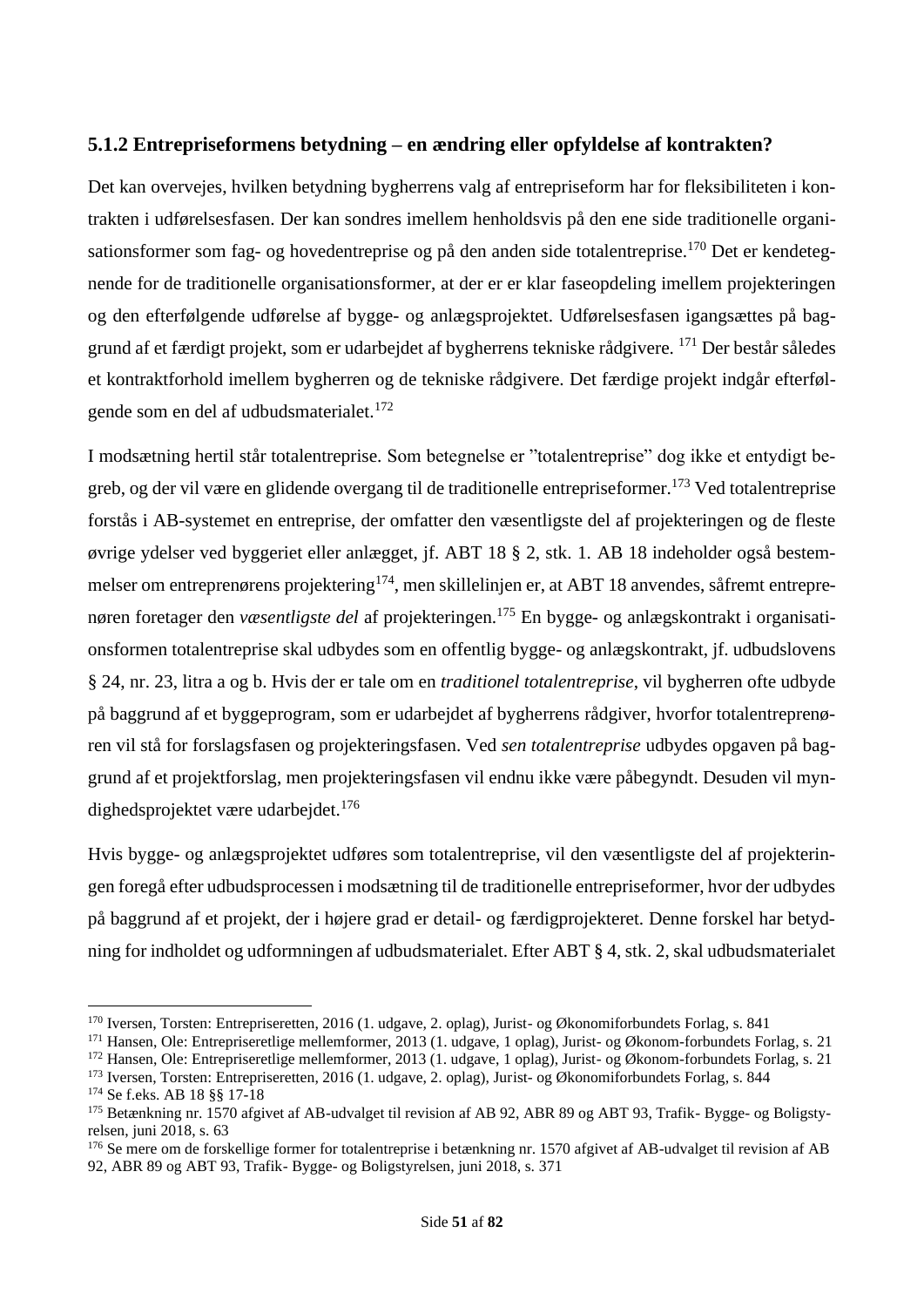### 5.1.2 Entrepriseformens betydning – en ændring eller opfyldelse af kontrakten?

Det kan overvejes, hvilken betydning bygherrens valg af entrepriseform har for fleksibiliteten i kontrakten i udførelsesfasen. Der kan sondres imellem henholdsvis på den ene side traditionelle organisationsformer som fag- og hovedentreprise og på den anden side totalentreprise.[170] Det er kendetegnende for de traditionelle organisationsformer, at der er er klar faseopdeling imellem projekteringen og den efterfølgende udførelse af bygge- og anlægsprojektet. Udførelsesfasen igangsættes på baggrund af et færdigt projekt, som er udarbejdet af bygherrens tekniske rådgivere. [171] Der består således et kontraktforhold imellem bygherren og de tekniske rådgivere. Det færdige projekt indgår efterfølgende som en del af udbudsmaterialet.[172]

I modsætning hertil står totalentreprise. Som betegnelse er "totalentreprise" dog ikke et entydigt begreb, og der vil være en glidende overgang til de traditionelle entrepriseformer.[173] Ved totalentreprise forstås i AB-systemet en entreprise, der omfatter den væsentligste del af projekteringen og de fleste øvrige ydelser ved byggeriet eller anlægget, jf. ABT 18 § 2, stk. 1. AB 18 indeholder også bestemmelser om entreprenørens projektering[174], men skillelinjen er, at ABT 18 anvendes, såfremt entreprenøren foretager den *væsentligste del* af projekteringen.[175] En bygge- og anlægskontrakt i organisationsformen totalentreprise skal udbydes som en offentlig bygge- og anlægskontrakt, jf. udbudslovens § 24, nr. 23, litra a og b. Hvis der er tale om en *traditionel totalentreprise*, vil bygherren ofte udbyde på baggrund af et byggeprogram, som er udarbejdet af bygherrens rådgiver, hvorfor totalentreprenøren vil stå for forslagsfasen og projekteringsfasen. Ved *sen totalentreprise* udbydes opgaven på baggrund af et projektforslag, men projekteringsfasen vil endnu ikke være påbegyndt. Desuden vil myndighedsprojektet være udarbejdet.[176]

Hvis bygge- og anlægsprojektet udføres som totalentreprise, vil den væsentligste del af projekteringen foregå efter udbudsprocessen i modsætning til de traditionelle entrepriseformer, hvor der udbydes på baggrund af et projekt, der i højere grad er detail- og færdigprojekteret. Denne forskel har betydning for indholdet og udformningen af udbudsmaterialet. Efter ABT § 4, stk. 2, skal udbudsmaterialet

---

[170] Iversen, Torsten: Entrepriseretten, 2016 (1. udgave, 2. oplag), Jurist- og Økonomiforbundets Forlag, s. 841

[171] Hansen, Ole: Entrepriseretlige mellemformer, 2013 (1. udgave, 1 oplag), Jurist- og Økonom-forbundets Forlag, s. 21

[172] Hansen, Ole: Entrepriseretlige mellemformer, 2013 (1. udgave, 1 oplag), Jurist- og Økonom-forbundets Forlag, s. 21

[173] Iversen, Torsten: Entrepriseretten, 2016 (1. udgave, 2. oplag), Jurist- og Økonomiforbundets Forlag, s. 844

[174] Se f.eks. AB 18 §§ 17-18

[175] Betænkning nr. 1570 afgivet af AB-udvalget til revision af AB 92, ABR 89 og ABT 93, Trafik- Bygge- og Boligstyrelsen, juni 2018, s. 63

[176] Se mere om de forskellige former for totalentreprise i betænkning nr. 1570 afgivet af AB-udvalget til revision af AB 92, ABR 89 og ABT 93, Trafik- Bygge- og Boligstyrelsen, juni 2018, s. 371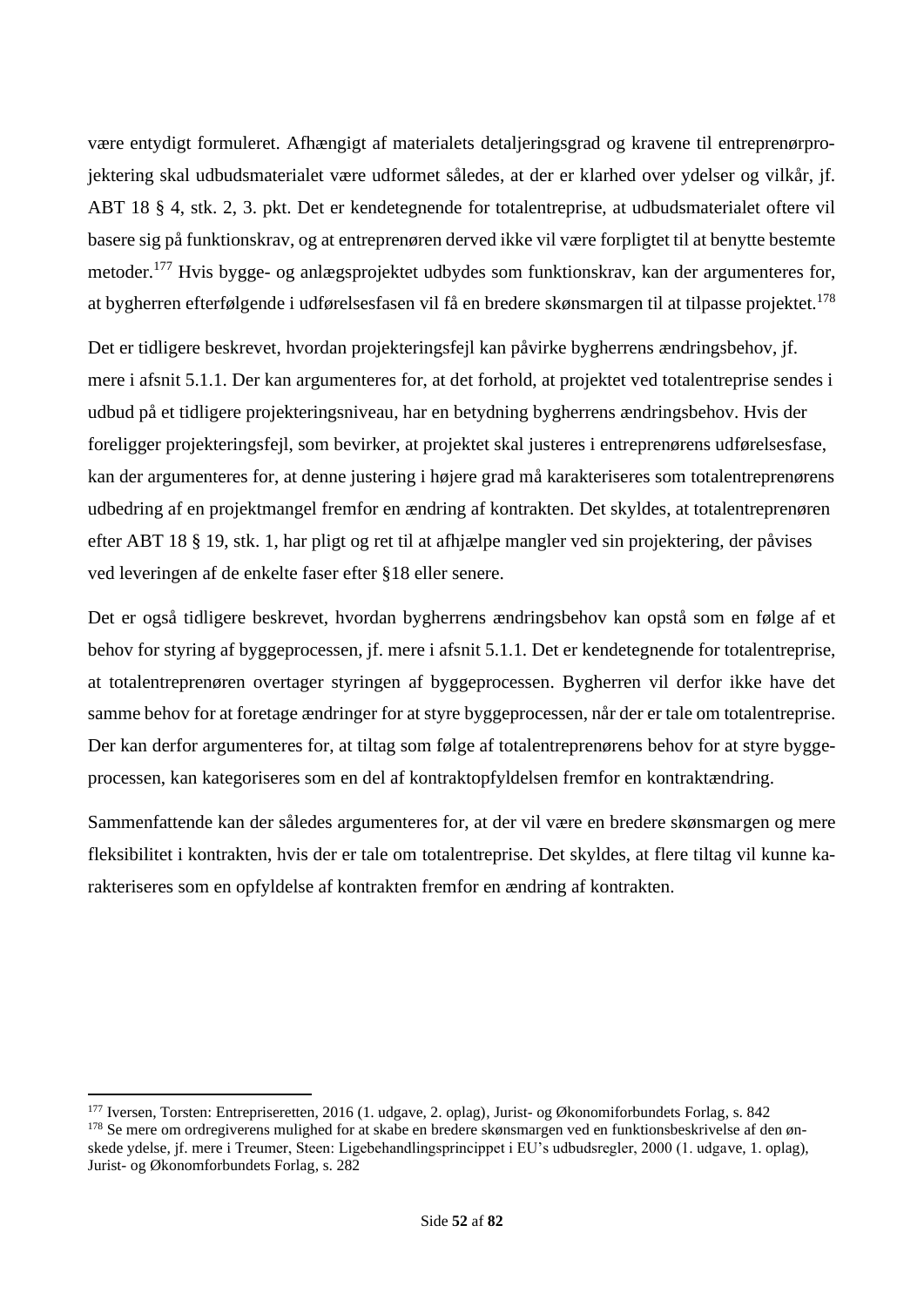være entydigt formuleret. Afhængigt af materialets detaljeringsgrad og kravene til entreprenørprojektering skal udbudsmaterialet være udformet således, at der er klarhed over ydelser og vilkår, jf. ABT 18 § 4, stk. 2, 3. pkt. Det er kendetegnende for totalentreprise, at udbudsmaterialet oftere vil basere sig på funktionskrav, og at entreprenøren derved ikke vil være forpligtet til at benytte bestemte metoder.[177] Hvis bygge- og anlægsprojektet udbydes som funktionskrav, kan der argumenteres for, at bygherren efterfølgende i udførelsesfasen vil få en bredere skønsmargen til at tilpasse projektet.[178]

Det er tidligere beskrevet, hvordan projekteringsfejl kan påvirke bygherrens ændringsbehov, jf. mere i afsnit 5.1.1. Der kan argumenteres for, at det forhold, at projektet ved totalentreprise sendes i udbud på et tidligere projekteringsniveau, har en betydning bygherrens ændringsbehov. Hvis der foreligger projekteringsfejl, som bevirker, at projektet skal justeres i entreprenørens udførelsesfase, kan der argumenteres for, at denne justering i højere grad må karakteriseres som totalentreprenørens udbedring af en projektmangel fremfor en ændring af kontrakten. Det skyldes, at totalentreprenøren efter ABT 18 § 19, stk. 1, har pligt og ret til at afhjælpe mangler ved sin projektering, der påvises ved leveringen af de enkelte faser efter §18 eller senere.

Det er også tidligere beskrevet, hvordan bygherrens ændringsbehov kan opstå som en følge af et behov for styring af byggeprocessen, jf. mere i afsnit 5.1.1. Det er kendetegnende for totalentreprise, at totalentreprenøren overtager styringen af byggeprocessen. Bygherren vil derfor ikke have det samme behov for at foretage ændringer for at styre byggeprocessen, når der er tale om totalentreprise. Der kan derfor argumenteres for, at tiltag som følge af totalentreprenørens behov for at styre byggeprocessen, kan kategoriseres som en del af kontraktopfyldelsen fremfor en kontraktændring.

Sammenfattende kan der således argumenteres for, at der vil være en bredere skønsmargen og mere fleksibilitet i kontrakten, hvis der er tale om totalentreprise. Det skyldes, at flere tiltag vil kunne karakteriseres som en opfyldelse af kontrakten fremfor en ændring af kontrakten.

---

[177] Iversen, Torsten: Entrepriseretten, 2016 (1. udgave, 2. oplag), Jurist- og Økonomiforbundets Forlag, s. 842

[178] Se mere om ordregiverens mulighed for at skabe en bredere skønsmargen ved en funktionsbeskrivelse af den ønskede ydelse, jf. mere i Treumer, Steen: Ligebehandlingsprincippet i EU's udbudsregler, 2000 (1. udgave, 1. oplag), Jurist- og Økonomforbundets Forlag, s. 282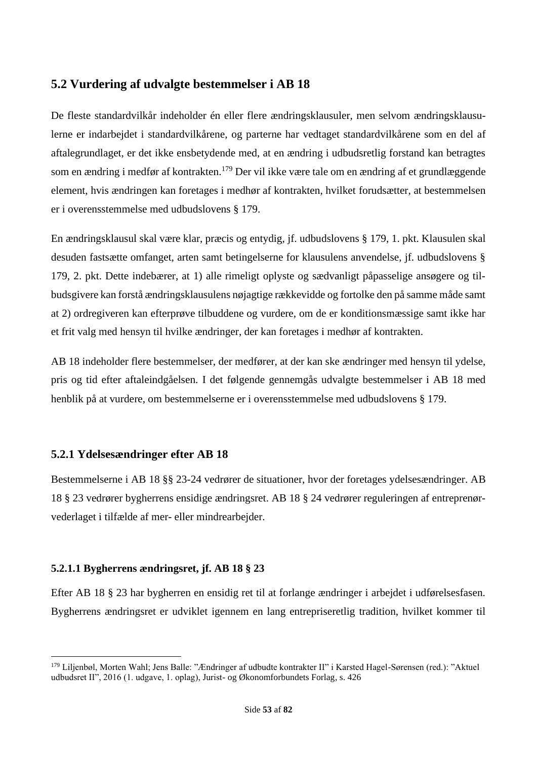## 5.2 Vurdering af udvalgte bestemmelser i AB 18

De fleste standardvilkår indeholder én eller flere ændringsklausuler, men selvom ændringsklausulerne er indarbejdet i standardvilkårene, og parterne har vedtaget standardvilkårene som en del af aftalegrundlaget, er det ikke ensbetydende med, at en ændring i udbudsretlig forstand kan betragtes som en ændring i medfør af kontrakten.[179] Der vil ikke være tale om en ændring af et grundlæggende element, hvis ændringen kan foretages i medhør af kontrakten, hvilket forudsætter, at bestemmelsen er i overensstemmelse med udbudslovens § 179.

En ændringsklausul skal være klar, præcis og entydig, jf. udbudslovens § 179, 1. pkt. Klausulen skal desuden fastsætte omfanget, arten samt betingelserne for klausulens anvendelse, jf. udbudslovens § 179, 2. pkt. Dette indebærer, at 1) alle rimeligt oplyste og sædvanligt påpasselige ansøgere og tilbudsgivere kan forstå ændringsklausulens nøjagtige rækkevidde og fortolke den på samme måde samt at 2) ordregiveren kan efterprøve tilbuddene og vurdere, om de er konditionsmæssige samt ikke har et frit valg med hensyn til hvilke ændringer, der kan foretages i medhør af kontrakten.

AB 18 indeholder flere bestemmelser, der medfører, at der kan ske ændringer med hensyn til ydelse, pris og tid efter aftaleindgåelsen. I det følgende gennemgås udvalgte bestemmelser i AB 18 med henblik på at vurdere, om bestemmelserne er i overensstemmelse med udbudslovens § 179.

### 5.2.1 Ydelsesændringer efter AB 18

Bestemmelserne i AB 18 §§ 23-24 vedrører de situationer, hvor der foretages ydelsesændringer. AB 18 § 23 vedrører bygherrens ensidige ændringsret. AB 18 § 24 vedrører reguleringen af entreprenørvederlaget i tilfælde af mer- eller mindrearbejder.

#### 5.2.1.1 Bygherrens ændringsret, jf. AB 18 § 23

Efter AB 18 § 23 har bygherren en ensidig ret til at forlange ændringer i arbejdet i udførelsesfasen. Bygherrens ændringsret er udviklet igennem en lang entrepriseretlig tradition, hvilket kommer til

---

[179] Liljenbøl, Morten Wahl; Jens Balle: "Ændringer af udbudte kontrakter II" i Karsted Hagel-Sørensen (red.): "Aktuel udbudsret II", 2016 (1. udgave, 1. oplag), Jurist- og Økonomforbundets Forlag, s. 426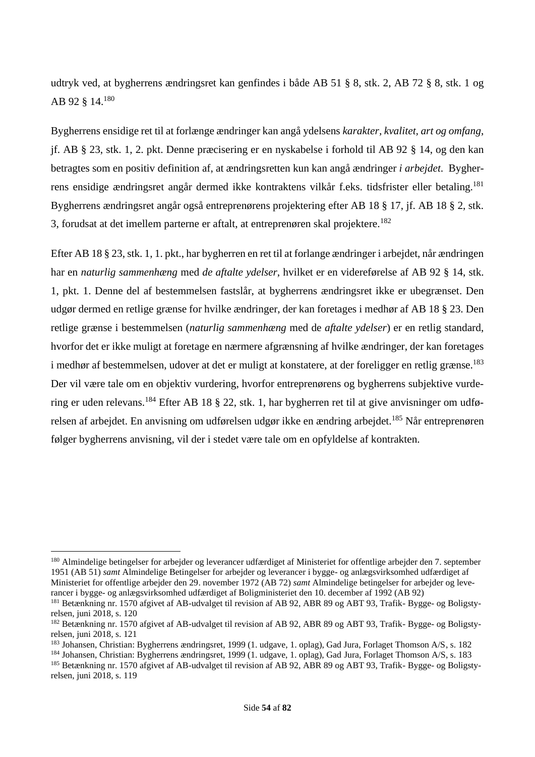udtryk ved, at bygherrens ændringsret kan genfindes i både AB 51 § 8, stk. 2, AB 72 § 8, stk. 1 og AB 92 § 14.[180]

Bygherrens ensidige ret til at forlænge ændringer kan angå ydelsens *karakter, kvalitet, art og omfang*, jf. AB § 23, stk. 1, 2. pkt. Denne præcisering er en nyskabelse i forhold til AB 92 § 14, og den kan betragtes som en positiv definition af, at ændringsretten kun kan angå ændringer *i arbejdet*. Bygherrens ensidige ændringsret angår dermed ikke kontraktens vilkår f.eks. tidsfrister eller betaling.[181] Bygherrens ændringsret angår også entreprenørens projektering efter AB 18 § 17, jf. AB 18 § 2, stk. 3, forudsat at det imellem parterne er aftalt, at entreprenøren skal projektere.[182]

Efter AB 18 § 23, stk. 1, 1. pkt., har bygherren en ret til at forlange ændringer i arbejdet, når ændringen har en *naturlig sammenhæng* med *de aftalte ydelser*, hvilket er en videreførelse af AB 92 § 14, stk. 1, pkt. 1. Denne del af bestemmelsen fastslår, at bygherrens ændringsret ikke er ubegrænset. Den udgør dermed en retlige grænse for hvilke ændringer, der kan foretages i medhør af AB 18 § 23. Den retlige grænse i bestemmelsen (*naturlig sammenhæng* med de *aftalte ydelser*) er en retlig standard, hvorfor det er ikke muligt at foretage en nærmere afgrænsning af hvilke ændringer, der kan foretages i medhør af bestemmelsen, udover at det er muligt at konstatere, at der foreligger en retlig grænse.[183] Der vil være tale om en objektiv vurdering, hvorfor entreprenørens og bygherrens subjektive vurdering er uden relevans.[184] Efter AB 18 § 22, stk. 1, har bygherren ret til at give anvisninger om udførelsen af arbejdet. En anvisning om udførelsen udgør ikke en ændring arbejdet.[185] Når entreprenøren følger bygherrens anvisning, vil der i stedet være tale om en opfyldelse af kontrakten.

---

[180] Almindelige betingelser for arbejder og leverancer udfærdiget af Ministeriet for offentlige arbejder den 7. september 1951 (AB 51) *samt* Almindelige Betingelser for arbejder og leverancer i bygge- og anlægsvirksomhed udfærdiget af Ministeriet for offentlige arbejder den 29. november 1972 (AB 72) *samt* Almindelige betingelser for arbejder og leverancer i bygge- og anlægsvirksomhed udfærdiget af Boligministeriet den 10. december af 1992 (AB 92)

[181] Betænkning nr. 1570 afgivet af AB-udvalget til revision af AB 92, ABR 89 og ABT 93, Trafik- Bygge- og Boligstyrelsen, juni 2018, s. 120

[182] Betænkning nr. 1570 afgivet af AB-udvalget til revision af AB 92, ABR 89 og ABT 93, Trafik- Bygge- og Boligstyrelsen, juni 2018, s. 121

[183] Johansen, Christian: Bygherrens ændringsret, 1999 (1. udgave, 1. oplag), Gad Jura, Forlaget Thomson A/S, s. 182

[184] Johansen, Christian: Bygherrens ændringsret, 1999 (1. udgave, 1. oplag), Gad Jura, Forlaget Thomson A/S, s. 183

[185] Betænkning nr. 1570 afgivet af AB-udvalget til revision af AB 92, ABR 89 og ABT 93, Trafik- Bygge- og Boligstyrelsen, juni 2018, s. 119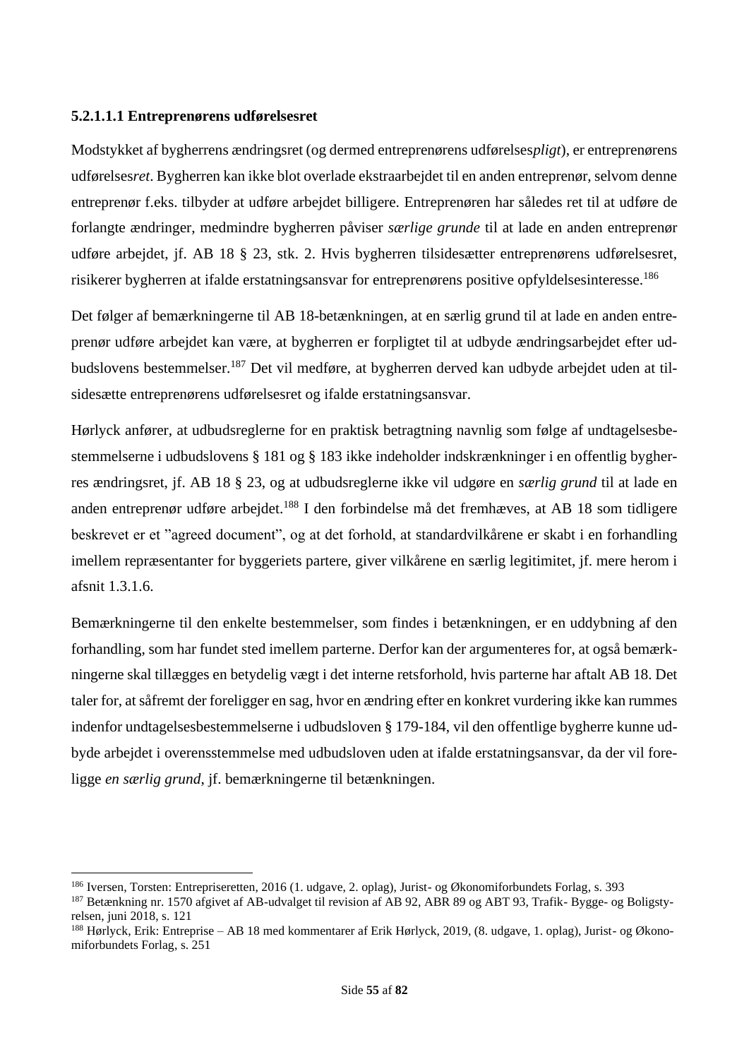#### 5.2.1.1.1 Entreprenørens udførelsesret

Modstykket af bygherrens ændringsret (og dermed entreprenørens udførelses*pligt*), er entreprenørens udførelses*ret*. Bygherren kan ikke blot overlade ekstraarbejdet til en anden entreprenør, selvom denne entreprenør f.eks. tilbyder at udføre arbejdet billigere. Entreprenøren har således ret til at udføre de forlangte ændringer, medmindre bygherren påviser *særlige grunde* til at lade en anden entreprenør udføre arbejdet, jf. AB 18 § 23, stk. 2. Hvis bygherren tilsidesætter entreprenørens udførelsesret, risikerer bygherren at ifalde erstatningsansvar for entreprenørens positive opfyldelsesinteresse.[186]

Det følger af bemærkningerne til AB 18-betænkningen, at en særlig grund til at lade en anden entreprenør udføre arbejdet kan være, at bygherren er forpligtet til at udbyde ændringsarbejdet efter udbudslovens bestemmelser.[187] Det vil medføre, at bygherren derved kan udbyde arbejdet uden at tilsidesætte entreprenørens udførelsesret og ifalde erstatningsansvar.

Hørlyck anfører, at udbudsreglerne for en praktisk betragtning navnlig som følge af undtagelsesbestemmelserne i udbudslovens § 181 og § 183 ikke indeholder indskrænkninger i en offentlig bygherres ændringsret, jf. AB 18 § 23, og at udbudsreglerne ikke vil udgøre en *særlig grund* til at lade en anden entreprenør udføre arbejdet.[188] I den forbindelse må det fremhæves, at AB 18 som tidligere beskrevet er et "agreed document", og at det forhold, at standardvilkårene er skabt i en forhandling imellem repræsentanter for byggeriets partere, giver vilkårene en særlig legitimitet, jf. mere herom i afsnit 1.3.1.6.

Bemærkningerne til den enkelte bestemmelser, som findes i betænkningen, er en uddybning af den forhandling, som har fundet sted imellem parterne. Derfor kan der argumenteres for, at også bemærkningerne skal tillægges en betydelig vægt i det interne retsforhold, hvis parterne har aftalt AB 18. Det taler for, at såfremt der foreligger en sag, hvor en ændring efter en konkret vurdering ikke kan rummes indenfor undtagelsesbestemmelserne i udbudsloven § 179-184, vil den offentlige bygherre kunne udbyde arbejdet i overensstemmelse med udbudsloven uden at ifalde erstatningsansvar, da der vil foreligge *en særlig grund*, jf. bemærkningerne til betænkningen.

---

[186] Iversen, Torsten: Entrepriseretten, 2016 (1. udgave, 2. oplag), Jurist- og Økonomiforbundets Forlag, s. 393

[187] Betænkning nr. 1570 afgivet af AB-udvalget til revision af AB 92, ABR 89 og ABT 93, Trafik- Bygge- og Boligstyrelsen, juni 2018, s. 121

[188] Hørlyck, Erik: Entreprise – AB 18 med kommentarer af Erik Hørlyck, 2019, (8. udgave, 1. oplag), Jurist- og Økonomiforbundets Forlag, s. 251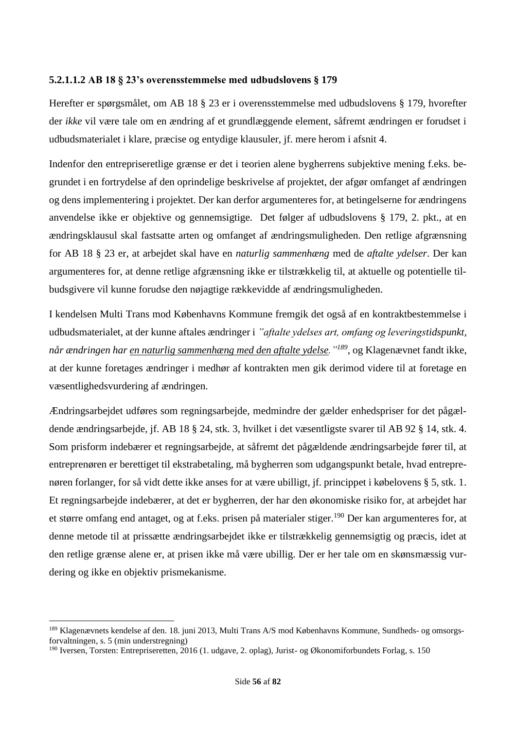#### 5.2.1.1.2 AB 18 § 23's overensstemmelse med udbudslovens § 179

Herefter er spørgsmålet, om AB 18 § 23 er i overensstemmelse med udbudslovens § 179, hvorefter der *ikke* vil være tale om en ændring af et grundlæggende element, såfremt ændringen er forudset i udbudsmaterialet i klare, præcise og entydige klausuler, jf. mere herom i afsnit 4.

Indenfor den entrepriseretlige grænse er det i teorien alene bygherrens subjektive mening f.eks. begrundet i en fortrydelse af den oprindelige beskrivelse af projektet, der afgør omfanget af ændringen og dens implementering i projektet. Der kan derfor argumenteres for, at betingelserne for ændringens anvendelse ikke er objektive og gennemsigtige. Det følger af udbudslovens § 179, 2. pkt., at en ændringsklausul skal fastsatte arten og omfanget af ændringsmuligheden. Den retlige afgrænsning for AB 18 § 23 er, at arbejdet skal have en *naturlig sammenhæng* med de *aftalte ydelser*. Der kan argumenteres for, at denne retlige afgrænsning ikke er tilstrækkelig til, at aktuelle og potentielle tilbudsgivere vil kunne forudse den nøjagtige rækkevidde af ændringsmuligheden.

I kendelsen Multi Trans mod Københavns Kommune fremgik det også af en kontraktbestemmelse i udbudsmaterialet, at der kunne aftales ændringer i *"aftalte ydelses art, omfang og leveringstidspunkt, når ændringen har <u>en naturlig sammenhæng med den aftalte ydelse</u>."*[189], og Klagenævnet fandt ikke, at der kunne foretages ændringer i medhør af kontrakten men gik derimod videre til at foretage en væsentlighedsvurdering af ændringen.

Ændringsarbejdet udføres som regningsarbejde, medmindre der gælder enhedspriser for det pågældende ændringsarbejde, jf. AB 18 § 24, stk. 3, hvilket i det væsentligste svarer til AB 92 § 14, stk. 4. Som prisform indebærer et regningsarbejde, at såfremt det pågældende ændringsarbejde fører til, at entreprenøren er berettiget til ekstrabetaling, må bygherren som udgangspunkt betale, hvad entreprenøren forlanger, for så vidt dette ikke anses for at være ubilligt, jf. princippet i købelovens § 5, stk. 1. Et regningsarbejde indebærer, at det er bygherren, der har den økonomiske risiko for, at arbejdet har et større omfang end antaget, og at f.eks. prisen på materialer stiger.[190] Der kan argumenteres for, at denne metode til at prissætte ændringsarbejdet ikke er tilstrækkelig gennemsigtig og præcis, idet at den retlige grænse alene er, at prisen ikke må være ubillig. Der er her tale om en skønsmæssig vurdering og ikke en objektiv prismekanisme.

---

[189] Klagenævnets kendelse af den. 18. juni 2013, Multi Trans A/S mod Københavns Kommune, Sundheds- og omsorgsforvaltningen, s. 5 (min understregning)

[190] Iversen, Torsten: Entrepriseretten, 2016 (1. udgave, 2. oplag), Jurist- og Økonomiforbundets Forlag, s. 150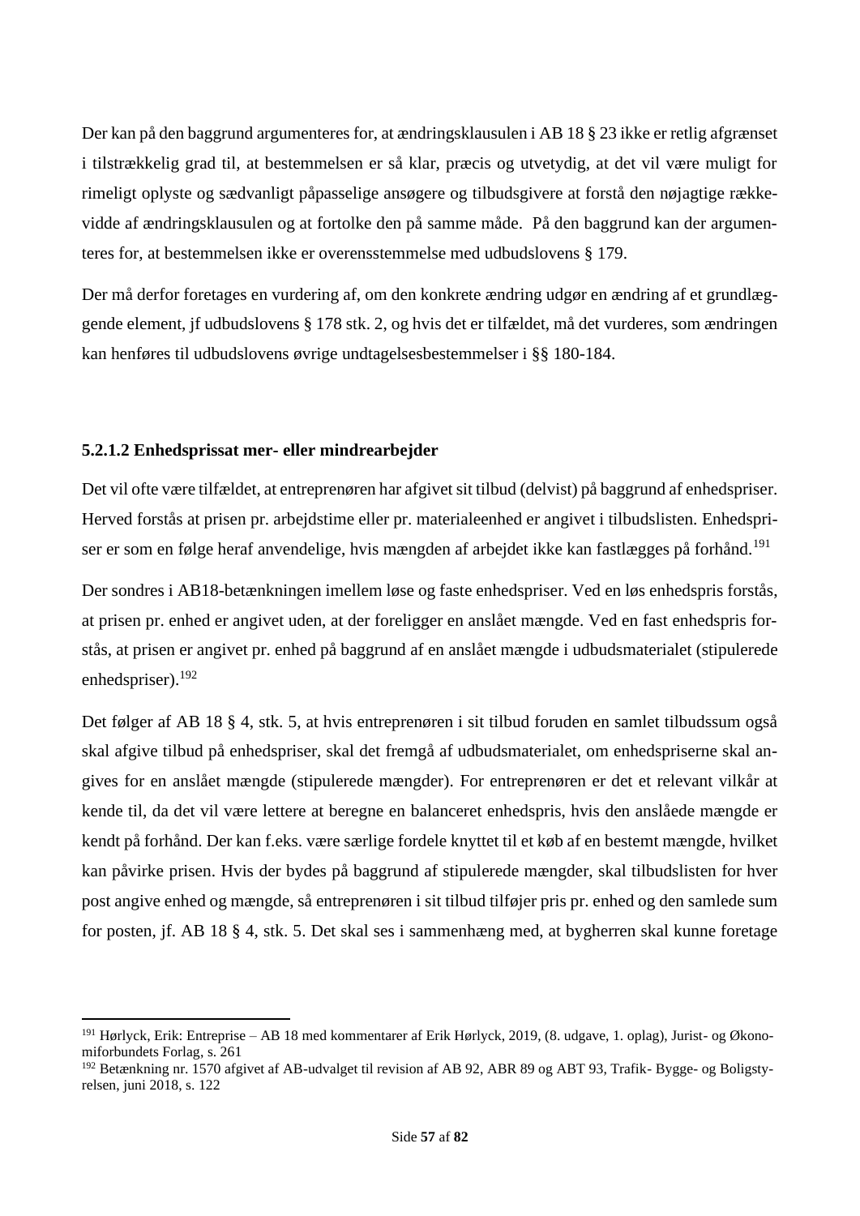Der kan på den baggrund argumenteres for, at ændringsklausulen i AB 18 § 23 ikke er retlig afgrænset i tilstrækkelig grad til, at bestemmelsen er så klar, præcis og utvetydig, at det vil være muligt for rimeligt oplyste og sædvanligt påpasselige ansøgere og tilbudsgivere at forstå den nøjagtige rækkevidde af ændringsklausulen og at fortolke den på samme måde. På den baggrund kan der argumenteres for, at bestemmelsen ikke er overensstemmelse med udbudslovens § 179.

Der må derfor foretages en vurdering af, om den konkrete ændring udgør en ændring af et grundlæggende element, jf udbudslovens § 178 stk. 2, og hvis det er tilfældet, må det vurderes, som ændringen kan henføres til udbudslovens øvrige undtagelsesbestemmelser i §§ 180-184.

### 5.2.1.2 Enhedsprissat mer- eller mindrearbejder

Det vil ofte være tilfældet, at entreprenøren har afgivet sit tilbud (delvist) på baggrund af enhedspriser. Herved forstås at prisen pr. arbejdstime eller pr. materialeenhed er angivet i tilbudslisten. Enhedspriser er som en følge heraf anvendelige, hvis mængden af arbejdet ikke kan fastlægges på forhånd.[191]

Der sondres i AB18-betænkningen imellem løse og faste enhedspriser. Ved en løs enhedspris forstås, at prisen pr. enhed er angivet uden, at der foreligger en anslået mængde. Ved en fast enhedspris forstås, at prisen er angivet pr. enhed på baggrund af en anslået mængde i udbudsmaterialet (stipulerede enhedspriser).[192]

Det følger af AB 18 § 4, stk. 5, at hvis entreprenøren i sit tilbud foruden en samlet tilbudssum også skal afgive tilbud på enhedspriser, skal det fremgå af udbudsmaterialet, om enhedspriserne skal angives for en anslået mængde (stipulerede mængder). For entreprenøren er det et relevant vilkår at kende til, da det vil være lettere at beregne en balanceret enhedspris, hvis den anslåede mængde er kendt på forhånd. Der kan f.eks. være særlige fordele knyttet til et køb af en bestemt mængde, hvilket kan påvirke prisen. Hvis der bydes på baggrund af stipulerede mængder, skal tilbudslisten for hver post angive enhed og mængde, så entreprenøren i sit tilbud tilføjer pris pr. enhed og den samlede sum for posten, jf. AB 18 § 4, stk. 5. Det skal ses i sammenhæng med, at bygherren skal kunne foretage

---

[191] Hørlyck, Erik: Entreprise – AB 18 med kommentarer af Erik Hørlyck, 2019, (8. udgave, 1. oplag), Jurist- og Økonomiforbundets Forlag, s. 261

[192] Betænkning nr. 1570 afgivet af AB-udvalget til revision af AB 92, ABR 89 og ABT 93, Trafik- Bygge- og Boligstyrelsen, juni 2018, s. 122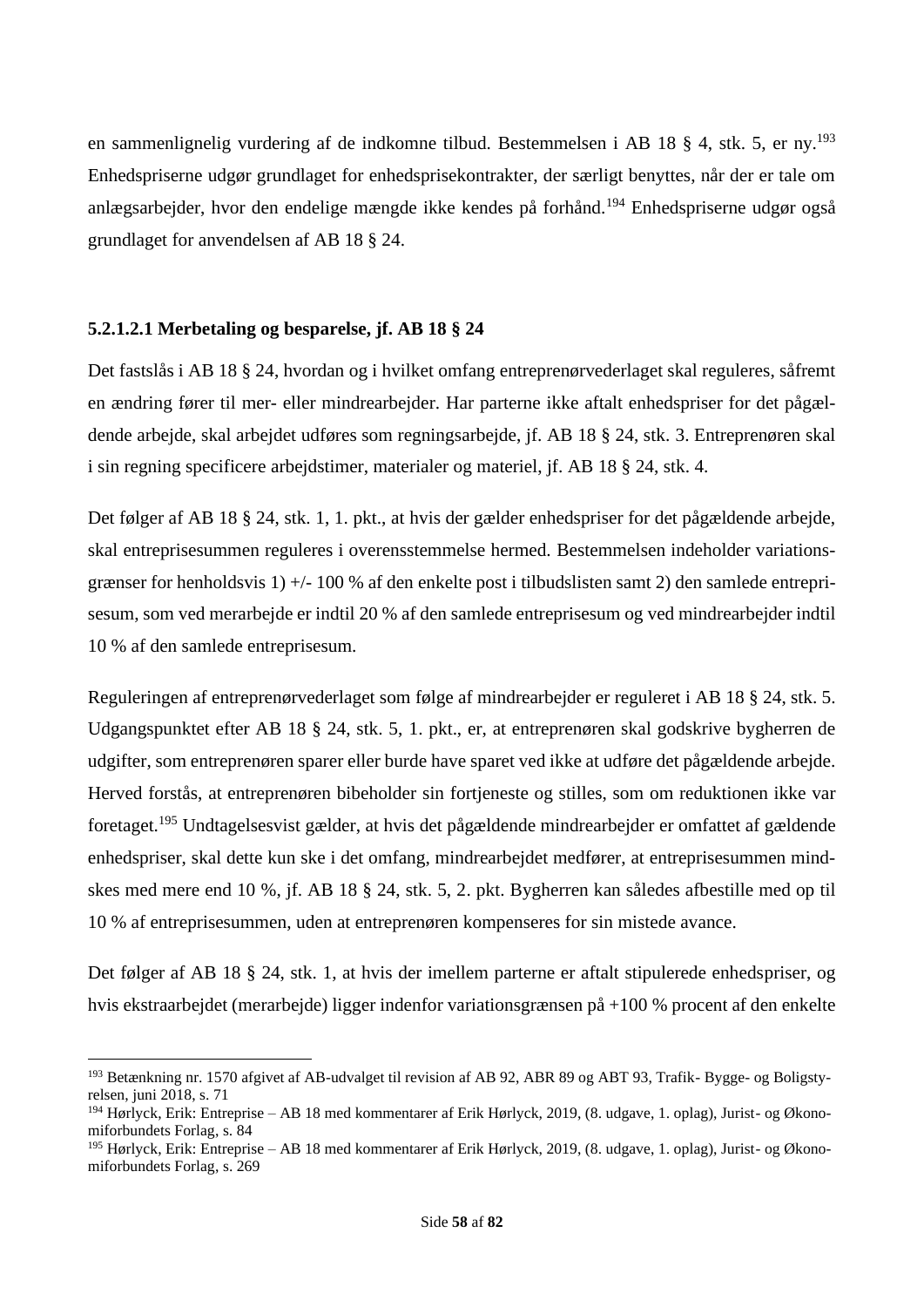en sammenlignelig vurdering af de indkomne tilbud. Bestemmelsen i AB 18 § 4, stk. 5, er ny.[193] Enhedspriserne udgør grundlaget for enhedsprisekontrakter, der særligt benyttes, når der er tale om anlægsarbejder, hvor den endelige mængde ikke kendes på forhånd.[194] Enhedspriserne udgør også grundlaget for anvendelsen af AB 18 § 24.

#### 5.2.1.2.1 Merbetaling og besparelse, jf. AB 18 § 24

Det fastslås i AB 18 § 24, hvordan og i hvilket omfang entreprenørvederlaget skal reguleres, såfremt en ændring fører til mer- eller mindrearbejder. Har parterne ikke aftalt enhedspriser for det pågældende arbejde, skal arbejdet udføres som regningsarbejde, jf. AB 18 § 24, stk. 3. Entreprenøren skal i sin regning specificere arbejdstimer, materialer og materiel, jf. AB 18 § 24, stk. 4.

Det følger af AB 18 § 24, stk. 1, 1. pkt., at hvis der gælder enhedspriser for det pågældende arbejde, skal entreprisesummen reguleres i overensstemmelse hermed. Bestemmelsen indeholder variationsgrænser for henholdsvis 1) +/- 100 % af den enkelte post i tilbudslisten samt 2) den samlede entreprisesum, som ved merarbejde er indtil 20 % af den samlede entreprisesum og ved mindrearbejder indtil 10 % af den samlede entreprisesum.

Reguleringen af entreprenørvederlaget som følge af mindrearbejder er reguleret i AB 18 § 24, stk. 5. Udgangspunktet efter AB 18 § 24, stk. 5, 1. pkt., er, at entreprenøren skal godskrive bygherren de udgifter, som entreprenøren sparer eller burde have sparet ved ikke at udføre det pågældende arbejde. Herved forstås, at entreprenøren bibeholder sin fortjeneste og stilles, som om reduktionen ikke var foretaget.[195] Undtagelsesvist gælder, at hvis det pågældende mindrearbejder er omfattet af gældende enhedspriser, skal dette kun ske i det omfang, mindrearbejdet medfører, at entreprisesummen mindskes med mere end 10 %, jf. AB 18 § 24, stk. 5, 2. pkt. Bygherren kan således afbestille med op til 10 % af entreprisesummen, uden at entreprenøren kompenseres for sin mistede avance.

Det følger af AB 18 § 24, stk. 1, at hvis der imellem parterne er aftalt stipulerede enhedspriser, og hvis ekstraarbejdet (merarbejde) ligger indenfor variationsgrænsen på +100 % procent af den enkelte

---

[193] Betænkning nr. 1570 afgivet af AB-udvalget til revision af AB 92, ABR 89 og ABT 93, Trafik- Bygge- og Boligstyrelsen, juni 2018, s. 71

[194] Hørlyck, Erik: Entreprise – AB 18 med kommentarer af Erik Hørlyck, 2019, (8. udgave, 1. oplag), Jurist- og Økonomiforbundets Forlag, s. 84

[195] Hørlyck, Erik: Entreprise – AB 18 med kommentarer af Erik Hørlyck, 2019, (8. udgave, 1. oplag), Jurist- og Økonomiforbundets Forlag, s. 269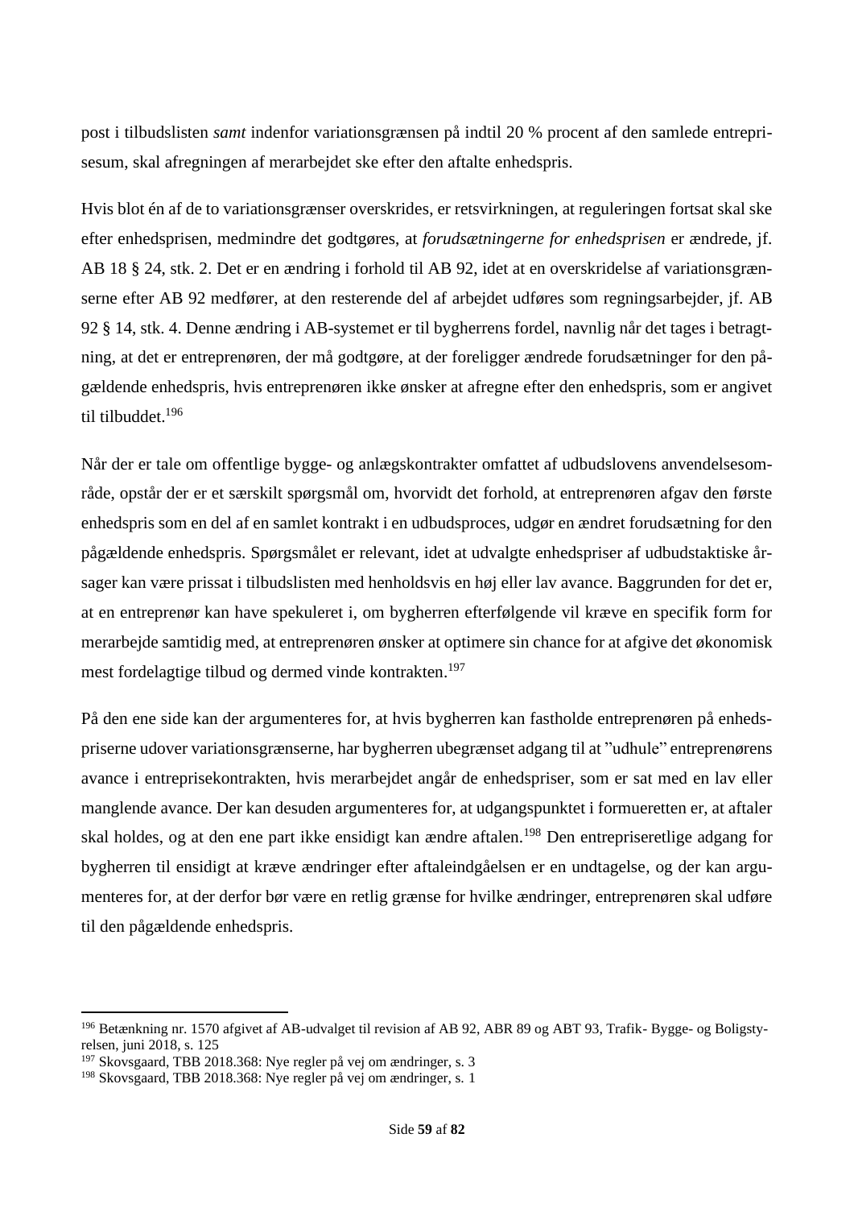post i tilbudslisten *samt* indenfor variationsgrænsen på indtil 20 % procent af den samlede entreprisesum, skal afregningen af merarbejdet ske efter den aftalte enhedspris.

Hvis blot én af de to variationsgrænser overskrides, er retsvirkningen, at reguleringen fortsat skal ske efter enhedsprisen, medmindre det godtgøres, at *forudsætningerne for enhedsprisen* er ændrede, jf. AB 18 § 24, stk. 2. Det er en ændring i forhold til AB 92, idet at en overskridelse af variationsgrænserne efter AB 92 medfører, at den resterende del af arbejdet udføres som regningsarbejder, jf. AB 92 § 14, stk. 4. Denne ændring i AB-systemet er til bygherrens fordel, navnlig når det tages i betragtning, at det er entreprenøren, der må godtgøre, at der foreligger ændrede forudsætninger for den pågældende enhedspris, hvis entreprenøren ikke ønsker at afregne efter den enhedspris, som er angivet til tilbuddet.[196]

Når der er tale om offentlige bygge- og anlægskontrakter omfattet af udbudslovens anvendelsesområde, opstår der er et særskilt spørgsmål om, hvorvidt det forhold, at entreprenøren afgav den første enhedspris som en del af en samlet kontrakt i en udbudsproces, udgør en ændret forudsætning for den pågældende enhedspris. Spørgsmålet er relevant, idet at udvalgte enhedspriser af udbudstaktiske årsager kan være prissat i tilbudslisten med henholdsvis en høj eller lav avance. Baggrunden for det er, at en entreprenør kan have spekuleret i, om bygherren efterfølgende vil kræve en specifik form for merarbejde samtidig med, at entreprenøren ønsker at optimere sin chance for at afgive det økonomisk mest fordelagtige tilbud og dermed vinde kontrakten.[197]

På den ene side kan der argumenteres for, at hvis bygherren kan fastholde entreprenøren på enhedspriserne udover variationsgrænserne, har bygherren ubegrænset adgang til at "udhule" entreprenørens avance i entreprisekontrakten, hvis merarbejdet angår de enhedspriser, som er sat med en lav eller manglende avance. Der kan desuden argumenteres for, at udgangspunktet i formueretten er, at aftaler skal holdes, og at den ene part ikke ensidigt kan ændre aftalen.[198] Den entrepriseretlige adgang for bygherren til ensidigt at kræve ændringer efter aftaleindgåelsen er en undtagelse, og der kan argumenteres for, at der derfor bør være en retlig grænse for hvilke ændringer, entreprenøren skal udføre til den pågældende enhedspris.

---

[196] Betænkning nr. 1570 afgivet af AB-udvalget til revision af AB 92, ABR 89 og ABT 93, Trafik- Bygge- og Boligstyrelsen, juni 2018, s. 125

[197] Skovsgaard, TBB 2018.368: Nye regler på vej om ændringer, s. 3

[198] Skovsgaard, TBB 2018.368: Nye regler på vej om ændringer, s. 1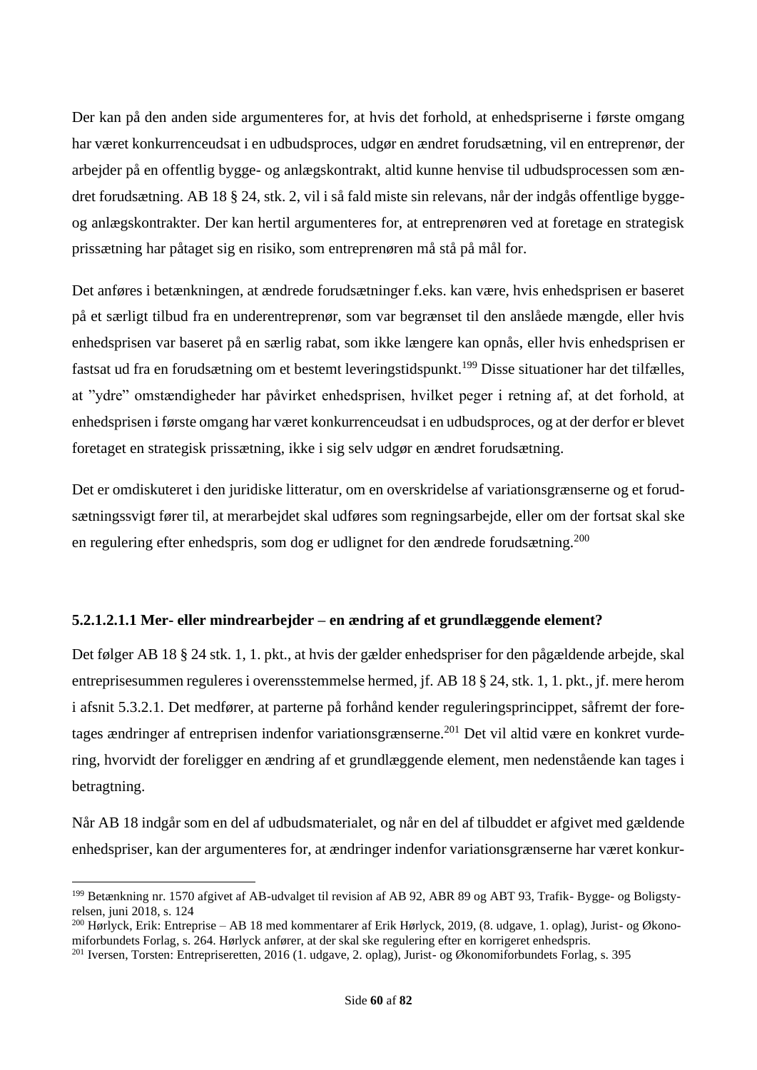Der kan på den anden side argumenteres for, at hvis det forhold, at enhedspriserne i første omgang har været konkurrenceudsat i en udbudsproces, udgør en ændret forudsætning, vil en entreprenør, der arbejder på en offentlig bygge- og anlægskontrakt, altid kunne henvise til udbudsprocessen som ændret forudsætning. AB 18 § 24, stk. 2, vil i så fald miste sin relevans, når der indgås offentlige bygge- og anlægskontrakter. Der kan hertil argumenteres for, at entreprenøren ved at foretage en strategisk prissætning har påtaget sig en risiko, som entreprenøren må stå på mål for.

Det anføres i betænkningen, at ændrede forudsætninger f.eks. kan være, hvis enhedsprisen er baseret på et særligt tilbud fra en underentreprenør, som var begrænset til den anslåede mængde, eller hvis enhedsprisen var baseret på en særlig rabat, som ikke længere kan opnås, eller hvis enhedsprisen er fastsat ud fra en forudsætning om et bestemt leveringstidspunkt.[199] Disse situationer har det tilfælles, at "ydre" omstændigheder har påvirket enhedsprisen, hvilket peger i retning af, at det forhold, at enhedsprisen i første omgang har været konkurrenceudsat i en udbudsproces, og at der derfor er blevet foretaget en strategisk prissætning, ikke i sig selv udgør en ændret forudsætning.

Det er omdiskuteret i den juridiske litteratur, om en overskridelse af variationsgrænserne og et forudsætningssvigt fører til, at merarbejdet skal udføres som regningsarbejde, eller om der fortsat skal ske en regulering efter enhedspris, som dog er udlignet for den ændrede forudsætning.[200]

##### 5.2.1.2.1.1 Mer- eller mindrearbejder – en ændring af et grundlæggende element?

Det følger AB 18 § 24 stk. 1, 1. pkt., at hvis der gælder enhedspriser for den pågældende arbejde, skal entreprisesummen reguleres i overensstemmelse hermed, jf. AB 18 § 24, stk. 1, 1. pkt., jf. mere herom i afsnit 5.3.2.1. Det medfører, at parterne på forhånd kender reguleringsprincippet, såfremt der foretages ændringer af entreprisen indenfor variationsgrænserne.[201] Det vil altid være en konkret vurdering, hvorvidt der foreligger en ændring af et grundlæggende element, men nedenstående kan tages i betragtning.

Når AB 18 indgår som en del af udbudsmaterialet, og når en del af tilbuddet er afgivet med gældende enhedspriser, kan der argumenteres for, at ændringer indenfor variationsgrænserne har været konkur-

---

[199] Betænkning nr. 1570 afgivet af AB-udvalget til revision af AB 92, ABR 89 og ABT 93, Trafik- Bygge- og Boligstyrelsen, juni 2018, s. 124

[200] Hørlyck, Erik: Entreprise – AB 18 med kommentarer af Erik Hørlyck, 2019, (8. udgave, 1. oplag), Jurist- og Økonomiforbundets Forlag, s. 264. Hørlyck anfører, at der skal ske regulering efter en korrigeret enhedspris.

[201] Iversen, Torsten: Entrepriseretten, 2016 (1. udgave, 2. oplag), Jurist- og Økonomiforbundets Forlag, s. 395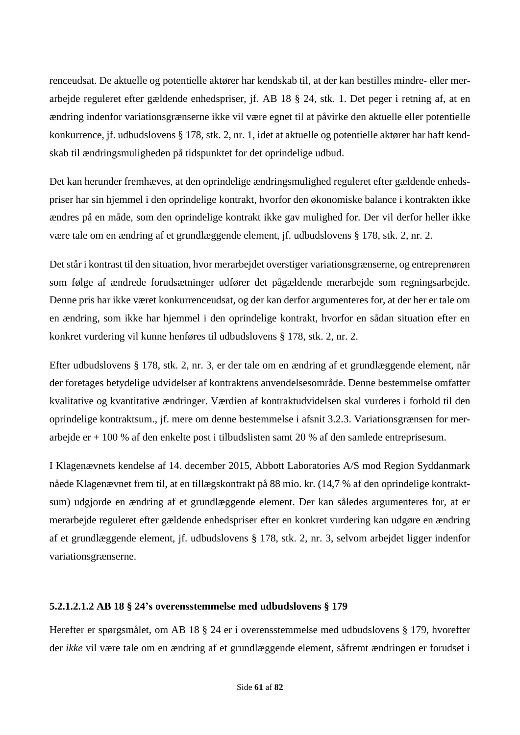renceudsat. De aktuelle og potentielle aktører har kendskab til, at der kan bestilles mindre- eller merarbejde reguleret efter gældende enhedspriser, jf. AB 18 § 24, stk. 1. Det peger i retning af, at en ændring indenfor variationsgrænserne ikke vil være egnet til at påvirke den aktuelle eller potentielle konkurrence, jf. udbudslovens § 178, stk. 2, nr. 1, idet at aktuelle og potentielle aktører har haft kendskab til ændringsmuligheden på tidspunktet for det oprindelige udbud.

Det kan herunder fremhæves, at den oprindelige ændringsmulighed reguleret efter gældende enhedspriser har sin hjemmel i den oprindelige kontrakt, hvorfor den økonomiske balance i kontrakten ikke ændres på en måde, som den oprindelige kontrakt ikke gav mulighed for. Der vil derfor heller ikke være tale om en ændring af et grundlæggende element, jf. udbudslovens § 178, stk. 2, nr. 2.

Det står i kontrast til den situation, hvor merarbejdet overstiger variationsgrænserne, og entreprenøren som følge af ændrede forudsætninger udfører det pågældende merarbejde som regningsarbejde. Denne pris har ikke været konkurrenceudsat, og der kan derfor argumenteres for, at der her er tale om en ændring, som ikke har hjemmel i den oprindelige kontrakt, hvorfor en sådan situation efter en konkret vurdering vil kunne henføres til udbudslovens § 178, stk. 2, nr. 2.

Efter udbudslovens § 178, stk. 2, nr. 3, er der tale om en ændring af et grundlæggende element, når der foretages betydelige udvidelser af kontraktens anvendelsesområde. Denne bestemmelse omfatter kvalitative og kvantitative ændringer. Værdien af kontraktudvidelsen skal vurderes i forhold til den oprindelige kontraktsum., jf. mere om denne bestemmelse i afsnit 3.2.3. Variationsgrænsen for merarbejde er + 100 % af den enkelte post i tilbudslisten samt 20 % af den samlede entreprisesum.

I Klagenævnets kendelse af 14. december 2015, Abbott Laboratories A/S mod Region Syddanmark nåede Klagenævnet frem til, at en tillægskontrakt på 88 mio. kr. (14,7 % af den oprindelige kontraktsum) udgjorde en ændring af et grundlæggende element. Der kan således argumenteres for, at er merarbejde reguleret efter gældende enhedspriser efter en konkret vurdering kan udgøre en ændring af et grundlæggende element, jf. udbudslovens § 178, stk. 2, nr. 3, selvom arbejdet ligger indenfor variationsgrænserne.

#### 5.2.1.2.1.2 AB 18 § 24's overensstemmelse med udbudslovens § 179

Herefter er spørgsmålet, om AB 18 § 24 er i overensstemmelse med udbudslovens § 179, hvorefter der *ikke* vil være tale om en ændring af et grundlæggende element, såfremt ændringen er forudset i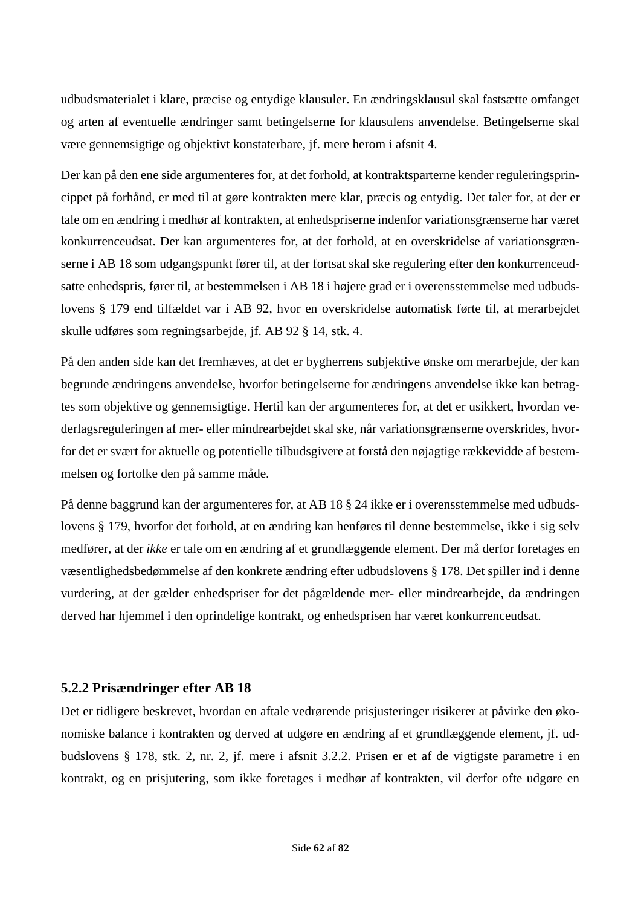udbudsmaterialet i klare, præcise og entydige klausuler. En ændringsklausul skal fastsætte omfanget og arten af eventuelle ændringer samt betingelserne for klausulens anvendelse. Betingelserne skal være gennemsigtige og objektivt konstaterbare, jf. mere herom i afsnit 4.

Der kan på den ene side argumenteres for, at det forhold, at kontraktsparterne kender reguleringsprincippet på forhånd, er med til at gøre kontrakten mere klar, præcis og entydig. Det taler for, at der er tale om en ændring i medhør af kontrakten, at enhedspriserne indenfor variationsgrænserne har været konkurrenceudsat. Der kan argumenteres for, at det forhold, at en overskridelse af variationsgrænserne i AB 18 som udgangspunkt fører til, at der fortsat skal ske regulering efter den konkurrenceudsatte enhedspris, fører til, at bestemmelsen i AB 18 i højere grad er i overensstemmelse med udbudslovens § 179 end tilfældet var i AB 92, hvor en overskridelse automatisk førte til, at merarbejdet skulle udføres som regningsarbejde, jf. AB 92 § 14, stk. 4.

På den anden side kan det fremhæves, at det er bygherrens subjektive ønske om merarbejde, der kan begrunde ændringens anvendelse, hvorfor betingelserne for ændringens anvendelse ikke kan betragtes som objektive og gennemsigtige. Hertil kan der argumenteres for, at det er usikkert, hvordan vederlagsreguleringen af mer- eller mindrearbejdet skal ske, når variationsgrænserne overskrides, hvorfor det er svært for aktuelle og potentielle tilbudsgivere at forstå den nøjagtige rækkevidde af bestemmelsen og fortolke den på samme måde.

På denne baggrund kan der argumenteres for, at AB 18 § 24 ikke er i overensstemmelse med udbudslovens § 179, hvorfor det forhold, at en ændring kan henføres til denne bestemmelse, ikke i sig selv medfører, at der *ikke* er tale om en ændring af et grundlæggende element. Der må derfor foretages en væsentlighedsbedømmelse af den konkrete ændring efter udbudslovens § 178. Det spiller ind i denne vurdering, at der gælder enhedspriser for det pågældende mer- eller mindrearbejde, da ændringen derved har hjemmel i den oprindelige kontrakt, og enhedsprisen har været konkurrenceudsat.

### 5.2.2 Prisændringer efter AB 18

Det er tidligere beskrevet, hvordan en aftale vedrørende prisjusteringer risikerer at påvirke den økonomiske balance i kontrakten og derved at udgøre en ændring af et grundlæggende element, jf. udbudslovens § 178, stk. 2, nr. 2, jf. mere i afsnit 3.2.2. Prisen er et af de vigtigste parametre i en kontrakt, og en prisjutering, som ikke foretages i medhør af kontrakten, vil derfor ofte udgøre en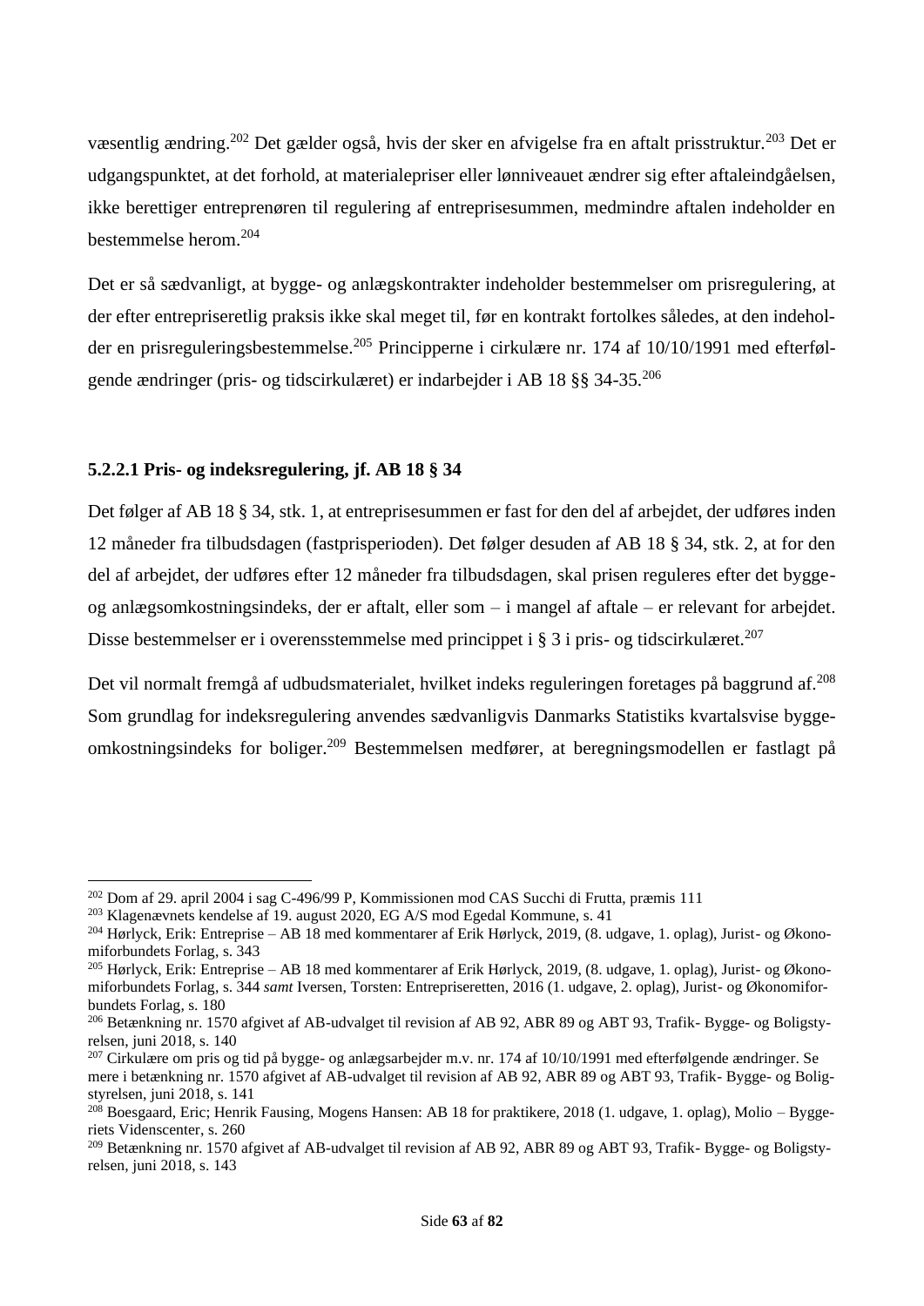væsentlig ændring.[202] Det gælder også, hvis der sker en afvigelse fra en aftalt prisstruktur.[203] Det er udgangspunktet, at det forhold, at materialepriser eller lønniveauet ændrer sig efter aftaleindgåelsen, ikke berettiger entreprenøren til regulering af entreprisesummen, medmindre aftalen indeholder en bestemmelse herom.[204]

Det er så sædvanligt, at bygge- og anlægskontrakter indeholder bestemmelser om prisregulering, at der efter entrepriseretlig praksis ikke skal meget til, før en kontrakt fortolkes således, at den indeholder en prisreguleringsbestemmelse.[205] Principperne i cirkulære nr. 174 af 10/10/1991 med efterfølgende ændringer (pris- og tidscirkulæret) er indarbejder i AB 18 §§ 34-35.[206]

#### 5.2.2.1 Pris- og indeksregulering, jf. AB 18 § 34

Det følger af AB 18 § 34, stk. 1, at entreprisesummen er fast for den del af arbejdet, der udføres inden 12 måneder fra tilbudsdagen (fastprisperioden). Det følger desuden af AB 18 § 34, stk. 2, at for den del af arbejdet, der udføres efter 12 måneder fra tilbudsdagen, skal prisen reguleres efter det bygge- og anlægsomkostningsindeks, der er aftalt, eller som – i mangel af aftale – er relevant for arbejdet. Disse bestemmelser er i overensstemmelse med princippet i § 3 i pris- og tidscirkulæret.[207]

Det vil normalt fremgå af udbudsmaterialet, hvilket indeks reguleringen foretages på baggrund af.[208] Som grundlag for indeksregulering anvendes sædvanligvis Danmarks Statistiks kvartalsvise byggeomkostningsindeks for boliger.[209] Bestemmelsen medfører, at beregningsmodellen er fastlagt på

---

[202] Dom af 29. april 2004 i sag C-496/99 P, Kommissionen mod CAS Succhi di Frutta, præmis 111

[203] Klagenævnets kendelse af 19. august 2020, EG A/S mod Egedal Kommune, s. 41

[204] Hørlyck, Erik: Entreprise – AB 18 med kommentarer af Erik Hørlyck, 2019, (8. udgave, 1. oplag), Jurist- og Økonomiforbundets Forlag, s. 343

[205] Hørlyck, Erik: Entreprise – AB 18 med kommentarer af Erik Hørlyck, 2019, (8. udgave, 1. oplag), Jurist- og Økonomiforbundets Forlag, s. 344 *samt* Iversen, Torsten: Entrepriseretten, 2016 (1. udgave, 2. oplag), Jurist- og Økonomiforbundets Forlag, s. 180

[206] Betænkning nr. 1570 afgivet af AB-udvalget til revision af AB 92, ABR 89 og ABT 93, Trafik- Bygge- og Boligstyrelsen, juni 2018, s. 140

[207] Cirkulære om pris og tid på bygge- og anlægsarbejder m.v. nr. 174 af 10/10/1991 med efterfølgende ændringer. Se mere i betænkning nr. 1570 afgivet af AB-udvalget til revision af AB 92, ABR 89 og ABT 93, Trafik- Bygge- og Boligstyrelsen, juni 2018, s. 141

[208] Boesgaard, Eric; Henrik Fausing, Mogens Hansen: AB 18 for praktikere, 2018 (1. udgave, 1. oplag), Molio – Byggeriets Videnscenter, s. 260

[209] Betænkning nr. 1570 afgivet af AB-udvalget til revision af AB 92, ABR 89 og ABT 93, Trafik- Bygge- og Boligstyrelsen, juni 2018, s. 143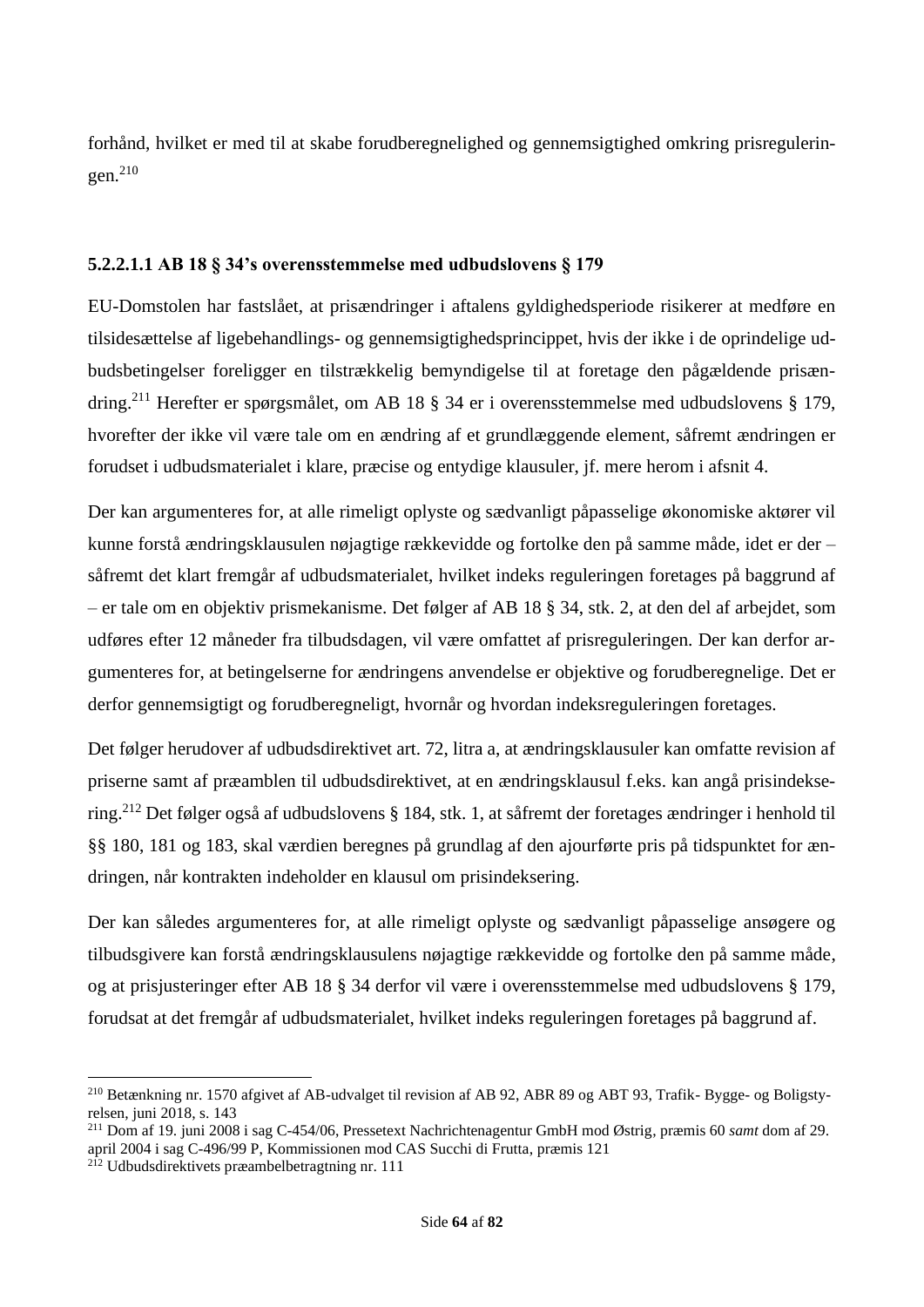forhånd, hvilket er med til at skabe forudberegnelighed og gennemsigtighed omkring prisreguleringen.[210]

#### 5.2.2.1.1 AB 18 § 34's overensstemmelse med udbudslovens § 179

EU-Domstolen har fastslået, at prisændringer i aftalens gyldighedsperiode risikerer at medføre en tilsidesættelse af ligebehandlings- og gennemsigtighedsprincippet, hvis der ikke i de oprindelige udbudsbetingelser foreligger en tilstrækkelig bemyndigelse til at foretage den pågældende prisændring.[211] Herefter er spørgsmålet, om AB 18 § 34 er i overensstemmelse med udbudslovens § 179, hvorefter der ikke vil være tale om en ændring af et grundlæggende element, såfremt ændringen er forudset i udbudsmaterialet i klare, præcise og entydige klausuler, jf. mere herom i afsnit 4.

Der kan argumenteres for, at alle rimeligt oplyste og sædvanligt påpasselige økonomiske aktører vil kunne forstå ændringsklausulen nøjagtige rækkevidde og fortolke den på samme måde, idet er der – såfremt det klart fremgår af udbudsmaterialet, hvilket indeks reguleringen foretages på baggrund af – er tale om en objektiv prismekanisme. Det følger af AB 18 § 34, stk. 2, at den del af arbejdet, som udføres efter 12 måneder fra tilbudsdagen, vil være omfattet af prisreguleringen. Der kan derfor argumenteres for, at betingelserne for ændringens anvendelse er objektive og forudberegnelige. Det er derfor gennemsigtigt og forudberegneligt, hvornår og hvordan indeksreguleringen foretages.

Det følger herudover af udbudsdirektivet art. 72, litra a, at ændringsklausuler kan omfatte revision af priserne samt af præamblen til udbudsdirektivet, at en ændringsklausul f.eks. kan angå prisindeksering.[212] Det følger også af udbudslovens § 184, stk. 1, at såfremt der foretages ændringer i henhold til §§ 180, 181 og 183, skal værdien beregnes på grundlag af den ajourførte pris på tidspunktet for ændringen, når kontrakten indeholder en klausul om prisindeksering.

Der kan således argumenteres for, at alle rimeligt oplyste og sædvanligt påpasselige ansøgere og tilbudsgivere kan forstå ændringsklausulens nøjagtige rækkevidde og fortolke den på samme måde, og at prisjusteringer efter AB 18 § 34 derfor vil være i overensstemmelse med udbudslovens § 179, forudsat at det fremgår af udbudsmaterialet, hvilket indeks reguleringen foretages på baggrund af.

---

[210] Betænkning nr. 1570 afgivet af AB-udvalget til revision af AB 92, ABR 89 og ABT 93, Trafik- Bygge- og Boligstyrelsen, juni 2018, s. 143

[211] Dom af 19. juni 2008 i sag C-454/06, Pressetext Nachrichtenagentur GmbH mod Østrig, præmis 60 *samt* dom af 29. april 2004 i sag C-496/99 P, Kommissionen mod CAS Succhi di Frutta, præmis 121

[212] Udbudsdirektivets præambelbetragtning nr. 111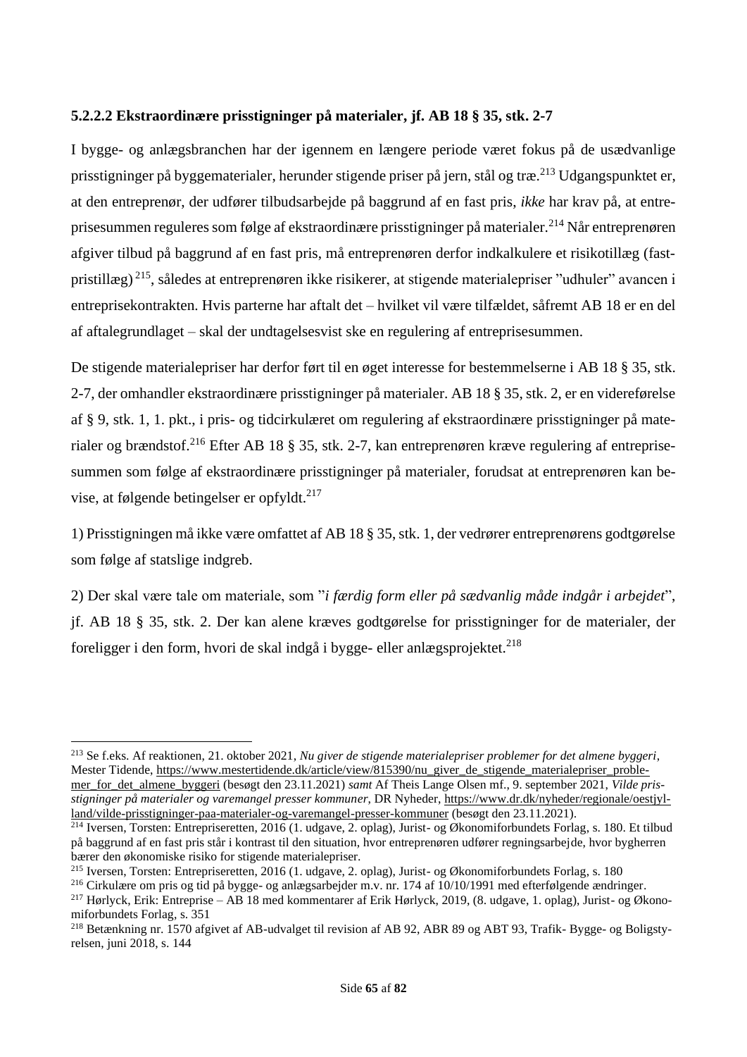#### 5.2.2.2 Ekstraordinære prisstigninger på materialer, jf. AB 18 § 35, stk. 2-7

I bygge- og anlægsbranchen har der igennem en længere periode været fokus på de usædvanlige prisstigninger på byggematerialer, herunder stigende priser på jern, stål og træ.[213] Udgangspunktet er, at den entreprenør, der udfører tilbudsarbejde på baggrund af en fast pris, *ikke* har krav på, at entreprisesummen reguleres som følge af ekstraordinære prisstigninger på materialer.[214] Når entreprenøren afgiver tilbud på baggrund af en fast pris, må entreprenøren derfor indkalkulere et risikotillæg (fastpristillæg)[215], således at entreprenøren ikke risikerer, at stigende materialepriser "udhuler" avancen i entreprisekontrakten. Hvis parterne har aftalt det – hvilket vil være tilfældet, såfremt AB 18 er en del af aftalegrundlaget – skal der undtagelsesvist ske en regulering af entreprisesummen.

De stigende materialepriser har derfor ført til en øget interesse for bestemmelserne i AB 18 § 35, stk. 2-7, der omhandler ekstraordinære prisstigninger på materialer. AB 18 § 35, stk. 2, er en videreførelse af § 9, stk. 1, 1. pkt., i pris- og tidcirkulæret om regulering af ekstraordinære prisstigninger på materialer og brændstof.[216] Efter AB 18 § 35, stk. 2-7, kan entreprenøren kræve regulering af entreprisesummen som følge af ekstraordinære prisstigninger på materialer, forudsat at entreprenøren kan bevise, at følgende betingelser er opfyldt.[217]

1) Prisstigningen må ikke være omfattet af AB 18 § 35, stk. 1, der vedrører entreprenørens godtgørelse som følge af statslige indgreb.

2) Der skal være tale om materiale, som "*i færdig form eller på sædvanlig måde indgår i arbejdet*", jf. AB 18 § 35, stk. 2. Der kan alene kræves godtgørelse for prisstigninger for de materialer, der foreligger i den form, hvori de skal indgå i bygge- eller anlægsprojektet.[218]

---

[213] Se f.eks. Af reaktionen, 21. oktober 2021, *Nu giver de stigende materialepriser problemer for det almene byggeri*, Mester Tidende, https://www.mestertidende.dk/article/view/815390/nu_giver_de_stigende_materialepriser_problemer_for_det_almene_byggeri (besøgt den 23.11.2021) *samt* Af Theis Lange Olsen mf., 9. september 2021, *Vilde prisstigninger på materialer og varemangel presser kommuner*, DR Nyheder, https://www.dr.dk/nyheder/regionale/oestjylland/vilde-prisstigninger-paa-materialer-og-varemangel-presser-kommuner (besøgt den 23.11.2021).

[214] Iversen, Torsten: Entrepriseretten, 2016 (1. udgave, 2. oplag), Jurist- og Økonomiforbundets Forlag, s. 180. Et tilbud på baggrund af en fast pris står i kontrast til den situation, hvor entreprenøren udfører regningsarbejde, hvor bygherren bærer den økonomiske risiko for stigende materialepriser.

[215] Iversen, Torsten: Entrepriseretten, 2016 (1. udgave, 2. oplag), Jurist- og Økonomiforbundets Forlag, s. 180

[216] Cirkulære om pris og tid på bygge- og anlægsarbejder m.v. nr. 174 af 10/10/1991 med efterfølgende ændringer.

[217] Hørlyck, Erik: Entreprise – AB 18 med kommentarer af Erik Hørlyck, 2019, (8. udgave, 1. oplag), Jurist- og Økonomiforbundets Forlag, s. 351

[218] Betænkning nr. 1570 afgivet af AB-udvalget til revision af AB 92, ABR 89 og ABT 93, Trafik- Bygge- og Boligstyrelsen, juni 2018, s. 144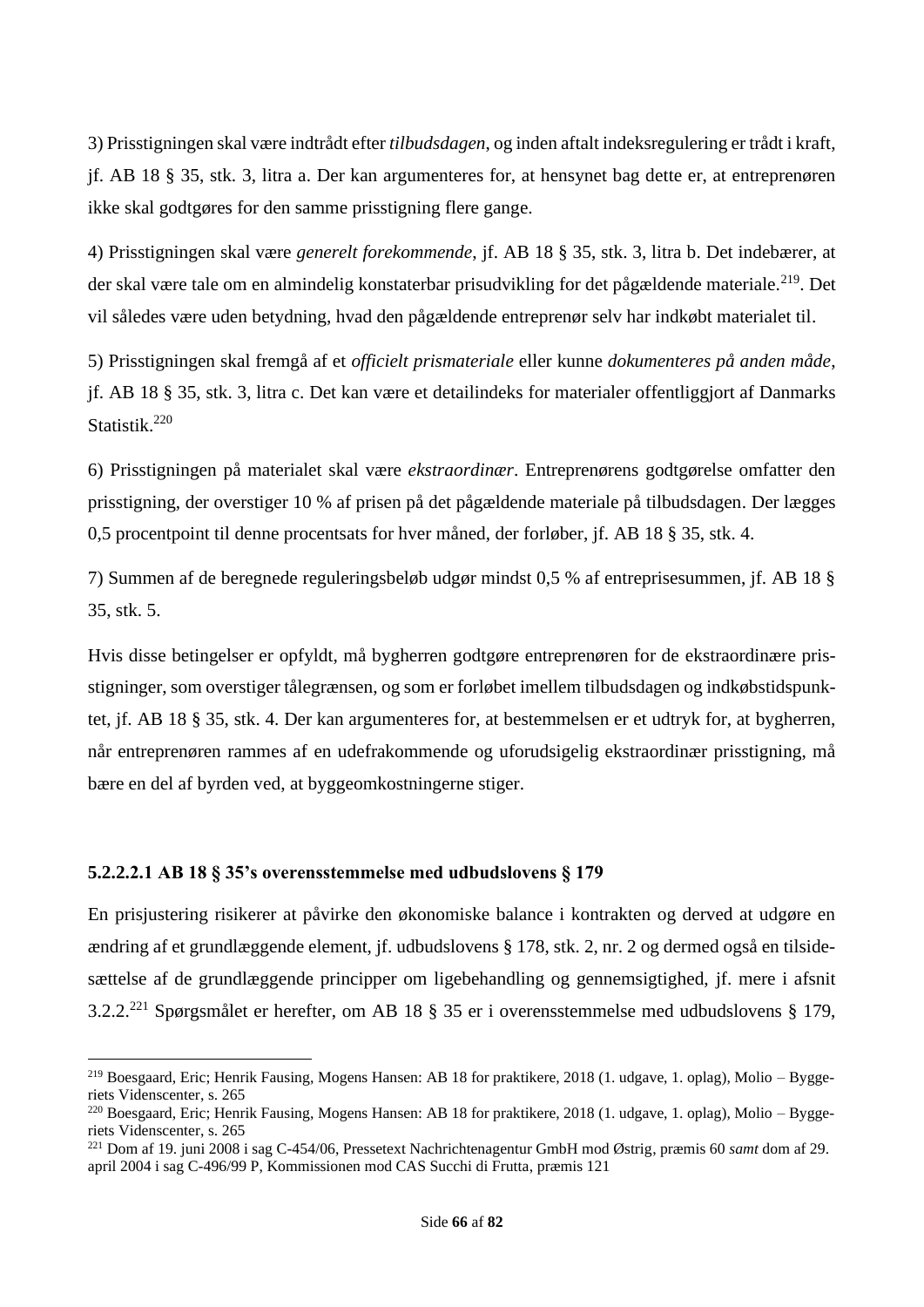3) Prisstigningen skal være indtrådt efter *tilbudsdagen*, og inden aftalt indeksregulering er trådt i kraft, jf. AB 18 § 35, stk. 3, litra a. Der kan argumenteres for, at hensynet bag dette er, at entreprenøren ikke skal godtgøres for den samme prisstigning flere gange.

4) Prisstigningen skal være *generelt forekommende*, jf. AB 18 § 35, stk. 3, litra b. Det indebærer, at der skal være tale om en almindelig konstaterbar prisudvikling for det pågældende materiale.[219]. Det vil således være uden betydning, hvad den pågældende entreprenør selv har indkøbt materialet til.

5) Prisstigningen skal fremgå af et *officielt prismateriale* eller kunne *dokumenteres på anden måde*, jf. AB 18 § 35, stk. 3, litra c. Det kan være et detailindeks for materialer offentliggjort af Danmarks Statistik.[220]

6) Prisstigningen på materialet skal være *ekstraordinær*. Entreprenørens godtgørelse omfatter den prisstigning, der overstiger 10 % af prisen på det pågældende materiale på tilbudsdagen. Der lægges 0,5 procentpoint til denne procentsats for hver måned, der forløber, jf. AB 18 § 35, stk. 4.

7) Summen af de beregnede reguleringsbeløb udgør mindst 0,5 % af entreprisesummen, jf. AB 18 § 35, stk. 5.

Hvis disse betingelser er opfyldt, må bygherren godtgøre entreprenøren for de ekstraordinære prisstigninger, som overstiger tålegrænsen, og som er forløbet imellem tilbudsdagen og indkøbstidspunktet, jf. AB 18 § 35, stk. 4. Der kan argumenteres for, at bestemmelsen er et udtryk for, at bygherren, når entreprenøren rammes af en udefrakommende og uforudsigelig ekstraordinær prisstigning, må bære en del af byrden ved, at byggeomkostningerne stiger.

#### 5.2.2.2.1 AB 18 § 35's overensstemmelse med udbudslovens § 179

En prisjustering risikerer at påvirke den økonomiske balance i kontrakten og derved at udgøre en ændring af et grundlæggende element, jf. udbudslovens § 178, stk. 2, nr. 2 og dermed også en tilsidesættelse af de grundlæggende principper om ligebehandling og gennemsigtighed, jf. mere i afsnit 3.2.2.[221] Spørgsmålet er herefter, om AB 18 § 35 er i overensstemmelse med udbudslovens § 179,

---

[219] Boesgaard, Eric; Henrik Fausing, Mogens Hansen: AB 18 for praktikere, 2018 (1. udgave, 1. oplag), Molio – Byggeriets Videnscenter, s. 265

[220] Boesgaard, Eric; Henrik Fausing, Mogens Hansen: AB 18 for praktikere, 2018 (1. udgave, 1. oplag), Molio – Byggeriets Videnscenter, s. 265

[221] Dom af 19. juni 2008 i sag C-454/06, Pressetext Nachrichtenagentur GmbH mod Østrig, præmis 60 *samt* dom af 29. april 2004 i sag C-496/99 P, Kommissionen mod CAS Succhi di Frutta, præmis 121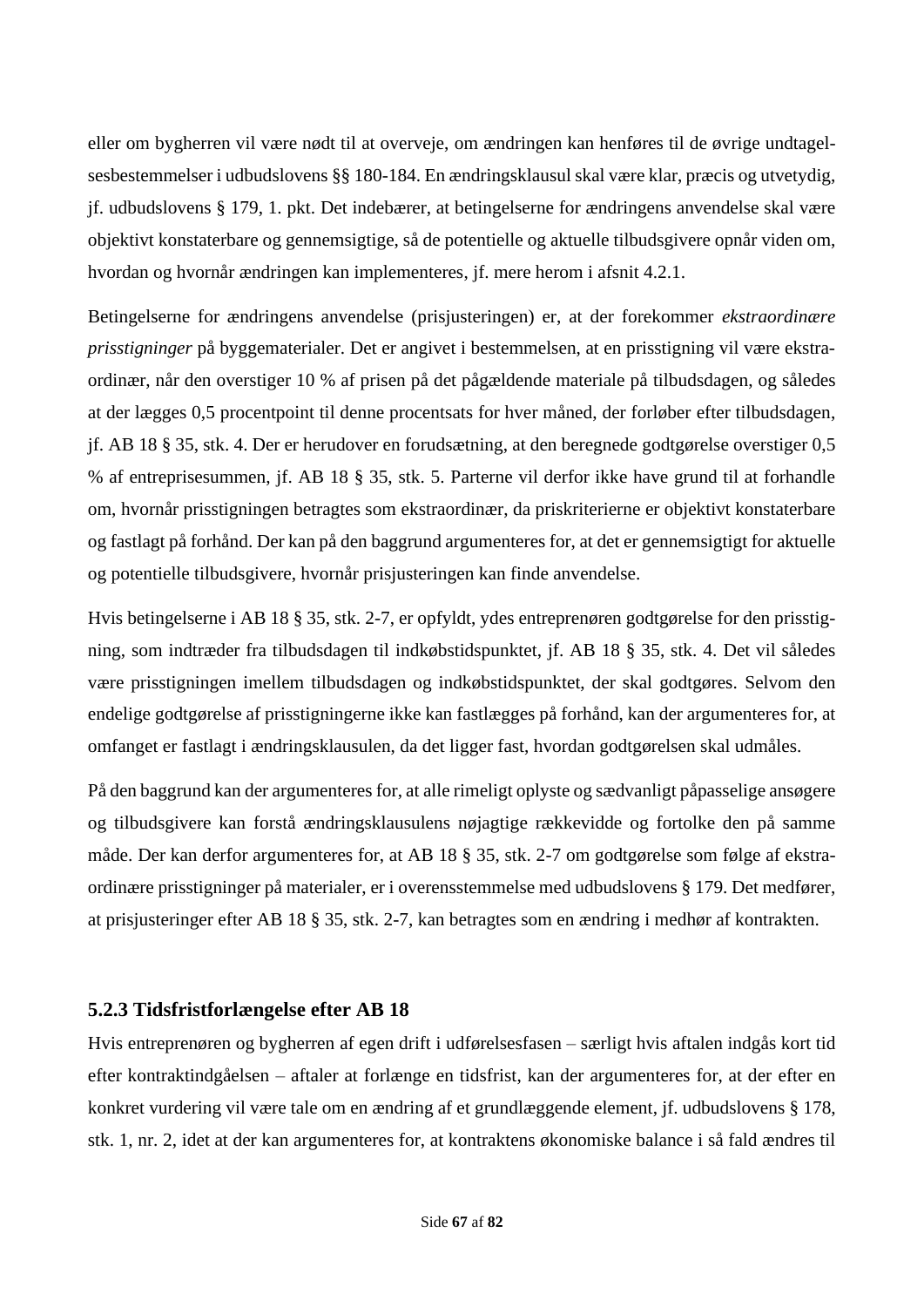eller om bygherren vil være nødt til at overveje, om ændringen kan henføres til de øvrige undtagelsesbestemmelser i udbudslovens §§ 180-184. En ændringsklausul skal være klar, præcis og utvetydig, jf. udbudslovens § 179, 1. pkt. Det indebærer, at betingelserne for ændringens anvendelse skal være objektivt konstaterbare og gennemsigtige, så de potentielle og aktuelle tilbudsgivere opnår viden om, hvordan og hvornår ændringen kan implementeres, jf. mere herom i afsnit 4.2.1.

Betingelserne for ændringens anvendelse (prisjusteringen) er, at der forekommer *ekstraordinære prisstigninger* på byggematerialer. Det er angivet i bestemmelsen, at en prisstigning vil være ekstraordinær, når den overstiger 10 % af prisen på det pågældende materiale på tilbudsdagen, og således at der lægges 0,5 procentpoint til denne procentsats for hver måned, der forløber efter tilbudsdagen, jf. AB 18 § 35, stk. 4. Der er herudover en forudsætning, at den beregnede godtgørelse overstiger 0,5 % af entreprisesummen, jf. AB 18 § 35, stk. 5. Parterne vil derfor ikke have grund til at forhandle om, hvornår prisstigningen betragtes som ekstraordinær, da priskriterierne er objektivt konstaterbare og fastlagt på forhånd. Der kan på den baggrund argumenteres for, at det er gennemsigtigt for aktuelle og potentielle tilbudsgivere, hvornår prisjusteringen kan finde anvendelse.

Hvis betingelserne i AB 18 § 35, stk. 2-7, er opfyldt, ydes entreprenøren godtgørelse for den prisstigning, som indtræder fra tilbudsdagen til indkøbstidspunktet, jf. AB 18 § 35, stk. 4. Det vil således være prisstigningen imellem tilbudsdagen og indkøbstidspunktet, der skal godtgøres. Selvom den endelige godtgørelse af prisstigningerne ikke kan fastlægges på forhånd, kan der argumenteres for, at omfanget er fastlagt i ændringsklausulen, da det ligger fast, hvordan godtgørelsen skal udmåles.

På den baggrund kan der argumenteres for, at alle rimeligt oplyste og sædvanligt påpasselige ansøgere og tilbudsgivere kan forstå ændringsklausulens nøjagtige rækkevidde og fortolke den på samme måde. Der kan derfor argumenteres for, at AB 18 § 35, stk. 2-7 om godtgørelse som følge af ekstraordinære prisstigninger på materialer, er i overensstemmelse med udbudslovens § 179. Det medfører, at prisjusteringer efter AB 18 § 35, stk. 2-7, kan betragtes som en ændring i medhør af kontrakten.

### 5.2.3 Tidsfristforlængelse efter AB 18

Hvis entreprenøren og bygherren af egen drift i udførelsesfasen – særligt hvis aftalen indgås kort tid efter kontraktindgåelsen – aftaler at forlænge en tidsfrist, kan der argumenteres for, at der efter en konkret vurdering vil være tale om en ændring af et grundlæggende element, jf. udbudslovens § 178, stk. 1, nr. 2, idet at der kan argumenteres for, at kontraktens økonomiske balance i så fald ændres til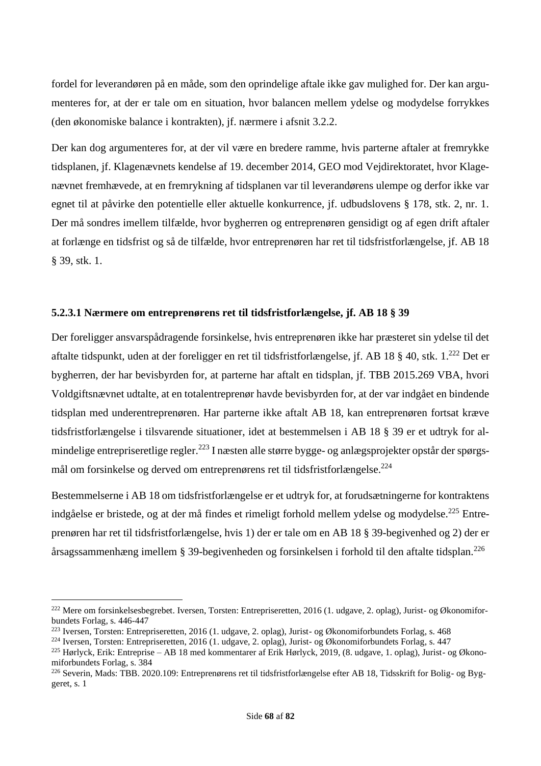fordel for leverandøren på en måde, som den oprindelige aftale ikke gav mulighed for. Der kan argumenteres for, at der er tale om en situation, hvor balancen mellem ydelse og modydelse forrykkes (den økonomiske balance i kontrakten), jf. nærmere i afsnit 3.2.2.

Der kan dog argumenteres for, at der vil være en bredere ramme, hvis parterne aftaler at fremrykke tidsplanen, jf. Klagenævnets kendelse af 19. december 2014, GEO mod Vejdirektoratet, hvor Klagenævnet fremhævede, at en fremrykning af tidsplanen var til leverandørens ulempe og derfor ikke var egnet til at påvirke den potentielle eller aktuelle konkurrence, jf. udbudslovens § 178, stk. 2, nr. 1. Der må sondres imellem tilfælde, hvor bygherren og entreprenøren gensidigt og af egen drift aftaler at forlænge en tidsfrist og så de tilfælde, hvor entreprenøren har ret til tidsfristforlængelse, jf. AB 18 § 39, stk. 1.

#### 5.2.3.1 Nærmere om entreprenørens ret til tidsfristforlængelse, jf. AB 18 § 39

Der foreligger ansvarspådragende forsinkelse, hvis entreprenøren ikke har præsteret sin ydelse til det aftalte tidspunkt, uden at der foreligger en ret til tidsfristforlængelse, jf. AB 18 § 40, stk. 1.[222] Det er bygherren, der har bevisbyrden for, at parterne har aftalt en tidsplan, jf. TBB 2015.269 VBA, hvori Voldgiftsnævnet udtalte, at en totalentreprenør havde bevisbyrden for, at der var indgået en bindende tidsplan med underentreprenøren. Har parterne ikke aftalt AB 18, kan entreprenøren fortsat kræve tidsfristforlængelse i tilsvarende situationer, idet at bestemmelsen i AB 18 § 39 er et udtryk for almindelige entrepriseretlige regler.[223] I næsten alle større bygge- og anlægsprojekter opstår der spørgsmål om forsinkelse og derved om entreprenørens ret til tidsfristforlængelse.[224]

Bestemmelserne i AB 18 om tidsfristforlængelse er et udtryk for, at forudsætningerne for kontraktens indgåelse er bristede, og at der må findes et rimeligt forhold mellem ydelse og modydelse.[225] Entreprenøren har ret til tidsfristforlængelse, hvis 1) der er tale om en AB 18 § 39-begivenhed og 2) der er årsagssammenhæng imellem § 39-begivenheden og forsinkelsen i forhold til den aftalte tidsplan.[226]

---

[222] Mere om forsinkelsesbegrebet. Iversen, Torsten: Entrepriseretten, 2016 (1. udgave, 2. oplag), Jurist- og Økonomiforbundets Forlag, s. 446-447

[223] Iversen, Torsten: Entrepriseretten, 2016 (1. udgave, 2. oplag), Jurist- og Økonomiforbundets Forlag, s. 468

[224] Iversen, Torsten: Entrepriseretten, 2016 (1. udgave, 2. oplag), Jurist- og Økonomiforbundets Forlag, s. 447

[225] Hørlyck, Erik: Entreprise – AB 18 med kommentarer af Erik Hørlyck, 2019, (8. udgave, 1. oplag), Jurist- og Økonomiforbundets Forlag, s. 384

[226] Severin, Mads: TBB. 2020.109: Entreprenørens ret til tidsfristforlængelse efter AB 18, Tidsskrift for Bolig- og Byggeret, s. 1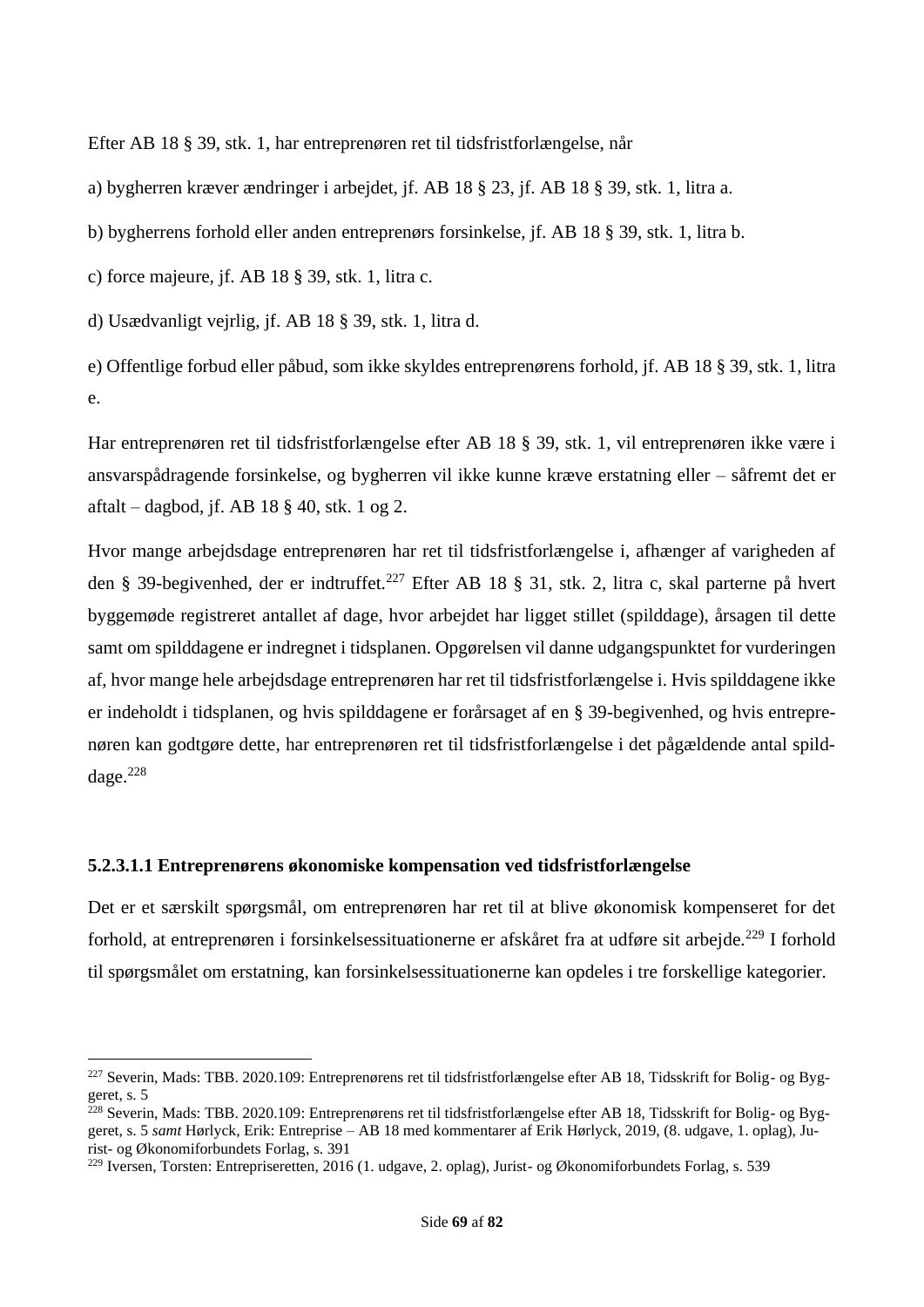Efter AB 18 § 39, stk. 1, har entreprenøren ret til tidsfristforlængelse, når

a) bygherren kræver ændringer i arbejdet, jf. AB 18 § 23, jf. AB 18 § 39, stk. 1, litra a.

b) bygherrens forhold eller anden entreprenørs forsinkelse, jf. AB 18 § 39, stk. 1, litra b.

c) force majeure, jf. AB 18 § 39, stk. 1, litra c.

d) Usædvanligt vejrlig, jf. AB 18 § 39, stk. 1, litra d.

e) Offentlige forbud eller påbud, som ikke skyldes entreprenørens forhold, jf. AB 18 § 39, stk. 1, litra e.

Har entreprenøren ret til tidsfristforlængelse efter AB 18 § 39, stk. 1, vil entreprenøren ikke være i ansvarspådragende forsinkelse, og bygherren vil ikke kunne kræve erstatning eller – såfremt det er aftalt – dagbod, jf. AB 18 § 40, stk. 1 og 2.

Hvor mange arbejdsdage entreprenøren har ret til tidsfristforlængelse i, afhænger af varigheden af den § 39-begivenhed, der er indtruffet.[227] Efter AB 18 § 31, stk. 2, litra c, skal parterne på hvert byggemøde registreret antallet af dage, hvor arbejdet har ligget stillet (spilddage), årsagen til dette samt om spilddagene er indregnet i tidsplanen. Opgørelsen vil danne udgangspunktet for vurderingen af, hvor mange hele arbejdsdage entreprenøren har ret til tidsfristforlængelse i. Hvis spilddagene ikke er indeholdt i tidsplanen, og hvis spilddagene er forårsaget af en § 39-begivenhed, og hvis entreprenøren kan godtgøre dette, har entreprenøren ret til tidsfristforlængelse i det pågældende antal spilddage.[228]

#### 5.2.3.1.1 Entreprenørens økonomiske kompensation ved tidsfristforlængelse

Det er et særskilt spørgsmål, om entreprenøren har ret til at blive økonomisk kompenseret for det forhold, at entreprenøren i forsinkelsessituationerne er afskåret fra at udføre sit arbejde.[229] I forhold til spørgsmålet om erstatning, kan forsinkelsessituationerne kan opdeles i tre forskellige kategorier.

---

[227] Severin, Mads: TBB. 2020.109: Entreprenørens ret til tidsfristforlængelse efter AB 18, Tidsskrift for Bolig- og Byggeret, s. 5

[228] Severin, Mads: TBB. 2020.109: Entreprenørens ret til tidsfristforlængelse efter AB 18, Tidsskrift for Bolig- og Byggeret, s. 5 *samt* Hørlyck, Erik: Entreprise – AB 18 med kommentarer af Erik Hørlyck, 2019, (8. udgave, 1. oplag), Jurist- og Økonomiforbundets Forlag, s. 391

[229] Iversen, Torsten: Entrepriseretten, 2016 (1. udgave, 2. oplag), Jurist- og Økonomiforbundets Forlag, s. 539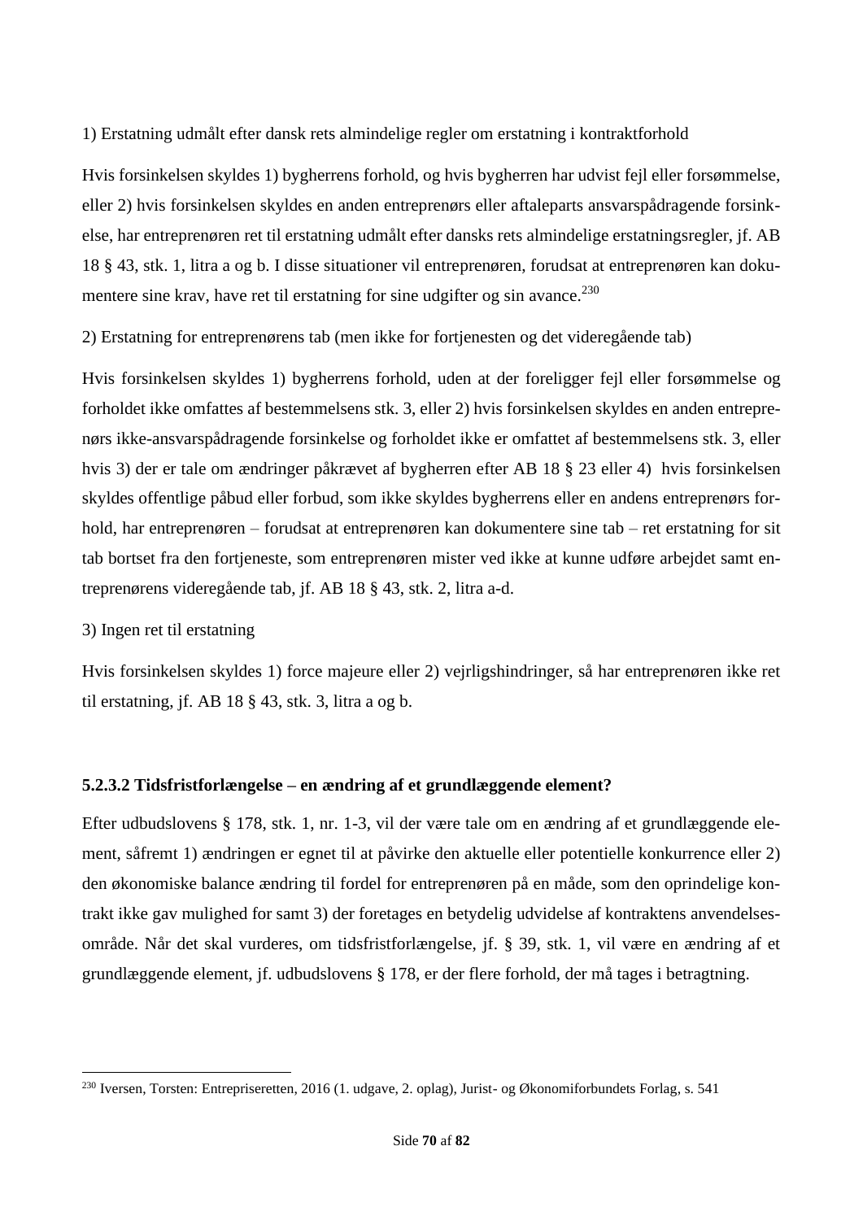1) Erstatning udmålt efter dansk rets almindelige regler om erstatning i kontraktforhold

Hvis forsinkelsen skyldes 1) bygherrens forhold, og hvis bygherren har udvist fejl eller forsømmelse, eller 2) hvis forsinkelsen skyldes en anden entreprenørs eller aftaleparts ansvarspådragende forsinkelse, har entreprenøren ret til erstatning udmålt efter dansks rets almindelige erstatningsregler, jf. AB 18 § 43, stk. 1, litra a og b. I disse situationer vil entreprenøren, forudsat at entreprenøren kan dokumentere sine krav, have ret til erstatning for sine udgifter og sin avance.[230]

2) Erstatning for entreprenørens tab (men ikke for fortjenesten og det videregående tab)

Hvis forsinkelsen skyldes 1) bygherrens forhold, uden at der foreligger fejl eller forsømmelse og forholdet ikke omfattes af bestemmelsens stk. 3, eller 2) hvis forsinkelsen skyldes en anden entreprenørs ikke-ansvarspådragende forsinkelse og forholdet ikke er omfattet af bestemmelsens stk. 3, eller hvis 3) der er tale om ændringer påkrævet af bygherren efter AB 18 § 23 eller 4) hvis forsinkelsen skyldes offentlige påbud eller forbud, som ikke skyldes bygherrens eller en andens entreprenørs forhold, har entreprenøren – forudsat at entreprenøren kan dokumentere sine tab – ret erstatning for sit tab bortset fra den fortjeneste, som entreprenøren mister ved ikke at kunne udføre arbejdet samt entreprenørens videregående tab, jf. AB 18 § 43, stk. 2, litra a-d.

3) Ingen ret til erstatning

Hvis forsinkelsen skyldes 1) force majeure eller 2) vejrligshindringer, så har entreprenøren ikke ret til erstatning, jf. AB 18 § 43, stk. 3, litra a og b.

#### 5.2.3.2 Tidsfristforlængelse – en ændring af et grundlæggende element?

Efter udbudslovens § 178, stk. 1, nr. 1-3, vil der være tale om en ændring af et grundlæggende element, såfremt 1) ændringen er egnet til at påvirke den aktuelle eller potentielle konkurrence eller 2) den økonomiske balance ændring til fordel for entreprenøren på en måde, som den oprindelige kontrakt ikke gav mulighed for samt 3) der foretages en betydelig udvidelse af kontraktens anvendelsesområde. Når det skal vurderes, om tidsfristforlængelse, jf. § 39, stk. 1, vil være en ændring af et grundlæggende element, jf. udbudslovens § 178, er der flere forhold, der må tages i betragtning.

---

[230] Iversen, Torsten: Entrepriseretten, 2016 (1. udgave, 2. oplag), Jurist- og Økonomiforbundets Forlag, s. 541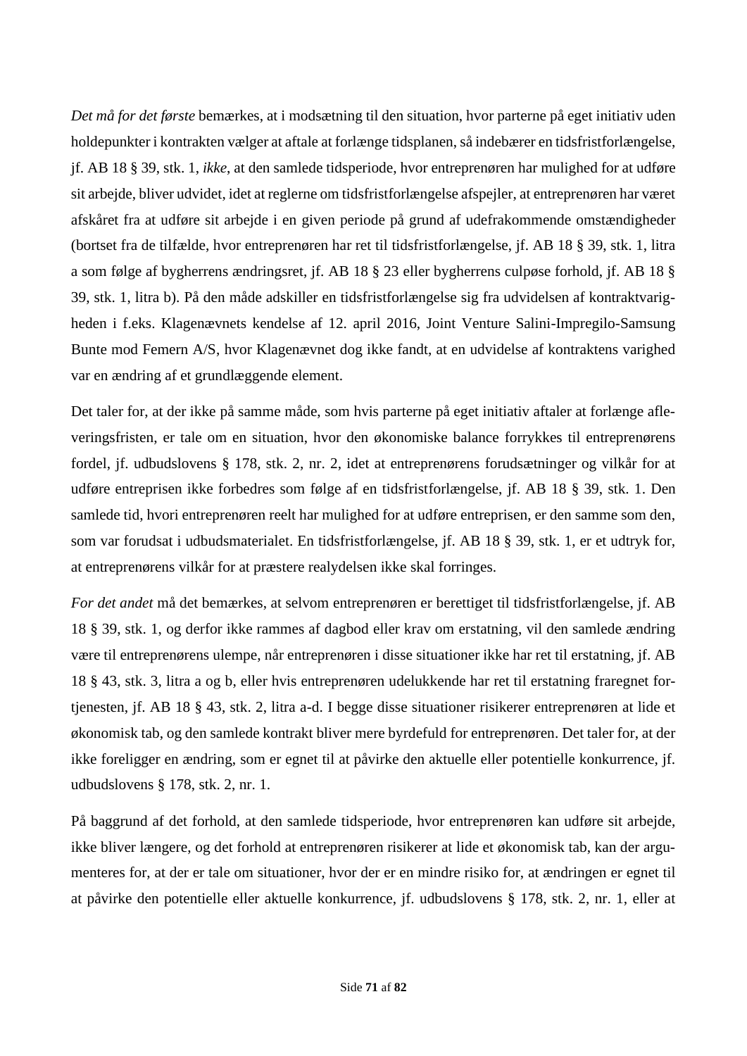*Det må for det første* bemærkes, at i modsætning til den situation, hvor parterne på eget initiativ uden holdepunkter i kontrakten vælger at aftale at forlænge tidsplanen, så indebærer en tidsfristforlængelse, jf. AB 18 § 39, stk. 1, *ikke*, at den samlede tidsperiode, hvor entreprenøren har mulighed for at udføre sit arbejde, bliver udvidet, idet at reglerne om tidsfristforlængelse afspejler, at entreprenøren har været afskåret fra at udføre sit arbejde i en given periode på grund af udefrakommende omstændigheder (bortset fra de tilfælde, hvor entreprenøren har ret til tidsfristforlængelse, jf. AB 18 § 39, stk. 1, litra a som følge af bygherrens ændringsret, jf. AB 18 § 23 eller bygherrens culpøse forhold, jf. AB 18 § 39, stk. 1, litra b). På den måde adskiller en tidsfristforlængelse sig fra udvidelsen af kontraktvarigheden i f.eks. Klagenævnets kendelse af 12. april 2016, Joint Venture Salini-Impregilo-Samsung Bunte mod Femern A/S, hvor Klagenævnet dog ikke fandt, at en udvidelse af kontraktens varighed var en ændring af et grundlæggende element.

Det taler for, at der ikke på samme måde, som hvis parterne på eget initiativ aftaler at forlænge afleveringsfristen, er tale om en situation, hvor den økonomiske balance forrykkes til entreprenørens fordel, jf. udbudslovens § 178, stk. 2, nr. 2, idet at entreprenørens forudsætninger og vilkår for at udføre entreprisen ikke forbedres som følge af en tidsfristforlængelse, jf. AB 18 § 39, stk. 1. Den samlede tid, hvori entreprenøren reelt har mulighed for at udføre entreprisen, er den samme som den, som var forudsat i udbudsmaterialet. En tidsfristforlængelse, jf. AB 18 § 39, stk. 1, er et udtryk for, at entreprenørens vilkår for at præstere realydelsen ikke skal forringes.

*For det andet* må det bemærkes, at selvom entreprenøren er berettiget til tidsfristforlængelse, jf. AB 18 § 39, stk. 1, og derfor ikke rammes af dagbod eller krav om erstatning, vil den samlede ændring være til entreprenørens ulempe, når entreprenøren i disse situationer ikke har ret til erstatning, jf. AB 18 § 43, stk. 3, litra a og b, eller hvis entreprenøren udelukkende har ret til erstatning fraregnet fortjenesten, jf. AB 18 § 43, stk. 2, litra a-d. I begge disse situationer risikerer entreprenøren at lide et økonomisk tab, og den samlede kontrakt bliver mere byrdefuld for entreprenøren. Det taler for, at der ikke foreligger en ændring, som er egnet til at påvirke den aktuelle eller potentielle konkurrence, jf. udbudslovens § 178, stk. 2, nr. 1.

På baggrund af det forhold, at den samlede tidsperiode, hvor entreprenøren kan udføre sit arbejde, ikke bliver længere, og det forhold at entreprenøren risikerer at lide et økonomisk tab, kan der argumenteres for, at der er tale om situationer, hvor der er en mindre risiko for, at ændringen er egnet til at påvirke den potentielle eller aktuelle konkurrence, jf. udbudslovens § 178, stk. 2, nr. 1, eller at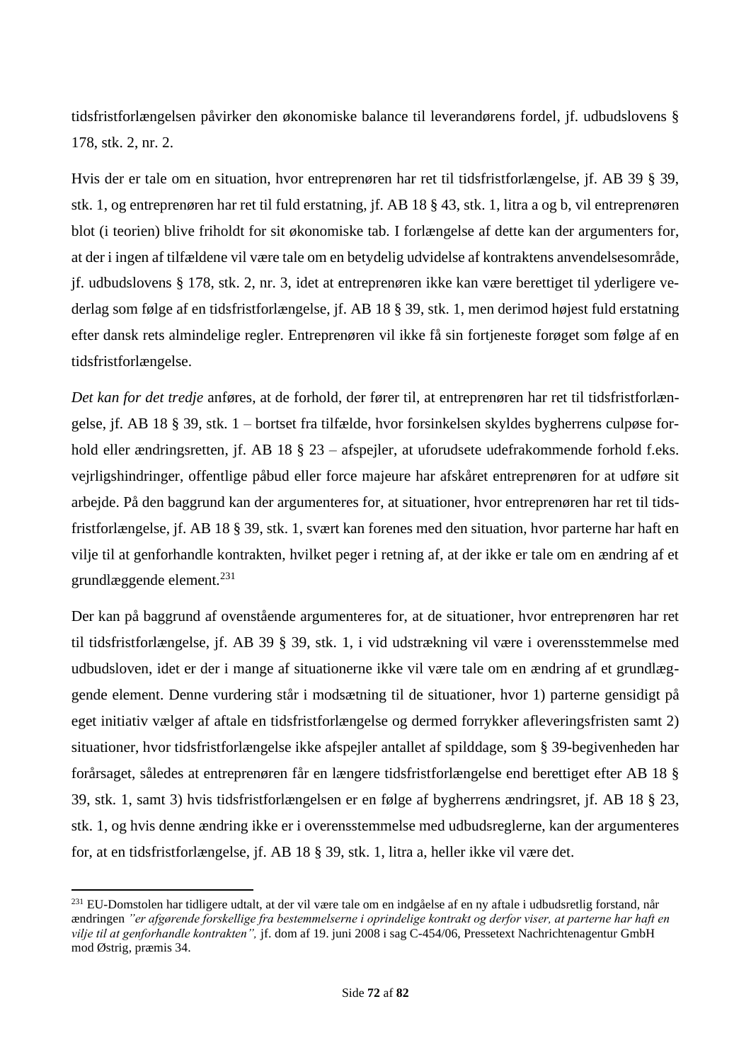tidsfristforlængelsen påvirker den økonomiske balance til leverandørens fordel, jf. udbudslovens § 178, stk. 2, nr. 2.

Hvis der er tale om en situation, hvor entreprenøren har ret til tidsfristforlængelse, jf. AB 39 § 39, stk. 1, og entreprenøren har ret til fuld erstatning, jf. AB 18 § 43, stk. 1, litra a og b, vil entreprenøren blot (i teorien) blive friholdt for sit økonomiske tab. I forlængelse af dette kan der argumenters for, at der i ingen af tilfældene vil være tale om en betydelig udvidelse af kontraktens anvendelsesområde, jf. udbudslovens § 178, stk. 2, nr. 3, idet at entreprenøren ikke kan være berettiget til yderligere vederlag som følge af en tidsfristforlængelse, jf. AB 18 § 39, stk. 1, men derimod højest fuld erstatning efter dansk rets almindelige regler. Entreprenøren vil ikke få sin fortjeneste forøget som følge af en tidsfristforlængelse.

*Det kan for det tredje* anføres, at de forhold, der fører til, at entreprenøren har ret til tidsfristforlængelse, jf. AB 18 § 39, stk. 1 – bortset fra tilfælde, hvor forsinkelsen skyldes bygherrens culpøse forhold eller ændringsretten, jf. AB 18 § 23 – afspejler, at uforudsete udefrakommende forhold f.eks. vejrligshindringer, offentlige påbud eller force majeure har afskåret entreprenøren for at udføre sit arbejde. På den baggrund kan der argumenteres for, at situationer, hvor entreprenøren har ret til tidsfristforlængelse, jf. AB 18 § 39, stk. 1, svært kan forenes med den situation, hvor parterne har haft en vilje til at genforhandle kontrakten, hvilket peger i retning af, at der ikke er tale om en ændring af et grundlæggende element.[231]

Der kan på baggrund af ovenstående argumenteres for, at de situationer, hvor entreprenøren har ret til tidsfristforlængelse, jf. AB 39 § 39, stk. 1, i vid udstrækning vil være i overensstemmelse med udbudsloven, idet er der i mange af situationerne ikke vil være tale om en ændring af et grundlæggende element. Denne vurdering står i modsætning til de situationer, hvor 1) parterne gensidigt på eget initiativ vælger af aftale en tidsfristforlængelse og dermed forrykker afleveringsfristen samt 2) situationer, hvor tidsfristforlængelse ikke afspejler antallet af spilddage, som § 39-begivenheden har forårsaget, således at entreprenøren får en længere tidsfristforlængelse end berettiget efter AB 18 § 39, stk. 1, samt 3) hvis tidsfristforlængelsen er en følge af bygherrens ændringsret, jf. AB 18 § 23, stk. 1, og hvis denne ændring ikke er i overensstemmelse med udbudsreglerne, kan der argumenteres for, at en tidsfristforlængelse, jf. AB 18 § 39, stk. 1, litra a, heller ikke vil være det.

---

[231] EU-Domstolen har tidligere udtalt, at der vil være tale om en indgåelse af en ny aftale i udbudsretlig forstand, når ændringen *"er afgørende forskellige fra bestemmelserne i oprindelige kontrakt og derfor viser, at parterne har haft en vilje til at genforhandle kontrakten",* jf. dom af 19. juni 2008 i sag C-454/06, Pressetext Nachrichtenagentur GmbH mod Østrig, præmis 34.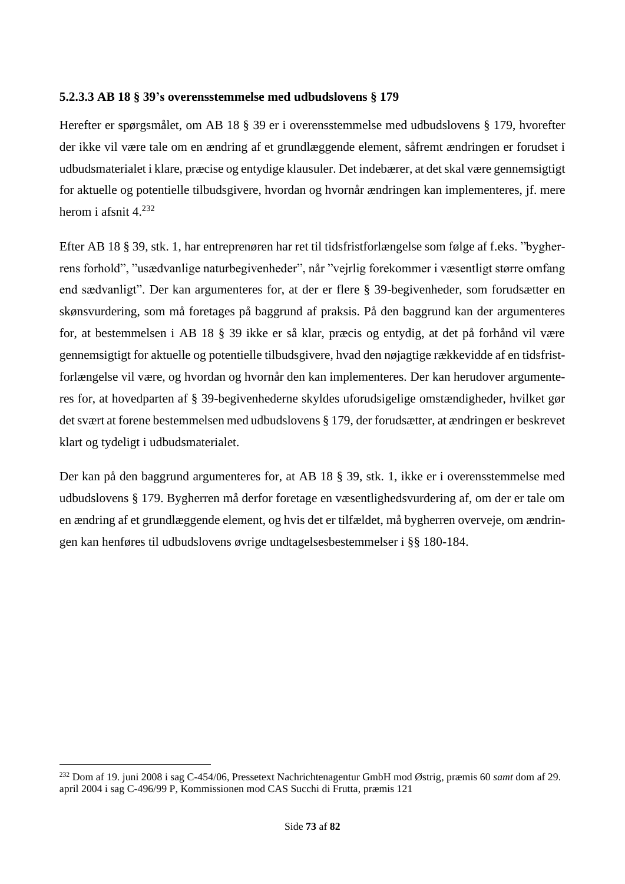#### 5.2.3.3 AB 18 § 39's overensstemmelse med udbudslovens § 179

Herefter er spørgsmålet, om AB 18 § 39 er i overensstemmelse med udbudslovens § 179, hvorefter der ikke vil være tale om en ændring af et grundlæggende element, såfremt ændringen er forudset i udbudsmaterialet i klare, præcise og entydige klausuler. Det indebærer, at det skal være gennemsigtigt for aktuelle og potentielle tilbudsgivere, hvordan og hvornår ændringen kan implementeres, jf. mere herom i afsnit 4.[232]

Efter AB 18 § 39, stk. 1, har entreprenøren har ret til tidsfristforlængelse som følge af f.eks. "bygherrens forhold", "usædvanlige naturbegivenheder", når "vejrlig forekommer i væsentligt større omfang end sædvanligt". Der kan argumenteres for, at der er flere § 39-begivenheder, som forudsætter en skønsvurdering, som må foretages på baggrund af praksis. På den baggrund kan der argumenteres for, at bestemmelsen i AB 18 § 39 ikke er så klar, præcis og entydig, at det på forhånd vil være gennemsigtigt for aktuelle og potentielle tilbudsgivere, hvad den nøjagtige rækkevidde af en tidsfristforlængelse vil være, og hvordan og hvornår den kan implementeres. Der kan herudover argumenteres for, at hovedparten af § 39-begivenhederne skyldes uforudsigelige omstændigheder, hvilket gør det svært at forene bestemmelsen med udbudslovens § 179, der forudsætter, at ændringen er beskrevet klart og tydeligt i udbudsmaterialet.

Der kan på den baggrund argumenteres for, at AB 18 § 39, stk. 1, ikke er i overensstemmelse med udbudslovens § 179. Bygherren må derfor foretage en væsentlighedsvurdering af, om der er tale om en ændring af et grundlæggende element, og hvis det er tilfældet, må bygherren overveje, om ændringen kan henføres til udbudslovens øvrige undtagelsesbestemmelser i §§ 180-184.

---

[232] Dom af 19. juni 2008 i sag C-454/06, Pressetext Nachrichtenagentur GmbH mod Østrig, præmis 60 *samt* dom af 29. april 2004 i sag C-496/99 P, Kommissionen mod CAS Succhi di Frutta, præmis 121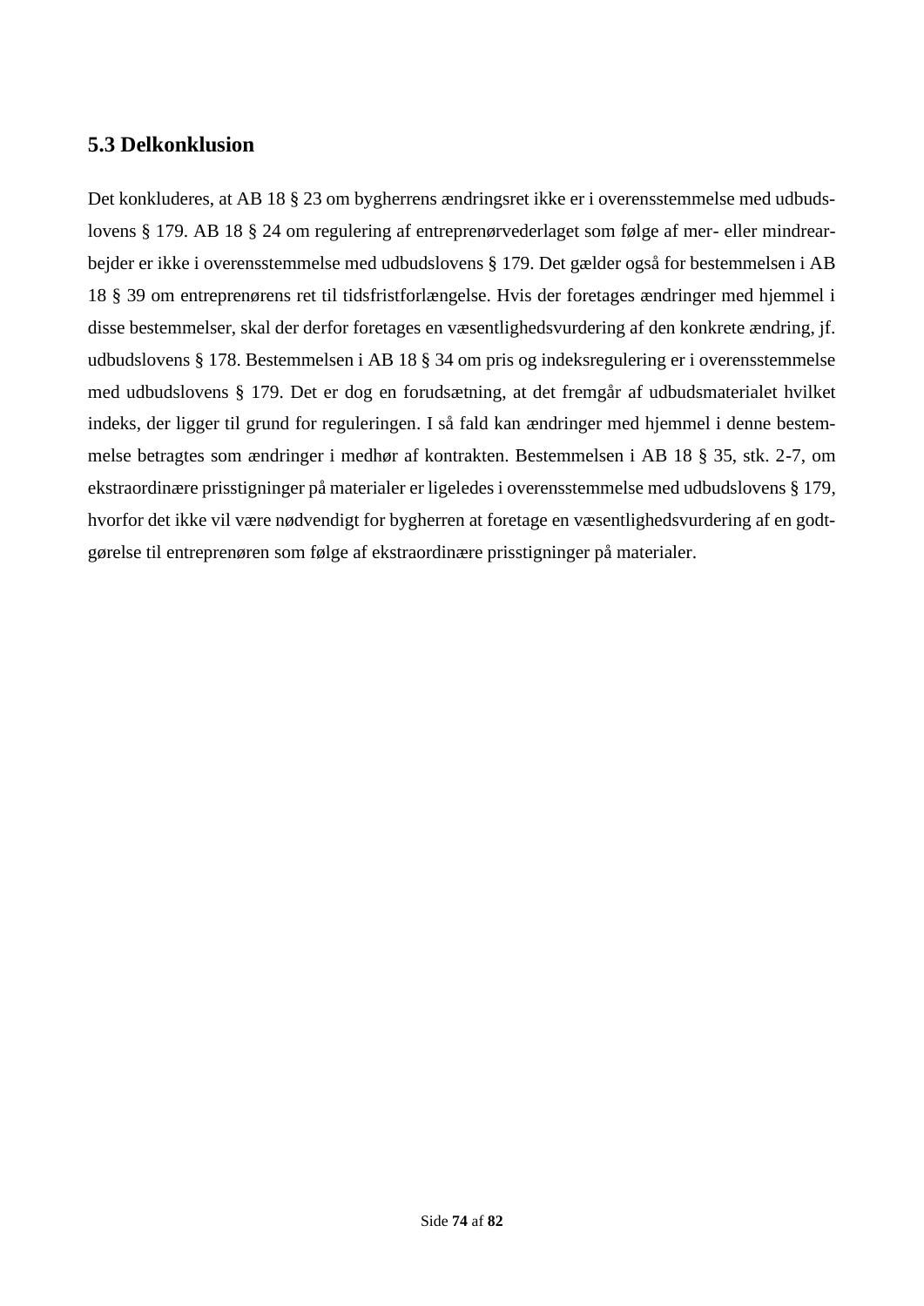## 5.3 Delkonklusion

Det konkluderes, at AB 18 § 23 om bygherrens ændringsret ikke er i overensstemmelse med udbudslovens § 179. AB 18 § 24 om regulering af entreprenørvederlaget som følge af mer- eller mindrearbejder er ikke i overensstemmelse med udbudslovens § 179. Det gælder også for bestemmelsen i AB 18 § 39 om entreprenørens ret til tidsfristforlængelse. Hvis der foretages ændringer med hjemmel i disse bestemmelser, skal der derfor foretages en væsentlighedsvurdering af den konkrete ændring, jf. udbudslovens § 178. Bestemmelsen i AB 18 § 34 om pris og indeksregulering er i overensstemmelse med udbudslovens § 179. Det er dog en forudsætning, at det fremgår af udbudsmaterialet hvilket indeks, der ligger til grund for reguleringen. I så fald kan ændringer med hjemmel i denne bestemmelse betragtes som ændringer i medhør af kontrakten. Bestemmelsen i AB 18 § 35, stk. 2-7, om ekstraordinære prisstigninger på materialer er ligeledes i overensstemmelse med udbudslovens § 179, hvorfor det ikke vil være nødvendigt for bygherren at foretage en væsentlighedsvurdering af en godtgørelse til entreprenøren som følge af ekstraordinære prisstigninger på materialer.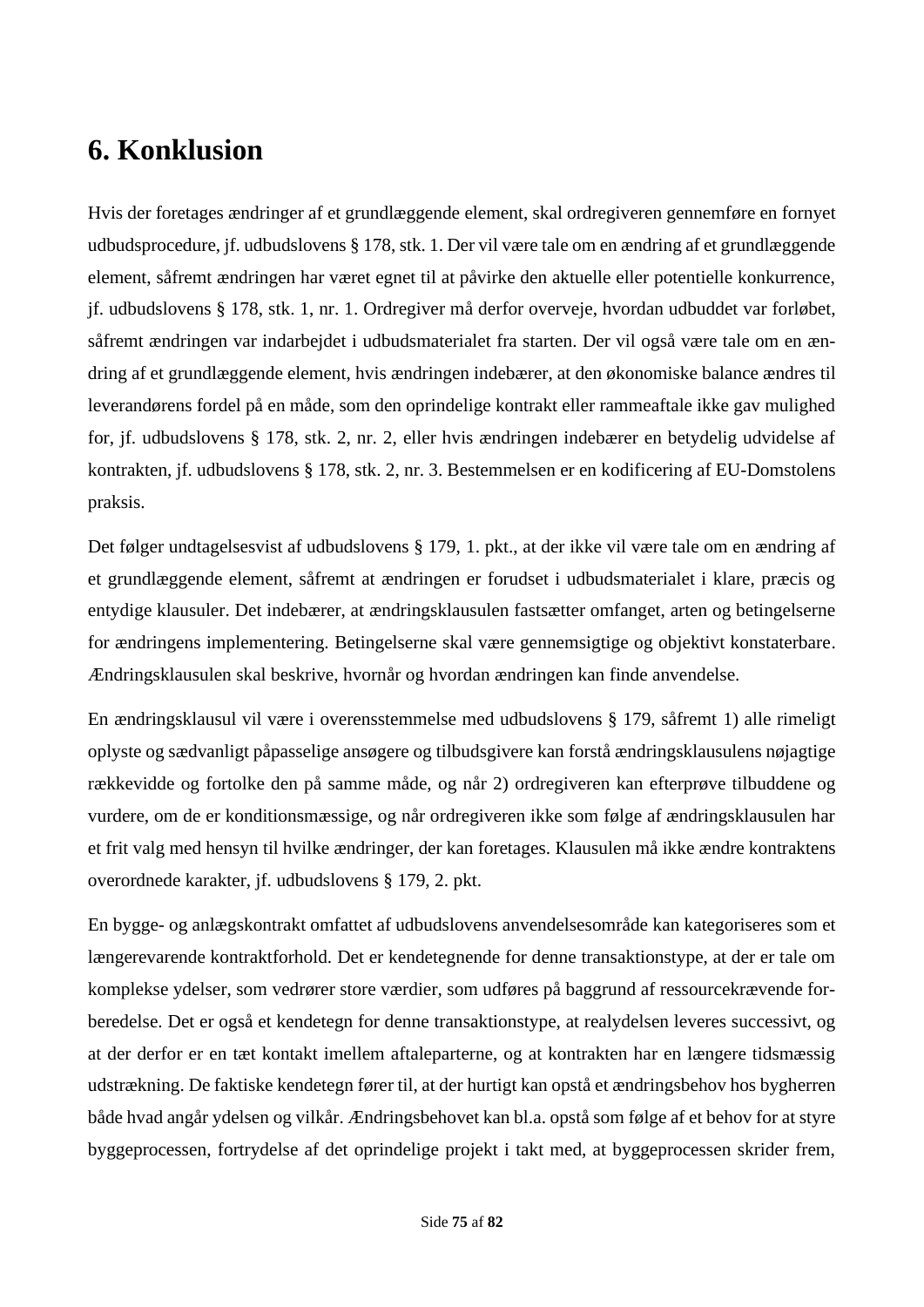# 6. Konklusion

Hvis der foretages ændringer af et grundlæggende element, skal ordregiveren gennemføre en fornyet udbudsprocedure, jf. udbudslovens § 178, stk. 1. Der vil være tale om en ændring af et grundlæggende element, såfremt ændringen har været egnet til at påvirke den aktuelle eller potentielle konkurrence, jf. udbudslovens § 178, stk. 1, nr. 1. Ordregiver må derfor overveje, hvordan udbuddet var forløbet, såfremt ændringen var indarbejdet i udbudsmaterialet fra starten. Der vil også være tale om en ændring af et grundlæggende element, hvis ændringen indebærer, at den økonomiske balance ændres til leverandørens fordel på en måde, som den oprindelige kontrakt eller rammeaftale ikke gav mulighed for, jf. udbudslovens § 178, stk. 2, nr. 2, eller hvis ændringen indebærer en betydelig udvidelse af kontrakten, jf. udbudslovens § 178, stk. 2, nr. 3. Bestemmelsen er en kodificering af EU-Domstolens praksis.

Det følger undtagelsesvist af udbudslovens § 179, 1. pkt., at der ikke vil være tale om en ændring af et grundlæggende element, såfremt at ændringen er forudset i udbudsmaterialet i klare, præcis og entydige klausuler. Det indebærer, at ændringsklausulen fastsætter omfanget, arten og betingelserne for ændringens implementering. Betingelserne skal være gennemsigtige og objektivt konstaterbare. Ændringsklausulen skal beskrive, hvornår og hvordan ændringen kan finde anvendelse.

En ændringsklausul vil være i overensstemmelse med udbudslovens § 179, såfremt 1) alle rimeligt oplyste og sædvanligt påpasselige ansøgere og tilbudsgivere kan forstå ændringsklausulens nøjagtige rækkevidde og fortolke den på samme måde, og når 2) ordregiveren kan efterprøve tilbuddene og vurdere, om de er konditionsmæssige, og når ordregiveren ikke som følge af ændringsklausulen har et frit valg med hensyn til hvilke ændringer, der kan foretages. Klausulen må ikke ændre kontraktens overordnede karakter, jf. udbudslovens § 179, 2. pkt.

En bygge- og anlægskontrakt omfattet af udbudslovens anvendelsesområde kan kategoriseres som et længerevarende kontraktforhold. Det er kendetegnende for denne transaktionstype, at der er tale om komplekse ydelser, som vedrører store værdier, som udføres på baggrund af ressourcekrævende forberedelse. Det er også et kendetegn for denne transaktionstype, at realydelsen leveres successivt, og at der derfor er en tæt kontakt imellem aftaleparterne, og at kontrakten har en længere tidsmæssig udstrækning. De faktiske kendetegn fører til, at der hurtigt kan opstå et ændringsbehov hos bygherren både hvad angår ydelsen og vilkår. Ændringsbehovet kan bl.a. opstå som følge af et behov for at styre byggeprocessen, fortrydelse af det oprindelige projekt i takt med, at byggeprocessen skrider frem,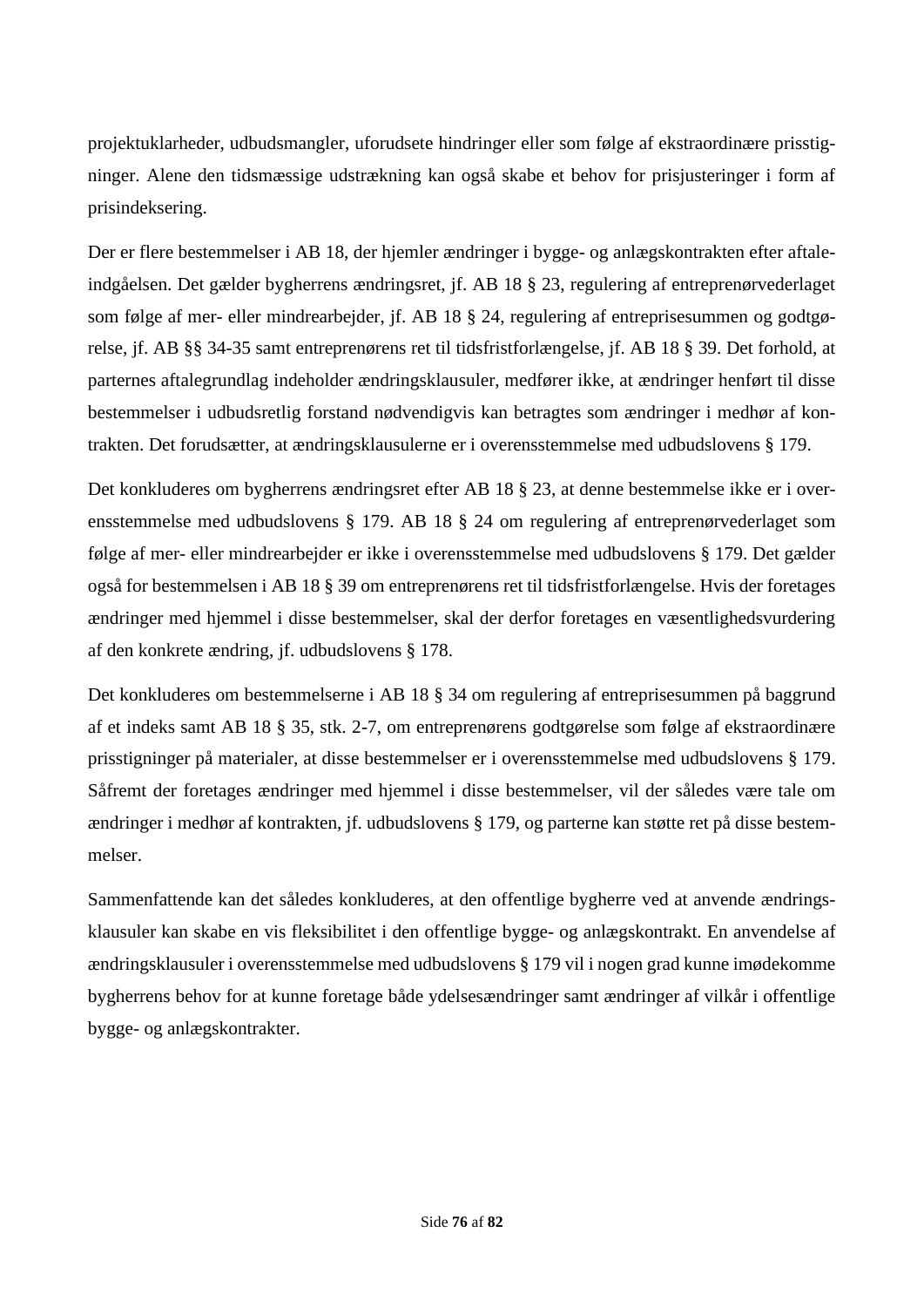projektuklarheder, udbudsmangler, uforudsete hindringer eller som følge af ekstraordinære prisstigninger. Alene den tidsmæssige udstrækning kan også skabe et behov for prisjusteringer i form af prisindeksering.

Der er flere bestemmelser i AB 18, der hjemler ændringer i bygge- og anlægskontrakten efter aftaleindgåelsen. Det gælder bygherrens ændringsret, jf. AB 18 § 23, regulering af entreprenørvederlaget som følge af mer- eller mindrearbejder, jf. AB 18 § 24, regulering af entreprisesummen og godtgørelse, jf. AB §§ 34-35 samt entreprenørens ret til tidsfristforlængelse, jf. AB 18 § 39. Det forhold, at parternes aftalegrundlag indeholder ændringsklausuler, medfører ikke, at ændringer henført til disse bestemmelser i udbudsretlig forstand nødvendigvis kan betragtes som ændringer i medhør af kontrakten. Det forudsætter, at ændringsklausulerne er i overensstemmelse med udbudslovens § 179.

Det konkluderes om bygherrens ændringsret efter AB 18 § 23, at denne bestemmelse ikke er i overensstemmelse med udbudslovens § 179. AB 18 § 24 om regulering af entreprenørvederlaget som følge af mer- eller mindrearbejder er ikke i overensstemmelse med udbudslovens § 179. Det gælder også for bestemmelsen i AB 18 § 39 om entreprenørens ret til tidsfristforlængelse. Hvis der foretages ændringer med hjemmel i disse bestemmelser, skal der derfor foretages en væsentlighedsvurdering af den konkrete ændring, jf. udbudslovens § 178.

Det konkluderes om bestemmelserne i AB 18 § 34 om regulering af entreprisesummen på baggrund af et indeks samt AB 18 § 35, stk. 2-7, om entreprenørens godtgørelse som følge af ekstraordinære prisstigninger på materialer, at disse bestemmelser er i overensstemmelse med udbudslovens § 179. Såfremt der foretages ændringer med hjemmel i disse bestemmelser, vil der således være tale om ændringer i medhør af kontrakten, jf. udbudslovens § 179, og parterne kan støtte ret på disse bestemmelser.

Sammenfattende kan det således konkluderes, at den offentlige bygherre ved at anvende ændringsklausuler kan skabe en vis fleksibilitet i den offentlige bygge- og anlægskontrakt. En anvendelse af ændringsklausuler i overensstemmelse med udbudslovens § 179 vil i nogen grad kunne imødekomme bygherrens behov for at kunne foretage både ydelsesændringer samt ændringer af vilkår i offentlige bygge- og anlægskontrakter.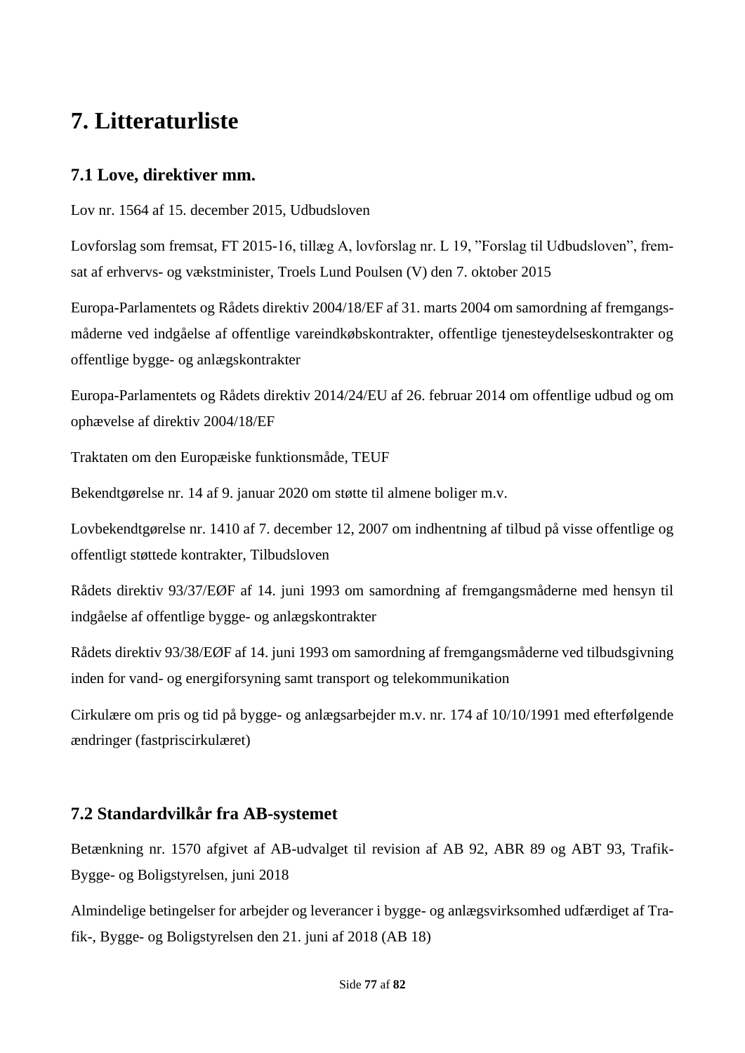# 7. Litteraturliste

## 7.1 Love, direktiver mm.

Lov nr. 1564 af 15. december 2015, Udbudsloven

Lovforslag som fremsat, FT 2015-16, tillæg A, lovforslag nr. L 19, "Forslag til Udbudsloven", fremsat af erhvervs- og vækstminister, Troels Lund Poulsen (V) den 7. oktober 2015

Europa-Parlamentets og Rådets direktiv 2004/18/EF af 31. marts 2004 om samordning af fremgangsmåderne ved indgåelse af offentlige vareindkøbskontrakter, offentlige tjenesteydelseskontrakter og offentlige bygge- og anlægskontrakter

Europa-Parlamentets og Rådets direktiv 2014/24/EU af 26. februar 2014 om offentlige udbud og om ophævelse af direktiv 2004/18/EF

Traktaten om den Europæiske funktionsmåde, TEUF

Bekendtgørelse nr. 14 af 9. januar 2020 om støtte til almene boliger m.v.

Lovbekendtgørelse nr. 1410 af 7. december 12, 2007 om indhentning af tilbud på visse offentlige og offentligt støttede kontrakter, Tilbudsloven

Rådets direktiv 93/37/EØF af 14. juni 1993 om samordning af fremgangsmåderne med hensyn til indgåelse af offentlige bygge- og anlægskontrakter

Rådets direktiv 93/38/EØF af 14. juni 1993 om samordning af fremgangsmåderne ved tilbudsgivning inden for vand- og energiforsyning samt transport og telekommunikation

Cirkulære om pris og tid på bygge- og anlægsarbejder m.v. nr. 174 af 10/10/1991 med efterfølgende ændringer (fastpriscirkulæret)

## 7.2 Standardvilkår fra AB-systemet

Betænkning nr. 1570 afgivet af AB-udvalget til revision af AB 92, ABR 89 og ABT 93, Trafik-Bygge- og Boligstyrelsen, juni 2018

Almindelige betingelser for arbejder og leverancer i bygge- og anlægsvirksomhed udfærdiget af Trafik-, Bygge- og Boligstyrelsen den 21. juni af 2018 (AB 18)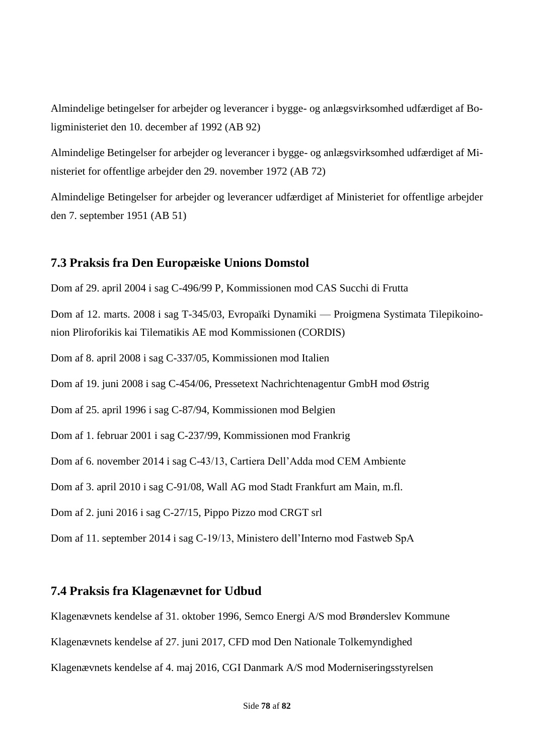Almindelige betingelser for arbejder og leverancer i bygge- og anlægsvirksomhed udfærdiget af Boligministeriet den 10. december af 1992 (AB 92)

Almindelige Betingelser for arbejder og leverancer i bygge- og anlægsvirksomhed udfærdiget af Ministeriet for offentlige arbejder den 29. november 1972 (AB 72)

Almindelige Betingelser for arbejder og leverancer udfærdiget af Ministeriet for offentlige arbejder den 7. september 1951 (AB 51)

## 7.3 Praksis fra Den Europæiske Unions Domstol

Dom af 29. april 2004 i sag C-496/99 P, Kommissionen mod CAS Succhi di Frutta

Dom af 12. marts. 2008 i sag T-345/03, Evropaïki Dynamiki — Proigmena Systimata Tilepikoinonion Pliroforikis kai Tilematikis AE mod Kommissionen (CORDIS)

Dom af 8. april 2008 i sag C-337/05, Kommissionen mod Italien

Dom af 19. juni 2008 i sag C-454/06, Pressetext Nachrichtenagentur GmbH mod Østrig

Dom af 25. april 1996 i sag C-87/94, Kommissionen mod Belgien

Dom af 1. februar 2001 i sag C-237/99, Kommissionen mod Frankrig

Dom af 6. november 2014 i sag C-43/13, Cartiera Dell'Adda mod CEM Ambiente

Dom af 3. april 2010 i sag C-91/08, Wall AG mod Stadt Frankfurt am Main, m.fl.

Dom af 2. juni 2016 i sag C-27/15, Pippo Pizzo mod CRGT srl

Dom af 11. september 2014 i sag C-19/13, Ministero dell'Interno mod Fastweb SpA

## 7.4 Praksis fra Klagenævnet for Udbud

Klagenævnets kendelse af 31. oktober 1996, Semco Energi A/S mod Brønderslev Kommune

Klagenævnets kendelse af 27. juni 2017, CFD mod Den Nationale Tolkemyndighed

Klagenævnets kendelse af 4. maj 2016, CGI Danmark A/S mod Moderniseringsstyrelsen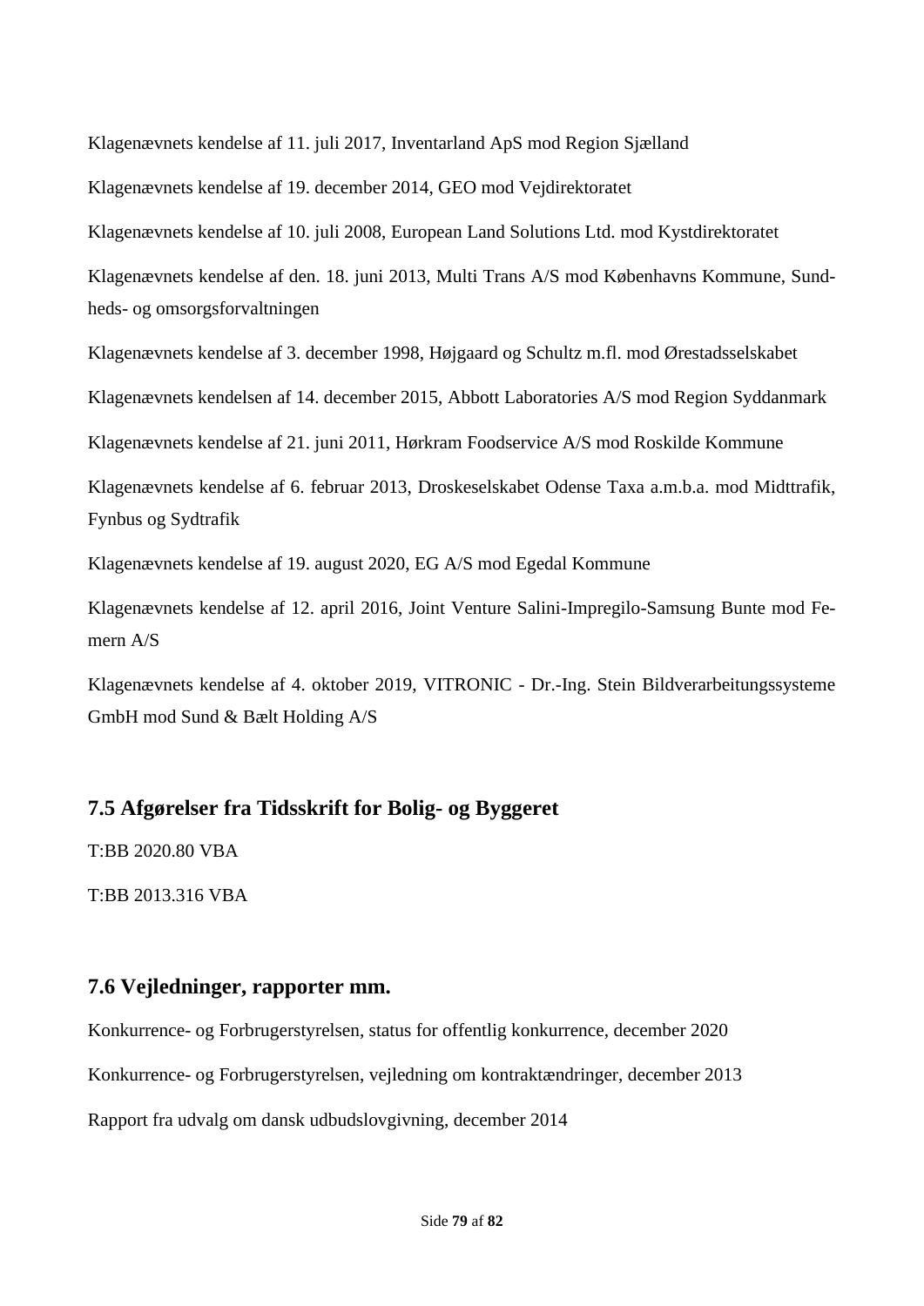Klagenævnets kendelse af 11. juli 2017, Inventarland ApS mod Region Sjælland

Klagenævnets kendelse af 19. december 2014, GEO mod Vejdirektoratet

Klagenævnets kendelse af 10. juli 2008, European Land Solutions Ltd. mod Kystdirektoratet

Klagenævnets kendelse af den. 18. juni 2013, Multi Trans A/S mod Københavns Kommune, Sundheds- og omsorgsforvaltningen

Klagenævnets kendelse af 3. december 1998, Højgaard og Schultz m.fl. mod Ørestadsselskabet

Klagenævnets kendelsen af 14. december 2015, Abbott Laboratories A/S mod Region Syddanmark

Klagenævnets kendelse af 21. juni 2011, Hørkram Foodservice A/S mod Roskilde Kommune

Klagenævnets kendelse af 6. februar 2013, Droskeselskabet Odense Taxa a.m.b.a. mod Midttrafik, Fynbus og Sydtrafik

Klagenævnets kendelse af 19. august 2020, EG A/S mod Egedal Kommune

Klagenævnets kendelse af 12. april 2016, Joint Venture Salini-Impregilo-Samsung Bunte mod Femern A/S

Klagenævnets kendelse af 4. oktober 2019, VITRONIC - Dr.-Ing. Stein Bildverarbeitungssysteme GmbH mod Sund & Bælt Holding A/S

## 7.5 Afgørelser fra Tidsskrift for Bolig- og Byggeret

T:BB 2020.80 VBA

T:BB 2013.316 VBA

## 7.6 Vejledninger, rapporter mm.

Konkurrence- og Forbrugerstyrelsen, status for offentlig konkurrence, december 2020

Konkurrence- og Forbrugerstyrelsen, vejledning om kontraktændringer, december 2013

Rapport fra udvalg om dansk udbudslovgivning, december 2014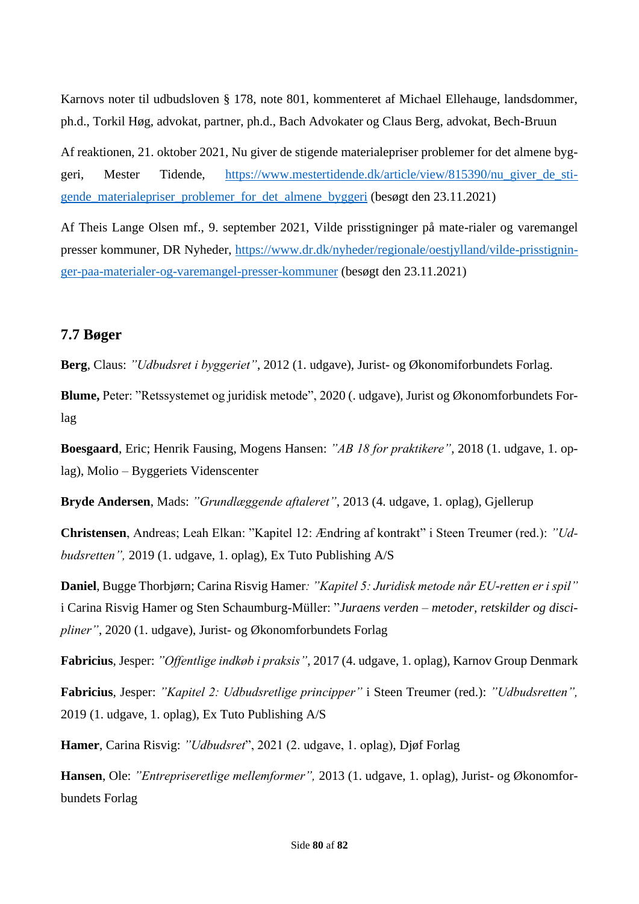Karnovs noter til udbudsloven § 178, note 801, kommenteret af Michael Ellehauge, landsdommer, ph.d., Torkil Høg, advokat, partner, ph.d., Bach Advokater og Claus Berg, advokat, Bech-Bruun

Af reaktionen, 21. oktober 2021, Nu giver de stigende materialepriser problemer for det almene byggeri, Mester Tidende, [https://www.mestertidende.dk/article/view/815390/nu_giver_de_stigende_materialepriser_problemer_for_det_almene_byggeri](https://www.mestertidende.dk/article/view/815390/nu_giver_de_stigende_materialepriser_problemer_for_det_almene_byggeri) (besøgt den 23.11.2021)

Af Theis Lange Olsen mf., 9. september 2021, Vilde prisstigninger på mate-rialer og varemangel presser kommuner, DR Nyheder, [https://www.dr.dk/nyheder/regionale/oestjylland/vilde-prisstigninger-paa-materialer-og-varemangel-presser-kommuner](https://www.dr.dk/nyheder/regionale/oestjylland/vilde-prisstigninger-paa-materialer-og-varemangel-presser-kommuner) (besøgt den 23.11.2021)

## 7.7 Bøger

**Berg**, Claus: *"Udbudsret i byggeriet"*, 2012 (1. udgave), Jurist- og Økonomiforbundets Forlag.

**Blume,** Peter: "Retssystemet og juridisk metode", 2020 (. udgave), Jurist og Økonomforbundets Forlag

**Boesgaard**, Eric; Henrik Fausing, Mogens Hansen: *"AB 18 for praktikere"*, 2018 (1. udgave, 1. oplag), Molio – Byggeriets Videnscenter

**Bryde Andersen**, Mads: *"Grundlæggende aftaleret"*, 2013 (4. udgave, 1. oplag), Gjellerup

**Christensen**, Andreas; Leah Elkan: "Kapitel 12: Ændring af kontrakt" i Steen Treumer (red.): *"Udbudsretten",* 2019 (1. udgave, 1. oplag), Ex Tuto Publishing A/S

**Daniel**, Bugge Thorbjørn; Carina Risvig Hamer*: "Kapitel 5: Juridisk metode når EU-retten er i spil"* i Carina Risvig Hamer og Sten Schaumburg-Müller: "*Juraens verden – metoder, retskilder og discipliner"*, 2020 (1. udgave), Jurist- og Økonomforbundets Forlag

**Fabricius**, Jesper: *"Offentlige indkøb i praksis"*, 2017 (4. udgave, 1. oplag), Karnov Group Denmark

**Fabricius**, Jesper: *"Kapitel 2: Udbudsretlige principper"* i Steen Treumer (red.): *"Udbudsretten",* 2019 (1. udgave, 1. oplag), Ex Tuto Publishing A/S

**Hamer**, Carina Risvig: *"Udbudsret*", 2021 (2. udgave, 1. oplag), Djøf Forlag

**Hansen**, Ole: *"Entrepriseretlige mellemformer",* 2013 (1. udgave, 1. oplag), Jurist- og Økonomforbundets Forlag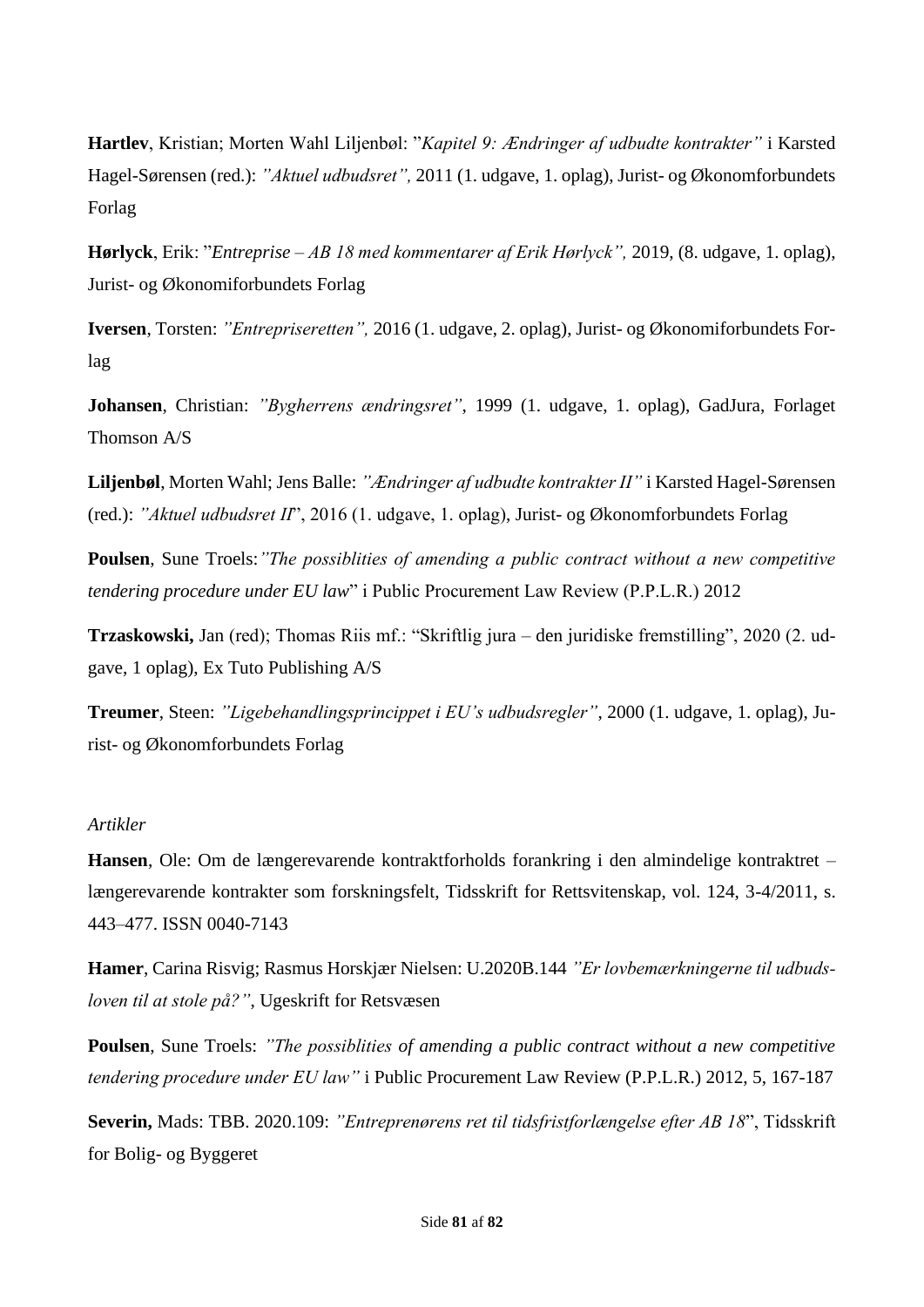**Hartlev**, Kristian; Morten Wahl Liljenbøl: "*Kapitel 9: Ændringer af udbudte kontrakter"* i Karsted Hagel-Sørensen (red.): *"Aktuel udbudsret",* 2011 (1. udgave, 1. oplag), Jurist- og Økonomforbundets Forlag

**Hørlyck**, Erik: "*Entreprise – AB 18 med kommentarer af Erik Hørlyck",* 2019, (8. udgave, 1. oplag), Jurist- og Økonomiforbundets Forlag

**Iversen**, Torsten: *"Entrepriseretten",* 2016 (1. udgave, 2. oplag), Jurist- og Økonomiforbundets Forlag

**Johansen**, Christian: *"Bygherrens ændringsret"*, 1999 (1. udgave, 1. oplag), GadJura, Forlaget Thomson A/S

**Liljenbøl**, Morten Wahl; Jens Balle: *"Ændringer af udbudte kontrakter II"* i Karsted Hagel-Sørensen (red.): *"Aktuel udbudsret II*", 2016 (1. udgave, 1. oplag), Jurist- og Økonomforbundets Forlag

**Poulsen**, Sune Troels:*"The possiblities of amending a public contract without a new competitive tendering procedure under EU law*" i Public Procurement Law Review (P.P.L.R.) 2012

**Trzaskowski,** Jan (red); Thomas Riis mf.: "Skriftlig jura – den juridiske fremstilling", 2020 (2. udgave, 1 oplag), Ex Tuto Publishing A/S

**Treumer**, Steen: *"Ligebehandlingsprincippet i EU's udbudsregler"*, 2000 (1. udgave, 1. oplag), Jurist- og Økonomforbundets Forlag

*Artikler*

**Hansen**, Ole: Om de længerevarende kontraktforholds forankring i den almindelige kontraktret – længerevarende kontrakter som forskningsfelt, Tidsskrift for Rettsvitenskap, vol. 124, 3-4/2011, s. 443–477. ISSN 0040-7143

**Hamer**, Carina Risvig; Rasmus Horskjær Nielsen: U.2020B.144 *"Er lovbemærkningerne til udbudsloven til at stole på?"*, Ugeskrift for Retsvæsen

**Poulsen**, Sune Troels: *"The possiblities of amending a public contract without a new competitive tendering procedure under EU law"* i Public Procurement Law Review (P.P.L.R.) 2012, 5, 167-187

**Severin,** Mads: TBB. 2020.109: *"Entreprenørens ret til tidsfristforlængelse efter AB 18*", Tidsskrift for Bolig- og Byggeret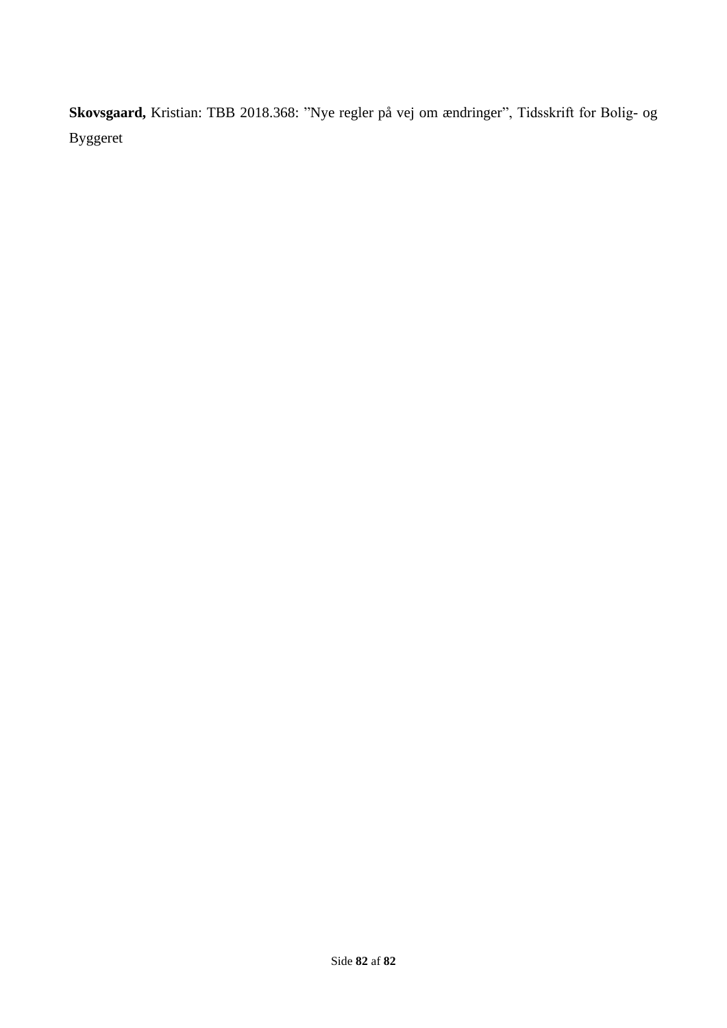**Skovsgaard,** Kristian: TBB 2018.368: ”Nye regler på vej om ændringer”, Tidsskrift for Bolig- og Byggeret